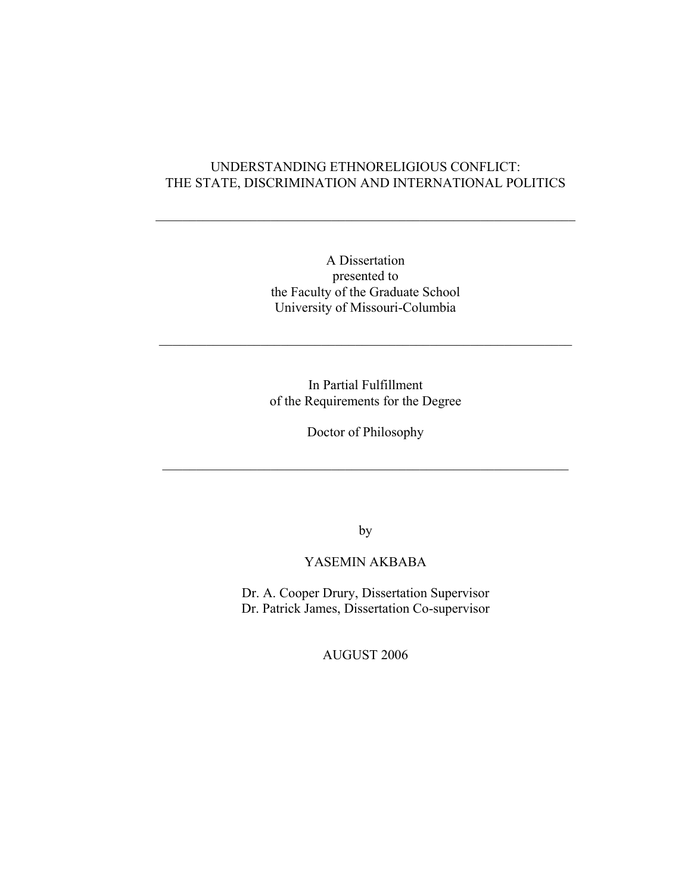# UNDERSTANDING ETHNORELIGIOUS CONFLICT: THE STATE, DISCRIMINATION AND INTERNATIONAL POLITICS

---

A Dissertation
presented to
the Faculty of the Graduate School
University of Missouri-Columbia

---

In Partial Fulfillment
of the Requirements for the Degree

Doctor of Philosophy

---

by

YASEMIN AKBABA

Dr. A. Cooper Drury, Dissertation Supervisor
Dr. Patrick James, Dissertation Co-supervisor

AUGUST 2006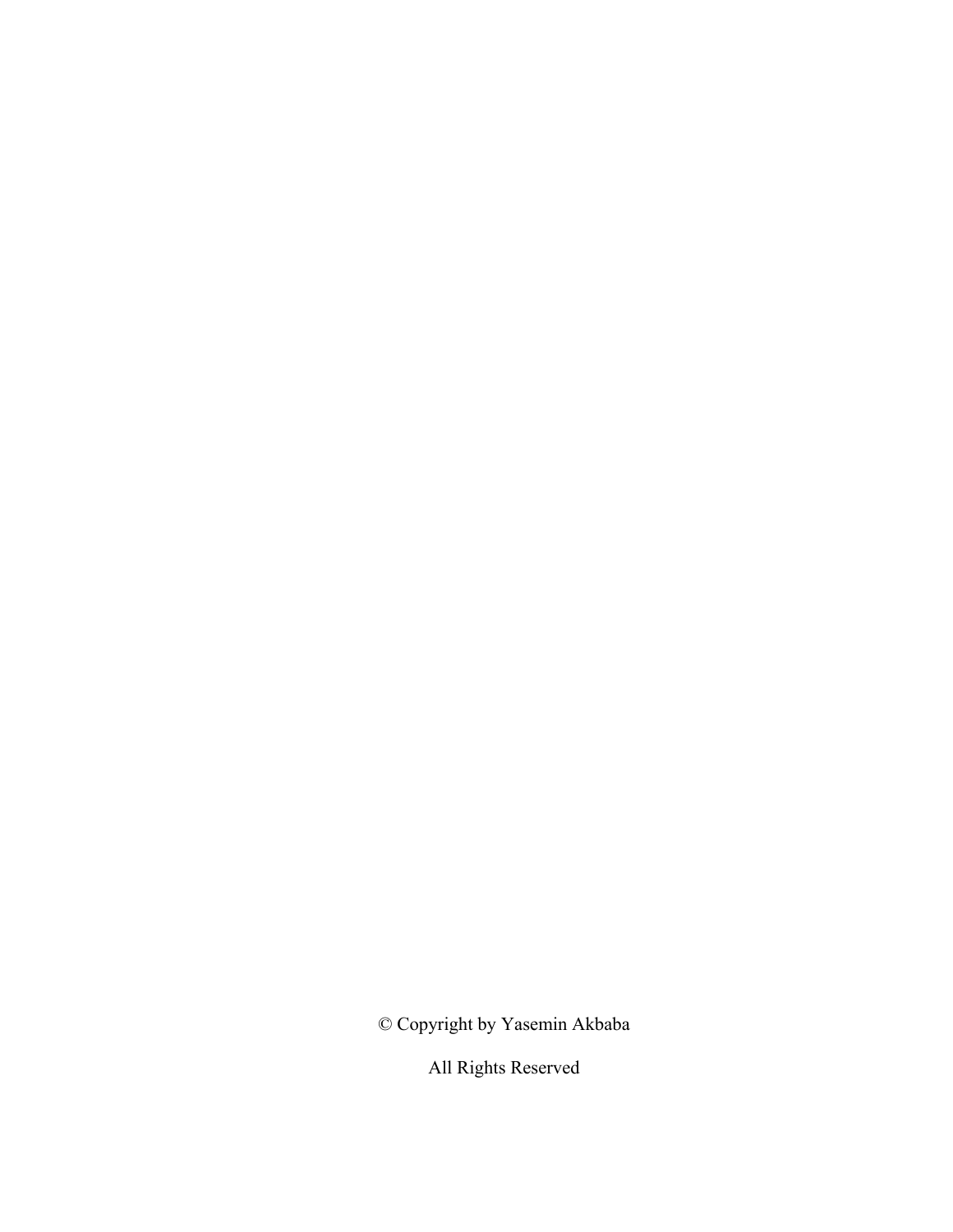© Copyright by Yasemin Akbaba

All Rights Reserved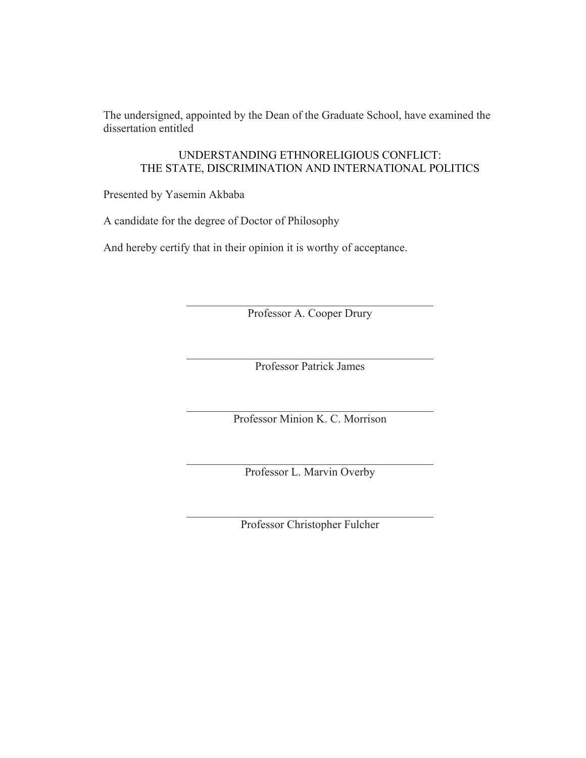The undersigned, appointed by the Dean of the Graduate School, have examined the dissertation entitled

UNDERSTANDING ETHNORELIGIOUS CONFLICT:
THE STATE, DISCRIMINATION AND INTERNATIONAL POLITICS

Presented by Yasemin Akbaba

A candidate for the degree of Doctor of Philosophy

And hereby certify that in their opinion it is worthy of acceptance.

Professor A. Cooper Drury

Professor Patrick James

Professor Minion K. C. Morrison

Professor L. Marvin Overby

Professor Christopher Fulcher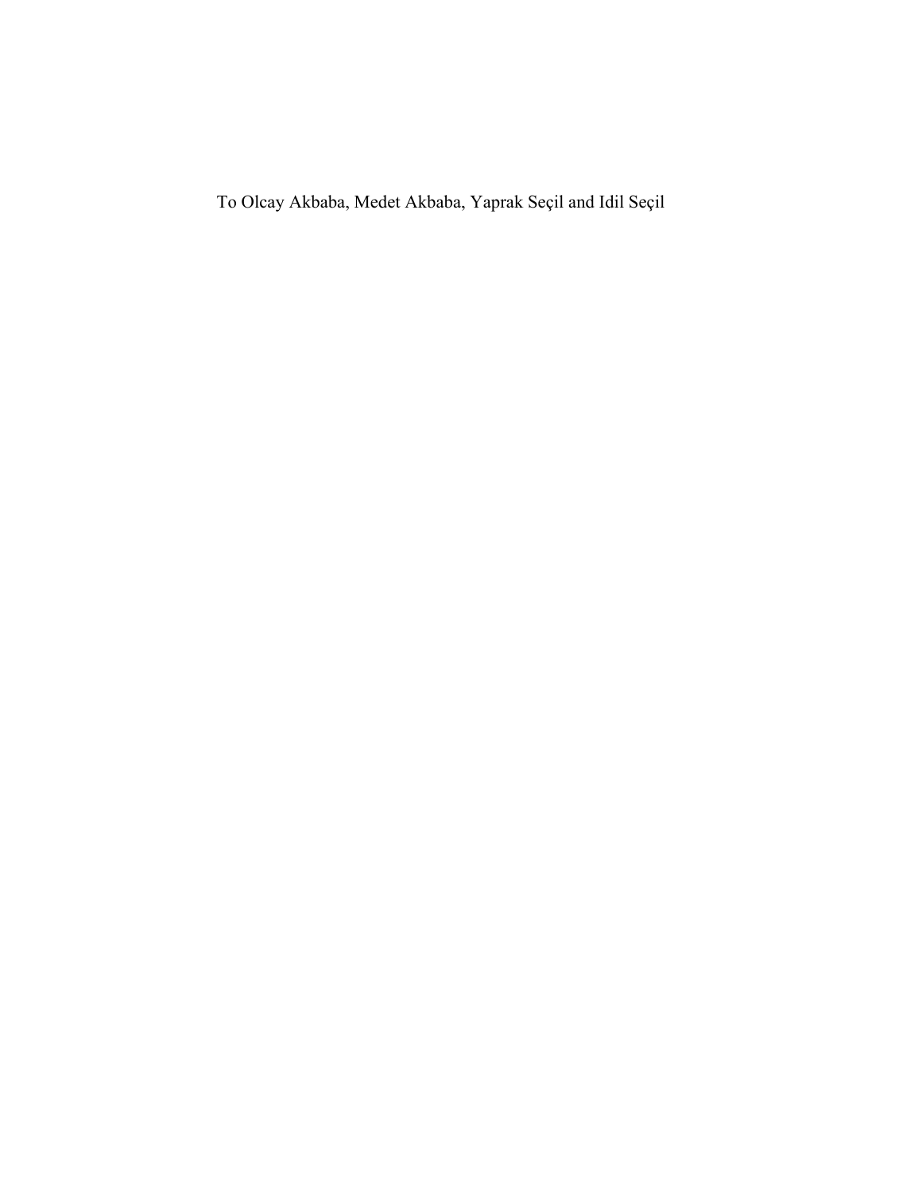To Olcay Akbaba, Medet Akbaba, Yaprak Seçil and Idil Seçil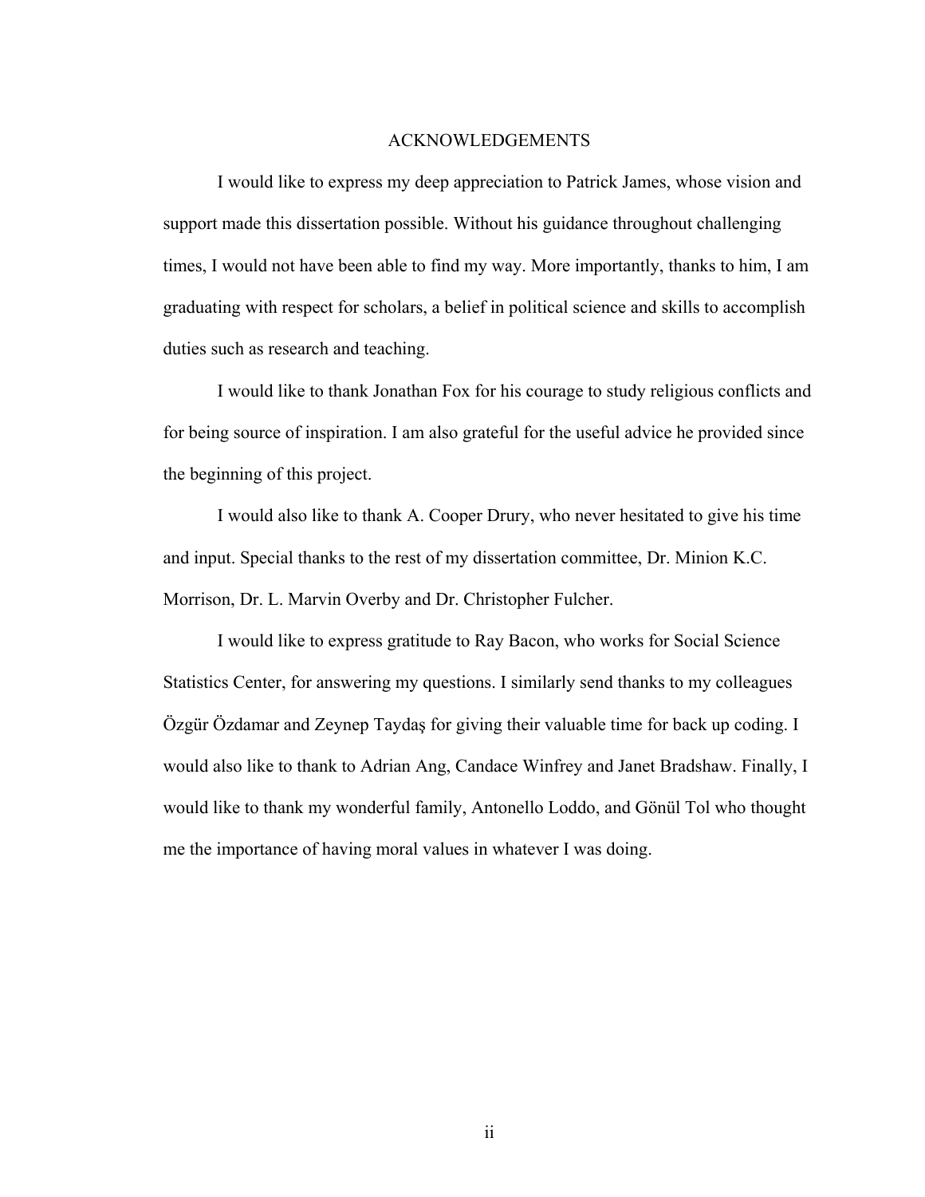# ACKNOWLEDGEMENTS

I would like to express my deep appreciation to Patrick James, whose vision and support made this dissertation possible. Without his guidance throughout challenging times, I would not have been able to find my way. More importantly, thanks to him, I am graduating with respect for scholars, a belief in political science and skills to accomplish duties such as research and teaching.

I would like to thank Jonathan Fox for his courage to study religious conflicts and for being source of inspiration. I am also grateful for the useful advice he provided since the beginning of this project.

I would also like to thank A. Cooper Drury, who never hesitated to give his time and input. Special thanks to the rest of my dissertation committee, Dr. Minion K.C. Morrison, Dr. L. Marvin Overby and Dr. Christopher Fulcher.

I would like to express gratitude to Ray Bacon, who works for Social Science Statistics Center, for answering my questions. I similarly send thanks to my colleagues Özgür Özdamar and Zeynep Taydaş for giving their valuable time for back up coding. I would also like to thank to Adrian Ang, Candace Winfrey and Janet Bradshaw. Finally, I would like to thank my wonderful family, Antonello Loddo, and Gönül Tol who thought me the importance of having moral values in whatever I was doing.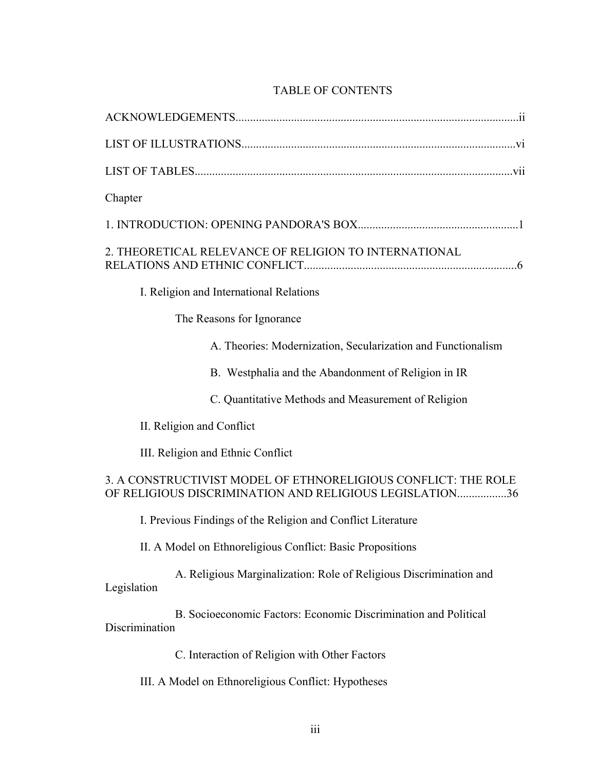# TABLE OF CONTENTS

ACKNOWLEDGEMENTS................................................................................................ii

LIST OF ILLUSTRATIONS.............................................................................................vi

LIST OF TABLES...........................................................................................................vii

Chapter

1. INTRODUCTION: OPENING PANDORA'S BOX......................................................1

2. THEORETICAL RELEVANCE OF RELIGION TO INTERNATIONAL RELATIONS AND ETHNIC CONFLICT........................................................................6

- I. Religion and International Relations
  - The Reasons for Ignorance
    - A. Theories: Modernization, Secularization and Functionalism
    - B. Westphalia and the Abandonment of Religion in IR
    - C. Quantitative Methods and Measurement of Religion
- II. Religion and Conflict
- III. Religion and Ethnic Conflict

3. A CONSTRUCTIVIST MODEL OF ETHNORELIGIOUS CONFLICT: THE ROLE OF RELIGIOUS DISCRIMINATION AND RELIGIOUS LEGISLATION................36

- I. Previous Findings of the Religion and Conflict Literature
- II. A Model on Ethnoreligious Conflict: Basic Propositions
  - A. Religious Marginalization: Role of Religious Discrimination and Legislation
  - B. Socioeconomic Factors: Economic Discrimination and Political Discrimination
  - C. Interaction of Religion with Other Factors
- III. A Model on Ethnoreligious Conflict: Hypotheses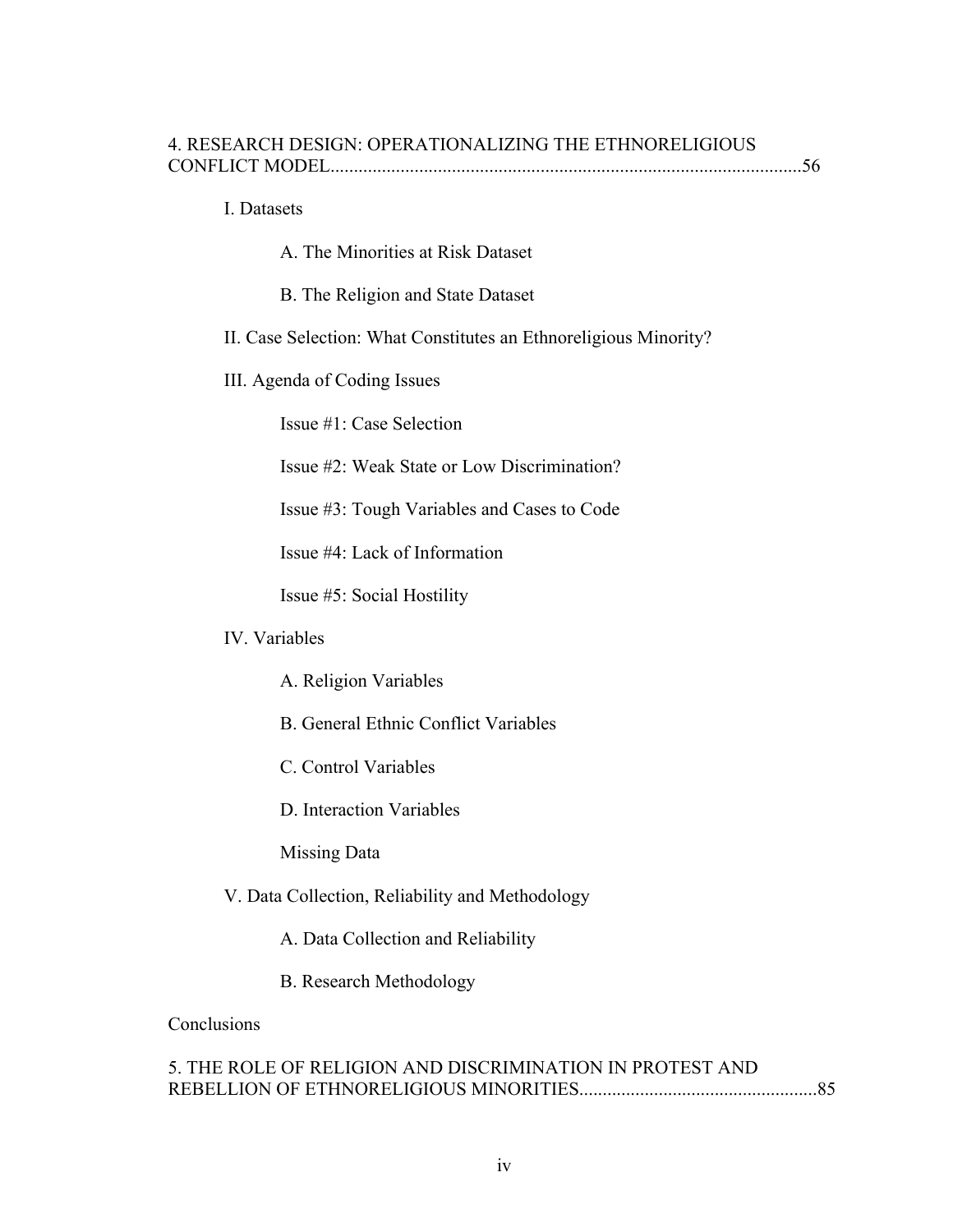4. RESEARCH DESIGN: OPERATIONALIZING THE ETHNORELIGIOUS CONFLICT MODEL....................................................................................................56

I. Datasets

A. The Minorities at Risk Dataset

B. The Religion and State Dataset

II. Case Selection: What Constitutes an Ethnoreligious Minority?

III. Agenda of Coding Issues

Issue #1: Case Selection

Issue #2: Weak State or Low Discrimination?

Issue #3: Tough Variables and Cases to Code

Issue #4: Lack of Information

Issue #5: Social Hostility

IV. Variables

A. Religion Variables

B. General Ethnic Conflict Variables

C. Control Variables

D. Interaction Variables

Missing Data

V. Data Collection, Reliability and Methodology

A. Data Collection and Reliability

B. Research Methodology

Conclusions

5. THE ROLE OF RELIGION AND DISCRIMINATION IN PROTEST AND REBELLION OF ETHNORELIGIOUS MINORITIES..................................................85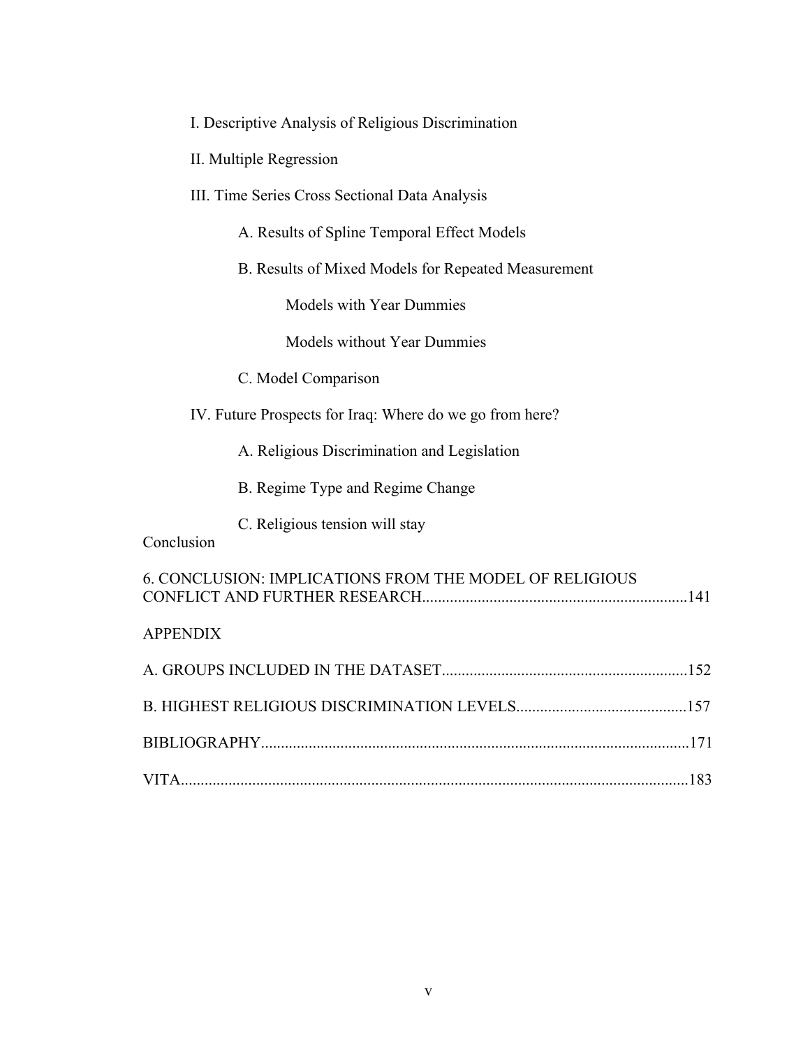I. Descriptive Analysis of Religious Discrimination

II. Multiple Regression

III. Time Series Cross Sectional Data Analysis

A. Results of Spline Temporal Effect Models

B. Results of Mixed Models for Repeated Measurement

Models with Year Dummies

Models without Year Dummies

C. Model Comparison

IV. Future Prospects for Iraq: Where do we go from here?

A. Religious Discrimination and Legislation

B. Regime Type and Regime Change

C. Religious tension will stay

Conclusion

6. CONCLUSION: IMPLICATIONS FROM THE MODEL OF RELIGIOUS CONFLICT AND FURTHER RESEARCH..................................................................141

APPENDIX

A. GROUPS INCLUDED IN THE DATASET.............................................................152

B. HIGHEST RELIGIOUS DISCRIMINATION LEVELS...........................................157

BIBLIOGRAPHY...........................................................................................................171

VITA...............................................................................................................................183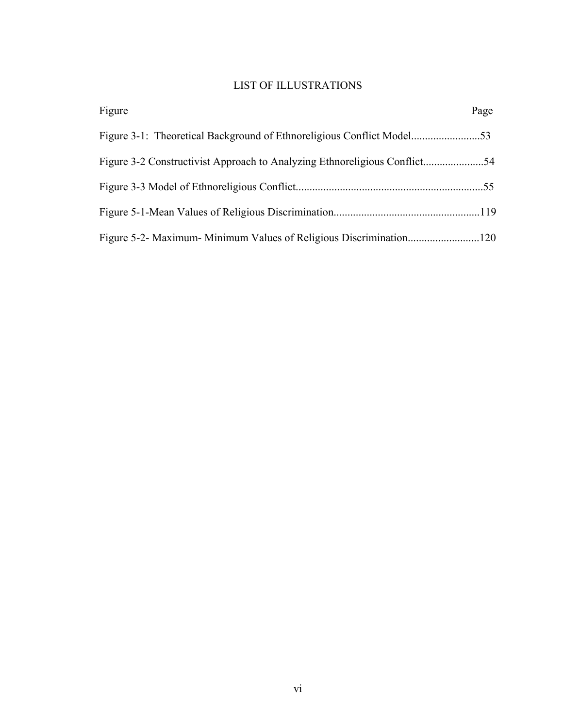# LIST OF ILLUSTRATIONS

| Figure | Page |
|---|---|
| Figure 3-1: Theoretical Background of Ethnoreligious Conflict Model | 53 |
| Figure 3-2 Constructivist Approach to Analyzing Ethnoreligious Conflict | 54 |
| Figure 3-3 Model of Ethnoreligious Conflict | 55 |
| Figure 5-1-Mean Values of Religious Discrimination | 119 |
| Figure 5-2- Maximum- Minimum Values of Religious Discrimination | 120 |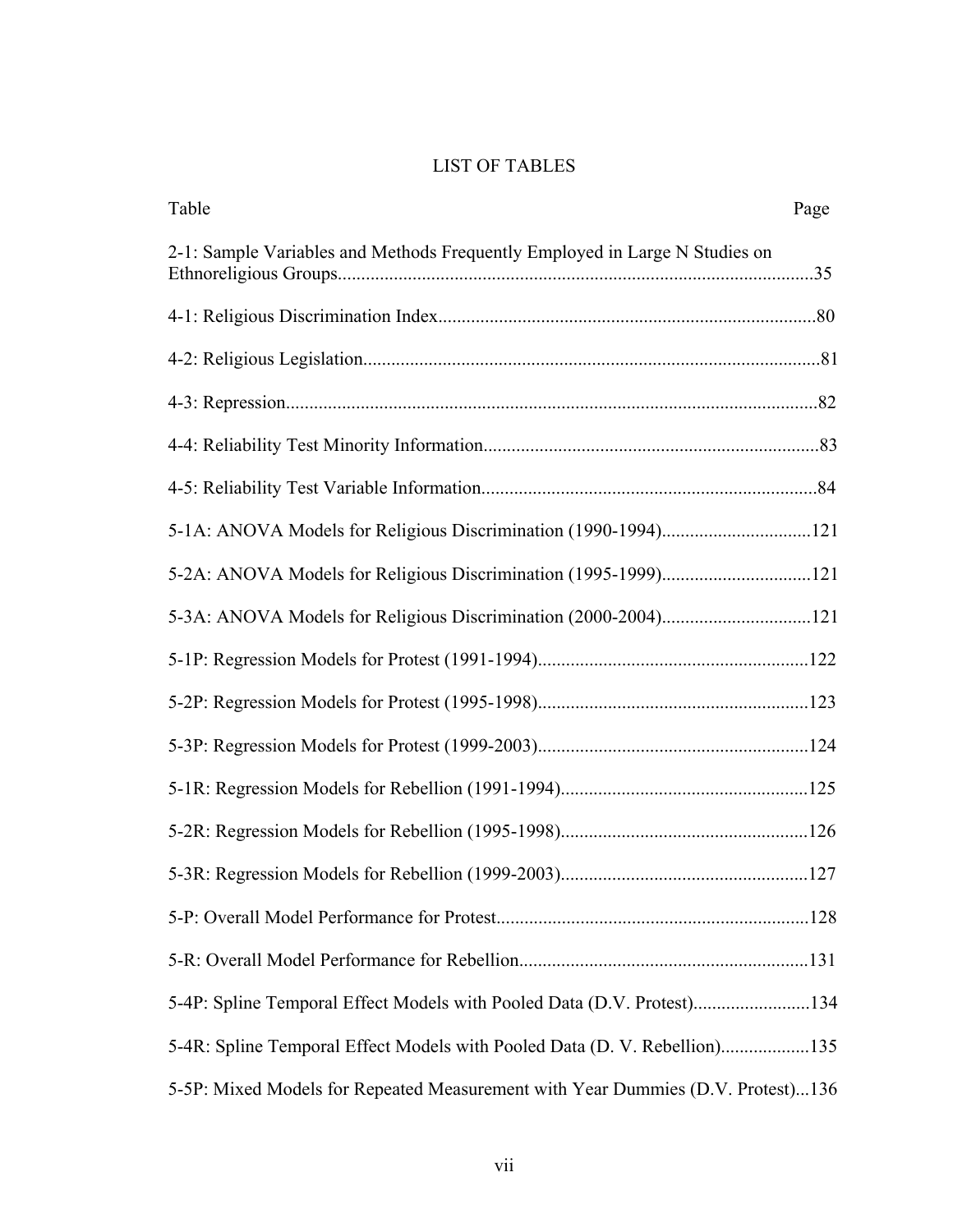# LIST OF TABLES

| Table | Page |
|---|---|
| 2-1: Sample Variables and Methods Frequently Employed in Large N Studies on Ethnoreligious Groups | 35 |
| 4-1: Religious Discrimination Index | 80 |
| 4-2: Religious Legislation | 81 |
| 4-3: Repression | 82 |
| 4-4: Reliability Test Minority Information | 83 |
| 4-5: Reliability Test Variable Information | 84 |
| 5-1A: ANOVA Models for Religious Discrimination (1990-1994) | 121 |
| 5-2A: ANOVA Models for Religious Discrimination (1995-1999) | 121 |
| 5-3A: ANOVA Models for Religious Discrimination (2000-2004) | 121 |
| 5-1P: Regression Models for Protest (1991-1994) | 122 |
| 5-2P: Regression Models for Protest (1995-1998) | 123 |
| 5-3P: Regression Models for Protest (1999-2003) | 124 |
| 5-1R: Regression Models for Rebellion (1991-1994) | 125 |
| 5-2R: Regression Models for Rebellion (1995-1998) | 126 |
| 5-3R: Regression Models for Rebellion (1999-2003) | 127 |
| 5-P: Overall Model Performance for Protest | 128 |
| 5-R: Overall Model Performance for Rebellion | 131 |
| 5-4P: Spline Temporal Effect Models with Pooled Data (D.V. Protest) | 134 |
| 5-4R: Spline Temporal Effect Models with Pooled Data (D. V. Rebellion) | 135 |
| 5-5P: Mixed Models for Repeated Measurement with Year Dummies (D.V. Protest) | 136 |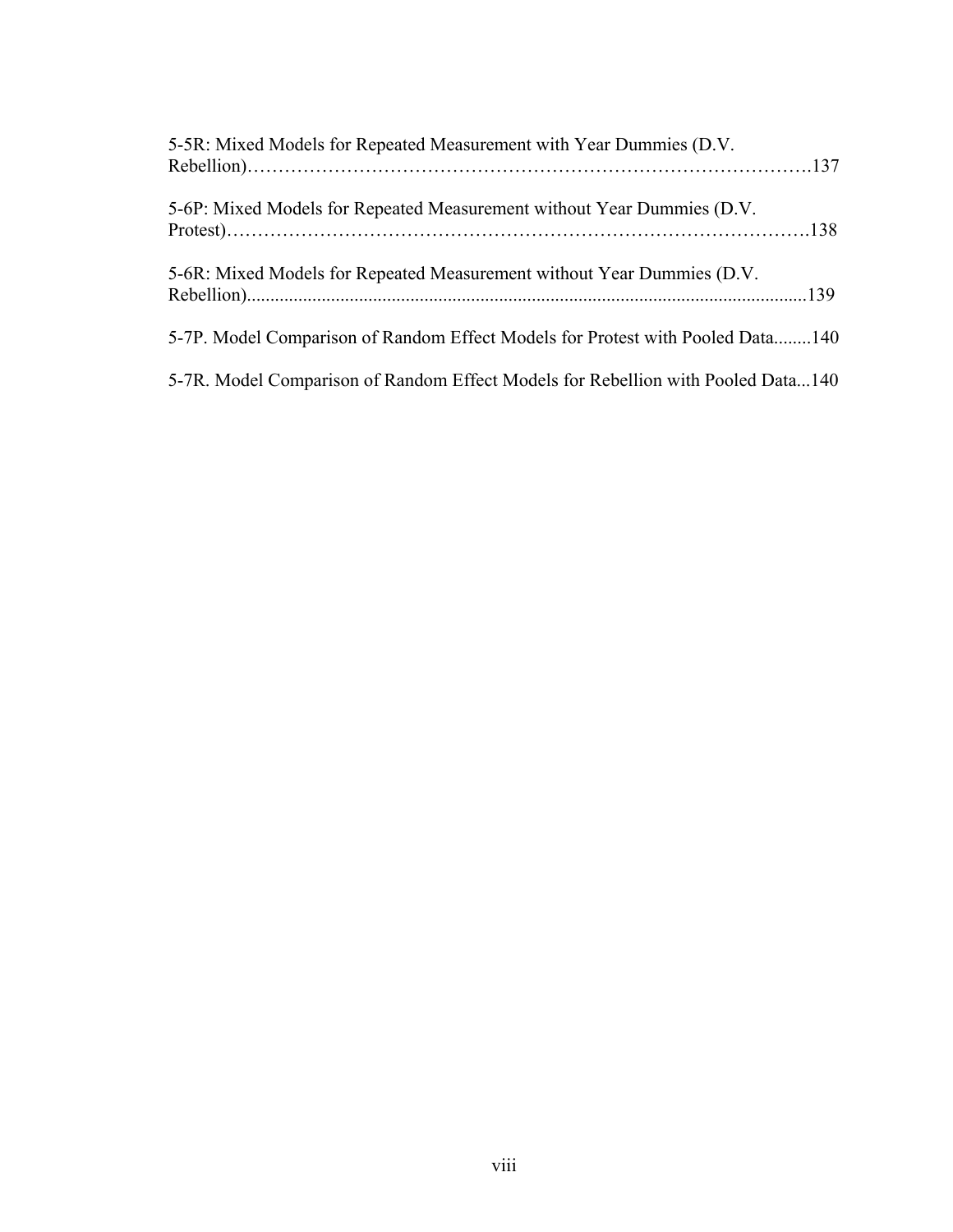5-5R: Mixed Models for Repeated Measurement with Year Dummies (D.V. Rebellion)……………………………………………………………………………….137

5-6P: Mixed Models for Repeated Measurement without Year Dummies (D.V. Protest)………………………………………………………………………………….138

5-6R: Mixed Models for Repeated Measurement without Year Dummies (D.V. Rebellion)......................................................................................................................139

5-7P. Model Comparison of Random Effect Models for Protest with Pooled Data........140

5-7R. Model Comparison of Random Effect Models for Rebellion with Pooled Data...140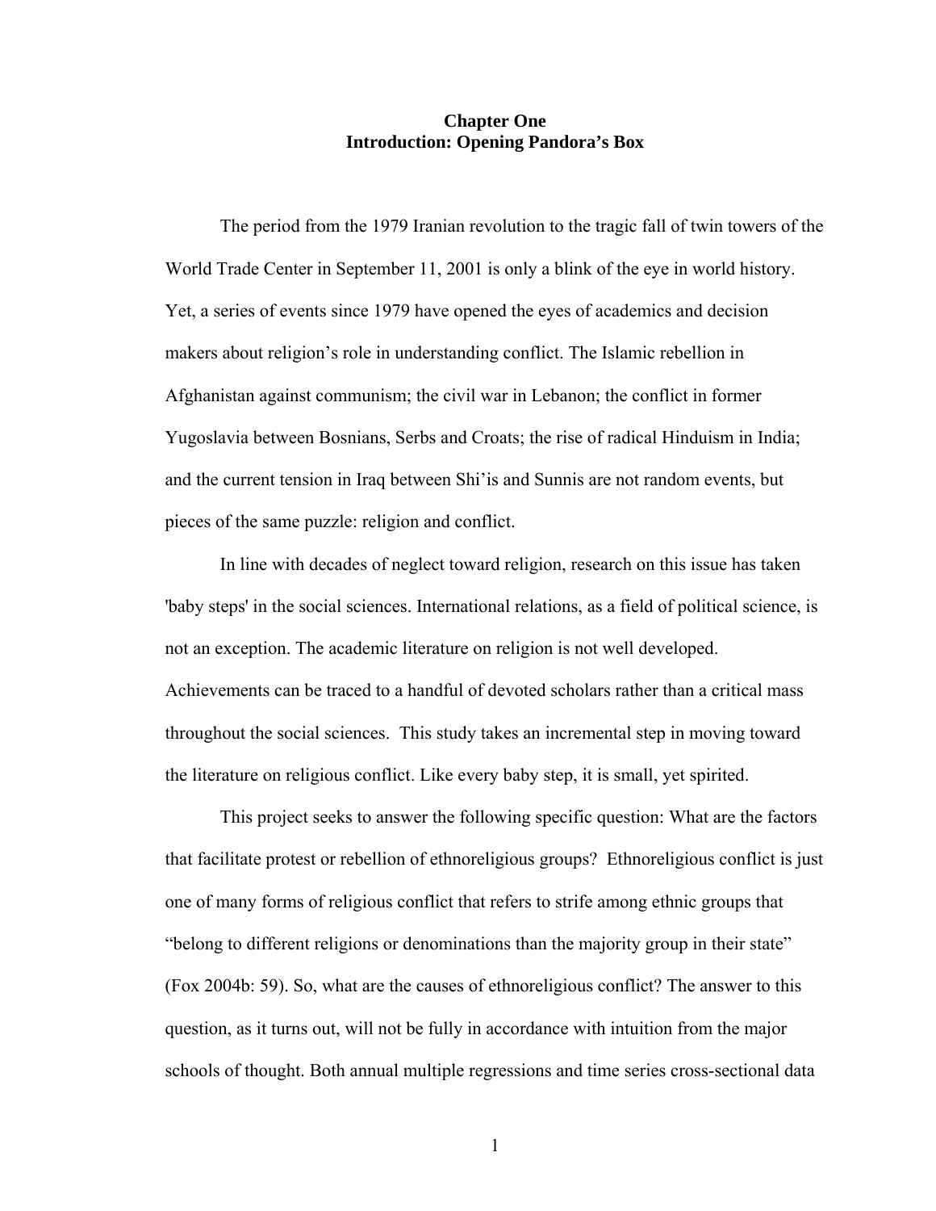# Chapter One
# Introduction: Opening Pandora's Box

The period from the 1979 Iranian revolution to the tragic fall of twin towers of the World Trade Center in September 11, 2001 is only a blink of the eye in world history. Yet, a series of events since 1979 have opened the eyes of academics and decision makers about religion's role in understanding conflict. The Islamic rebellion in Afghanistan against communism; the civil war in Lebanon; the conflict in former Yugoslavia between Bosnians, Serbs and Croats; the rise of radical Hinduism in India; and the current tension in Iraq between Shi'is and Sunnis are not random events, but pieces of the same puzzle: religion and conflict.

In line with decades of neglect toward religion, research on this issue has taken 'baby steps' in the social sciences. International relations, as a field of political science, is not an exception. The academic literature on religion is not well developed. Achievements can be traced to a handful of devoted scholars rather than a critical mass throughout the social sciences. This study takes an incremental step in moving toward the literature on religious conflict. Like every baby step, it is small, yet spirited.

This project seeks to answer the following specific question: What are the factors that facilitate protest or rebellion of ethnoreligious groups? Ethnoreligious conflict is just one of many forms of religious conflict that refers to strife among ethnic groups that "belong to different religions or denominations than the majority group in their state" (Fox 2004b: 59). So, what are the causes of ethnoreligious conflict? The answer to this question, as it turns out, will not be fully in accordance with intuition from the major schools of thought. Both annual multiple regressions and time series cross-sectional data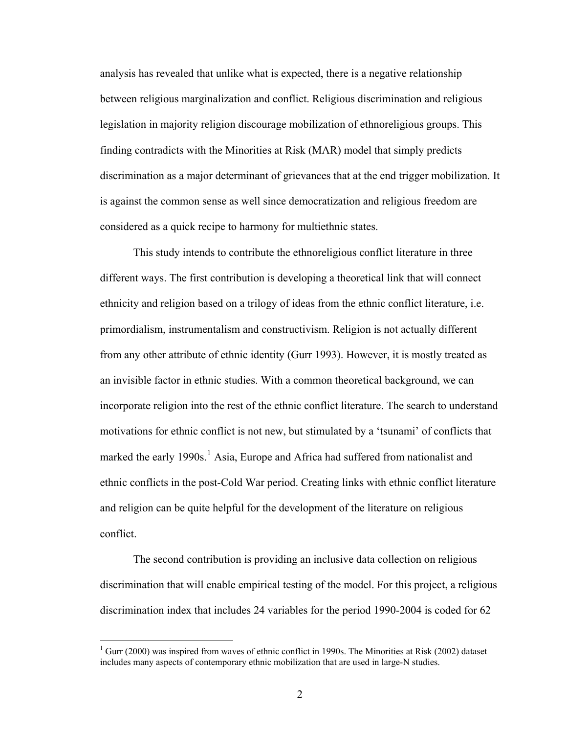analysis has revealed that unlike what is expected, there is a negative relationship between religious marginalization and conflict. Religious discrimination and religious legislation in majority religion discourage mobilization of ethnoreligious groups. This finding contradicts with the Minorities at Risk (MAR) model that simply predicts discrimination as a major determinant of grievances that at the end trigger mobilization. It is against the common sense as well since democratization and religious freedom are considered as a quick recipe to harmony for multiethnic states.

This study intends to contribute the ethnoreligious conflict literature in three different ways. The first contribution is developing a theoretical link that will connect ethnicity and religion based on a trilogy of ideas from the ethnic conflict literature, i.e. primordialism, instrumentalism and constructivism. Religion is not actually different from any other attribute of ethnic identity (Gurr 1993). However, it is mostly treated as an invisible factor in ethnic studies. With a common theoretical background, we can incorporate religion into the rest of the ethnic conflict literature. The search to understand motivations for ethnic conflict is not new, but stimulated by a 'tsunami' of conflicts that marked the early 1990s.[1] Asia, Europe and Africa had suffered from nationalist and ethnic conflicts in the post-Cold War period. Creating links with ethnic conflict literature and religion can be quite helpful for the development of the literature on religious conflict.

The second contribution is providing an inclusive data collection on religious discrimination that will enable empirical testing of the model. For this project, a religious discrimination index that includes 24 variables for the period 1990-2004 is coded for 62

---

[1] Gurr (2000) was inspired from waves of ethnic conflict in 1990s. The Minorities at Risk (2002) dataset includes many aspects of contemporary ethnic mobilization that are used in large-N studies.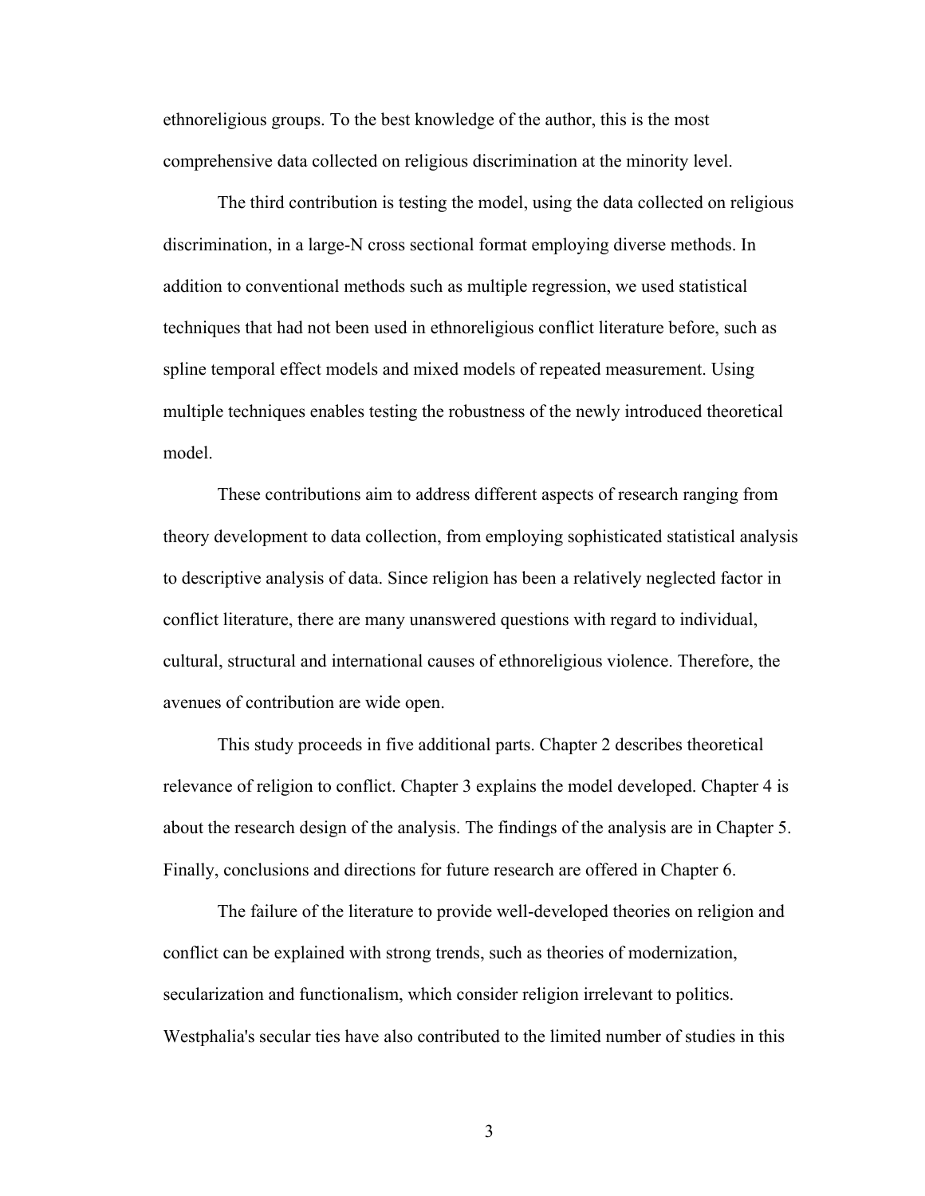ethnoreligious groups. To the best knowledge of the author, this is the most comprehensive data collected on religious discrimination at the minority level.

The third contribution is testing the model, using the data collected on religious discrimination, in a large-N cross sectional format employing diverse methods. In addition to conventional methods such as multiple regression, we used statistical techniques that had not been used in ethnoreligious conflict literature before, such as spline temporal effect models and mixed models of repeated measurement. Using multiple techniques enables testing the robustness of the newly introduced theoretical model.

These contributions aim to address different aspects of research ranging from theory development to data collection, from employing sophisticated statistical analysis to descriptive analysis of data. Since religion has been a relatively neglected factor in conflict literature, there are many unanswered questions with regard to individual, cultural, structural and international causes of ethnoreligious violence. Therefore, the avenues of contribution are wide open.

This study proceeds in five additional parts. Chapter 2 describes theoretical relevance of religion to conflict. Chapter 3 explains the model developed. Chapter 4 is about the research design of the analysis. The findings of the analysis are in Chapter 5. Finally, conclusions and directions for future research are offered in Chapter 6.

The failure of the literature to provide well-developed theories on religion and conflict can be explained with strong trends, such as theories of modernization, secularization and functionalism, which consider religion irrelevant to politics. Westphalia's secular ties have also contributed to the limited number of studies in this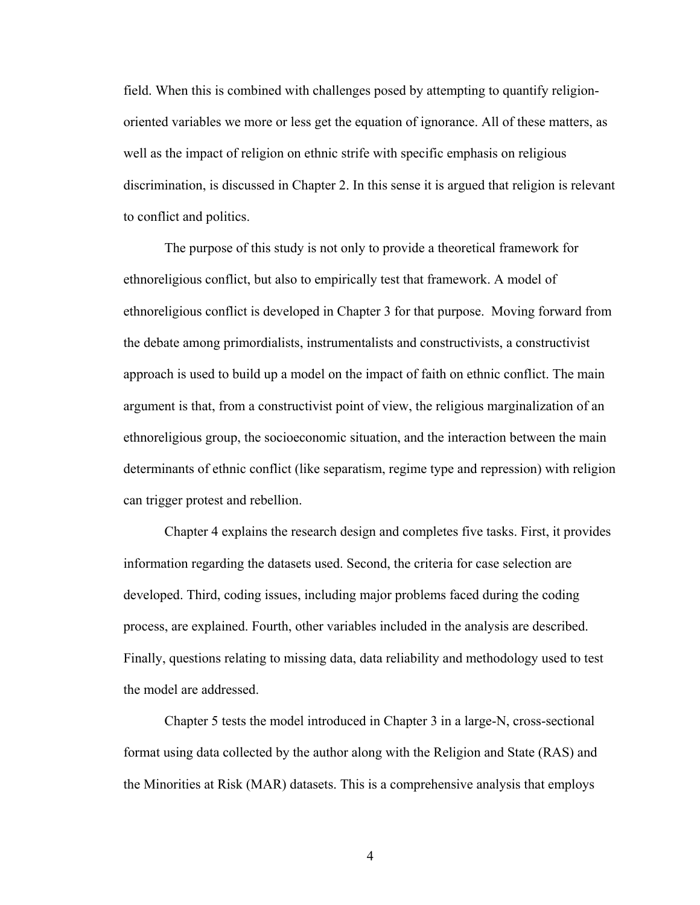field. When this is combined with challenges posed by attempting to quantify religion-oriented variables we more or less get the equation of ignorance. All of these matters, as well as the impact of religion on ethnic strife with specific emphasis on religious discrimination, is discussed in Chapter 2. In this sense it is argued that religion is relevant to conflict and politics.

The purpose of this study is not only to provide a theoretical framework for ethnoreligious conflict, but also to empirically test that framework. A model of ethnoreligious conflict is developed in Chapter 3 for that purpose. Moving forward from the debate among primordialists, instrumentalists and constructivists, a constructivist approach is used to build up a model on the impact of faith on ethnic conflict. The main argument is that, from a constructivist point of view, the religious marginalization of an ethnoreligious group, the socioeconomic situation, and the interaction between the main determinants of ethnic conflict (like separatism, regime type and repression) with religion can trigger protest and rebellion.

Chapter 4 explains the research design and completes five tasks. First, it provides information regarding the datasets used. Second, the criteria for case selection are developed. Third, coding issues, including major problems faced during the coding process, are explained. Fourth, other variables included in the analysis are described. Finally, questions relating to missing data, data reliability and methodology used to test the model are addressed.

Chapter 5 tests the model introduced in Chapter 3 in a large-N, cross-sectional format using data collected by the author along with the Religion and State (RAS) and the Minorities at Risk (MAR) datasets. This is a comprehensive analysis that employs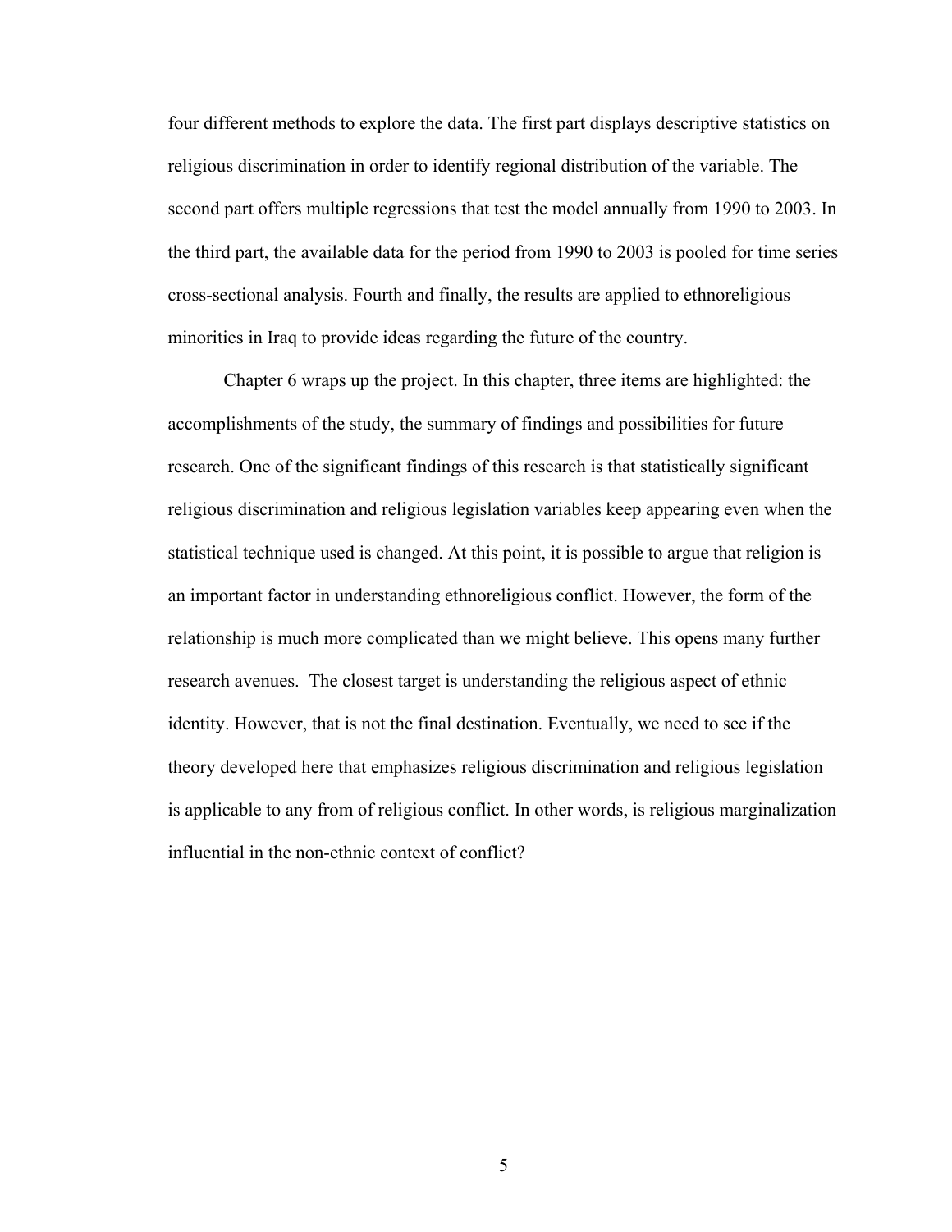four different methods to explore the data. The first part displays descriptive statistics on religious discrimination in order to identify regional distribution of the variable. The second part offers multiple regressions that test the model annually from 1990 to 2003. In the third part, the available data for the period from 1990 to 2003 is pooled for time series cross-sectional analysis. Fourth and finally, the results are applied to ethnoreligious minorities in Iraq to provide ideas regarding the future of the country.

Chapter 6 wraps up the project. In this chapter, three items are highlighted: the accomplishments of the study, the summary of findings and possibilities for future research. One of the significant findings of this research is that statistically significant religious discrimination and religious legislation variables keep appearing even when the statistical technique used is changed. At this point, it is possible to argue that religion is an important factor in understanding ethnoreligious conflict. However, the form of the relationship is much more complicated than we might believe. This opens many further research avenues. The closest target is understanding the religious aspect of ethnic identity. However, that is not the final destination. Eventually, we need to see if the theory developed here that emphasizes religious discrimination and religious legislation is applicable to any from of religious conflict. In other words, is religious marginalization influential in the non-ethnic context of conflict?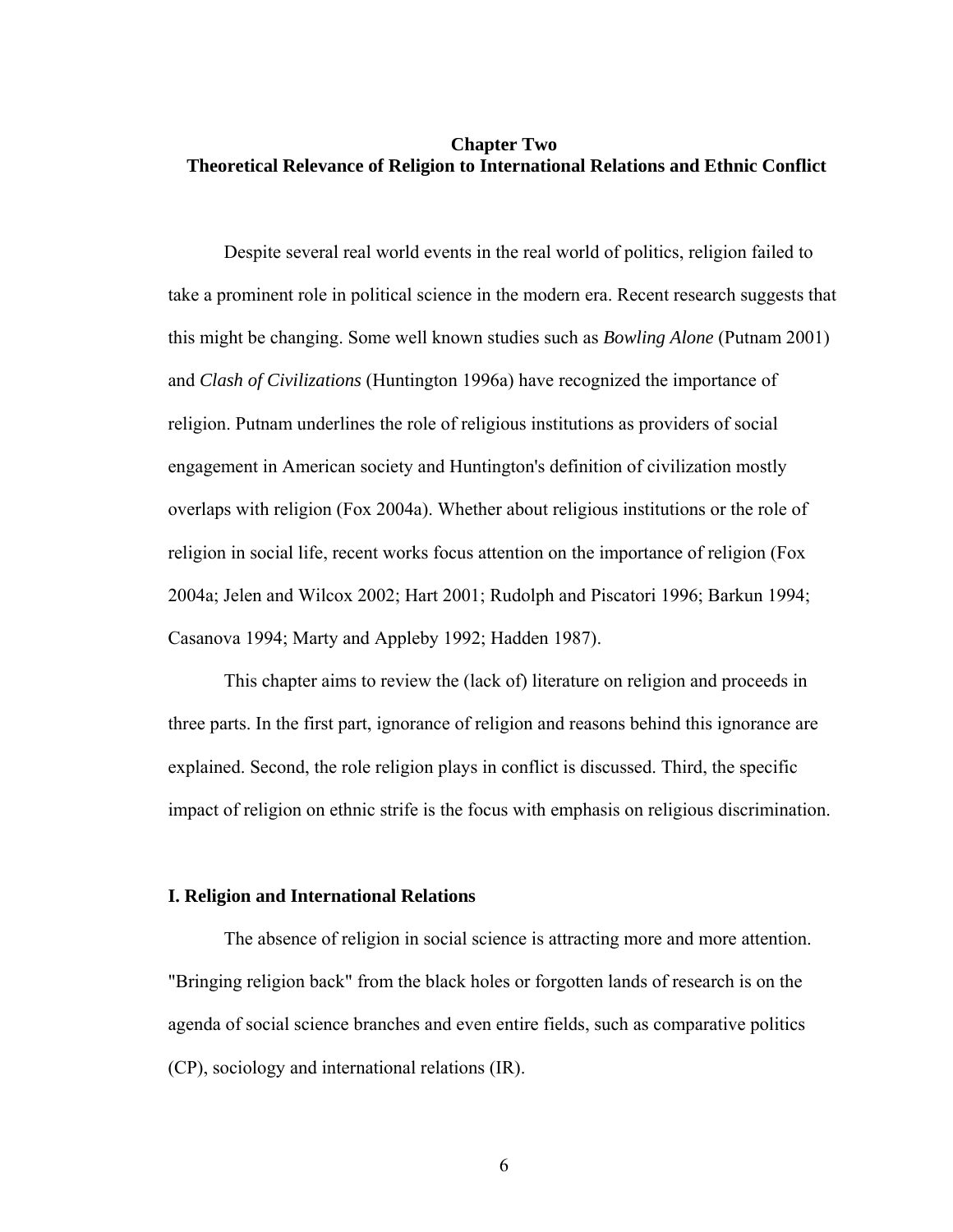# Chapter Two
## Theoretical Relevance of Religion to International Relations and Ethnic Conflict

Despite several real world events in the real world of politics, religion failed to take a prominent role in political science in the modern era. Recent research suggests that this might be changing. Some well known studies such as *Bowling Alone* (Putnam 2001) and *Clash of Civilizations* (Huntington 1996a) have recognized the importance of religion. Putnam underlines the role of religious institutions as providers of social engagement in American society and Huntington's definition of civilization mostly overlaps with religion (Fox 2004a). Whether about religious institutions or the role of religion in social life, recent works focus attention on the importance of religion (Fox 2004a; Jelen and Wilcox 2002; Hart 2001; Rudolph and Piscatori 1996; Barkun 1994; Casanova 1994; Marty and Appleby 1992; Hadden 1987).

This chapter aims to review the (lack of) literature on religion and proceeds in three parts. In the first part, ignorance of religion and reasons behind this ignorance are explained. Second, the role religion plays in conflict is discussed. Third, the specific impact of religion on ethnic strife is the focus with emphasis on religious discrimination.

### I. Religion and International Relations

The absence of religion in social science is attracting more and more attention. "Bringing religion back" from the black holes or forgotten lands of research is on the agenda of social science branches and even entire fields, such as comparative politics (CP), sociology and international relations (IR).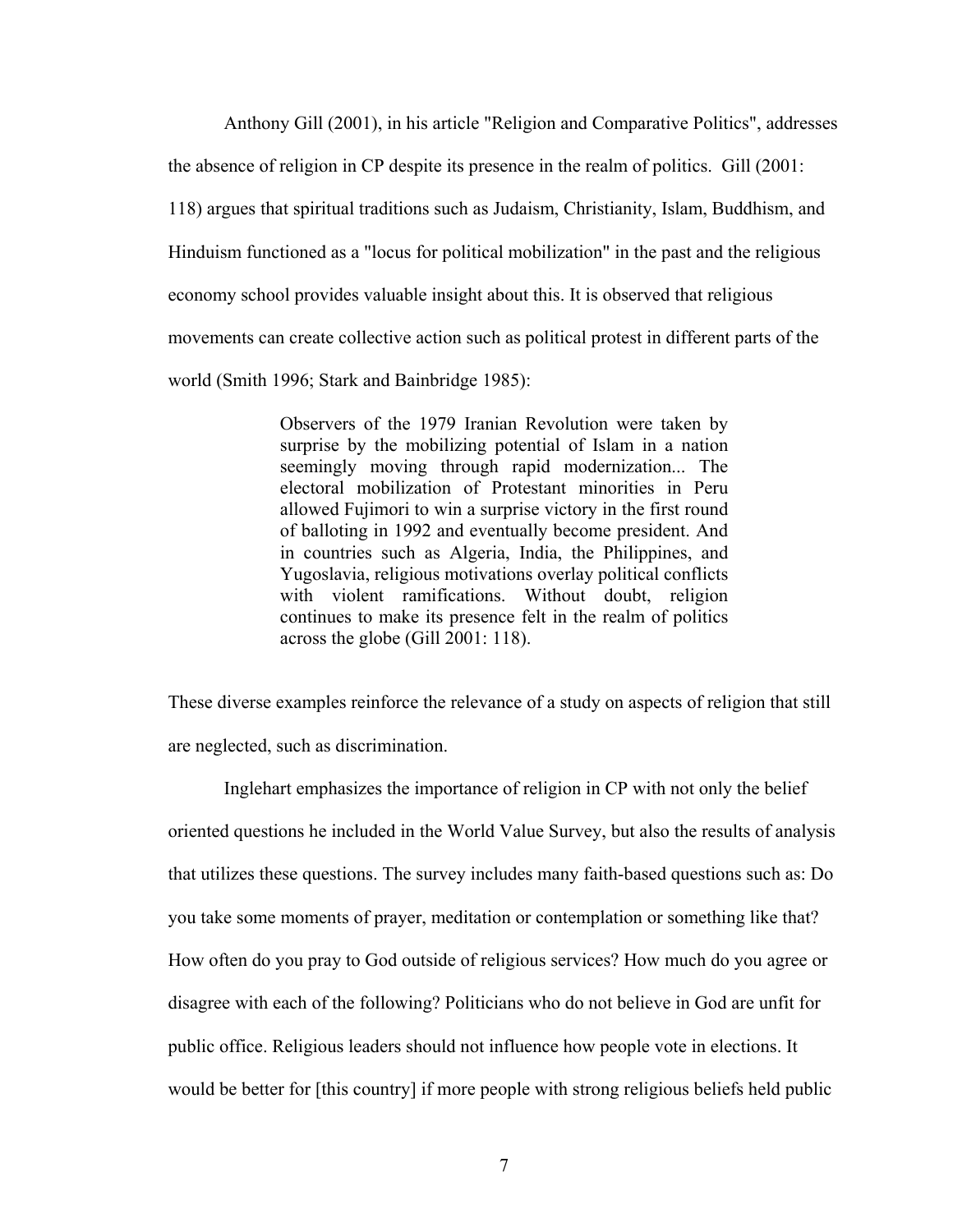Anthony Gill (2001), in his article "Religion and Comparative Politics", addresses the absence of religion in CP despite its presence in the realm of politics. Gill (2001: 118) argues that spiritual traditions such as Judaism, Christianity, Islam, Buddhism, and Hinduism functioned as a "locus for political mobilization" in the past and the religious economy school provides valuable insight about this. It is observed that religious movements can create collective action such as political protest in different parts of the world (Smith 1996; Stark and Bainbridge 1985):

> Observers of the 1979 Iranian Revolution were taken by surprise by the mobilizing potential of Islam in a nation seemingly moving through rapid modernization... The electoral mobilization of Protestant minorities in Peru allowed Fujimori to win a surprise victory in the first round of balloting in 1992 and eventually become president. And in countries such as Algeria, India, the Philippines, and Yugoslavia, religious motivations overlay political conflicts with violent ramifications. Without doubt, religion continues to make its presence felt in the realm of politics across the globe (Gill 2001: 118).

These diverse examples reinforce the relevance of a study on aspects of religion that still are neglected, such as discrimination.

Inglehart emphasizes the importance of religion in CP with not only the belief oriented questions he included in the World Value Survey, but also the results of analysis that utilizes these questions. The survey includes many faith-based questions such as: Do you take some moments of prayer, meditation or contemplation or something like that? How often do you pray to God outside of religious services? How much do you agree or disagree with each of the following? Politicians who do not believe in God are unfit for public office. Religious leaders should not influence how people vote in elections. It would be better for [this country] if more people with strong religious beliefs held public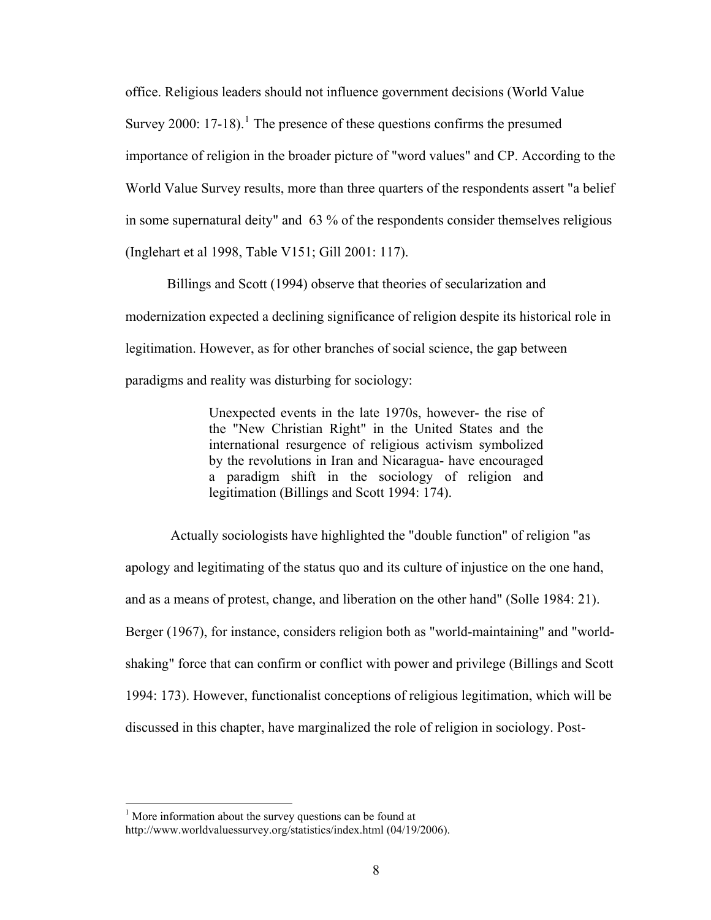office. Religious leaders should not influence government decisions (World Value Survey 2000: 17-18).[1] The presence of these questions confirms the presumed importance of religion in the broader picture of "word values" and CP. According to the World Value Survey results, more than three quarters of the respondents assert "a belief in some supernatural deity" and 63 % of the respondents consider themselves religious (Inglehart et al 1998, Table V151; Gill 2001: 117).

Billings and Scott (1994) observe that theories of secularization and modernization expected a declining significance of religion despite its historical role in legitimation. However, as for other branches of social science, the gap between paradigms and reality was disturbing for sociology:

> Unexpected events in the late 1970s, however- the rise of the "New Christian Right" in the United States and the international resurgence of religious activism symbolized by the revolutions in Iran and Nicaragua- have encouraged a paradigm shift in the sociology of religion and legitimation (Billings and Scott 1994: 174).

Actually sociologists have highlighted the "double function" of religion "as apology and legitimating of the status quo and its culture of injustice on the one hand, and as a means of protest, change, and liberation on the other hand" (Solle 1984: 21). Berger (1967), for instance, considers religion both as "world-maintaining" and "world-shaking" force that can confirm or conflict with power and privilege (Billings and Scott 1994: 173). However, functionalist conceptions of religious legitimation, which will be discussed in this chapter, have marginalized the role of religion in sociology. Post-

[1] More information about the survey questions can be found at http://www.worldvaluessurvey.org/statistics/index.html (04/19/2006).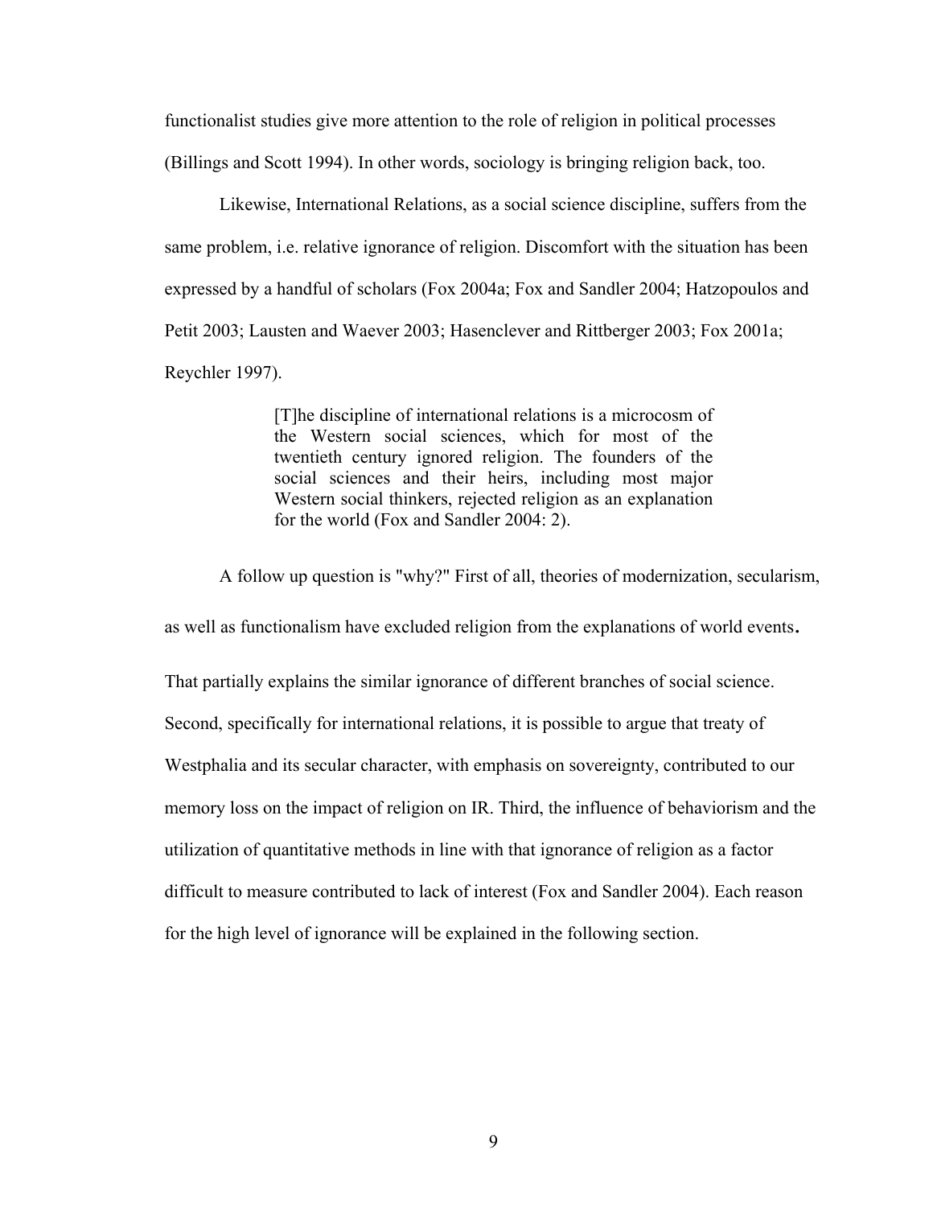functionalist studies give more attention to the role of religion in political processes (Billings and Scott 1994). In other words, sociology is bringing religion back, too.

Likewise, International Relations, as a social science discipline, suffers from the same problem, i.e. relative ignorance of religion. Discomfort with the situation has been expressed by a handful of scholars (Fox 2004a; Fox and Sandler 2004; Hatzopoulos and Petit 2003; Lausten and Waever 2003; Hasenclever and Rittberger 2003; Fox 2001a; Reychler 1997).

> [T]he discipline of international relations is a microcosm of the Western social sciences, which for most of the twentieth century ignored religion. The founders of the social sciences and their heirs, including most major Western social thinkers, rejected religion as an explanation for the world (Fox and Sandler 2004: 2).

A follow up question is "why?" First of all, theories of modernization, secularism, as well as functionalism have excluded religion from the explanations of world events. That partially explains the similar ignorance of different branches of social science. Second, specifically for international relations, it is possible to argue that treaty of Westphalia and its secular character, with emphasis on sovereignty, contributed to our memory loss on the impact of religion on IR. Third, the influence of behaviorism and the utilization of quantitative methods in line with that ignorance of religion as a factor difficult to measure contributed to lack of interest (Fox and Sandler 2004). Each reason for the high level of ignorance will be explained in the following section.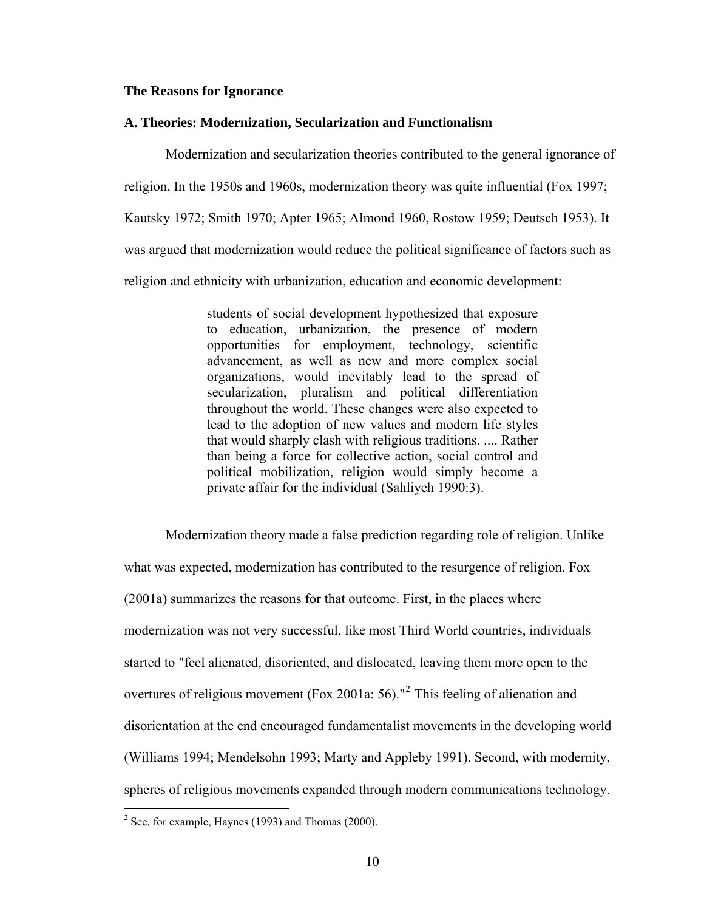**The Reasons for Ignorance**

**A. Theories: Modernization, Secularization and Functionalism**

Modernization and secularization theories contributed to the general ignorance of religion. In the 1950s and 1960s, modernization theory was quite influential (Fox 1997; Kautsky 1972; Smith 1970; Apter 1965; Almond 1960, Rostow 1959; Deutsch 1953). It was argued that modernization would reduce the political significance of factors such as religion and ethnicity with urbanization, education and economic development:

> students of social development hypothesized that exposure to education, urbanization, the presence of modern opportunities for employment, technology, scientific advancement, as well as new and more complex social organizations, would inevitably lead to the spread of secularization, pluralism and political differentiation throughout the world. These changes were also expected to lead to the adoption of new values and modern life styles that would sharply clash with religious traditions. .... Rather than being a force for collective action, social control and political mobilization, religion would simply become a private affair for the individual (Sahliyeh 1990:3).

Modernization theory made a false prediction regarding role of religion. Unlike what was expected, modernization has contributed to the resurgence of religion. Fox (2001a) summarizes the reasons for that outcome. First, in the places where modernization was not very successful, like most Third World countries, individuals started to "feel alienated, disoriented, and dislocated, leaving them more open to the overtures of religious movement (Fox 2001a: 56)."[2] This feeling of alienation and disorientation at the end encouraged fundamentalist movements in the developing world (Williams 1994; Mendelsohn 1993; Marty and Appleby 1991). Second, with modernity, spheres of religious movements expanded through modern communications technology.

[2] See, for example, Haynes (1993) and Thomas (2000).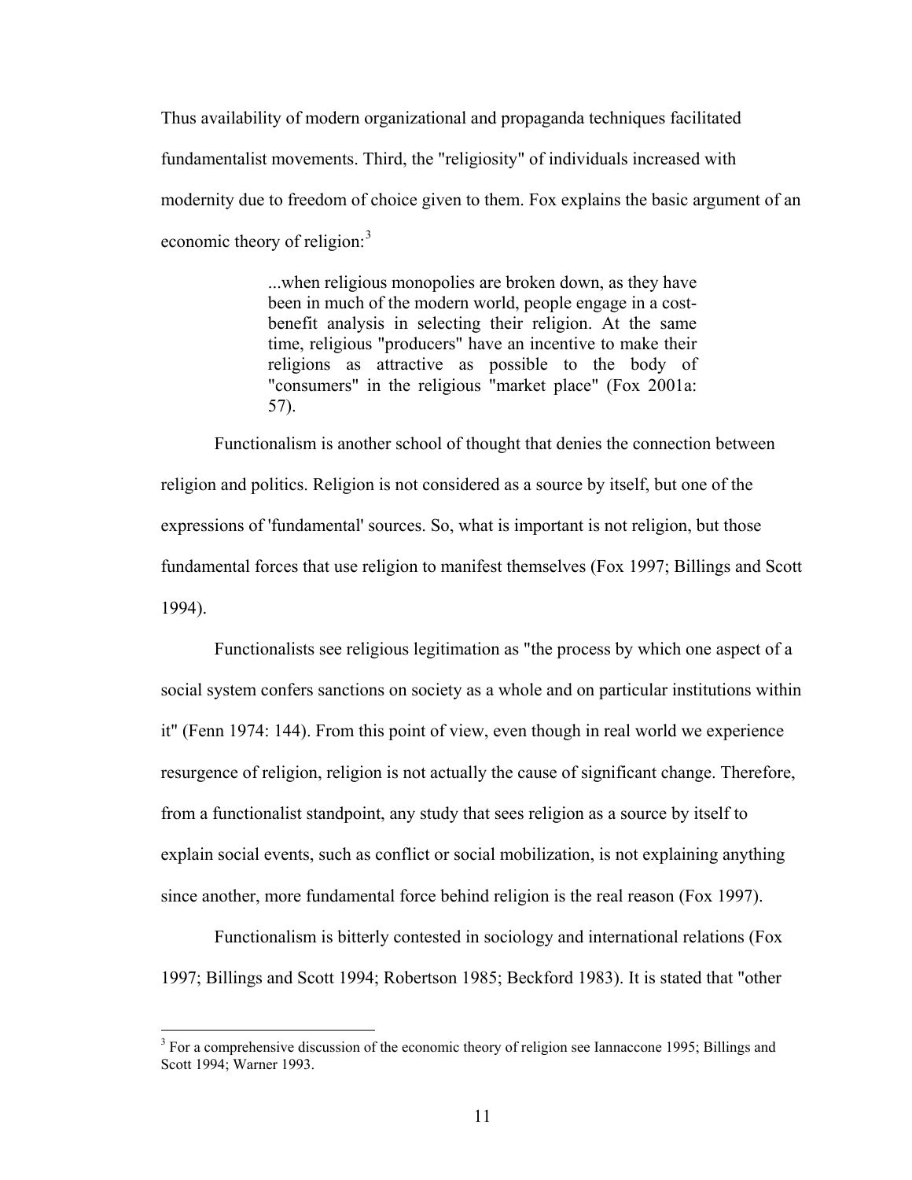Thus availability of modern organizational and propaganda techniques facilitated fundamentalist movements. Third, the "religiosity" of individuals increased with modernity due to freedom of choice given to them. Fox explains the basic argument of an economic theory of religion:[3]

> ...when religious monopolies are broken down, as they have been in much of the modern world, people engage in a cost-benefit analysis in selecting their religion. At the same time, religious "producers" have an incentive to make their religions as attractive as possible to the body of "consumers" in the religious "market place" (Fox 2001a: 57).

Functionalism is another school of thought that denies the connection between religion and politics. Religion is not considered as a source by itself, but one of the expressions of 'fundamental' sources. So, what is important is not religion, but those fundamental forces that use religion to manifest themselves (Fox 1997; Billings and Scott 1994).

Functionalists see religious legitimation as "the process by which one aspect of a social system confers sanctions on society as a whole and on particular institutions within it" (Fenn 1974: 144). From this point of view, even though in real world we experience resurgence of religion, religion is not actually the cause of significant change. Therefore, from a functionalist standpoint, any study that sees religion as a source by itself to explain social events, such as conflict or social mobilization, is not explaining anything since another, more fundamental force behind religion is the real reason (Fox 1997).

Functionalism is bitterly contested in sociology and international relations (Fox 1997; Billings and Scott 1994; Robertson 1985; Beckford 1983). It is stated that "other

---

[3] For a comprehensive discussion of the economic theory of religion see Iannaccone 1995; Billings and Scott 1994; Warner 1993.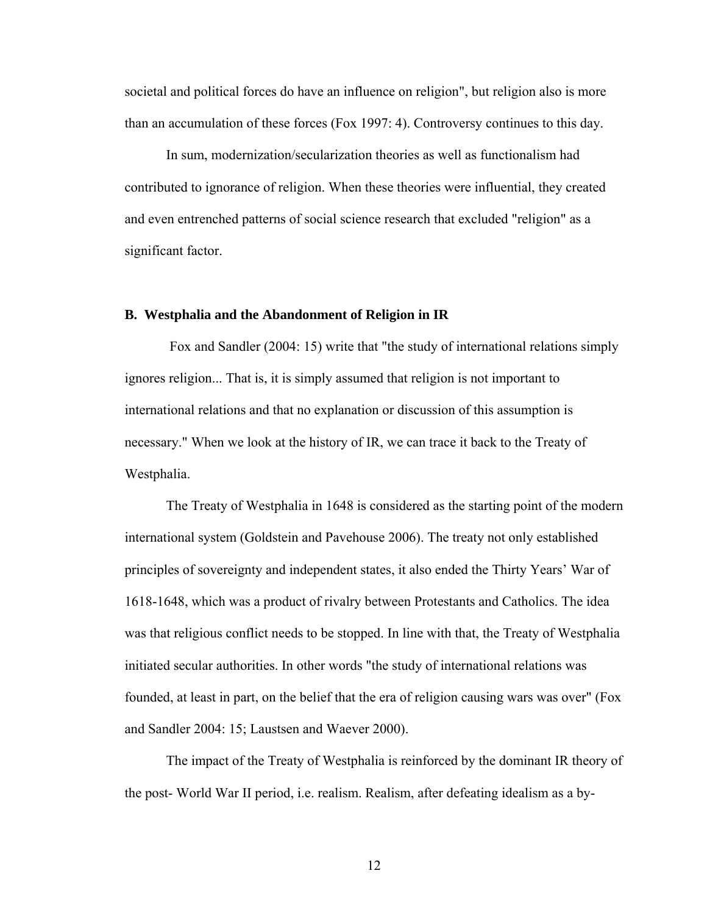societal and political forces do have an influence on religion", but religion also is more than an accumulation of these forces (Fox 1997: 4). Controversy continues to this day.

In sum, modernization/secularization theories as well as functionalism had contributed to ignorance of religion. When these theories were influential, they created and even entrenched patterns of social science research that excluded "religion" as a significant factor.

### B. Westphalia and the Abandonment of Religion in IR

Fox and Sandler (2004: 15) write that "the study of international relations simply ignores religion... That is, it is simply assumed that religion is not important to international relations and that no explanation or discussion of this assumption is necessary." When we look at the history of IR, we can trace it back to the Treaty of Westphalia.

The Treaty of Westphalia in 1648 is considered as the starting point of the modern international system (Goldstein and Pavehouse 2006). The treaty not only established principles of sovereignty and independent states, it also ended the Thirty Years' War of 1618-1648, which was a product of rivalry between Protestants and Catholics. The idea was that religious conflict needs to be stopped. In line with that, the Treaty of Westphalia initiated secular authorities. In other words "the study of international relations was founded, at least in part, on the belief that the era of religion causing wars was over" (Fox and Sandler 2004: 15; Laustsen and Waever 2000).

The impact of the Treaty of Westphalia is reinforced by the dominant IR theory of the post- World War II period, i.e. realism. Realism, after defeating idealism as a by-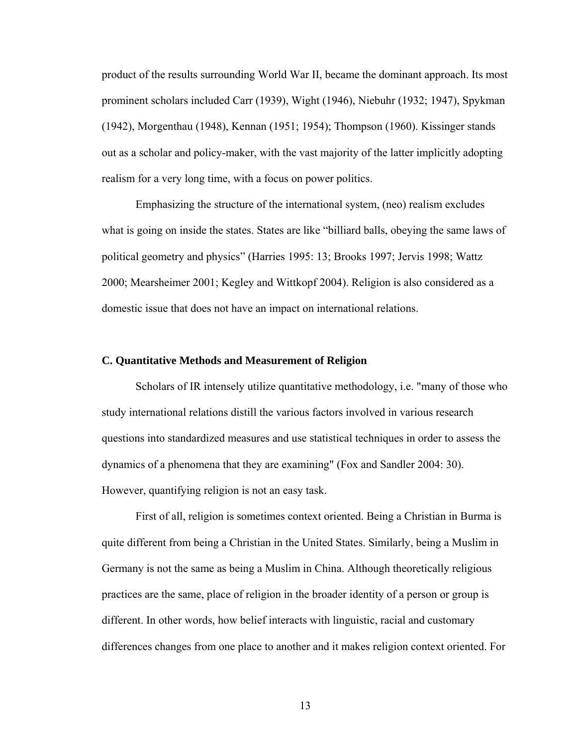product of the results surrounding World War II, became the dominant approach. Its most prominent scholars included Carr (1939), Wight (1946), Niebuhr (1932; 1947), Spykman (1942), Morgenthau (1948), Kennan (1951; 1954); Thompson (1960). Kissinger stands out as a scholar and policy-maker, with the vast majority of the latter implicitly adopting realism for a very long time, with a focus on power politics.

Emphasizing the structure of the international system, (neo) realism excludes what is going on inside the states. States are like "billiard balls, obeying the same laws of political geometry and physics" (Harries 1995: 13; Brooks 1997; Jervis 1998; Wattz 2000; Mearsheimer 2001; Kegley and Wittkopf 2004). Religion is also considered as a domestic issue that does not have an impact on international relations.

### C. Quantitative Methods and Measurement of Religion

Scholars of IR intensely utilize quantitative methodology, i.e. "many of those who study international relations distill the various factors involved in various research questions into standardized measures and use statistical techniques in order to assess the dynamics of a phenomena that they are examining" (Fox and Sandler 2004: 30). However, quantifying religion is not an easy task.

First of all, religion is sometimes context oriented. Being a Christian in Burma is quite different from being a Christian in the United States. Similarly, being a Muslim in Germany is not the same as being a Muslim in China. Although theoretically religious practices are the same, place of religion in the broader identity of a person or group is different. In other words, how belief interacts with linguistic, racial and customary differences changes from one place to another and it makes religion context oriented. For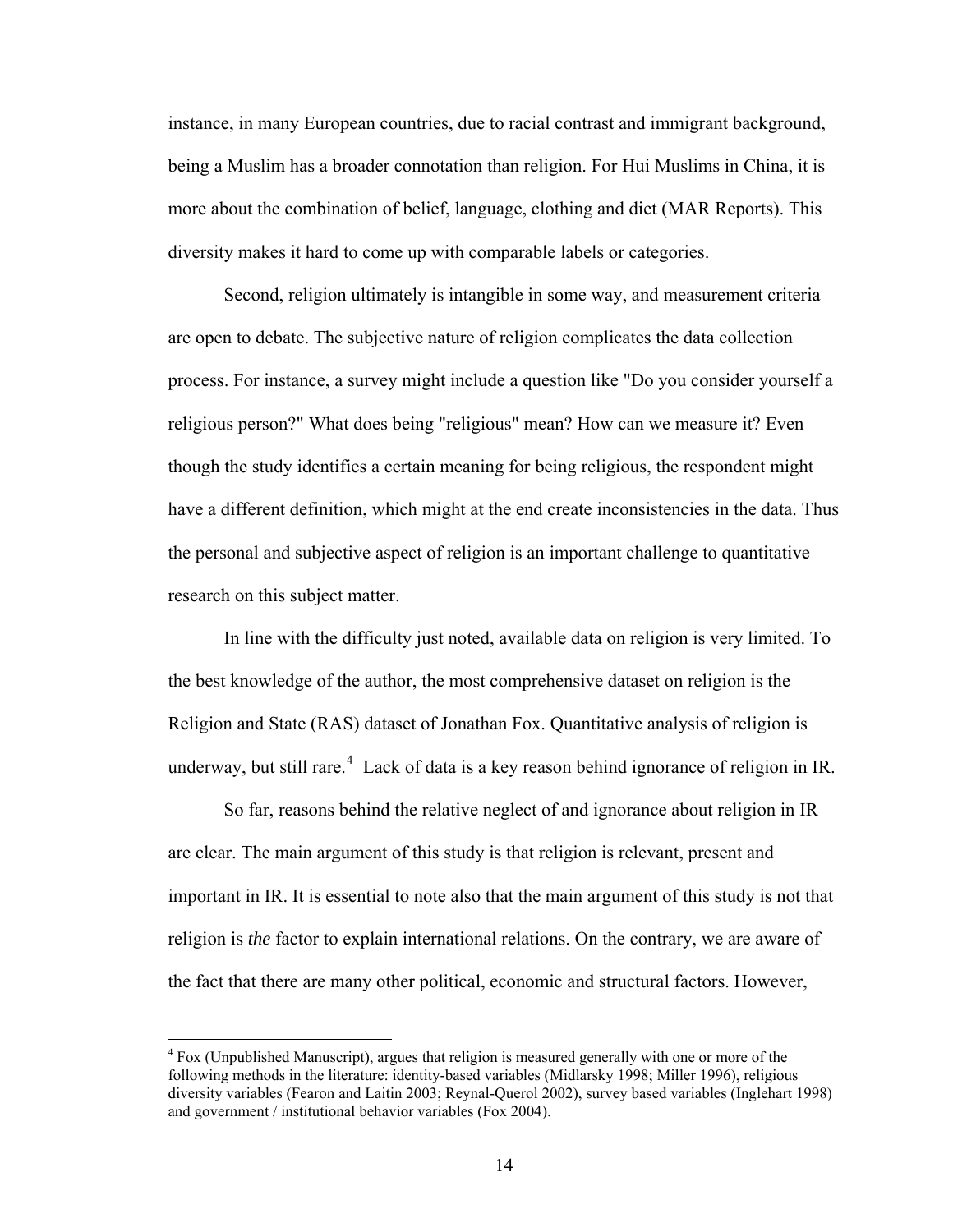instance, in many European countries, due to racial contrast and immigrant background, being a Muslim has a broader connotation than religion. For Hui Muslims in China, it is more about the combination of belief, language, clothing and diet (MAR Reports). This diversity makes it hard to come up with comparable labels or categories.

Second, religion ultimately is intangible in some way, and measurement criteria are open to debate. The subjective nature of religion complicates the data collection process. For instance, a survey might include a question like "Do you consider yourself a religious person?" What does being "religious" mean? How can we measure it? Even though the study identifies a certain meaning for being religious, the respondent might have a different definition, which might at the end create inconsistencies in the data. Thus the personal and subjective aspect of religion is an important challenge to quantitative research on this subject matter.

In line with the difficulty just noted, available data on religion is very limited. To the best knowledge of the author, the most comprehensive dataset on religion is the Religion and State (RAS) dataset of Jonathan Fox. Quantitative analysis of religion is underway, but still rare.[4] Lack of data is a key reason behind ignorance of religion in IR.

So far, reasons behind the relative neglect of and ignorance about religion in IR are clear. The main argument of this study is that religion is relevant, present and important in IR. It is essential to note also that the main argument of this study is not that religion is *the* factor to explain international relations. On the contrary, we are aware of the fact that there are many other political, economic and structural factors. However,

[4] Fox (Unpublished Manuscript), argues that religion is measured generally with one or more of the following methods in the literature: identity-based variables (Midlarsky 1998; Miller 1996), religious diversity variables (Fearon and Laitin 2003; Reynal-Querol 2002), survey based variables (Inglehart 1998) and government / institutional behavior variables (Fox 2004).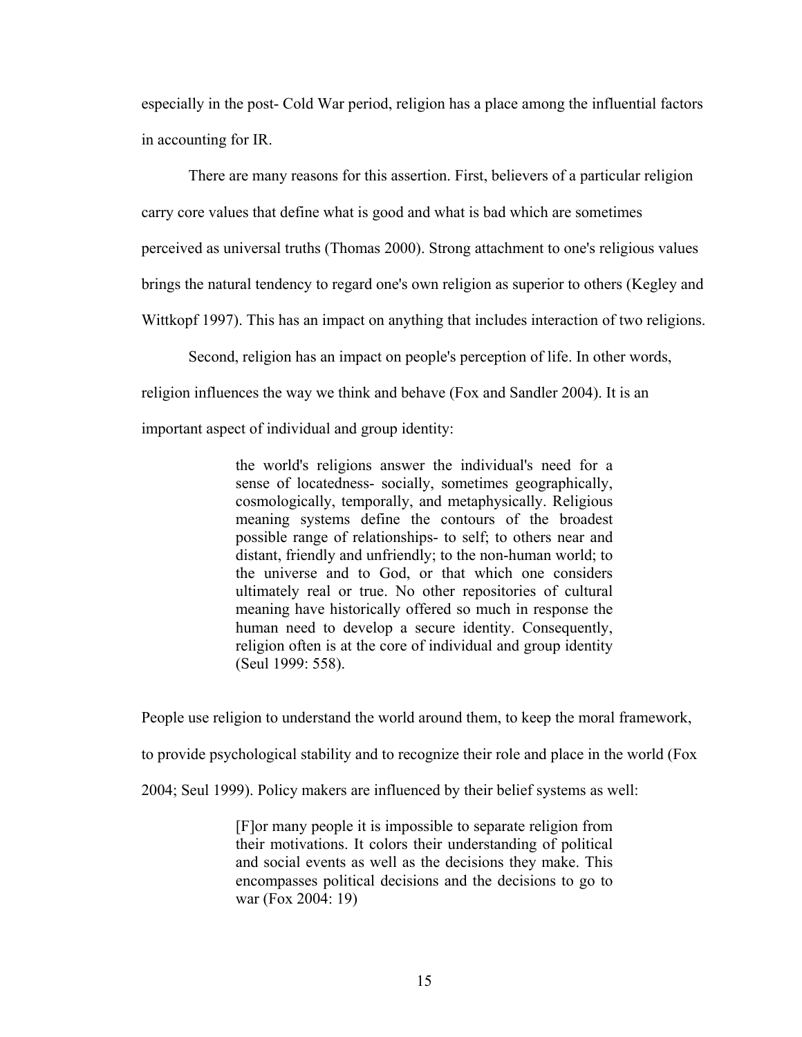especially in the post- Cold War period, religion has a place among the influential factors in accounting for IR.

There are many reasons for this assertion. First, believers of a particular religion carry core values that define what is good and what is bad which are sometimes perceived as universal truths (Thomas 2000). Strong attachment to one's religious values brings the natural tendency to regard one's own religion as superior to others (Kegley and Wittkopf 1997). This has an impact on anything that includes interaction of two religions.

Second, religion has an impact on people's perception of life. In other words, religion influences the way we think and behave (Fox and Sandler 2004). It is an important aspect of individual and group identity:

> the world's religions answer the individual's need for a sense of locatedness- socially, sometimes geographically, cosmologically, temporally, and metaphysically. Religious meaning systems define the contours of the broadest possible range of relationships- to self; to others near and distant, friendly and unfriendly; to the non-human world; to the universe and to God, or that which one considers ultimately real or true. No other repositories of cultural meaning have historically offered so much in response the human need to develop a secure identity. Consequently, religion often is at the core of individual and group identity (Seul 1999: 558).

People use religion to understand the world around them, to keep the moral framework, to provide psychological stability and to recognize their role and place in the world (Fox 2004; Seul 1999). Policy makers are influenced by their belief systems as well:

> [F]or many people it is impossible to separate religion from their motivations. It colors their understanding of political and social events as well as the decisions they make. This encompasses political decisions and the decisions to go to war (Fox 2004: 19)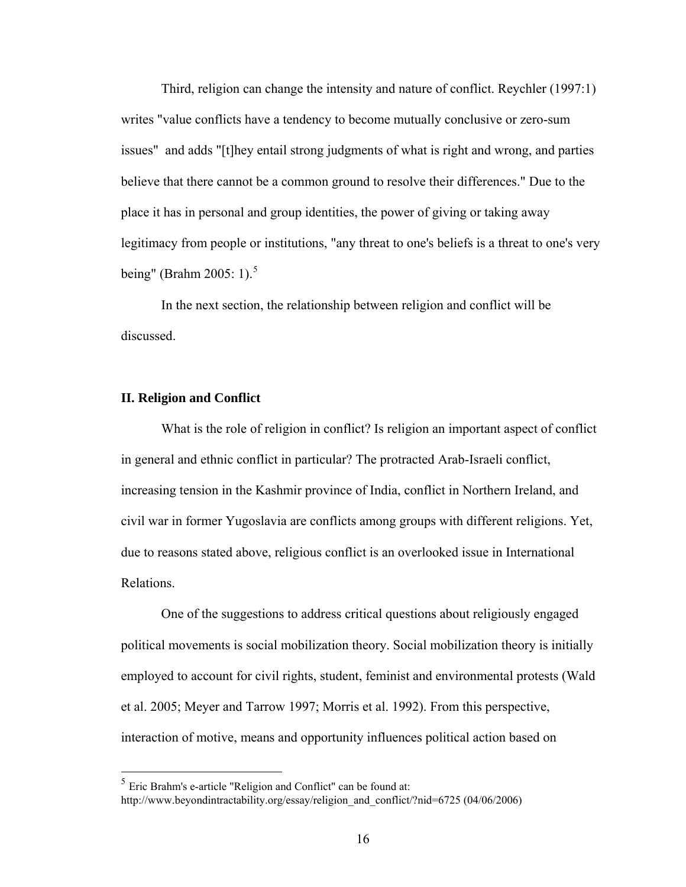Third, religion can change the intensity and nature of conflict. Reychler (1997:1) writes "value conflicts have a tendency to become mutually conclusive or zero-sum issues" and adds "[t]hey entail strong judgments of what is right and wrong, and parties believe that there cannot be a common ground to resolve their differences." Due to the place it has in personal and group identities, the power of giving or taking away legitimacy from people or institutions, "any threat to one's beliefs is a threat to one's very being" (Brahm 2005: 1).[5]

In the next section, the relationship between religion and conflict will be discussed.

## II. Religion and Conflict

What is the role of religion in conflict? Is religion an important aspect of conflict in general and ethnic conflict in particular? The protracted Arab-Israeli conflict, increasing tension in the Kashmir province of India, conflict in Northern Ireland, and civil war in former Yugoslavia are conflicts among groups with different religions. Yet, due to reasons stated above, religious conflict is an overlooked issue in International Relations.

One of the suggestions to address critical questions about religiously engaged political movements is social mobilization theory. Social mobilization theory is initially employed to account for civil rights, student, feminist and environmental protests (Wald et al. 2005; Meyer and Tarrow 1997; Morris et al. 1992). From this perspective, interaction of motive, means and opportunity influences political action based on

---

[5] Eric Brahm's e-article "Religion and Conflict" can be found at: http://www.beyondintractability.org/essay/religion_and_conflict/?nid=6725 (04/06/2006)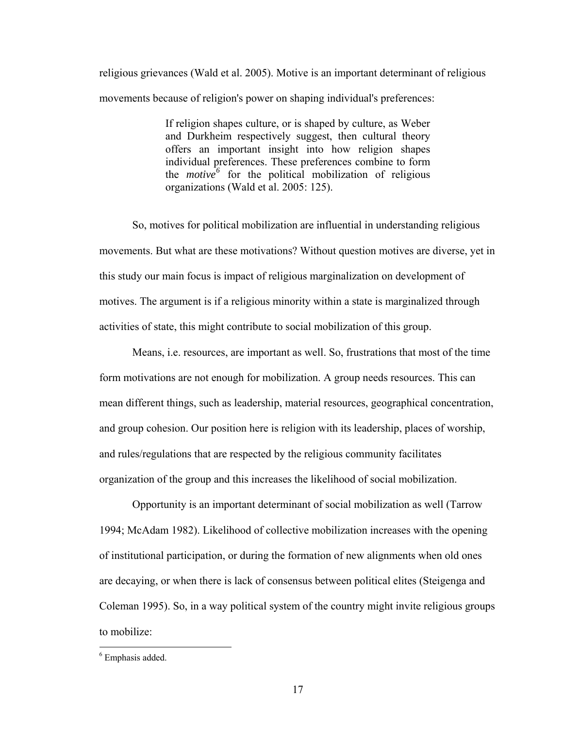religious grievances (Wald et al. 2005). Motive is an important determinant of religious movements because of religion's power on shaping individual's preferences:

> If religion shapes culture, or is shaped by culture, as Weber and Durkheim respectively suggest, then cultural theory offers an important insight into how religion shapes individual preferences. These preferences combine to form the *motive*[6] for the political mobilization of religious organizations (Wald et al. 2005: 125).

So, motives for political mobilization are influential in understanding religious movements. But what are these motivations? Without question motives are diverse, yet in this study our main focus is impact of religious marginalization on development of motives. The argument is if a religious minority within a state is marginalized through activities of state, this might contribute to social mobilization of this group.

Means, i.e. resources, are important as well. So, frustrations that most of the time form motivations are not enough for mobilization. A group needs resources. This can mean different things, such as leadership, material resources, geographical concentration, and group cohesion. Our position here is religion with its leadership, places of worship, and rules/regulations that are respected by the religious community facilitates organization of the group and this increases the likelihood of social mobilization.

Opportunity is an important determinant of social mobilization as well (Tarrow 1994; McAdam 1982). Likelihood of collective mobilization increases with the opening of institutional participation, or during the formation of new alignments when old ones are decaying, or when there is lack of consensus between political elites (Steigenga and Coleman 1995). So, in a way political system of the country might invite religious groups to mobilize:

[6] Emphasis added.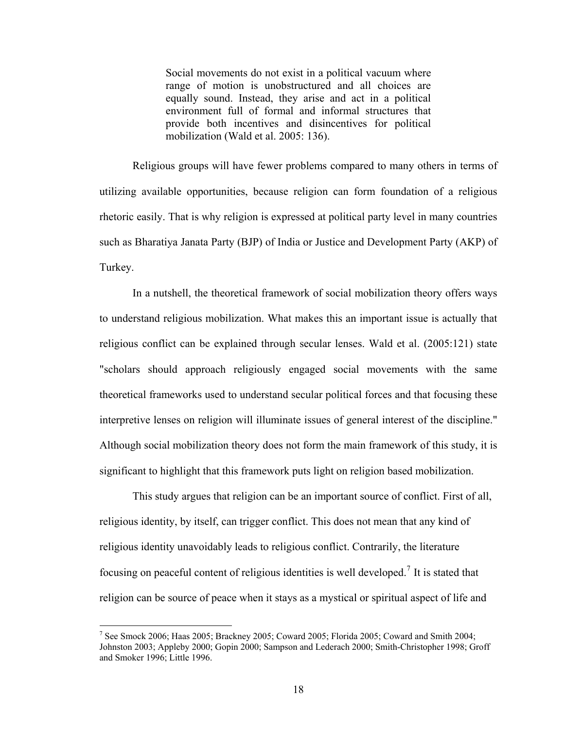> Social movements do not exist in a political vacuum where range of motion is unobstructured and all choices are equally sound. Instead, they arise and act in a political environment full of formal and informal structures that provide both incentives and disincentives for political mobilization (Wald et al. 2005: 136).

Religious groups will have fewer problems compared to many others in terms of utilizing available opportunities, because religion can form foundation of a religious rhetoric easily. That is why religion is expressed at political party level in many countries such as Bharatiya Janata Party (BJP) of India or Justice and Development Party (AKP) of Turkey.

In a nutshell, the theoretical framework of social mobilization theory offers ways to understand religious mobilization. What makes this an important issue is actually that religious conflict can be explained through secular lenses. Wald et al. (2005:121) state "scholars should approach religiously engaged social movements with the same theoretical frameworks used to understand secular political forces and that focusing these interpretive lenses on religion will illuminate issues of general interest of the discipline." Although social mobilization theory does not form the main framework of this study, it is significant to highlight that this framework puts light on religion based mobilization.

This study argues that religion can be an important source of conflict. First of all, religious identity, by itself, can trigger conflict. This does not mean that any kind of religious identity unavoidably leads to religious conflict. Contrarily, the literature focusing on peaceful content of religious identities is well developed.[7] It is stated that religion can be source of peace when it stays as a mystical or spiritual aspect of life and

[7] See Smock 2006; Haas 2005; Brackney 2005; Coward 2005; Florida 2005; Coward and Smith 2004; Johnston 2003; Appleby 2000; Gopin 2000; Sampson and Lederach 2000; Smith-Christopher 1998; Groff and Smoker 1996; Little 1996.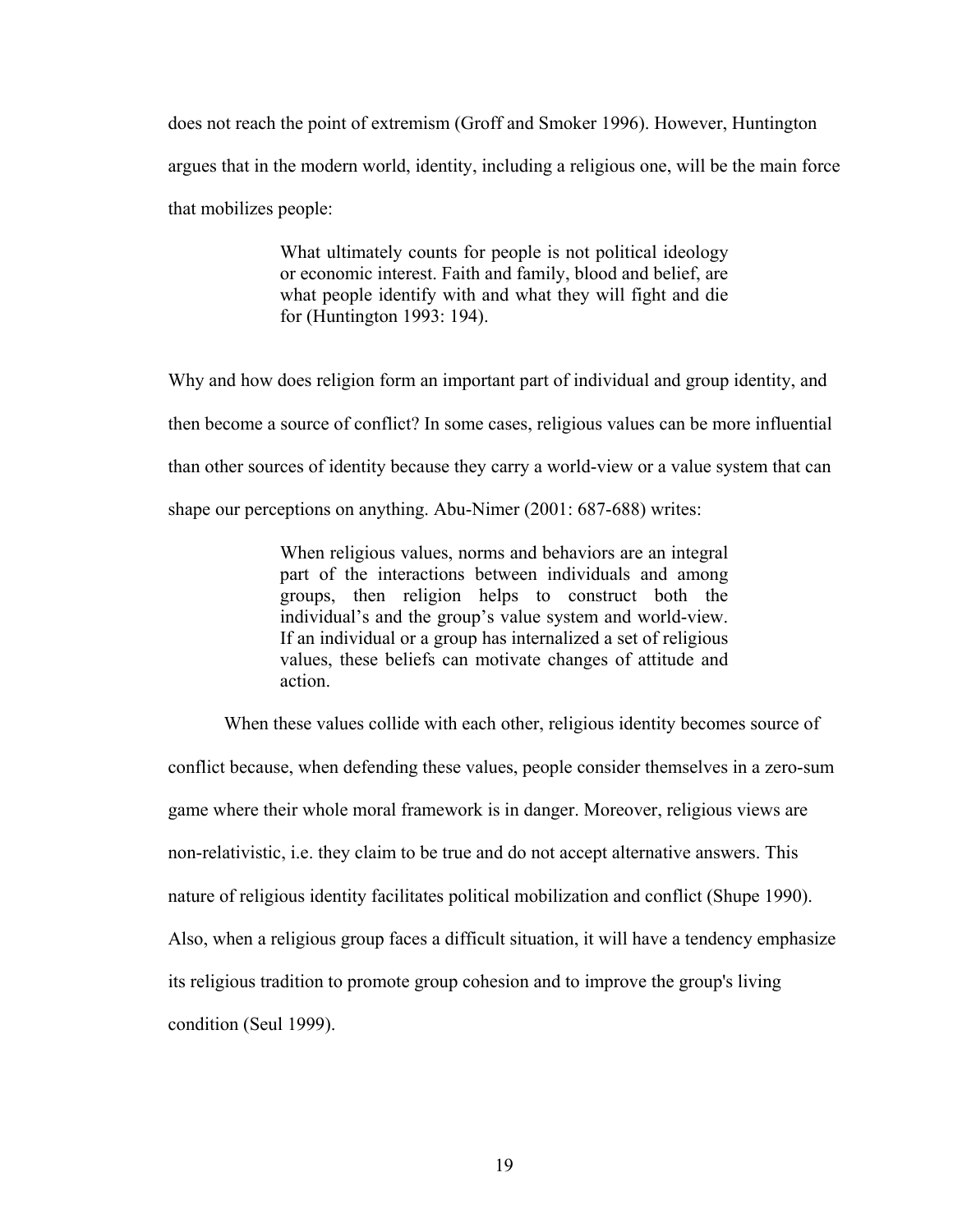does not reach the point of extremism (Groff and Smoker 1996). However, Huntington argues that in the modern world, identity, including a religious one, will be the main force that mobilizes people:

> What ultimately counts for people is not political ideology or economic interest. Faith and family, blood and belief, are what people identify with and what they will fight and die for (Huntington 1993: 194).

Why and how does religion form an important part of individual and group identity, and then become a source of conflict? In some cases, religious values can be more influential than other sources of identity because they carry a world-view or a value system that can shape our perceptions on anything. Abu-Nimer (2001: 687-688) writes:

> When religious values, norms and behaviors are an integral part of the interactions between individuals and among groups, then religion helps to construct both the individual's and the group's value system and world-view. If an individual or a group has internalized a set of religious values, these beliefs can motivate changes of attitude and action.

When these values collide with each other, religious identity becomes source of conflict because, when defending these values, people consider themselves in a zero-sum game where their whole moral framework is in danger. Moreover, religious views are non-relativistic, i.e. they claim to be true and do not accept alternative answers. This nature of religious identity facilitates political mobilization and conflict (Shupe 1990). Also, when a religious group faces a difficult situation, it will have a tendency emphasize its religious tradition to promote group cohesion and to improve the group's living condition (Seul 1999).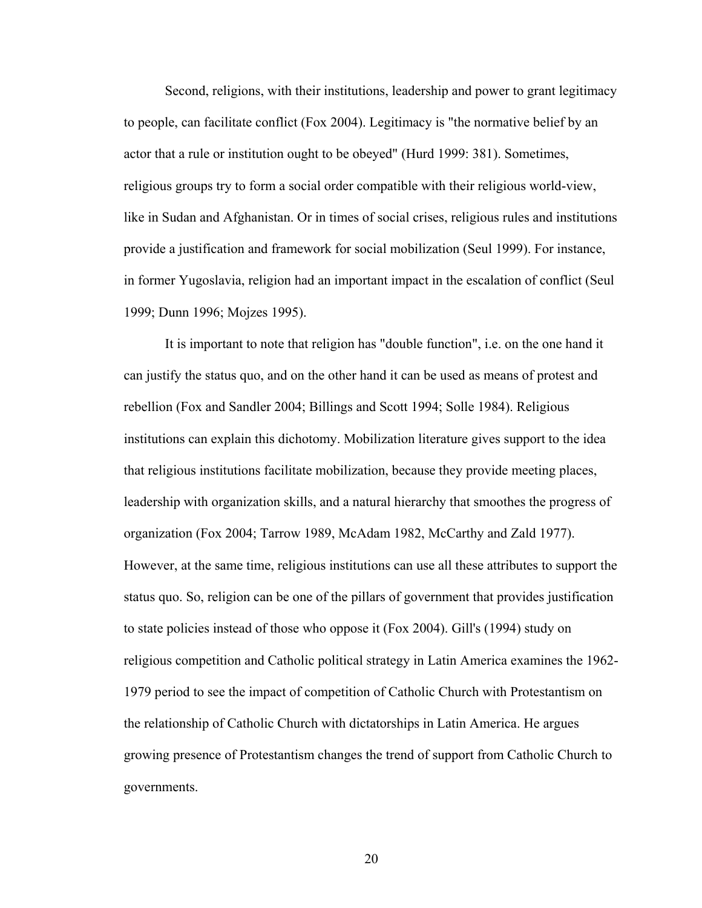Second, religions, with their institutions, leadership and power to grant legitimacy to people, can facilitate conflict (Fox 2004). Legitimacy is "the normative belief by an actor that a rule or institution ought to be obeyed" (Hurd 1999: 381). Sometimes, religious groups try to form a social order compatible with their religious world-view, like in Sudan and Afghanistan. Or in times of social crises, religious rules and institutions provide a justification and framework for social mobilization (Seul 1999). For instance, in former Yugoslavia, religion had an important impact in the escalation of conflict (Seul 1999; Dunn 1996; Mojzes 1995).

It is important to note that religion has "double function", i.e. on the one hand it can justify the status quo, and on the other hand it can be used as means of protest and rebellion (Fox and Sandler 2004; Billings and Scott 1994; Solle 1984). Religious institutions can explain this dichotomy. Mobilization literature gives support to the idea that religious institutions facilitate mobilization, because they provide meeting places, leadership with organization skills, and a natural hierarchy that smoothes the progress of organization (Fox 2004; Tarrow 1989, McAdam 1982, McCarthy and Zald 1977). However, at the same time, religious institutions can use all these attributes to support the status quo. So, religion can be one of the pillars of government that provides justification to state policies instead of those who oppose it (Fox 2004). Gill's (1994) study on religious competition and Catholic political strategy in Latin America examines the 1962-1979 period to see the impact of competition of Catholic Church with Protestantism on the relationship of Catholic Church with dictatorships in Latin America. He argues growing presence of Protestantism changes the trend of support from Catholic Church to governments.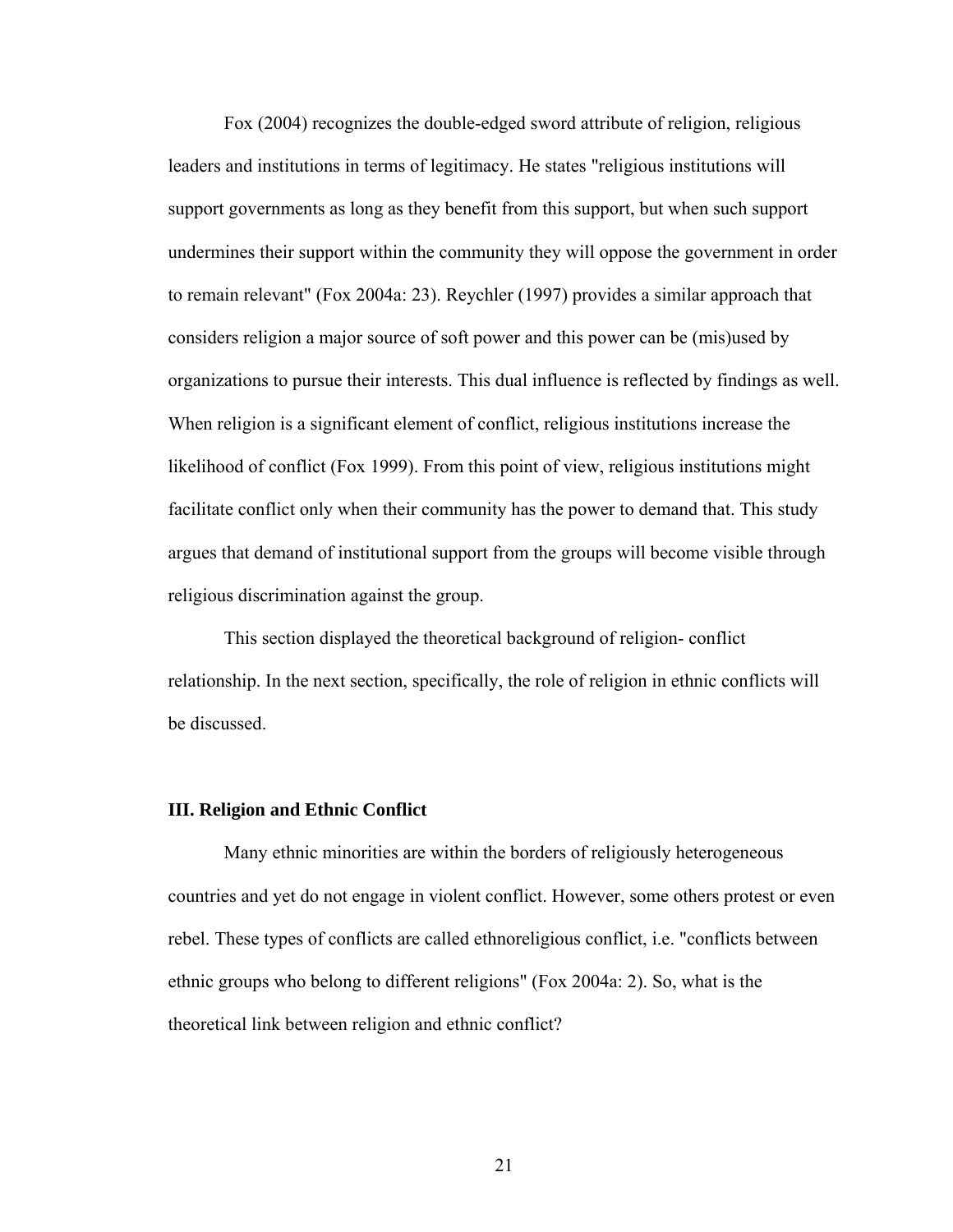Fox (2004) recognizes the double-edged sword attribute of religion, religious leaders and institutions in terms of legitimacy. He states "religious institutions will support governments as long as they benefit from this support, but when such support undermines their support within the community they will oppose the government in order to remain relevant" (Fox 2004a: 23). Reychler (1997) provides a similar approach that considers religion a major source of soft power and this power can be (mis)used by organizations to pursue their interests. This dual influence is reflected by findings as well. When religion is a significant element of conflict, religious institutions increase the likelihood of conflict (Fox 1999). From this point of view, religious institutions might facilitate conflict only when their community has the power to demand that. This study argues that demand of institutional support from the groups will become visible through religious discrimination against the group.

This section displayed the theoretical background of religion- conflict relationship. In the next section, specifically, the role of religion in ethnic conflicts will be discussed.

### III. Religion and Ethnic Conflict

Many ethnic minorities are within the borders of religiously heterogeneous countries and yet do not engage in violent conflict. However, some others protest or even rebel. These types of conflicts are called ethnoreligious conflict, i.e. "conflicts between ethnic groups who belong to different religions" (Fox 2004a: 2). So, what is the theoretical link between religion and ethnic conflict?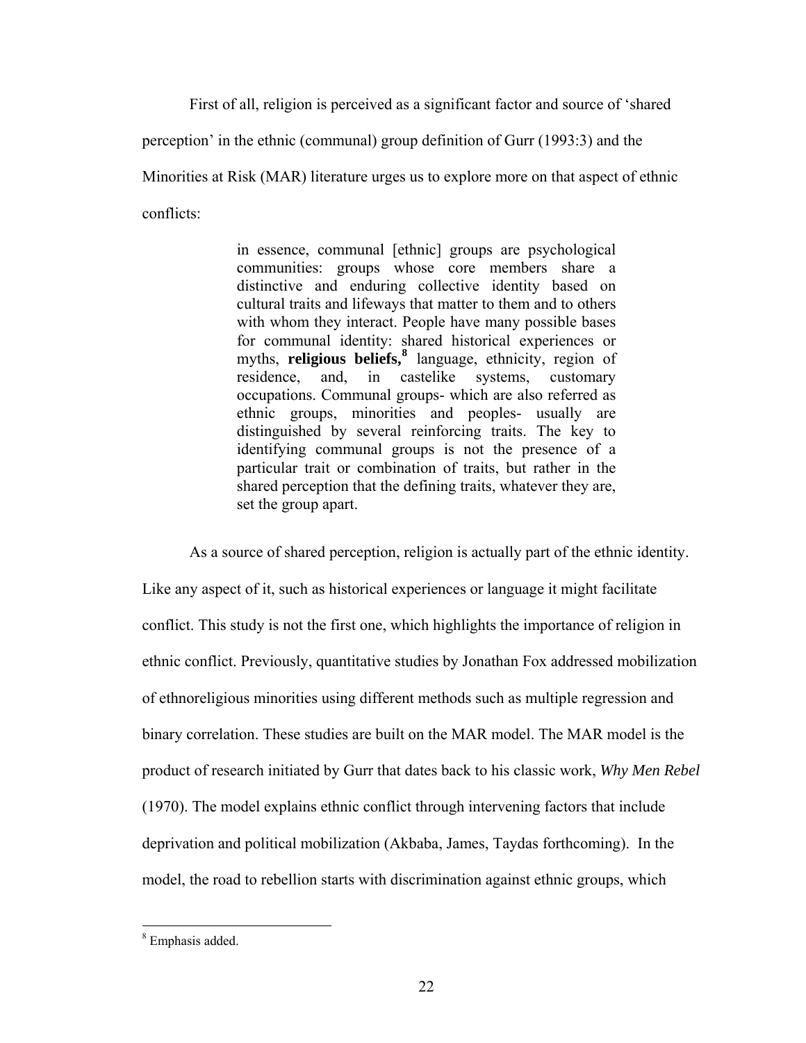First of all, religion is perceived as a significant factor and source of 'shared perception' in the ethnic (communal) group definition of Gurr (1993:3) and the Minorities at Risk (MAR) literature urges us to explore more on that aspect of ethnic conflicts:

> in essence, communal [ethnic] groups are psychological communities: groups whose core members share a distinctive and enduring collective identity based on cultural traits and lifeways that matter to them and to others with whom they interact. People have many possible bases for communal identity: shared historical experiences or myths, **religious beliefs,**[8] language, ethnicity, region of residence, and, in castelike systems, customary occupations. Communal groups- which are also referred as ethnic groups, minorities and peoples- usually are distinguished by several reinforcing traits. The key to identifying communal groups is not the presence of a particular trait or combination of traits, but rather in the shared perception that the defining traits, whatever they are, set the group apart.

As a source of shared perception, religion is actually part of the ethnic identity. Like any aspect of it, such as historical experiences or language it might facilitate conflict. This study is not the first one, which highlights the importance of religion in ethnic conflict. Previously, quantitative studies by Jonathan Fox addressed mobilization of ethnoreligious minorities using different methods such as multiple regression and binary correlation. These studies are built on the MAR model. The MAR model is the product of research initiated by Gurr that dates back to his classic work, *Why Men Rebel* (1970). The model explains ethnic conflict through intervening factors that include deprivation and political mobilization (Akbaba, James, Taydas forthcoming). In the model, the road to rebellion starts with discrimination against ethnic groups, which

[8] Emphasis added.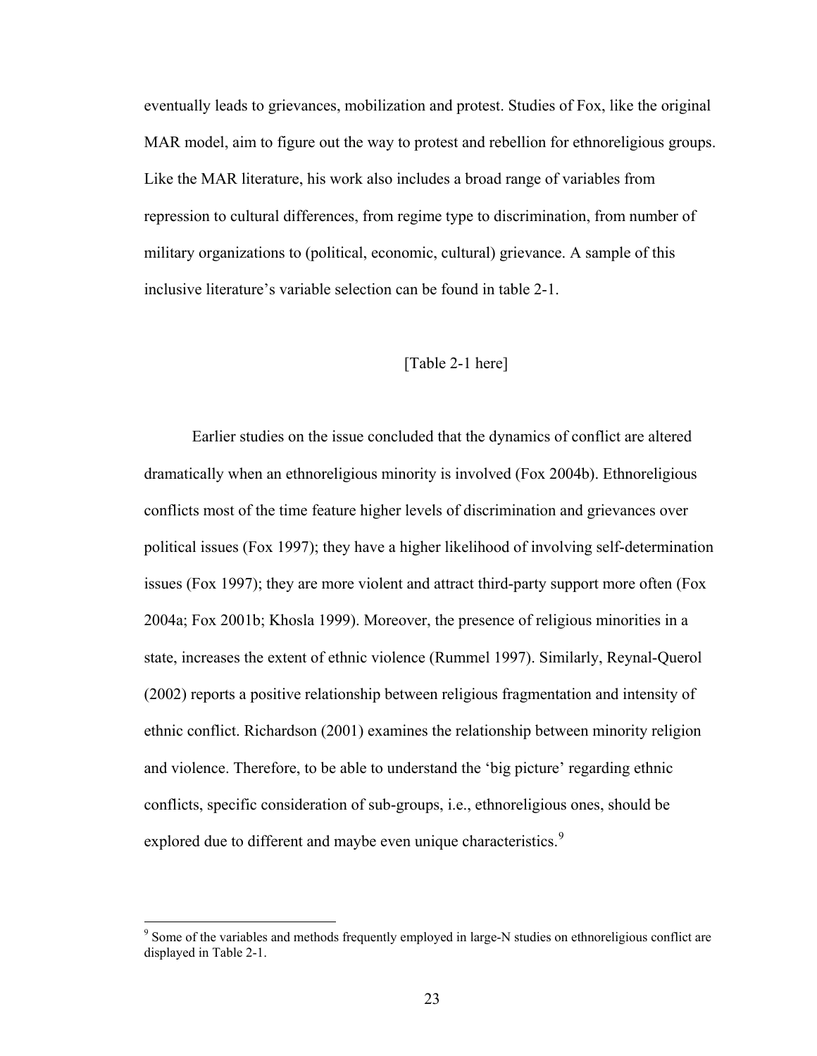eventually leads to grievances, mobilization and protest. Studies of Fox, like the original MAR model, aim to figure out the way to protest and rebellion for ethnoreligious groups. Like the MAR literature, his work also includes a broad range of variables from repression to cultural differences, from regime type to discrimination, from number of military organizations to (political, economic, cultural) grievance. A sample of this inclusive literature's variable selection can be found in table 2-1.

[Table 2-1 here]

Earlier studies on the issue concluded that the dynamics of conflict are altered dramatically when an ethnoreligious minority is involved (Fox 2004b). Ethnoreligious conflicts most of the time feature higher levels of discrimination and grievances over political issues (Fox 1997); they have a higher likelihood of involving self-determination issues (Fox 1997); they are more violent and attract third-party support more often (Fox 2004a; Fox 2001b; Khosla 1999). Moreover, the presence of religious minorities in a state, increases the extent of ethnic violence (Rummel 1997). Similarly, Reynal-Querol (2002) reports a positive relationship between religious fragmentation and intensity of ethnic conflict. Richardson (2001) examines the relationship between minority religion and violence. Therefore, to be able to understand the 'big picture' regarding ethnic conflicts, specific consideration of sub-groups, i.e., ethnoreligious ones, should be explored due to different and maybe even unique characteristics.[9]

[9] Some of the variables and methods frequently employed in large-N studies on ethnoreligious conflict are displayed in Table 2-1.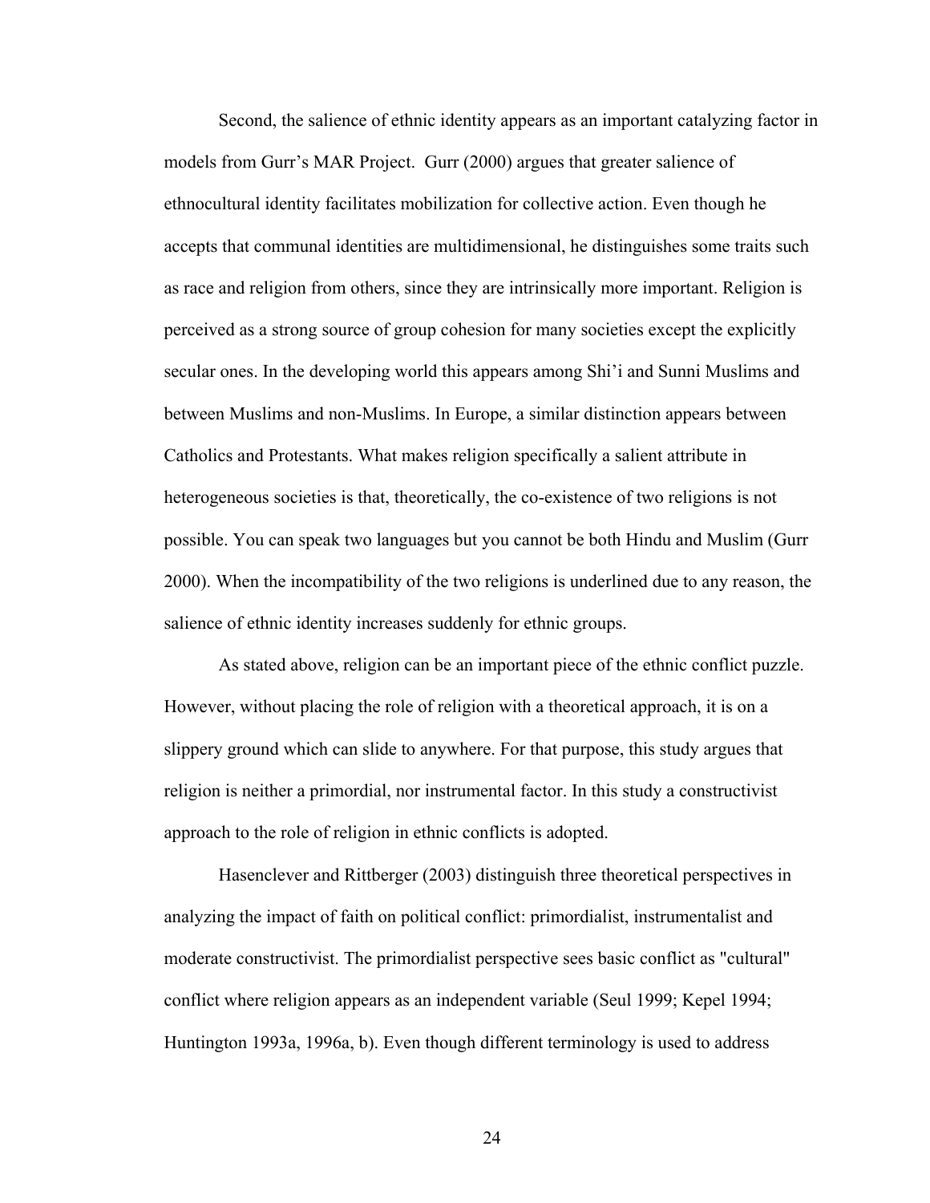Second, the salience of ethnic identity appears as an important catalyzing factor in models from Gurr's MAR Project. Gurr (2000) argues that greater salience of ethnocultural identity facilitates mobilization for collective action. Even though he accepts that communal identities are multidimensional, he distinguishes some traits such as race and religion from others, since they are intrinsically more important. Religion is perceived as a strong source of group cohesion for many societies except the explicitly secular ones. In the developing world this appears among Shi'i and Sunni Muslims and between Muslims and non-Muslims. In Europe, a similar distinction appears between Catholics and Protestants. What makes religion specifically a salient attribute in heterogeneous societies is that, theoretically, the co-existence of two religions is not possible. You can speak two languages but you cannot be both Hindu and Muslim (Gurr 2000). When the incompatibility of the two religions is underlined due to any reason, the salience of ethnic identity increases suddenly for ethnic groups.

As stated above, religion can be an important piece of the ethnic conflict puzzle. However, without placing the role of religion with a theoretical approach, it is on a slippery ground which can slide to anywhere. For that purpose, this study argues that religion is neither a primordial, nor instrumental factor. In this study a constructivist approach to the role of religion in ethnic conflicts is adopted.

Hasenclever and Rittberger (2003) distinguish three theoretical perspectives in analyzing the impact of faith on political conflict: primordialist, instrumentalist and moderate constructivist. The primordialist perspective sees basic conflict as "cultural" conflict where religion appears as an independent variable (Seul 1999; Kepel 1994; Huntington 1993a, 1996a, b). Even though different terminology is used to address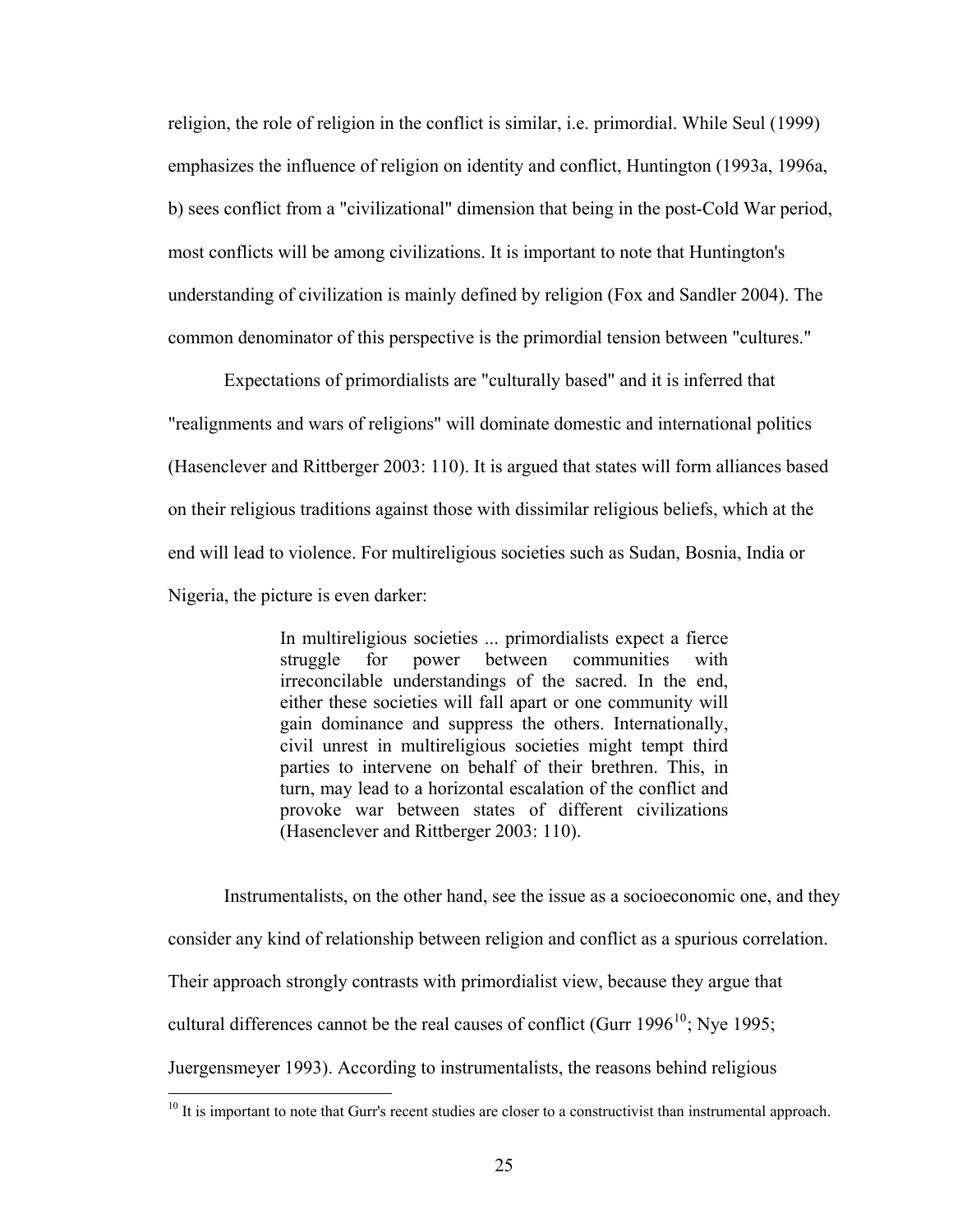religion, the role of religion in the conflict is similar, i.e. primordial. While Seul (1999) emphasizes the influence of religion on identity and conflict, Huntington (1993a, 1996a, b) sees conflict from a "civilizational" dimension that being in the post-Cold War period, most conflicts will be among civilizations. It is important to note that Huntington's understanding of civilization is mainly defined by religion (Fox and Sandler 2004). The common denominator of this perspective is the primordial tension between "cultures."

Expectations of primordialists are "culturally based" and it is inferred that "realignments and wars of religions" will dominate domestic and international politics (Hasenclever and Rittberger 2003: 110). It is argued that states will form alliances based on their religious traditions against those with dissimilar religious beliefs, which at the end will lead to violence. For multireligious societies such as Sudan, Bosnia, India or Nigeria, the picture is even darker:

> In multireligious societies ... primordialists expect a fierce struggle for power between communities with irreconcilable understandings of the sacred. In the end, either these societies will fall apart or one community will gain dominance and suppress the others. Internationally, civil unrest in multireligious societies might tempt third parties to intervene on behalf of their brethren. This, in turn, may lead to a horizontal escalation of the conflict and provoke war between states of different civilizations (Hasenclever and Rittberger 2003: 110).

Instrumentalists, on the other hand, see the issue as a socioeconomic one, and they consider any kind of relationship between religion and conflict as a spurious correlation. Their approach strongly contrasts with primordialist view, because they argue that cultural differences cannot be the real causes of conflict (Gurr 1996[10]; Nye 1995; Juergensmeyer 1993). According to instrumentalists, the reasons behind religious

[10] It is important to note that Gurr's recent studies are closer to a constructivist than instrumental approach.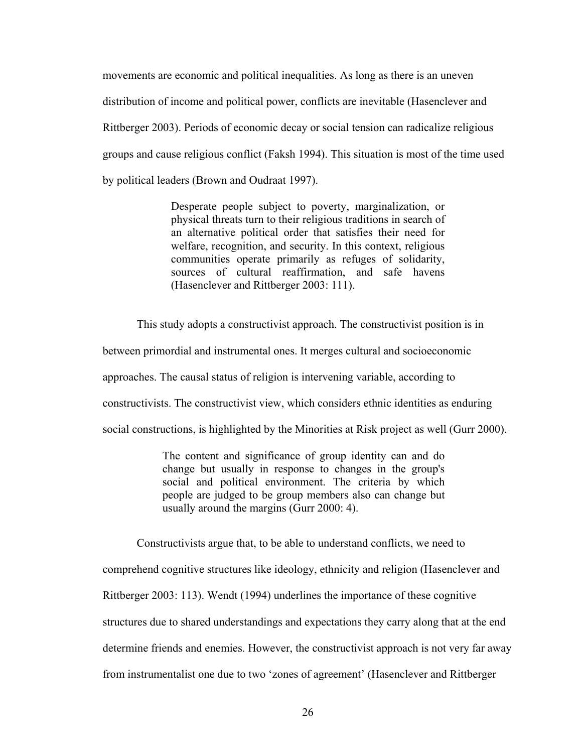movements are economic and political inequalities. As long as there is an uneven distribution of income and political power, conflicts are inevitable (Hasenclever and Rittberger 2003). Periods of economic decay or social tension can radicalize religious groups and cause religious conflict (Faksh 1994). This situation is most of the time used by political leaders (Brown and Oudraat 1997).

> Desperate people subject to poverty, marginalization, or physical threats turn to their religious traditions in search of an alternative political order that satisfies their need for welfare, recognition, and security. In this context, religious communities operate primarily as refuges of solidarity, sources of cultural reaffirmation, and safe havens (Hasenclever and Rittberger 2003: 111).

This study adopts a constructivist approach. The constructivist position is in between primordial and instrumental ones. It merges cultural and socioeconomic approaches. The causal status of religion is intervening variable, according to constructivists. The constructivist view, which considers ethnic identities as enduring social constructions, is highlighted by the Minorities at Risk project as well (Gurr 2000).

> The content and significance of group identity can and do change but usually in response to changes in the group's social and political environment. The criteria by which people are judged to be group members also can change but usually around the margins (Gurr 2000: 4).

Constructivists argue that, to be able to understand conflicts, we need to comprehend cognitive structures like ideology, ethnicity and religion (Hasenclever and Rittberger 2003: 113). Wendt (1994) underlines the importance of these cognitive structures due to shared understandings and expectations they carry along that at the end determine friends and enemies. However, the constructivist approach is not very far away from instrumentalist one due to two 'zones of agreement' (Hasenclever and Rittberger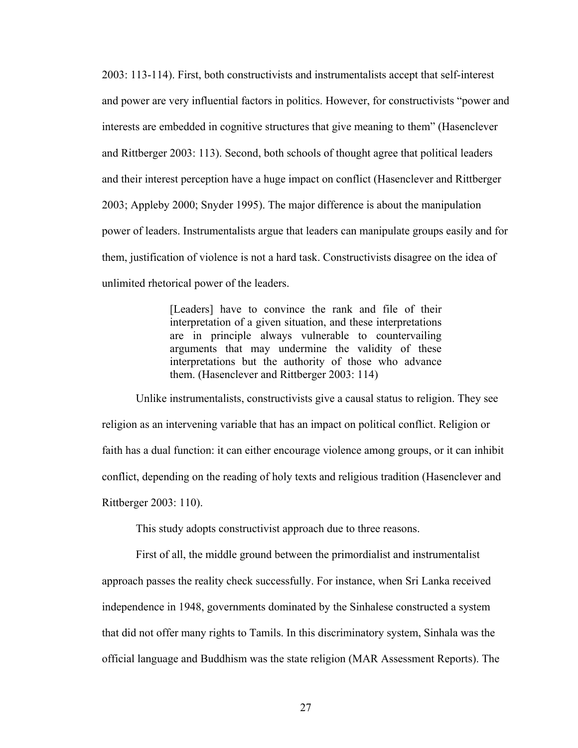2003: 113-114). First, both constructivists and instrumentalists accept that self-interest and power are very influential factors in politics. However, for constructivists "power and interests are embedded in cognitive structures that give meaning to them" (Hasenclever and Rittberger 2003: 113). Second, both schools of thought agree that political leaders and their interest perception have a huge impact on conflict (Hasenclever and Rittberger 2003; Appleby 2000; Snyder 1995). The major difference is about the manipulation power of leaders. Instrumentalists argue that leaders can manipulate groups easily and for them, justification of violence is not a hard task. Constructivists disagree on the idea of unlimited rhetorical power of the leaders.

> [Leaders] have to convince the rank and file of their interpretation of a given situation, and these interpretations are in principle always vulnerable to countervailing arguments that may undermine the validity of these interpretations but the authority of those who advance them. (Hasenclever and Rittberger 2003: 114)

Unlike instrumentalists, constructivists give a causal status to religion. They see religion as an intervening variable that has an impact on political conflict. Religion or faith has a dual function: it can either encourage violence among groups, or it can inhibit conflict, depending on the reading of holy texts and religious tradition (Hasenclever and Rittberger 2003: 110).

This study adopts constructivist approach due to three reasons.

First of all, the middle ground between the primordialist and instrumentalist approach passes the reality check successfully. For instance, when Sri Lanka received independence in 1948, governments dominated by the Sinhalese constructed a system that did not offer many rights to Tamils. In this discriminatory system, Sinhala was the official language and Buddhism was the state religion (MAR Assessment Reports). The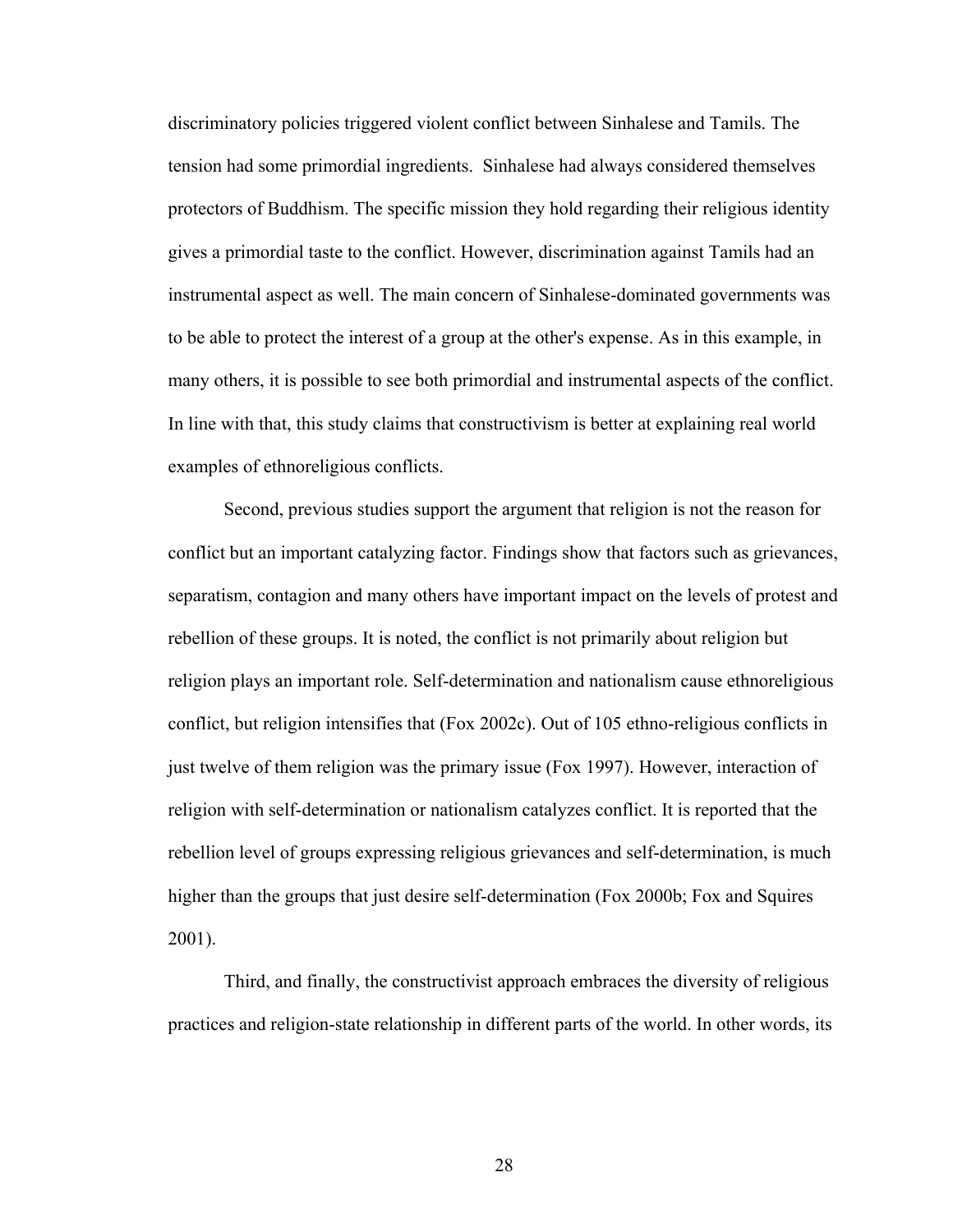discriminatory policies triggered violent conflict between Sinhalese and Tamils. The tension had some primordial ingredients. Sinhalese had always considered themselves protectors of Buddhism. The specific mission they hold regarding their religious identity gives a primordial taste to the conflict. However, discrimination against Tamils had an instrumental aspect as well. The main concern of Sinhalese-dominated governments was to be able to protect the interest of a group at the other's expense. As in this example, in many others, it is possible to see both primordial and instrumental aspects of the conflict. In line with that, this study claims that constructivism is better at explaining real world examples of ethnoreligious conflicts.

Second, previous studies support the argument that religion is not the reason for conflict but an important catalyzing factor. Findings show that factors such as grievances, separatism, contagion and many others have important impact on the levels of protest and rebellion of these groups. It is noted, the conflict is not primarily about religion but religion plays an important role. Self-determination and nationalism cause ethnoreligious conflict, but religion intensifies that (Fox 2002c). Out of 105 ethno-religious conflicts in just twelve of them religion was the primary issue (Fox 1997). However, interaction of religion with self-determination or nationalism catalyzes conflict. It is reported that the rebellion level of groups expressing religious grievances and self-determination, is much higher than the groups that just desire self-determination (Fox 2000b; Fox and Squires 2001).

Third, and finally, the constructivist approach embraces the diversity of religious practices and religion-state relationship in different parts of the world. In other words, its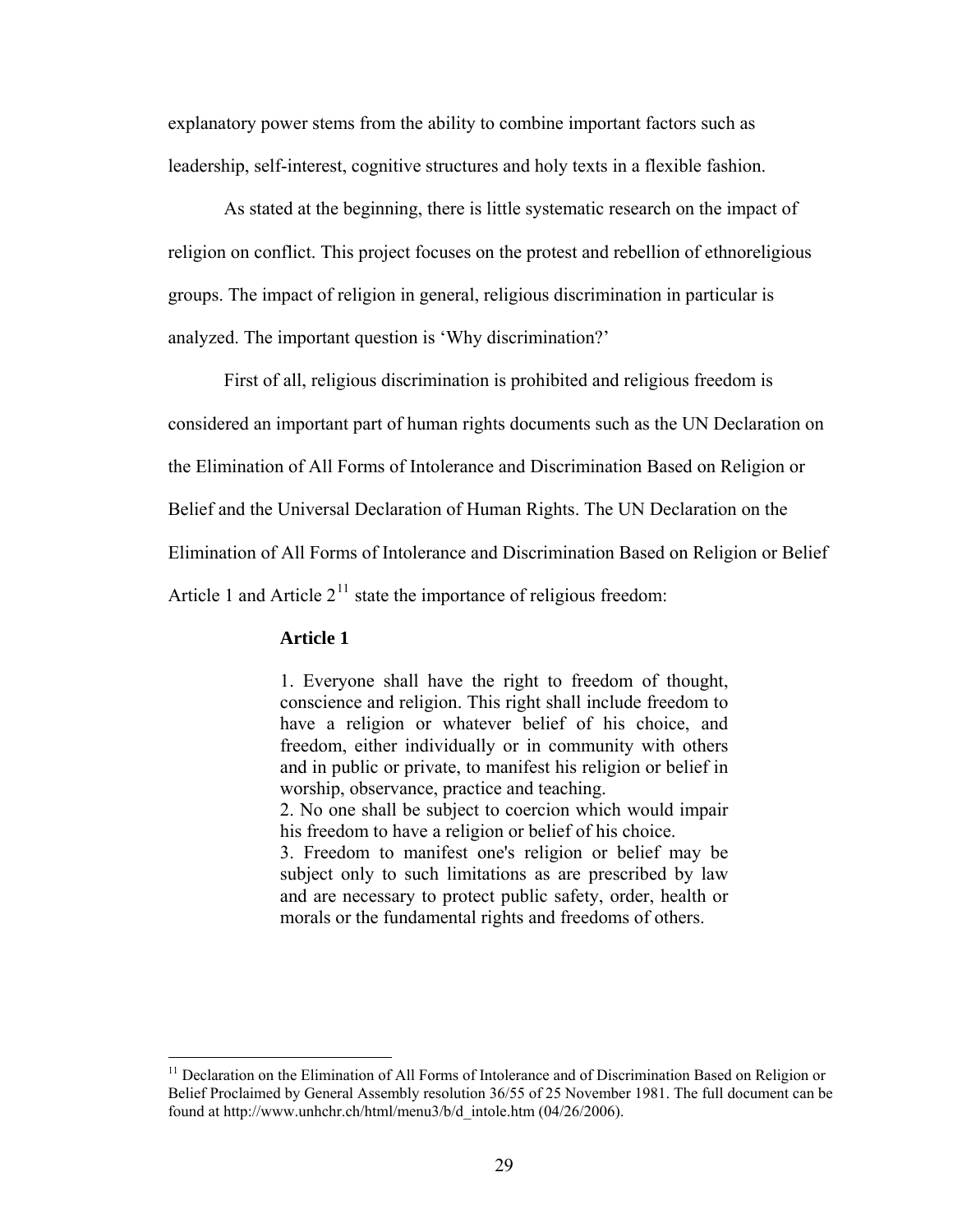explanatory power stems from the ability to combine important factors such as leadership, self-interest, cognitive structures and holy texts in a flexible fashion.

As stated at the beginning, there is little systematic research on the impact of religion on conflict. This project focuses on the protest and rebellion of ethnoreligious groups. The impact of religion in general, religious discrimination in particular is analyzed. The important question is 'Why discrimination?'

First of all, religious discrimination is prohibited and religious freedom is considered an important part of human rights documents such as the UN Declaration on the Elimination of All Forms of Intolerance and Discrimination Based on Religion or Belief and the Universal Declaration of Human Rights. The UN Declaration on the Elimination of All Forms of Intolerance and Discrimination Based on Religion or Belief Article 1 and Article 2[11] state the importance of religious freedom:

> **Article 1**
>
> 1. Everyone shall have the right to freedom of thought, conscience and religion. This right shall include freedom to have a religion or whatever belief of his choice, and freedom, either individually or in community with others and in public or private, to manifest his religion or belief in worship, observance, practice and teaching.
> 2. No one shall be subject to coercion which would impair his freedom to have a religion or belief of his choice.
> 3. Freedom to manifest one's religion or belief may be subject only to such limitations as are prescribed by law and are necessary to protect public safety, order, health or morals or the fundamental rights and freedoms of others.

---

[11] Declaration on the Elimination of All Forms of Intolerance and of Discrimination Based on Religion or Belief Proclaimed by General Assembly resolution 36/55 of 25 November 1981. The full document can be found at http://www.unhchr.ch/html/menu3/b/d_intole.htm (04/26/2006).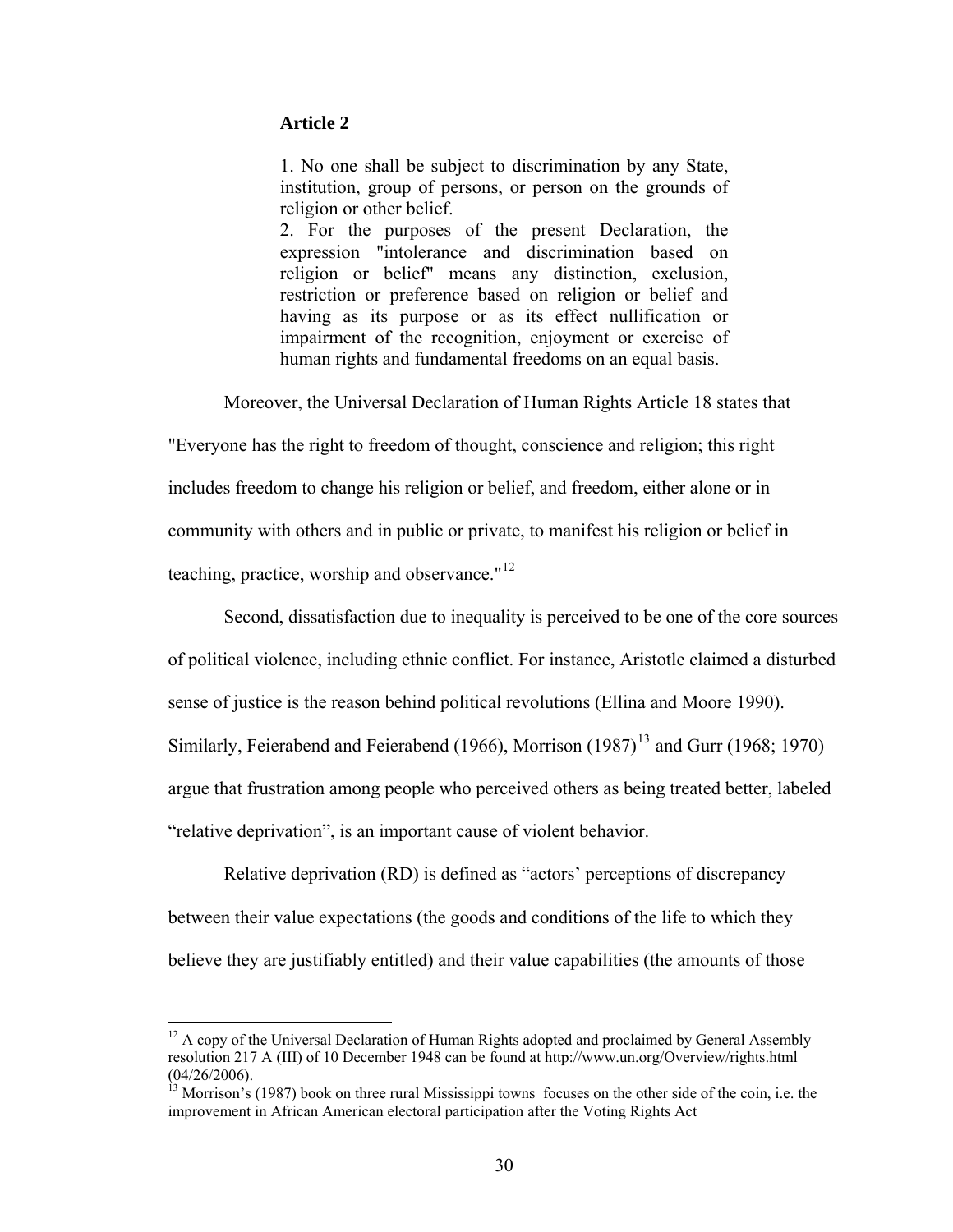> **Article 2**
>
> 1. No one shall be subject to discrimination by any State, institution, group of persons, or person on the grounds of religion or other belief.
> 2. For the purposes of the present Declaration, the expression "intolerance and discrimination based on religion or belief" means any distinction, exclusion, restriction or preference based on religion or belief and having as its purpose or as its effect nullification or impairment of the recognition, enjoyment or exercise of human rights and fundamental freedoms on an equal basis.

Moreover, the Universal Declaration of Human Rights Article 18 states that "Everyone has the right to freedom of thought, conscience and religion; this right includes freedom to change his religion or belief, and freedom, either alone or in community with others and in public or private, to manifest his religion or belief in teaching, practice, worship and observance."[12]

Second, dissatisfaction due to inequality is perceived to be one of the core sources of political violence, including ethnic conflict. For instance, Aristotle claimed a disturbed sense of justice is the reason behind political revolutions (Ellina and Moore 1990). Similarly, Feierabend and Feierabend (1966), Morrison (1987)[13] and Gurr (1968; 1970) argue that frustration among people who perceived others as being treated better, labeled "relative deprivation", is an important cause of violent behavior.

Relative deprivation (RD) is defined as "actors' perceptions of discrepancy between their value expectations (the goods and conditions of the life to which they believe they are justifiably entitled) and their value capabilities (the amounts of those

---

[12] A copy of the Universal Declaration of Human Rights adopted and proclaimed by General Assembly resolution 217 A (III) of 10 December 1948 can be found at http://www.un.org/Overview/rights.html (04/26/2006).

[13] Morrison's (1987) book on three rural Mississippi towns focuses on the other side of the coin, i.e. the improvement in African American electoral participation after the Voting Rights Act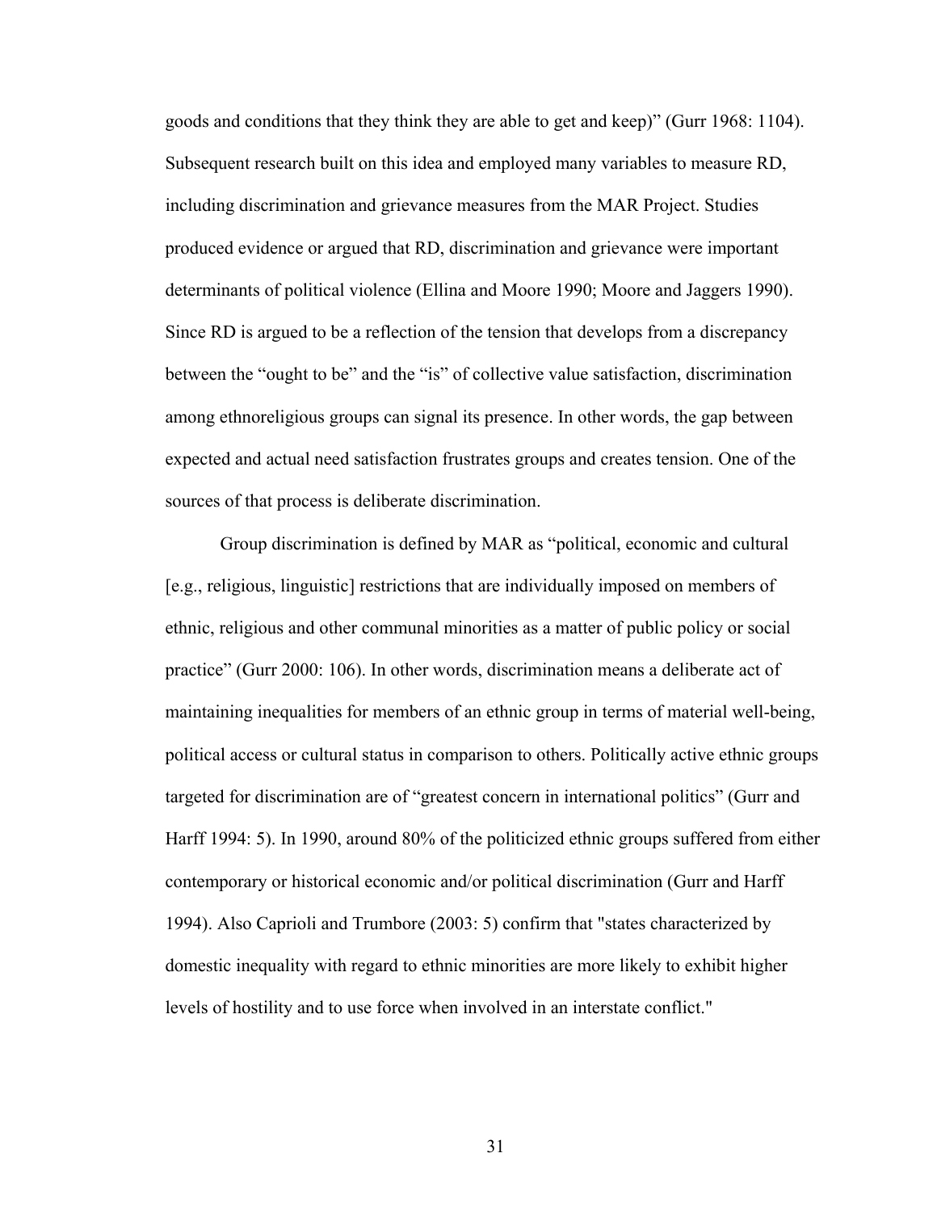goods and conditions that they think they are able to get and keep)" (Gurr 1968: 1104). Subsequent research built on this idea and employed many variables to measure RD, including discrimination and grievance measures from the MAR Project. Studies produced evidence or argued that RD, discrimination and grievance were important determinants of political violence (Ellina and Moore 1990; Moore and Jaggers 1990). Since RD is argued to be a reflection of the tension that develops from a discrepancy between the "ought to be" and the "is" of collective value satisfaction, discrimination among ethnoreligious groups can signal its presence. In other words, the gap between expected and actual need satisfaction frustrates groups and creates tension. One of the sources of that process is deliberate discrimination.

Group discrimination is defined by MAR as "political, economic and cultural [e.g., religious, linguistic] restrictions that are individually imposed on members of ethnic, religious and other communal minorities as a matter of public policy or social practice" (Gurr 2000: 106). In other words, discrimination means a deliberate act of maintaining inequalities for members of an ethnic group in terms of material well-being, political access or cultural status in comparison to others. Politically active ethnic groups targeted for discrimination are of "greatest concern in international politics" (Gurr and Harff 1994: 5). In 1990, around 80% of the politicized ethnic groups suffered from either contemporary or historical economic and/or political discrimination (Gurr and Harff 1994). Also Caprioli and Trumbore (2003: 5) confirm that "states characterized by domestic inequality with regard to ethnic minorities are more likely to exhibit higher levels of hostility and to use force when involved in an interstate conflict."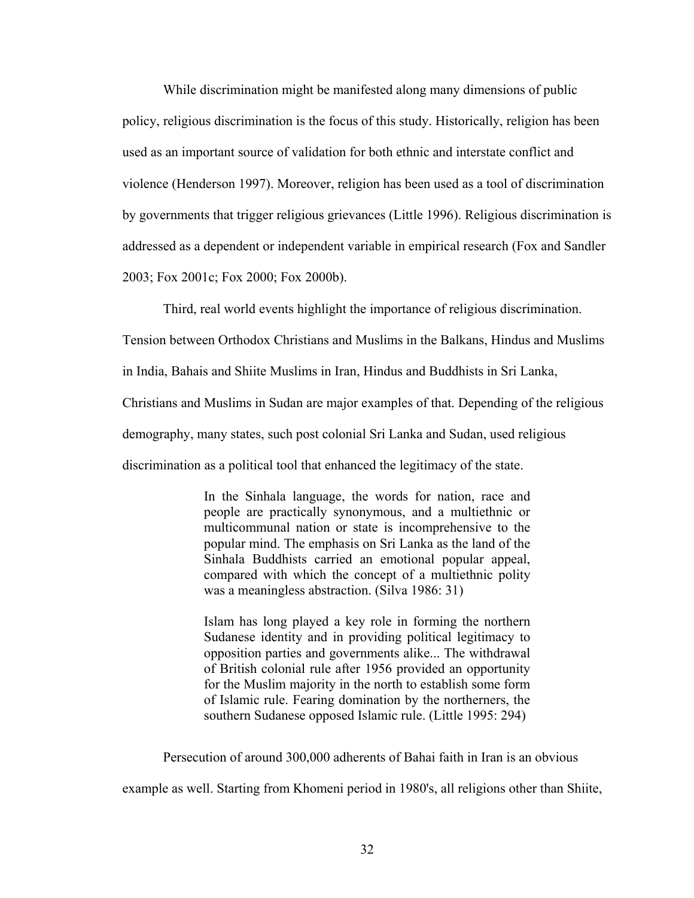While discrimination might be manifested along many dimensions of public policy, religious discrimination is the focus of this study. Historically, religion has been used as an important source of validation for both ethnic and interstate conflict and violence (Henderson 1997). Moreover, religion has been used as a tool of discrimination by governments that trigger religious grievances (Little 1996). Religious discrimination is addressed as a dependent or independent variable in empirical research (Fox and Sandler 2003; Fox 2001c; Fox 2000; Fox 2000b).

Third, real world events highlight the importance of religious discrimination. Tension between Orthodox Christians and Muslims in the Balkans, Hindus and Muslims in India, Bahais and Shiite Muslims in Iran, Hindus and Buddhists in Sri Lanka, Christians and Muslims in Sudan are major examples of that. Depending of the religious demography, many states, such post colonial Sri Lanka and Sudan, used religious discrimination as a political tool that enhanced the legitimacy of the state.

> In the Sinhala language, the words for nation, race and people are practically synonymous, and a multiethnic or multicommunal nation or state is incomprehensive to the popular mind. The emphasis on Sri Lanka as the land of the Sinhala Buddhists carried an emotional popular appeal, compared with which the concept of a multiethnic polity was a meaningless abstraction. (Silva 1986: 31)

> Islam has long played a key role in forming the northern Sudanese identity and in providing political legitimacy to opposition parties and governments alike... The withdrawal of British colonial rule after 1956 provided an opportunity for the Muslim majority in the north to establish some form of Islamic rule. Fearing domination by the northerners, the southern Sudanese opposed Islamic rule. (Little 1995: 294)

Persecution of around 300,000 adherents of Bahai faith in Iran is an obvious example as well. Starting from Khomeni period in 1980's, all religions other than Shiite,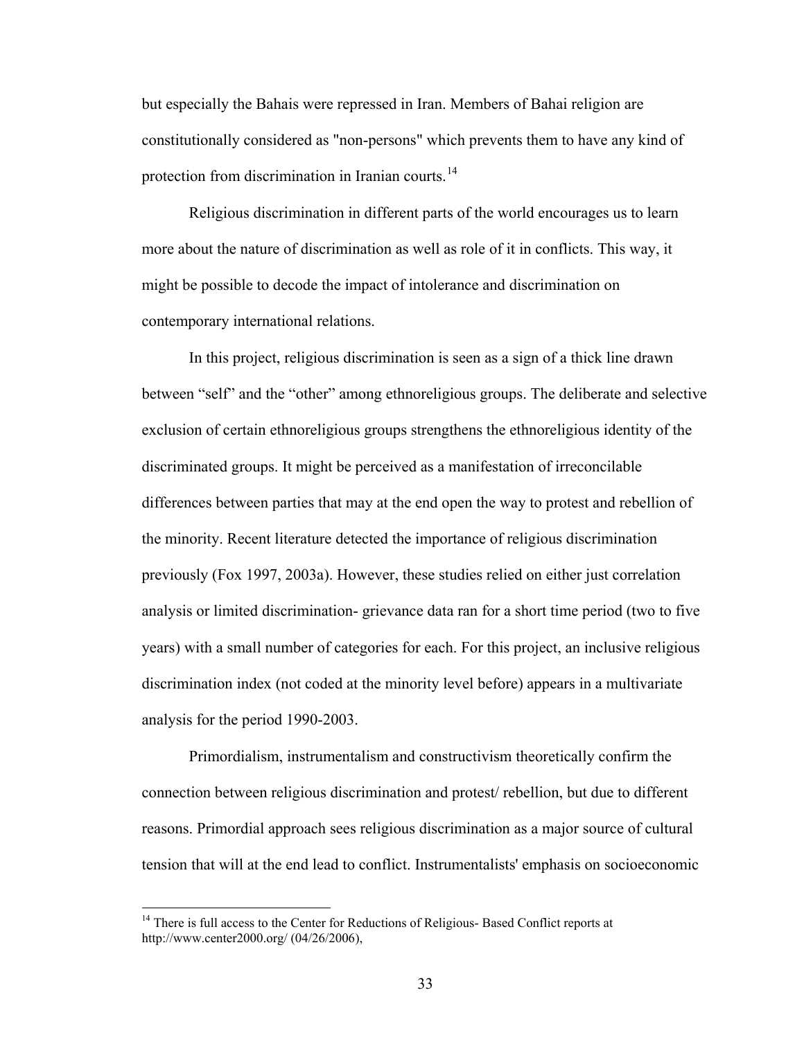but especially the Bahais were repressed in Iran. Members of Bahai religion are constitutionally considered as "non-persons" which prevents them to have any kind of protection from discrimination in Iranian courts.[14]

Religious discrimination in different parts of the world encourages us to learn more about the nature of discrimination as well as role of it in conflicts. This way, it might be possible to decode the impact of intolerance and discrimination on contemporary international relations.

In this project, religious discrimination is seen as a sign of a thick line drawn between "self" and the "other" among ethnoreligious groups. The deliberate and selective exclusion of certain ethnoreligious groups strengthens the ethnoreligious identity of the discriminated groups. It might be perceived as a manifestation of irreconcilable differences between parties that may at the end open the way to protest and rebellion of the minority. Recent literature detected the importance of religious discrimination previously (Fox 1997, 2003a). However, these studies relied on either just correlation analysis or limited discrimination- grievance data ran for a short time period (two to five years) with a small number of categories for each. For this project, an inclusive religious discrimination index (not coded at the minority level before) appears in a multivariate analysis for the period 1990-2003.

Primordialism, instrumentalism and constructivism theoretically confirm the connection between religious discrimination and protest/ rebellion, but due to different reasons. Primordial approach sees religious discrimination as a major source of cultural tension that will at the end lead to conflict. Instrumentalists' emphasis on socioeconomic

---

[14] There is full access to the Center for Reductions of Religious- Based Conflict reports at http://www.center2000.org/ (04/26/2006),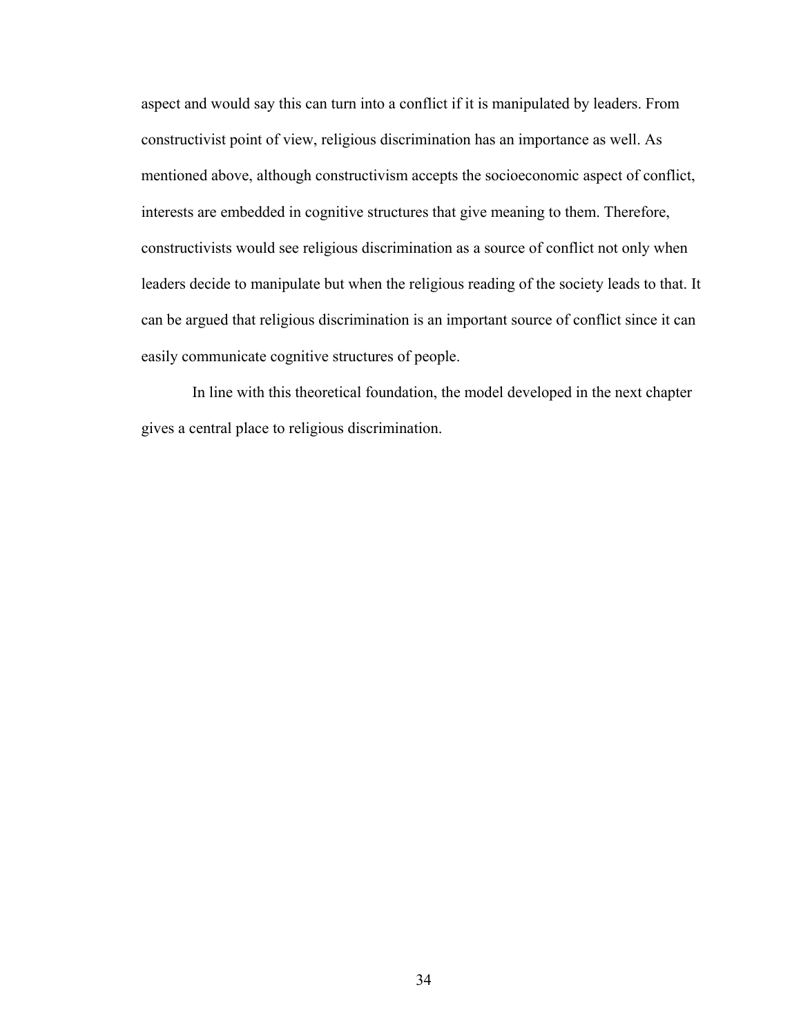aspect and would say this can turn into a conflict if it is manipulated by leaders. From constructivist point of view, religious discrimination has an importance as well. As mentioned above, although constructivism accepts the socioeconomic aspect of conflict, interests are embedded in cognitive structures that give meaning to them. Therefore, constructivists would see religious discrimination as a source of conflict not only when leaders decide to manipulate but when the religious reading of the society leads to that. It can be argued that religious discrimination is an important source of conflict since it can easily communicate cognitive structures of people.

In line with this theoretical foundation, the model developed in the next chapter gives a central place to religious discrimination.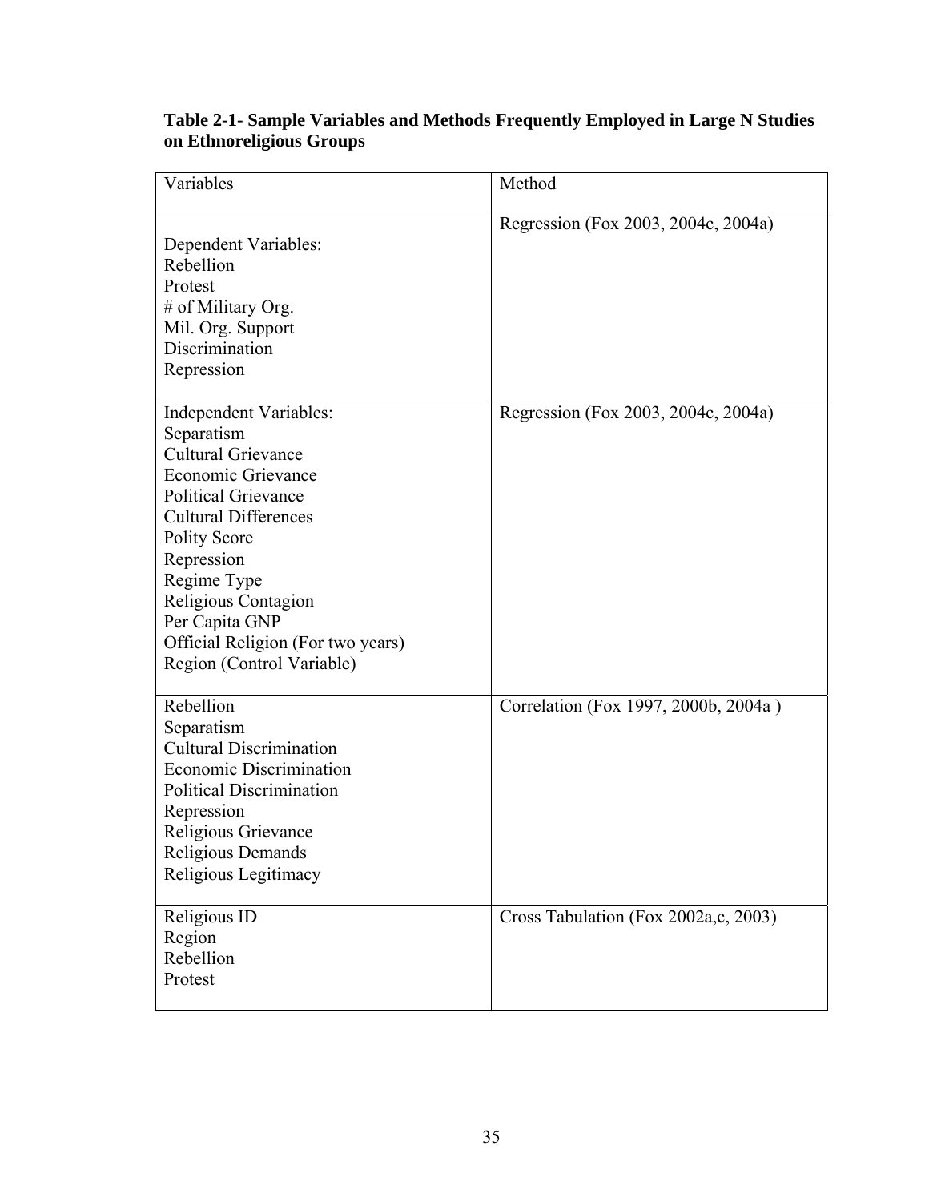**Table 2-1- Sample Variables and Methods Frequently Employed in Large N Studies on Ethnoreligious Groups**

| Variables | Method |
|---|---|
| Dependent Variables:<br>Rebellion<br>Protest<br># of Military Org.<br>Mil. Org. Support<br>Discrimination<br>Repression | Regression (Fox 2003, 2004c, 2004a) |
| Independent Variables:<br>Separatism<br>Cultural Grievance<br>Economic Grievance<br>Political Grievance<br>Cultural Differences<br>Polity Score<br>Repression<br>Regime Type<br>Religious Contagion<br>Per Capita GNP<br>Official Religion (For two years)<br>Region (Control Variable) | Regression (Fox 2003, 2004c, 2004a) |
| Rebellion<br>Separatism<br>Cultural Discrimination<br>Economic Discrimination<br>Political Discrimination<br>Repression<br>Religious Grievance<br>Religious Demands<br>Religious Legitimacy | Correlation (Fox 1997, 2000b, 2004a ) |
| Religious ID<br>Region<br>Rebellion<br>Protest | Cross Tabulation (Fox 2002a,c, 2003) |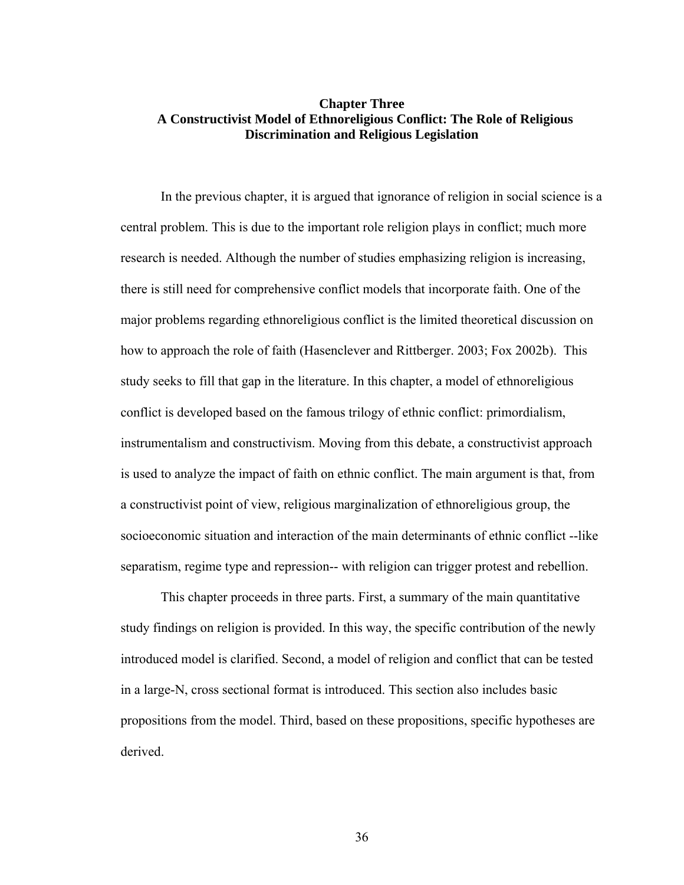# Chapter Three
## A Constructivist Model of Ethnoreligious Conflict: The Role of Religious Discrimination and Religious Legislation

In the previous chapter, it is argued that ignorance of religion in social science is a central problem. This is due to the important role religion plays in conflict; much more research is needed. Although the number of studies emphasizing religion is increasing, there is still need for comprehensive conflict models that incorporate faith. One of the major problems regarding ethnoreligious conflict is the limited theoretical discussion on how to approach the role of faith (Hasenclever and Rittberger. 2003; Fox 2002b). This study seeks to fill that gap in the literature. In this chapter, a model of ethnoreligious conflict is developed based on the famous trilogy of ethnic conflict: primordialism, instrumentalism and constructivism. Moving from this debate, a constructivist approach is used to analyze the impact of faith on ethnic conflict. The main argument is that, from a constructivist point of view, religious marginalization of ethnoreligious group, the socioeconomic situation and interaction of the main determinants of ethnic conflict --like separatism, regime type and repression-- with religion can trigger protest and rebellion.

This chapter proceeds in three parts. First, a summary of the main quantitative study findings on religion is provided. In this way, the specific contribution of the newly introduced model is clarified. Second, a model of religion and conflict that can be tested in a large-N, cross sectional format is introduced. This section also includes basic propositions from the model. Third, based on these propositions, specific hypotheses are derived.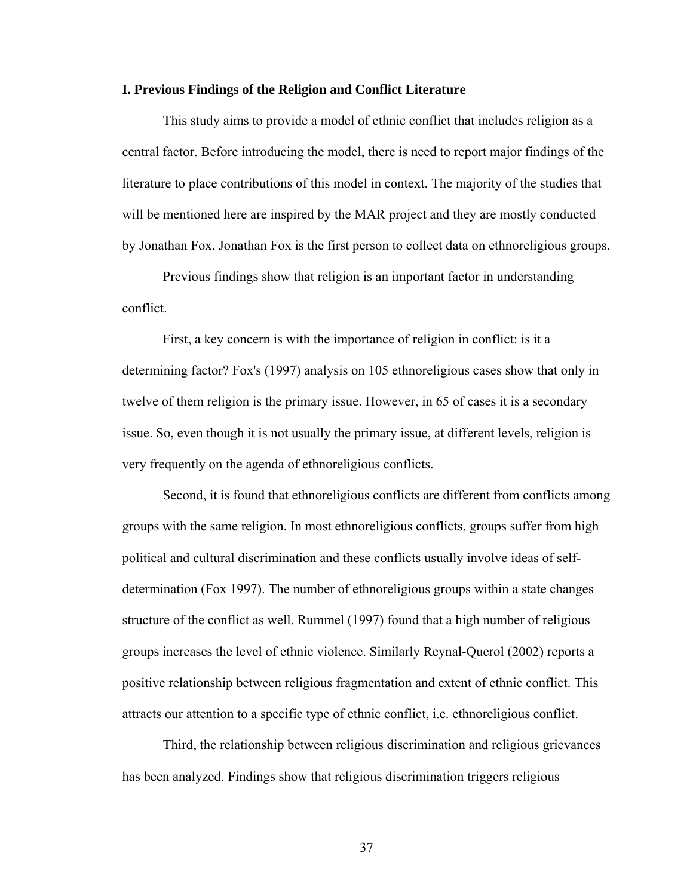### I. Previous Findings of the Religion and Conflict Literature

This study aims to provide a model of ethnic conflict that includes religion as a central factor. Before introducing the model, there is need to report major findings of the literature to place contributions of this model in context. The majority of the studies that will be mentioned here are inspired by the MAR project and they are mostly conducted by Jonathan Fox. Jonathan Fox is the first person to collect data on ethnoreligious groups.

Previous findings show that religion is an important factor in understanding conflict.

First, a key concern is with the importance of religion in conflict: is it a determining factor? Fox's (1997) analysis on 105 ethnoreligious cases show that only in twelve of them religion is the primary issue. However, in 65 of cases it is a secondary issue. So, even though it is not usually the primary issue, at different levels, religion is very frequently on the agenda of ethnoreligious conflicts.

Second, it is found that ethnoreligious conflicts are different from conflicts among groups with the same religion. In most ethnoreligious conflicts, groups suffer from high political and cultural discrimination and these conflicts usually involve ideas of self-determination (Fox 1997). The number of ethnoreligious groups within a state changes structure of the conflict as well. Rummel (1997) found that a high number of religious groups increases the level of ethnic violence. Similarly Reynal-Querol (2002) reports a positive relationship between religious fragmentation and extent of ethnic conflict. This attracts our attention to a specific type of ethnic conflict, i.e. ethnoreligious conflict.

Third, the relationship between religious discrimination and religious grievances has been analyzed. Findings show that religious discrimination triggers religious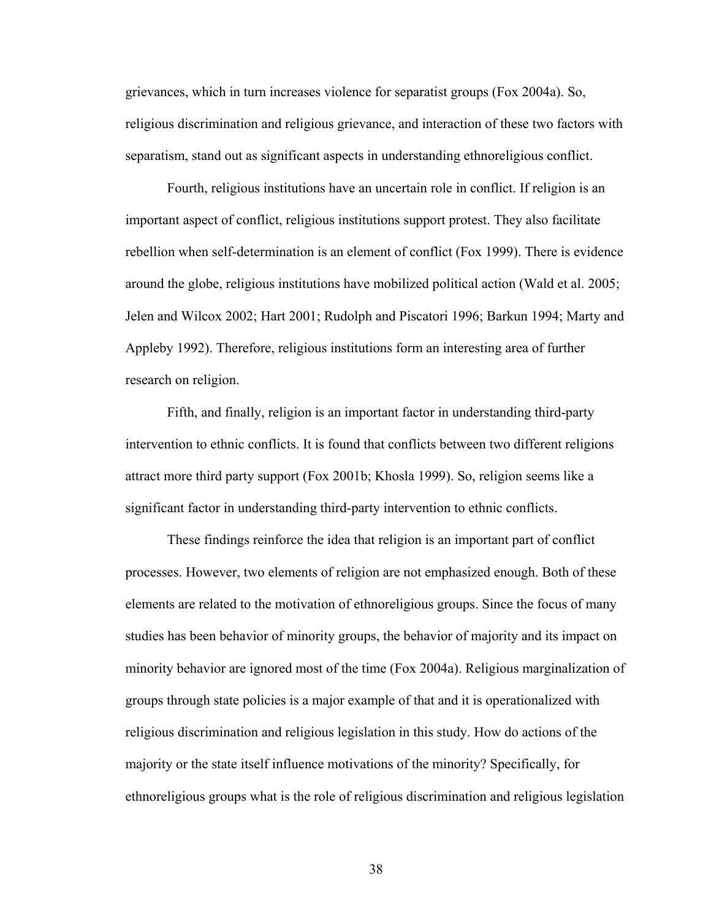grievances, which in turn increases violence for separatist groups (Fox 2004a). So, religious discrimination and religious grievance, and interaction of these two factors with separatism, stand out as significant aspects in understanding ethnoreligious conflict.

Fourth, religious institutions have an uncertain role in conflict. If religion is an important aspect of conflict, religious institutions support protest. They also facilitate rebellion when self-determination is an element of conflict (Fox 1999). There is evidence around the globe, religious institutions have mobilized political action (Wald et al. 2005; Jelen and Wilcox 2002; Hart 2001; Rudolph and Piscatori 1996; Barkun 1994; Marty and Appleby 1992). Therefore, religious institutions form an interesting area of further research on religion.

Fifth, and finally, religion is an important factor in understanding third-party intervention to ethnic conflicts. It is found that conflicts between two different religions attract more third party support (Fox 2001b; Khosla 1999). So, religion seems like a significant factor in understanding third-party intervention to ethnic conflicts.

These findings reinforce the idea that religion is an important part of conflict processes. However, two elements of religion are not emphasized enough. Both of these elements are related to the motivation of ethnoreligious groups. Since the focus of many studies has been behavior of minority groups, the behavior of majority and its impact on minority behavior are ignored most of the time (Fox 2004a). Religious marginalization of groups through state policies is a major example of that and it is operationalized with religious discrimination and religious legislation in this study. How do actions of the majority or the state itself influence motivations of the minority? Specifically, for ethnoreligious groups what is the role of religious discrimination and religious legislation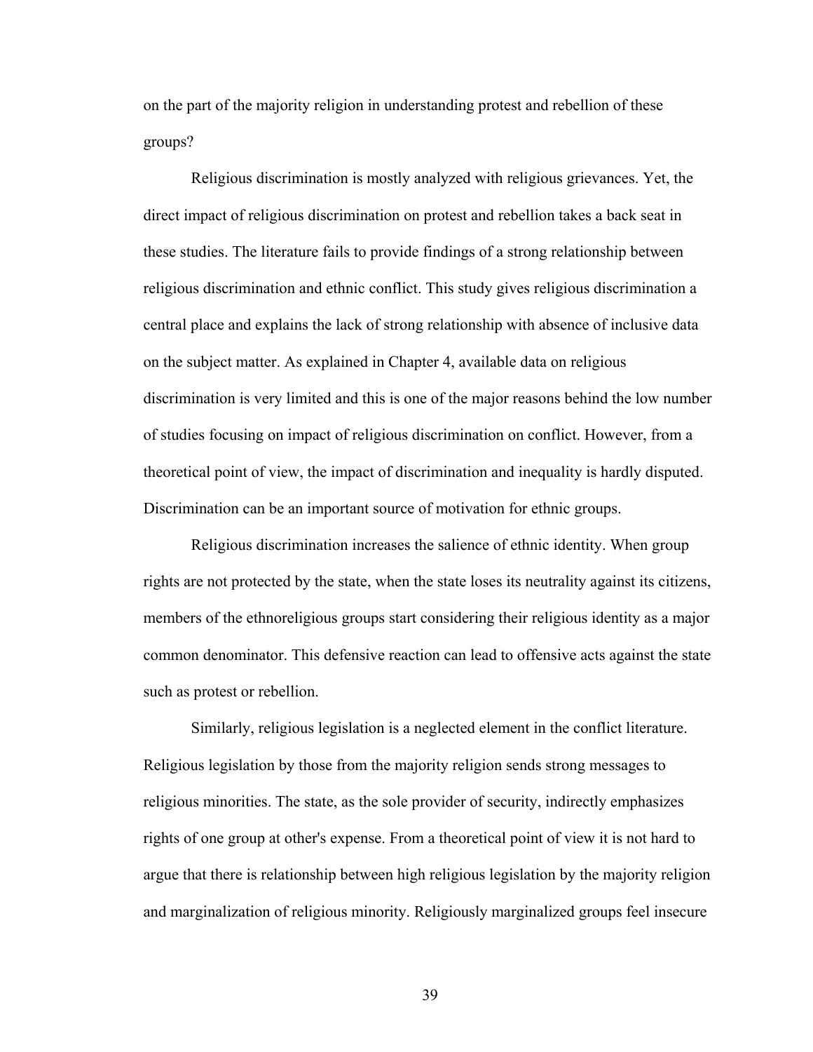on the part of the majority religion in understanding protest and rebellion of these groups?

Religious discrimination is mostly analyzed with religious grievances. Yet, the direct impact of religious discrimination on protest and rebellion takes a back seat in these studies. The literature fails to provide findings of a strong relationship between religious discrimination and ethnic conflict. This study gives religious discrimination a central place and explains the lack of strong relationship with absence of inclusive data on the subject matter. As explained in Chapter 4, available data on religious discrimination is very limited and this is one of the major reasons behind the low number of studies focusing on impact of religious discrimination on conflict. However, from a theoretical point of view, the impact of discrimination and inequality is hardly disputed. Discrimination can be an important source of motivation for ethnic groups.

Religious discrimination increases the salience of ethnic identity. When group rights are not protected by the state, when the state loses its neutrality against its citizens, members of the ethnoreligious groups start considering their religious identity as a major common denominator. This defensive reaction can lead to offensive acts against the state such as protest or rebellion.

Similarly, religious legislation is a neglected element in the conflict literature. Religious legislation by those from the majority religion sends strong messages to religious minorities. The state, as the sole provider of security, indirectly emphasizes rights of one group at other's expense. From a theoretical point of view it is not hard to argue that there is relationship between high religious legislation by the majority religion and marginalization of religious minority. Religiously marginalized groups feel insecure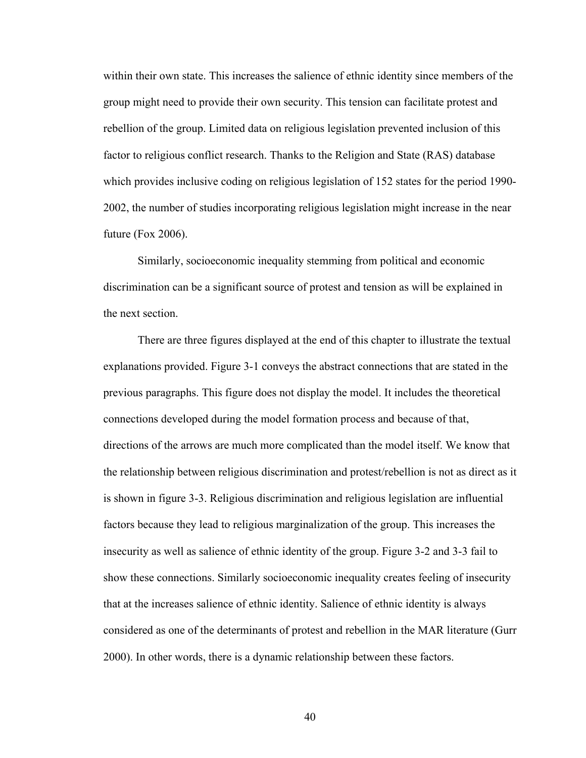within their own state. This increases the salience of ethnic identity since members of the group might need to provide their own security. This tension can facilitate protest and rebellion of the group. Limited data on religious legislation prevented inclusion of this factor to religious conflict research. Thanks to the Religion and State (RAS) database which provides inclusive coding on religious legislation of 152 states for the period 1990-2002, the number of studies incorporating religious legislation might increase in the near future (Fox 2006).

Similarly, socioeconomic inequality stemming from political and economic discrimination can be a significant source of protest and tension as will be explained in the next section.

There are three figures displayed at the end of this chapter to illustrate the textual explanations provided. Figure 3-1 conveys the abstract connections that are stated in the previous paragraphs. This figure does not display the model. It includes the theoretical connections developed during the model formation process and because of that, directions of the arrows are much more complicated than the model itself. We know that the relationship between religious discrimination and protest/rebellion is not as direct as it is shown in figure 3-3. Religious discrimination and religious legislation are influential factors because they lead to religious marginalization of the group. This increases the insecurity as well as salience of ethnic identity of the group. Figure 3-2 and 3-3 fail to show these connections. Similarly socioeconomic inequality creates feeling of insecurity that at the increases salience of ethnic identity. Salience of ethnic identity is always considered as one of the determinants of protest and rebellion in the MAR literature (Gurr 2000). In other words, there is a dynamic relationship between these factors.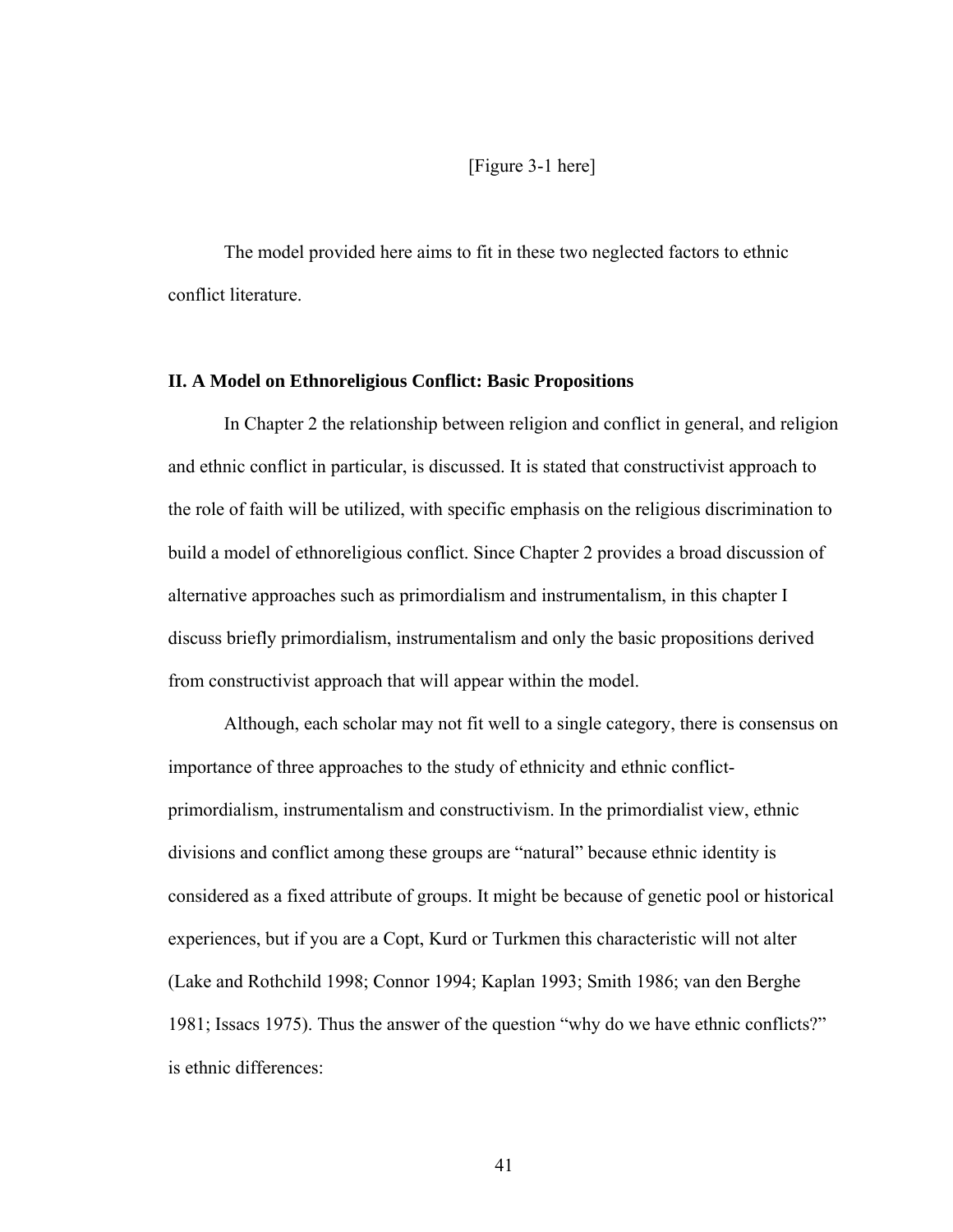[Figure 3-1 here]

The model provided here aims to fit in these two neglected factors to ethnic conflict literature.

### II. A Model on Ethnoreligious Conflict: Basic Propositions

In Chapter 2 the relationship between religion and conflict in general, and religion and ethnic conflict in particular, is discussed. It is stated that constructivist approach to the role of faith will be utilized, with specific emphasis on the religious discrimination to build a model of ethnoreligious conflict. Since Chapter 2 provides a broad discussion of alternative approaches such as primordialism and instrumentalism, in this chapter I discuss briefly primordialism, instrumentalism and only the basic propositions derived from constructivist approach that will appear within the model.

Although, each scholar may not fit well to a single category, there is consensus on importance of three approaches to the study of ethnicity and ethnic conflict- primordialism, instrumentalism and constructivism. In the primordialist view, ethnic divisions and conflict among these groups are "natural" because ethnic identity is considered as a fixed attribute of groups. It might be because of genetic pool or historical experiences, but if you are a Copt, Kurd or Turkmen this characteristic will not alter (Lake and Rothchild 1998; Connor 1994; Kaplan 1993; Smith 1986; van den Berghe 1981; Issacs 1975). Thus the answer of the question "why do we have ethnic conflicts?" is ethnic differences: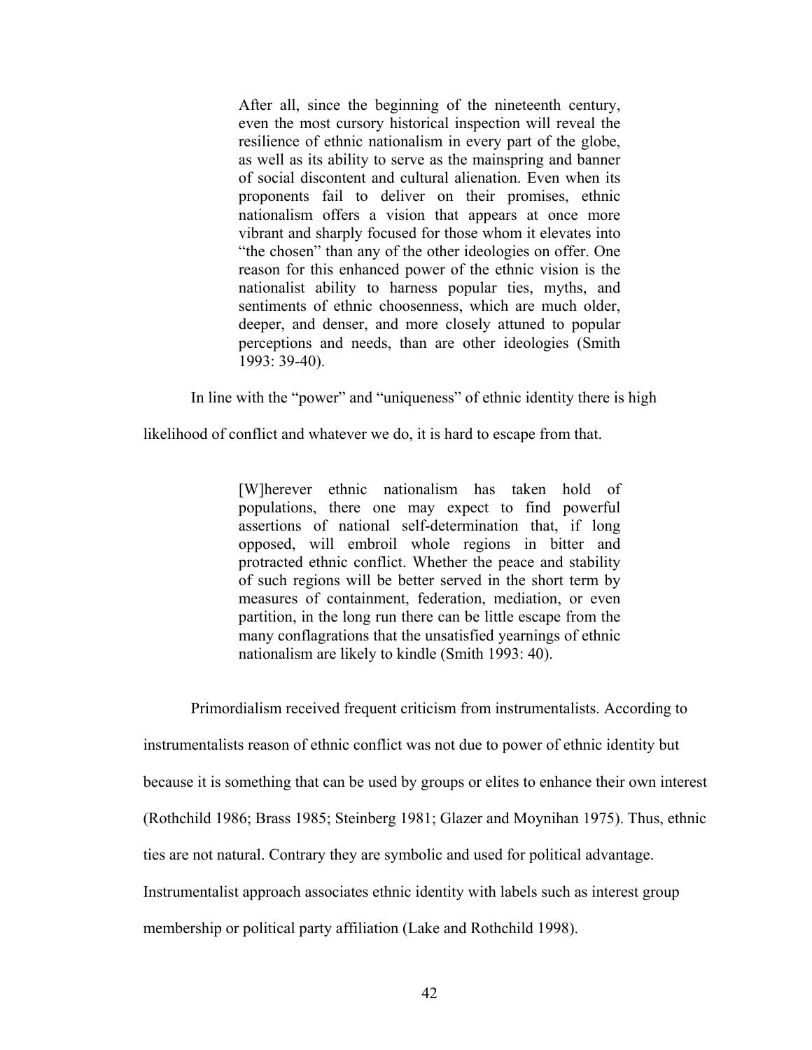> After all, since the beginning of the nineteenth century, even the most cursory historical inspection will reveal the resilience of ethnic nationalism in every part of the globe, as well as its ability to serve as the mainspring and banner of social discontent and cultural alienation. Even when its proponents fail to deliver on their promises, ethnic nationalism offers a vision that appears at once more vibrant and sharply focused for those whom it elevates into "the chosen" than any of the other ideologies on offer. One reason for this enhanced power of the ethnic vision is the nationalist ability to harness popular ties, myths, and sentiments of ethnic choosenness, which are much older, deeper, and denser, and more closely attuned to popular perceptions and needs, than are other ideologies (Smith 1993: 39-40).

In line with the "power" and "uniqueness" of ethnic identity there is high likelihood of conflict and whatever we do, it is hard to escape from that.

> [W]herever ethnic nationalism has taken hold of populations, there one may expect to find powerful assertions of national self-determination that, if long opposed, will embroil whole regions in bitter and protracted ethnic conflict. Whether the peace and stability of such regions will be better served in the short term by measures of containment, federation, mediation, or even partition, in the long run there can be little escape from the many conflagrations that the unsatisfied yearnings of ethnic nationalism are likely to kindle (Smith 1993: 40).

Primordialism received frequent criticism from instrumentalists. According to instrumentalists reason of ethnic conflict was not due to power of ethnic identity but because it is something that can be used by groups or elites to enhance their own interest (Rothchild 1986; Brass 1985; Steinberg 1981; Glazer and Moynihan 1975). Thus, ethnic ties are not natural. Contrary they are symbolic and used for political advantage. Instrumentalist approach associates ethnic identity with labels such as interest group membership or political party affiliation (Lake and Rothchild 1998).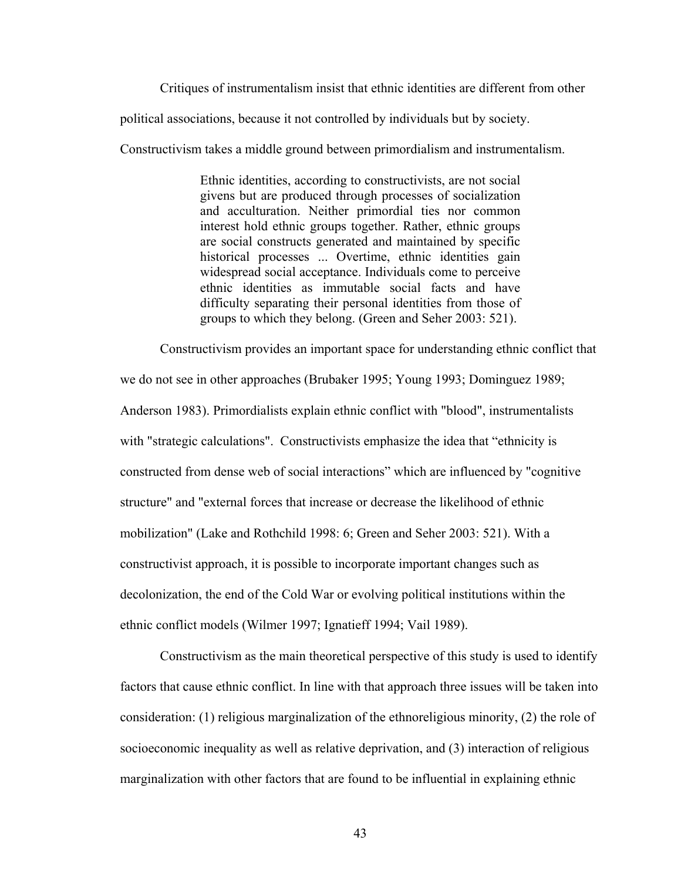Critiques of instrumentalism insist that ethnic identities are different from other political associations, because it not controlled by individuals but by society. Constructivism takes a middle ground between primordialism and instrumentalism.

> Ethnic identities, according to constructivists, are not social givens but are produced through processes of socialization and acculturation. Neither primordial ties nor common interest hold ethnic groups together. Rather, ethnic groups are social constructs generated and maintained by specific historical processes ... Overtime, ethnic identities gain widespread social acceptance. Individuals come to perceive ethnic identities as immutable social facts and have difficulty separating their personal identities from those of groups to which they belong. (Green and Seher 2003: 521).

Constructivism provides an important space for understanding ethnic conflict that we do not see in other approaches (Brubaker 1995; Young 1993; Dominguez 1989; Anderson 1983). Primordialists explain ethnic conflict with "blood", instrumentalists with "strategic calculations". Constructivists emphasize the idea that "ethnicity is constructed from dense web of social interactions" which are influenced by "cognitive structure" and "external forces that increase or decrease the likelihood of ethnic mobilization" (Lake and Rothchild 1998: 6; Green and Seher 2003: 521). With a constructivist approach, it is possible to incorporate important changes such as decolonization, the end of the Cold War or evolving political institutions within the ethnic conflict models (Wilmer 1997; Ignatieff 1994; Vail 1989).

Constructivism as the main theoretical perspective of this study is used to identify factors that cause ethnic conflict. In line with that approach three issues will be taken into consideration: (1) religious marginalization of the ethnoreligious minority, (2) the role of socioeconomic inequality as well as relative deprivation, and (3) interaction of religious marginalization with other factors that are found to be influential in explaining ethnic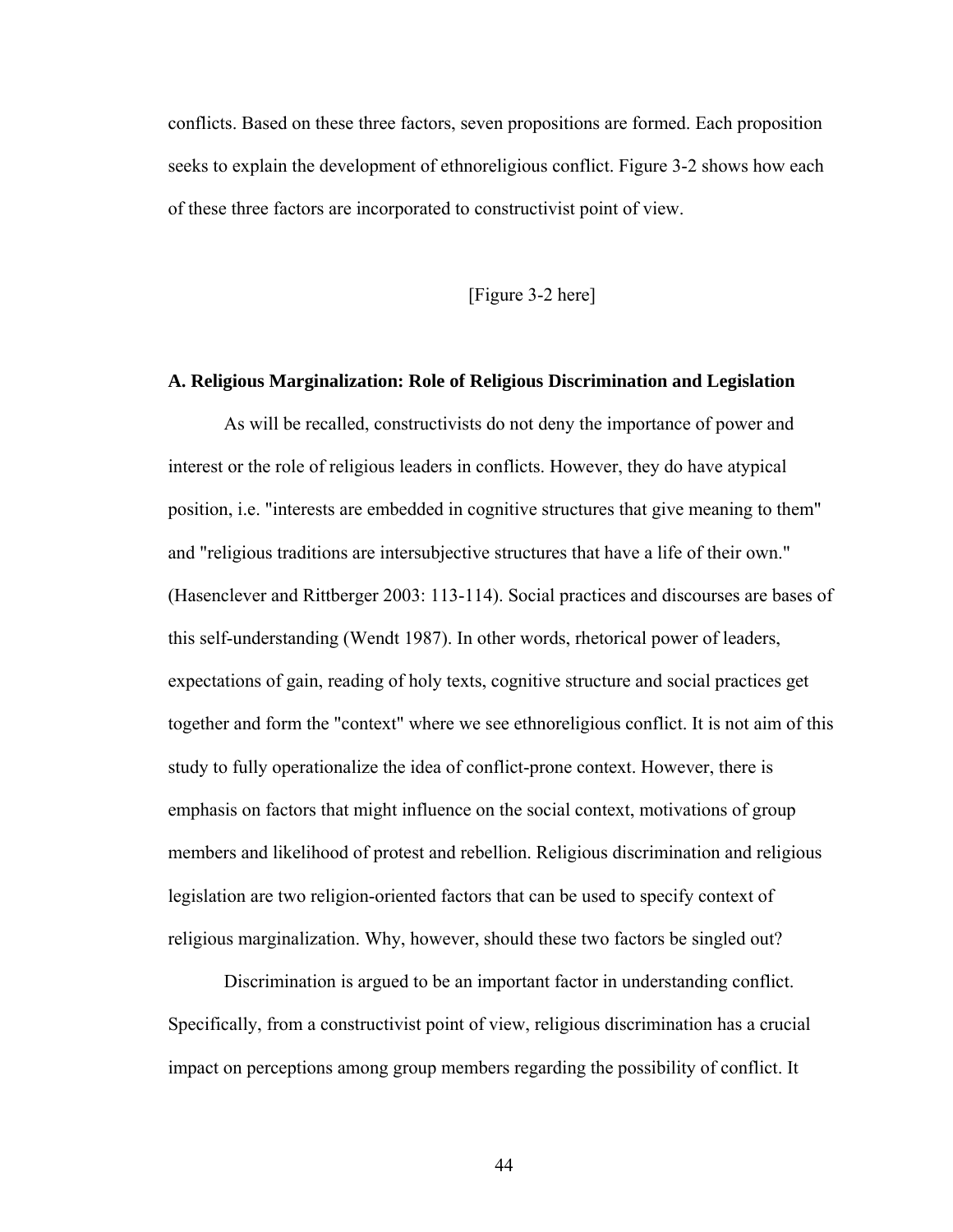conflicts. Based on these three factors, seven propositions are formed. Each proposition seeks to explain the development of ethnoreligious conflict. Figure 3-2 shows how each of these three factors are incorporated to constructivist point of view.

[Figure 3-2 here]

**A. Religious Marginalization: Role of Religious Discrimination and Legislation**

As will be recalled, constructivists do not deny the importance of power and interest or the role of religious leaders in conflicts. However, they do have atypical position, i.e. "interests are embedded in cognitive structures that give meaning to them" and "religious traditions are intersubjective structures that have a life of their own." (Hasenclever and Rittberger 2003: 113-114). Social practices and discourses are bases of this self-understanding (Wendt 1987). In other words, rhetorical power of leaders, expectations of gain, reading of holy texts, cognitive structure and social practices get together and form the "context" where we see ethnoreligious conflict. It is not aim of this study to fully operationalize the idea of conflict-prone context. However, there is emphasis on factors that might influence on the social context, motivations of group members and likelihood of protest and rebellion. Religious discrimination and religious legislation are two religion-oriented factors that can be used to specify context of religious marginalization. Why, however, should these two factors be singled out?

Discrimination is argued to be an important factor in understanding conflict. Specifically, from a constructivist point of view, religious discrimination has a crucial impact on perceptions among group members regarding the possibility of conflict. It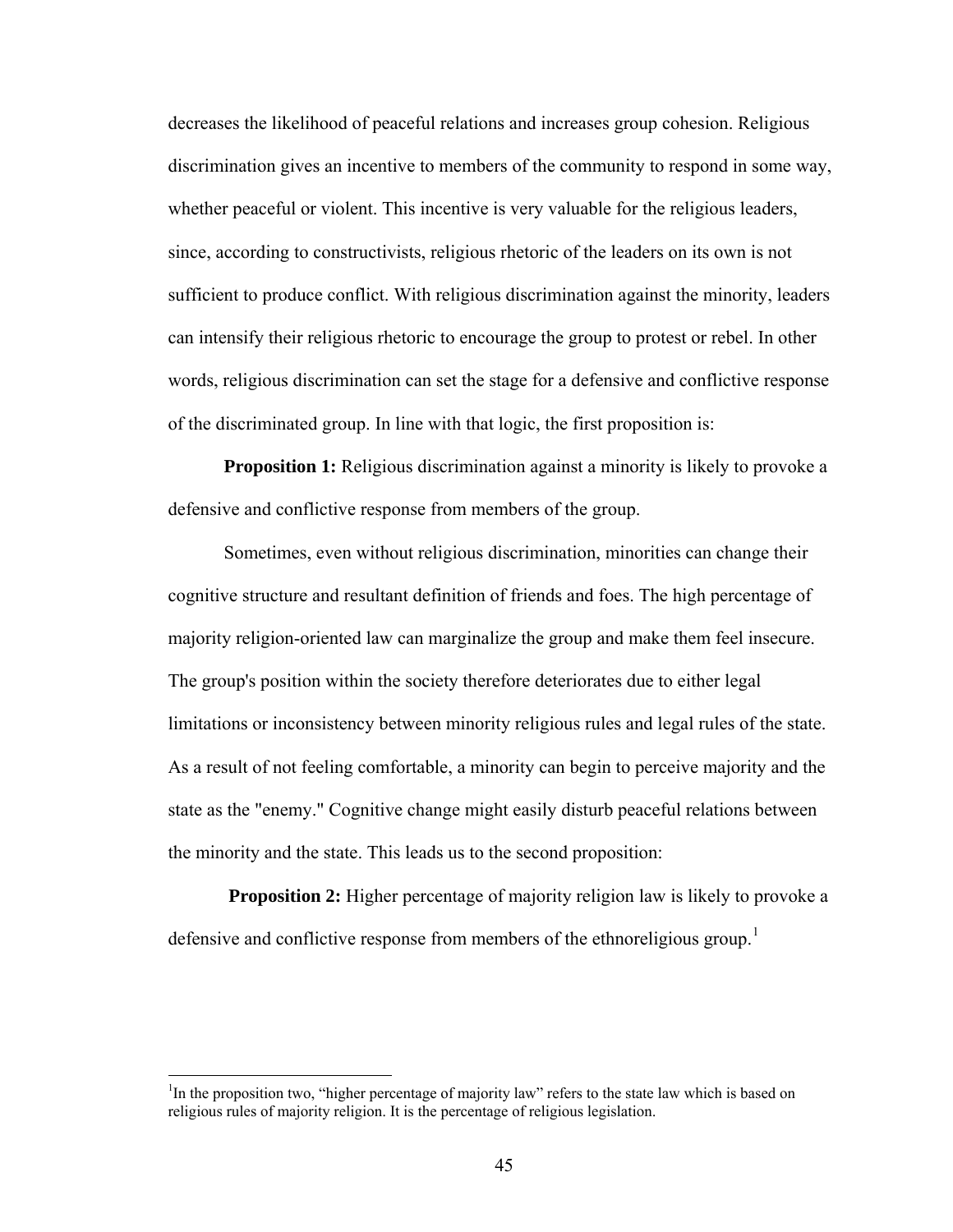decreases the likelihood of peaceful relations and increases group cohesion. Religious discrimination gives an incentive to members of the community to respond in some way, whether peaceful or violent. This incentive is very valuable for the religious leaders, since, according to constructivists, religious rhetoric of the leaders on its own is not sufficient to produce conflict. With religious discrimination against the minority, leaders can intensify their religious rhetoric to encourage the group to protest or rebel. In other words, religious discrimination can set the stage for a defensive and conflictive response of the discriminated group. In line with that logic, the first proposition is:

**Proposition 1:** Religious discrimination against a minority is likely to provoke a defensive and conflictive response from members of the group.

Sometimes, even without religious discrimination, minorities can change their cognitive structure and resultant definition of friends and foes. The high percentage of majority religion-oriented law can marginalize the group and make them feel insecure. The group's position within the society therefore deteriorates due to either legal limitations or inconsistency between minority religious rules and legal rules of the state. As a result of not feeling comfortable, a minority can begin to perceive majority and the state as the "enemy." Cognitive change might easily disturb peaceful relations between the minority and the state. This leads us to the second proposition:

**Proposition 2:** Higher percentage of majority religion law is likely to provoke a defensive and conflictive response from members of the ethnoreligious group.[1]

---

[1] In the proposition two, "higher percentage of majority law" refers to the state law which is based on religious rules of majority religion. It is the percentage of religious legislation.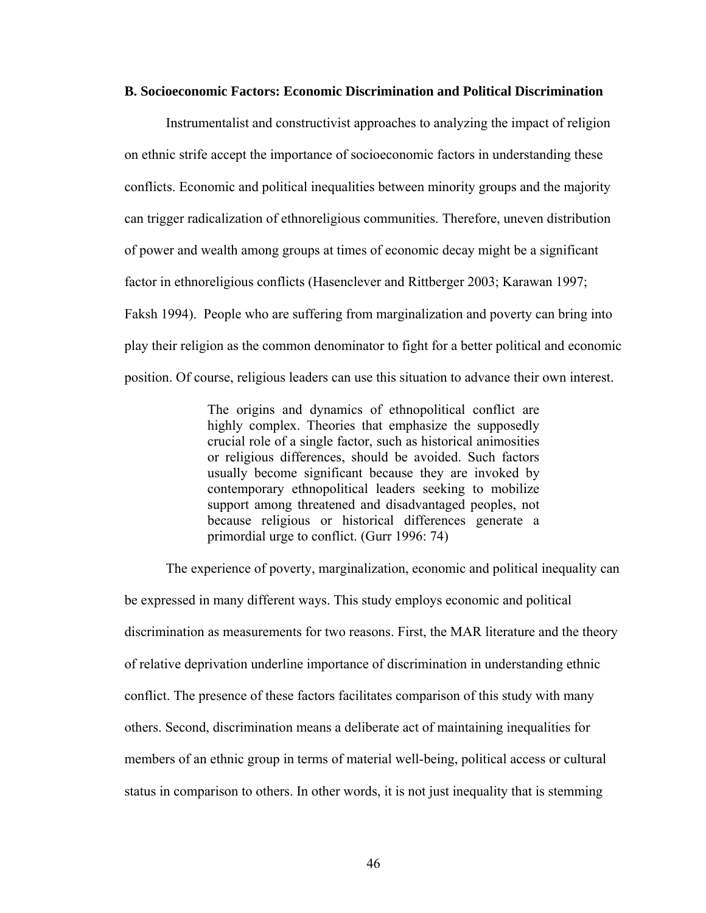### B. Socioeconomic Factors: Economic Discrimination and Political Discrimination

Instrumentalist and constructivist approaches to analyzing the impact of religion on ethnic strife accept the importance of socioeconomic factors in understanding these conflicts. Economic and political inequalities between minority groups and the majority can trigger radicalization of ethnoreligious communities. Therefore, uneven distribution of power and wealth among groups at times of economic decay might be a significant factor in ethnoreligious conflicts (Hasenclever and Rittberger 2003; Karawan 1997; Faksh 1994). People who are suffering from marginalization and poverty can bring into play their religion as the common denominator to fight for a better political and economic position. Of course, religious leaders can use this situation to advance their own interest.

> The origins and dynamics of ethnopolitical conflict are highly complex. Theories that emphasize the supposedly crucial role of a single factor, such as historical animosities or religious differences, should be avoided. Such factors usually become significant because they are invoked by contemporary ethnopolitical leaders seeking to mobilize support among threatened and disadvantaged peoples, not because religious or historical differences generate a primordial urge to conflict. (Gurr 1996: 74)

The experience of poverty, marginalization, economic and political inequality can be expressed in many different ways. This study employs economic and political discrimination as measurements for two reasons. First, the MAR literature and the theory of relative deprivation underline importance of discrimination in understanding ethnic conflict. The presence of these factors facilitates comparison of this study with many others. Second, discrimination means a deliberate act of maintaining inequalities for members of an ethnic group in terms of material well-being, political access or cultural status in comparison to others. In other words, it is not just inequality that is stemming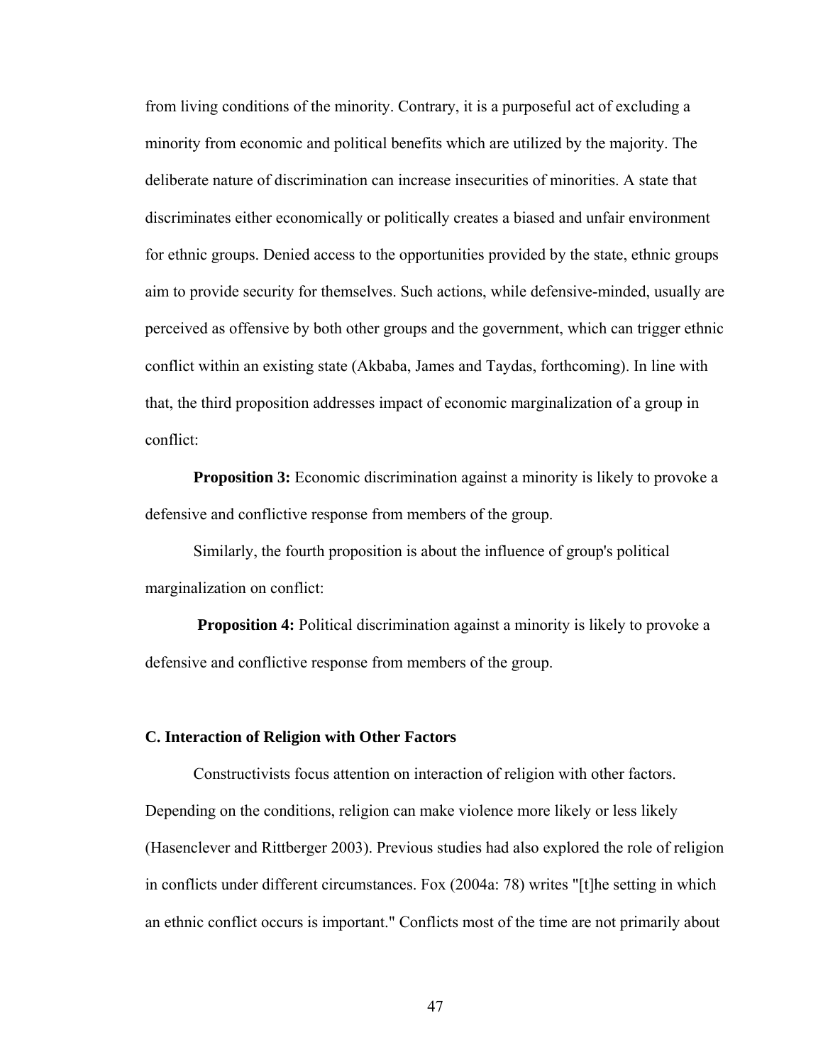from living conditions of the minority. Contrary, it is a purposeful act of excluding a minority from economic and political benefits which are utilized by the majority. The deliberate nature of discrimination can increase insecurities of minorities. A state that discriminates either economically or politically creates a biased and unfair environment for ethnic groups. Denied access to the opportunities provided by the state, ethnic groups aim to provide security for themselves. Such actions, while defensive-minded, usually are perceived as offensive by both other groups and the government, which can trigger ethnic conflict within an existing state (Akbaba, James and Taydas, forthcoming). In line with that, the third proposition addresses impact of economic marginalization of a group in conflict:

**Proposition 3:** Economic discrimination against a minority is likely to provoke a defensive and conflictive response from members of the group.

Similarly, the fourth proposition is about the influence of group's political marginalization on conflict:

**Proposition 4:** Political discrimination against a minority is likely to provoke a defensive and conflictive response from members of the group.

### C. Interaction of Religion with Other Factors

Constructivists focus attention on interaction of religion with other factors. Depending on the conditions, religion can make violence more likely or less likely (Hasenclever and Rittberger 2003). Previous studies had also explored the role of religion in conflicts under different circumstances. Fox (2004a: 78) writes "[t]he setting in which an ethnic conflict occurs is important." Conflicts most of the time are not primarily about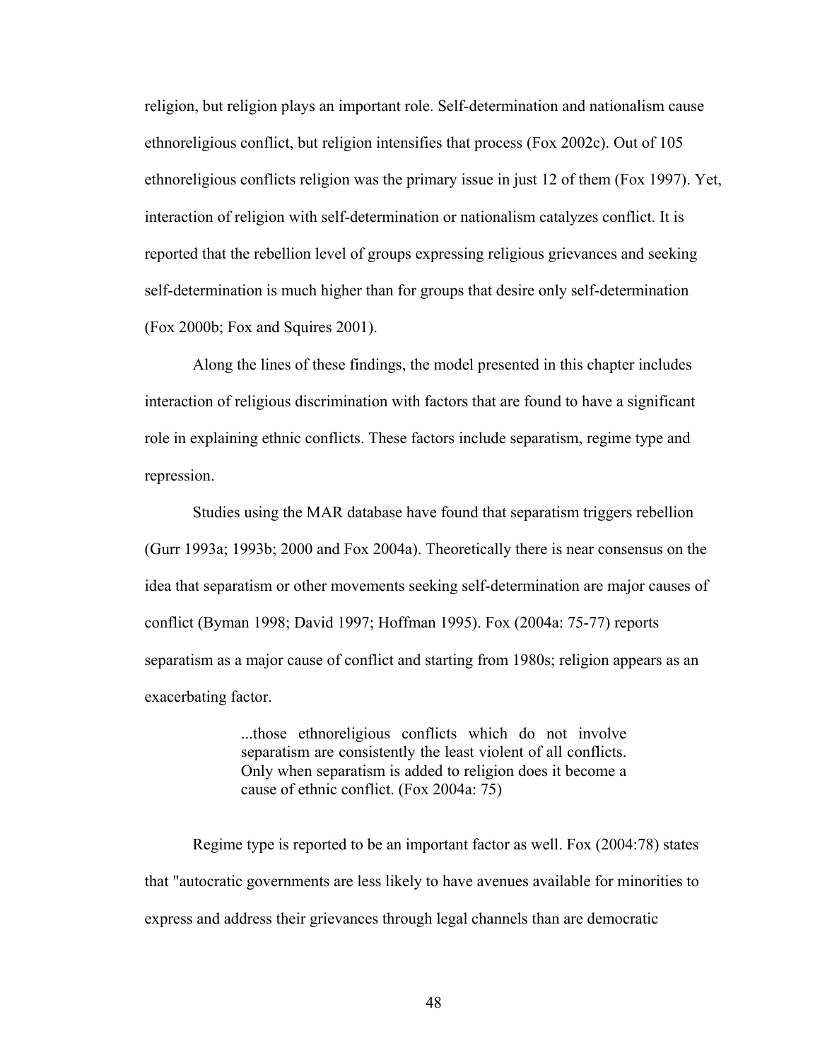religion, but religion plays an important role. Self-determination and nationalism cause ethnoreligious conflict, but religion intensifies that process (Fox 2002c). Out of 105 ethnoreligious conflicts religion was the primary issue in just 12 of them (Fox 1997). Yet, interaction of religion with self-determination or nationalism catalyzes conflict. It is reported that the rebellion level of groups expressing religious grievances and seeking self-determination is much higher than for groups that desire only self-determination (Fox 2000b; Fox and Squires 2001).

Along the lines of these findings, the model presented in this chapter includes interaction of religious discrimination with factors that are found to have a significant role in explaining ethnic conflicts. These factors include separatism, regime type and repression.

Studies using the MAR database have found that separatism triggers rebellion (Gurr 1993a; 1993b; 2000 and Fox 2004a). Theoretically there is near consensus on the idea that separatism or other movements seeking self-determination are major causes of conflict (Byman 1998; David 1997; Hoffman 1995). Fox (2004a: 75-77) reports separatism as a major cause of conflict and starting from 1980s; religion appears as an exacerbating factor.

> ...those ethnoreligious conflicts which do not involve separatism are consistently the least violent of all conflicts. Only when separatism is added to religion does it become a cause of ethnic conflict. (Fox 2004a: 75)

Regime type is reported to be an important factor as well. Fox (2004:78) states that "autocratic governments are less likely to have avenues available for minorities to express and address their grievances through legal channels than are democratic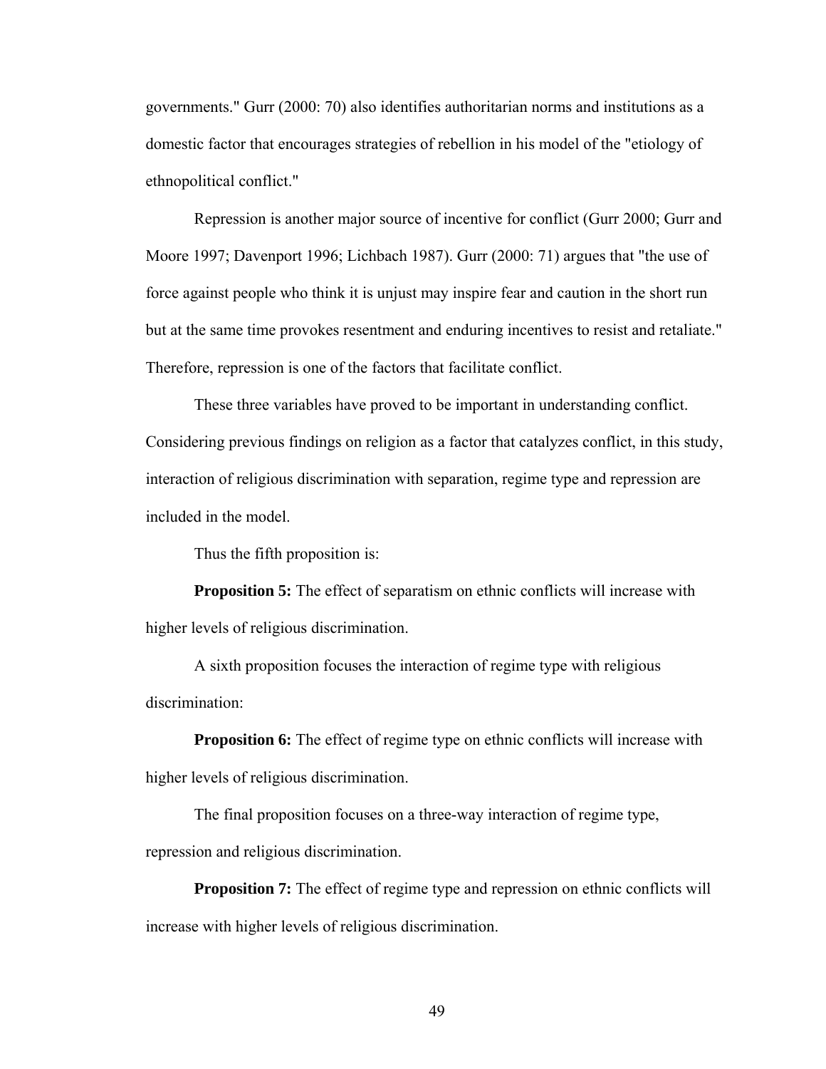governments." Gurr (2000: 70) also identifies authoritarian norms and institutions as a domestic factor that encourages strategies of rebellion in his model of the "etiology of ethnopolitical conflict."

Repression is another major source of incentive for conflict (Gurr 2000; Gurr and Moore 1997; Davenport 1996; Lichbach 1987). Gurr (2000: 71) argues that "the use of force against people who think it is unjust may inspire fear and caution in the short run but at the same time provokes resentment and enduring incentives to resist and retaliate." Therefore, repression is one of the factors that facilitate conflict.

These three variables have proved to be important in understanding conflict. Considering previous findings on religion as a factor that catalyzes conflict, in this study, interaction of religious discrimination with separation, regime type and repression are included in the model.

Thus the fifth proposition is:

**Proposition 5:** The effect of separatism on ethnic conflicts will increase with higher levels of religious discrimination.

A sixth proposition focuses the interaction of regime type with religious discrimination:

**Proposition 6:** The effect of regime type on ethnic conflicts will increase with higher levels of religious discrimination.

The final proposition focuses on a three-way interaction of regime type, repression and religious discrimination.

**Proposition 7:** The effect of regime type and repression on ethnic conflicts will increase with higher levels of religious discrimination.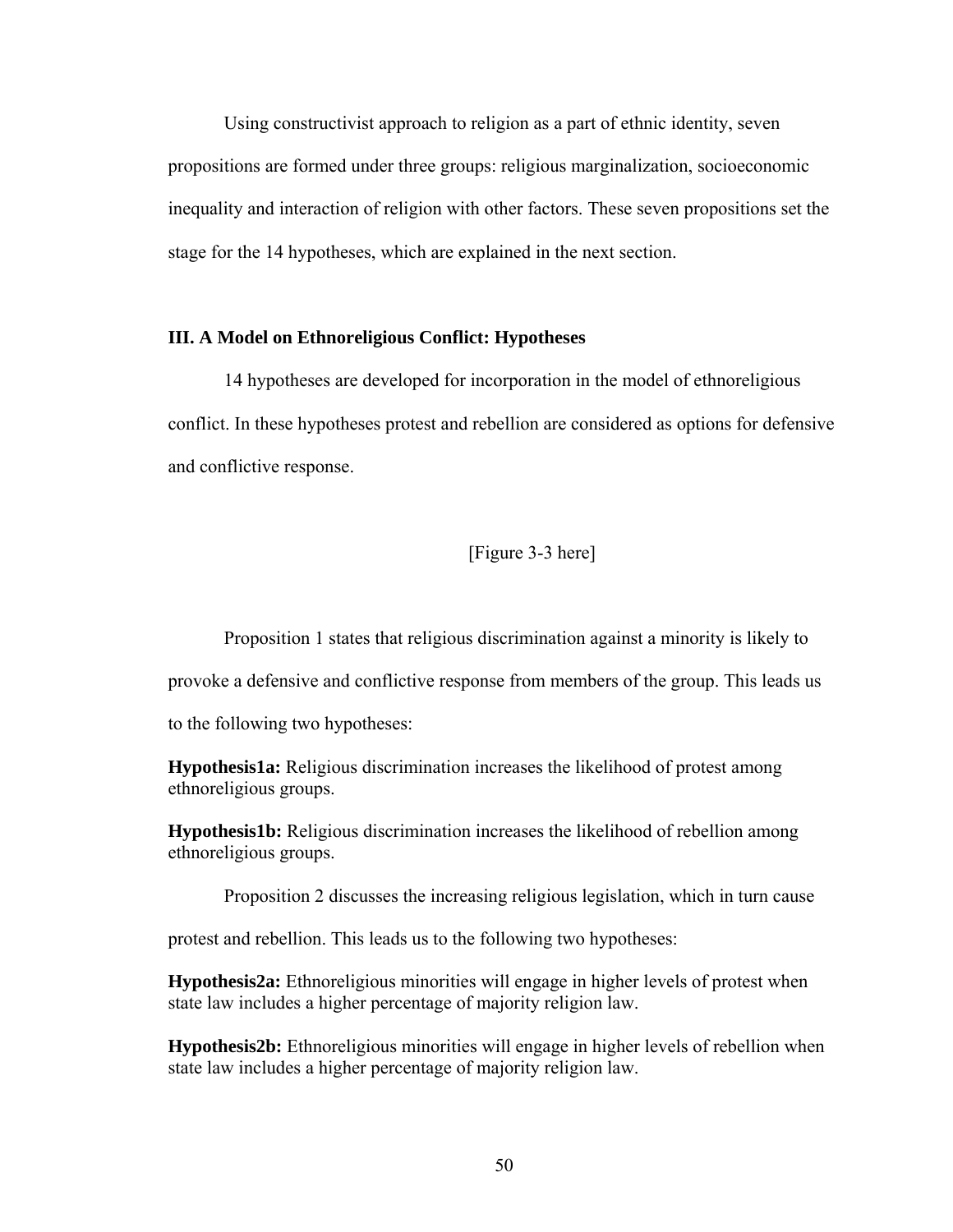Using constructivist approach to religion as a part of ethnic identity, seven propositions are formed under three groups: religious marginalization, socioeconomic inequality and interaction of religion with other factors. These seven propositions set the stage for the 14 hypotheses, which are explained in the next section.

### III. A Model on Ethnoreligious Conflict: Hypotheses

14 hypotheses are developed for incorporation in the model of ethnoreligious conflict. In these hypotheses protest and rebellion are considered as options for defensive and conflictive response.

[Figure 3-3 here]

Proposition 1 states that religious discrimination against a minority is likely to provoke a defensive and conflictive response from members of the group. This leads us to the following two hypotheses:

**Hypothesis1a:** Religious discrimination increases the likelihood of protest among ethnoreligious groups.

**Hypothesis1b:** Religious discrimination increases the likelihood of rebellion among ethnoreligious groups.

Proposition 2 discusses the increasing religious legislation, which in turn cause protest and rebellion. This leads us to the following two hypotheses:

**Hypothesis2a:** Ethnoreligious minorities will engage in higher levels of protest when state law includes a higher percentage of majority religion law.

**Hypothesis2b:** Ethnoreligious minorities will engage in higher levels of rebellion when state law includes a higher percentage of majority religion law.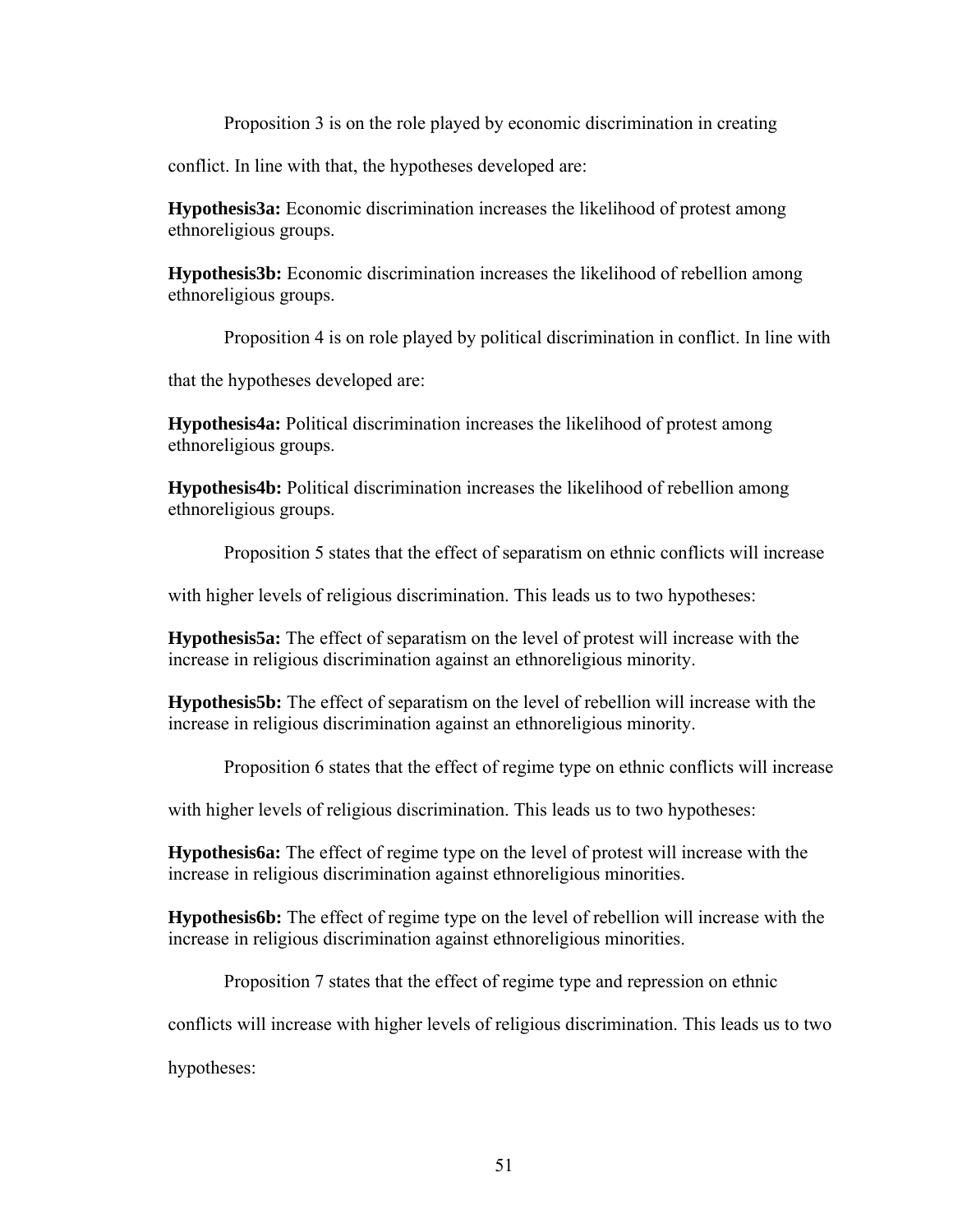Proposition 3 is on the role played by economic discrimination in creating conflict. In line with that, the hypotheses developed are:

**Hypothesis3a:** Economic discrimination increases the likelihood of protest among ethnoreligious groups.

**Hypothesis3b:** Economic discrimination increases the likelihood of rebellion among ethnoreligious groups.

Proposition 4 is on role played by political discrimination in conflict. In line with that the hypotheses developed are:

**Hypothesis4a:** Political discrimination increases the likelihood of protest among ethnoreligious groups.

**Hypothesis4b:** Political discrimination increases the likelihood of rebellion among ethnoreligious groups.

Proposition 5 states that the effect of separatism on ethnic conflicts will increase with higher levels of religious discrimination. This leads us to two hypotheses:

**Hypothesis5a:** The effect of separatism on the level of protest will increase with the increase in religious discrimination against an ethnoreligious minority.

**Hypothesis5b:** The effect of separatism on the level of rebellion will increase with the increase in religious discrimination against an ethnoreligious minority.

Proposition 6 states that the effect of regime type on ethnic conflicts will increase with higher levels of religious discrimination. This leads us to two hypotheses:

**Hypothesis6a:** The effect of regime type on the level of protest will increase with the increase in religious discrimination against ethnoreligious minorities.

**Hypothesis6b:** The effect of regime type on the level of rebellion will increase with the increase in religious discrimination against ethnoreligious minorities.

Proposition 7 states that the effect of regime type and repression on ethnic conflicts will increase with higher levels of religious discrimination. This leads us to two hypotheses: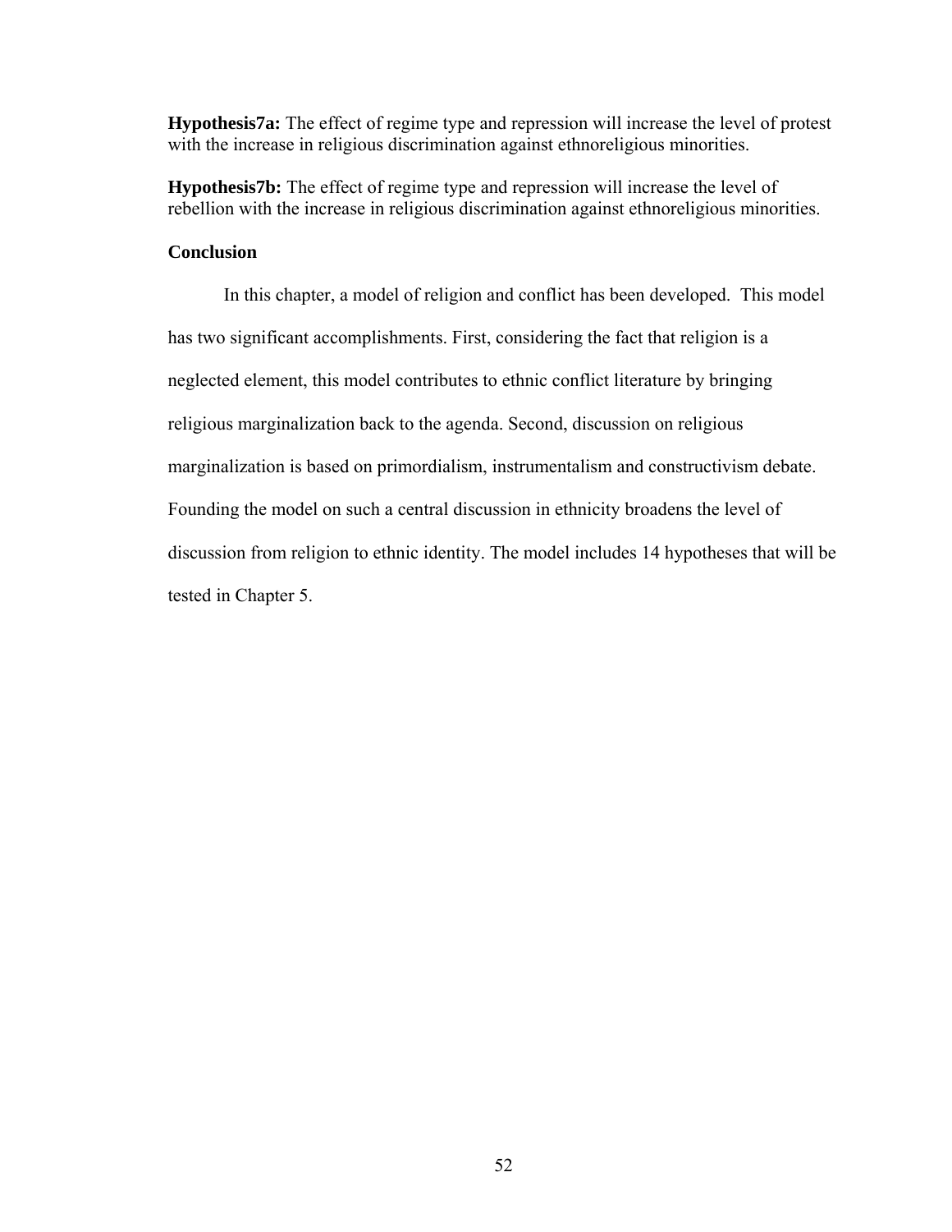**Hypothesis7a:** The effect of regime type and repression will increase the level of protest with the increase in religious discrimination against ethnoreligious minorities.

**Hypothesis7b:** The effect of regime type and repression will increase the level of rebellion with the increase in religious discrimination against ethnoreligious minorities.

## Conclusion

In this chapter, a model of religion and conflict has been developed. This model has two significant accomplishments. First, considering the fact that religion is a neglected element, this model contributes to ethnic conflict literature by bringing religious marginalization back to the agenda. Second, discussion on religious marginalization is based on primordialism, instrumentalism and constructivism debate. Founding the model on such a central discussion in ethnicity broadens the level of discussion from religion to ethnic identity. The model includes 14 hypotheses that will be tested in Chapter 5.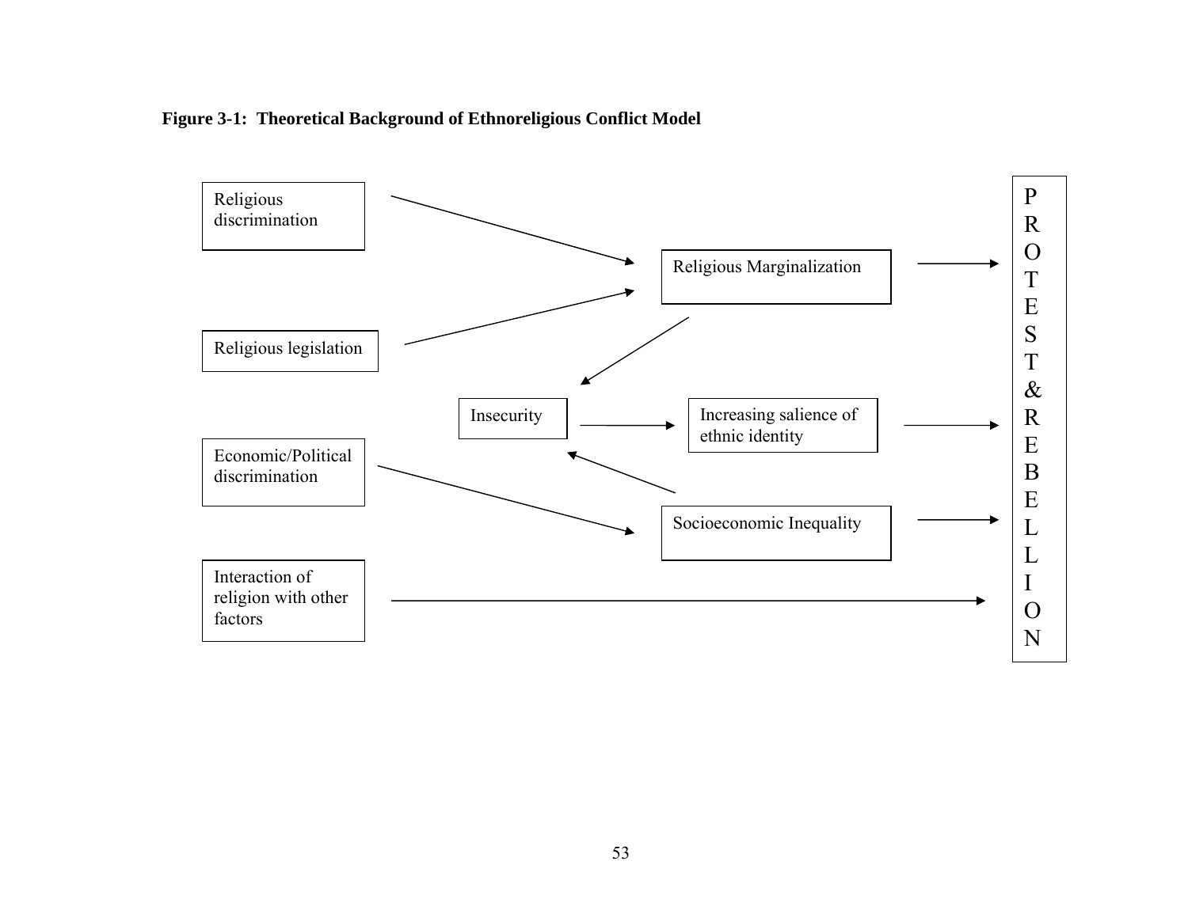**Figure 3-1: Theoretical Background of Ethnoreligious Conflict Model**

Religious discrimination → Religious Marginalization

Religious legislation → Religious Marginalization

Religious Marginalization → Insecurity

Religious Marginalization → PROTEST & REBELLION

Insecurity → Increasing salience of ethnic identity

Increasing salience of ethnic identity → PROTEST & REBELLION

Economic/Political discrimination → Socioeconomic Inequality

Socioeconomic Inequality → Insecurity

Socioeconomic Inequality → PROTEST & REBELLION

Interaction of religion with other factors → PROTEST & REBELLION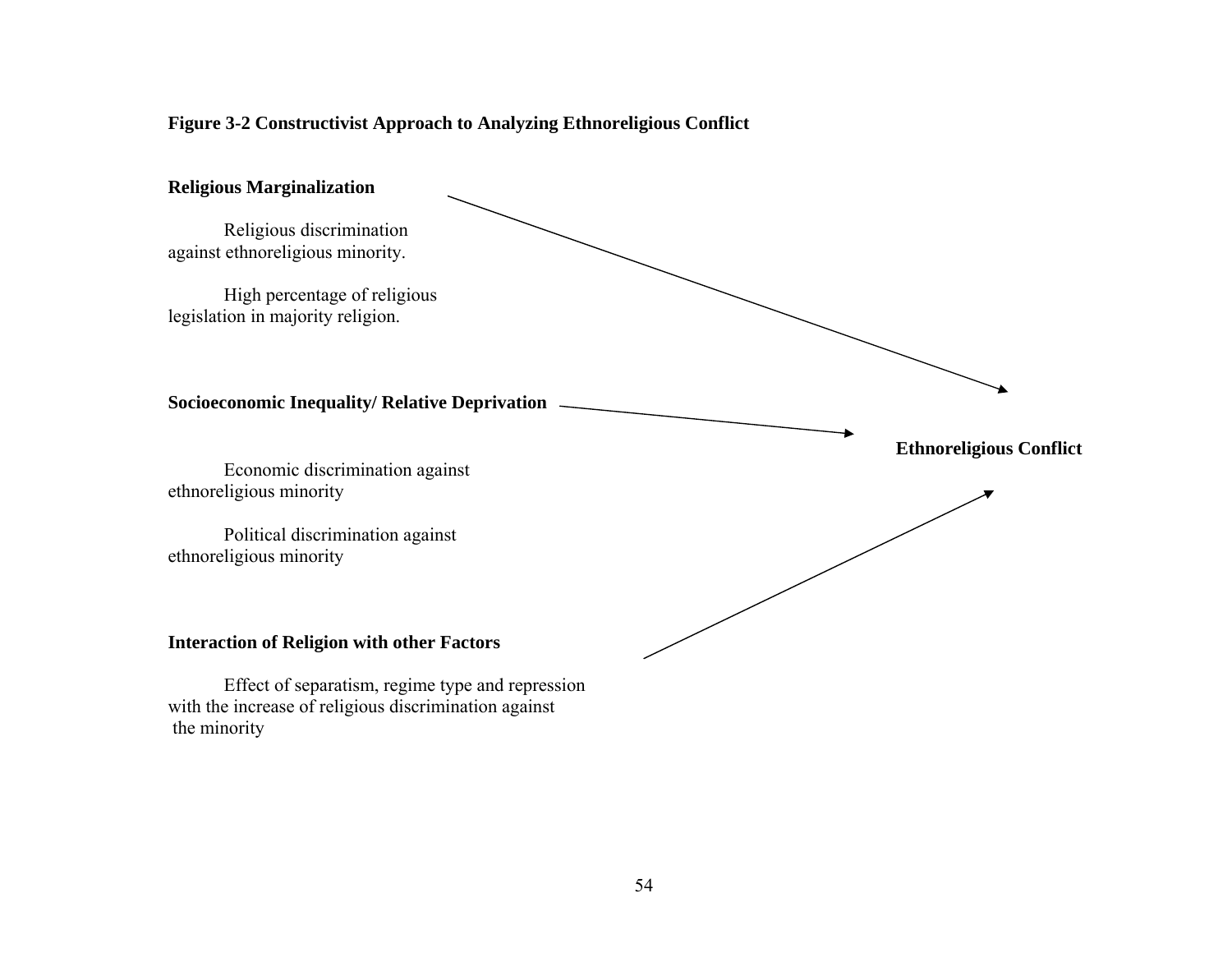**Figure 3-2 Constructivist Approach to Analyzing Ethnoreligious Conflict**

**Religious Marginalization**

Religious discrimination against ethnoreligious minority.

High percentage of religious legislation in majority religion.

**Socioeconomic Inequality/ Relative Deprivation**

Economic discrimination against ethnoreligious minority

Political discrimination against ethnoreligious minority

**Interaction of Religion with other Factors**

Effect of separatism, regime type and repression with the increase of religious discrimination against the minority

**Ethnoreligious Conflict**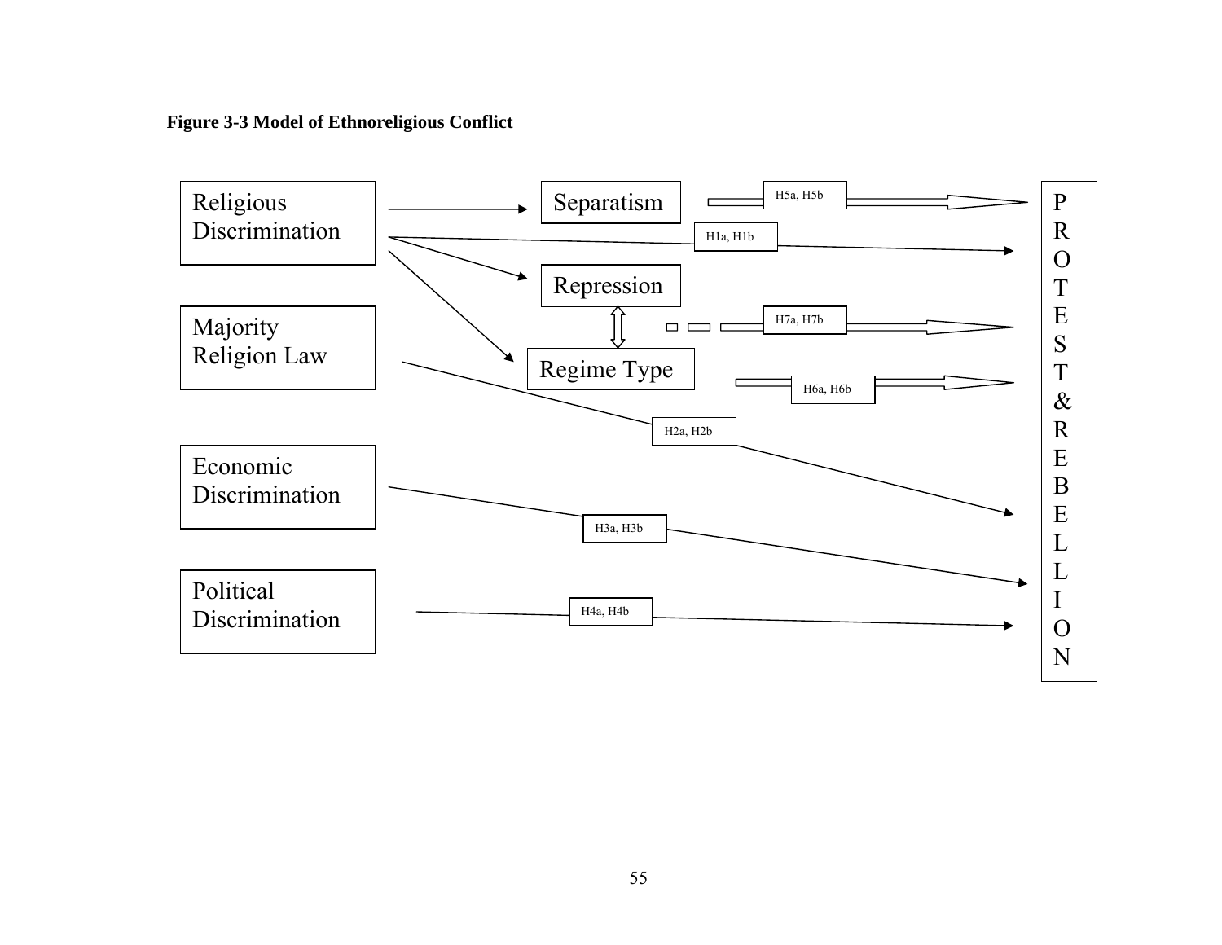**Figure 3-3 Model of Ethnoreligious Conflict**

Religious Discrimination → Separatism
Religious Discrimination → Repression
Religious Discrimination → Regime Type
Repression ⇕ Regime Type

Religious Discrimination → (H1a, H1b) → PROTEST & REBELLION
Separatism ⇒ (H5a, H5b) ⇒ PROTEST & REBELLION
Repression / Regime Type ⇒ (H7a, H7b) ⇒ PROTEST & REBELLION
Regime Type ⇒ (H6a, H6b) ⇒ PROTEST & REBELLION
Majority Religion Law → (H2a, H2b) → PROTEST & REBELLION
Economic Discrimination → (H3a, H3b) → PROTEST & REBELLION
Political Discrimination → (H4a, H4b) → PROTEST & REBELLION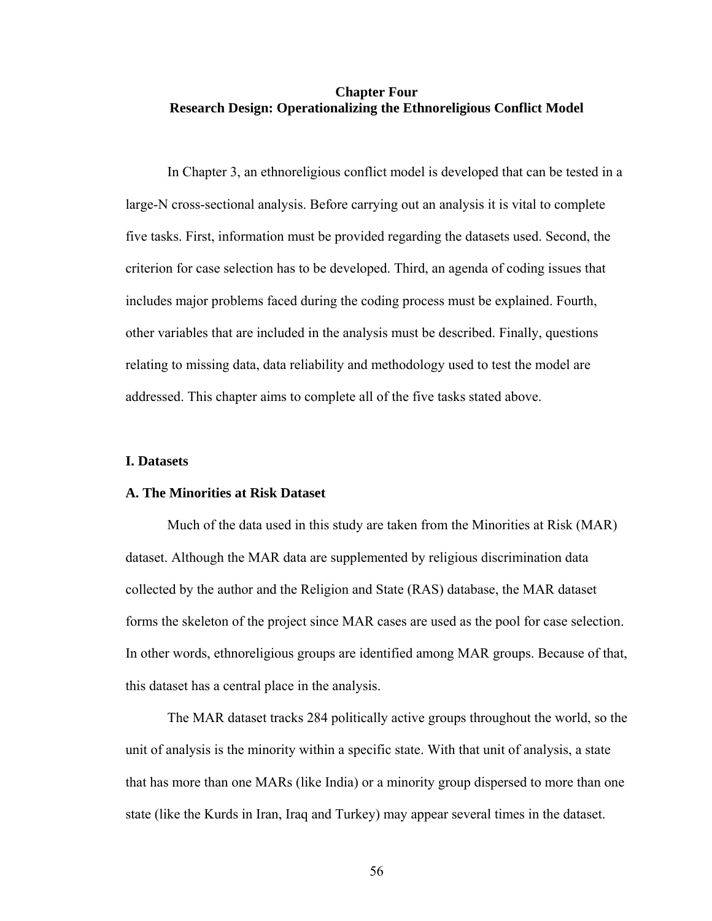# Chapter Four
## Research Design: Operationalizing the Ethnoreligious Conflict Model

In Chapter 3, an ethnoreligious conflict model is developed that can be tested in a large-N cross-sectional analysis. Before carrying out an analysis it is vital to complete five tasks. First, information must be provided regarding the datasets used. Second, the criterion for case selection has to be developed. Third, an agenda of coding issues that includes major problems faced during the coding process must be explained. Fourth, other variables that are included in the analysis must be described. Finally, questions relating to missing data, data reliability and methodology used to test the model are addressed. This chapter aims to complete all of the five tasks stated above.

### I. Datasets

#### A. The Minorities at Risk Dataset

Much of the data used in this study are taken from the Minorities at Risk (MAR) dataset. Although the MAR data are supplemented by religious discrimination data collected by the author and the Religion and State (RAS) database, the MAR dataset forms the skeleton of the project since MAR cases are used as the pool for case selection. In other words, ethnoreligious groups are identified among MAR groups. Because of that, this dataset has a central place in the analysis.

The MAR dataset tracks 284 politically active groups throughout the world, so the unit of analysis is the minority within a specific state. With that unit of analysis, a state that has more than one MARs (like India) or a minority group dispersed to more than one state (like the Kurds in Iran, Iraq and Turkey) may appear several times in the dataset.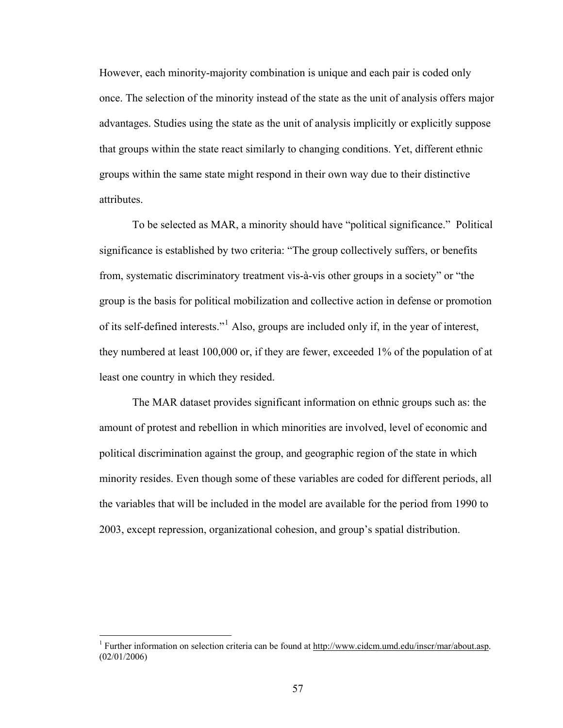However, each minority-majority combination is unique and each pair is coded only once. The selection of the minority instead of the state as the unit of analysis offers major advantages. Studies using the state as the unit of analysis implicitly or explicitly suppose that groups within the state react similarly to changing conditions. Yet, different ethnic groups within the same state might respond in their own way due to their distinctive attributes.

To be selected as MAR, a minority should have "political significance." Political significance is established by two criteria: "The group collectively suffers, or benefits from, systematic discriminatory treatment vis-à-vis other groups in a society" or "the group is the basis for political mobilization and collective action in defense or promotion of its self-defined interests."[1] Also, groups are included only if, in the year of interest, they numbered at least 100,000 or, if they are fewer, exceeded 1% of the population of at least one country in which they resided.

The MAR dataset provides significant information on ethnic groups such as: the amount of protest and rebellion in which minorities are involved, level of economic and political discrimination against the group, and geographic region of the state in which minority resides. Even though some of these variables are coded for different periods, all the variables that will be included in the model are available for the period from 1990 to 2003, except repression, organizational cohesion, and group's spatial distribution.

---

[1] Further information on selection criteria can be found at http://www.cidcm.umd.edu/inscr/mar/about.asp. (02/01/2006)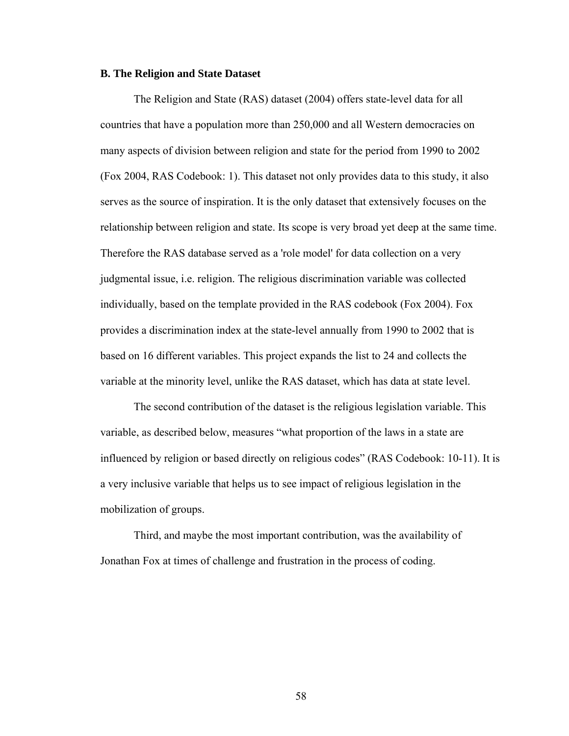### B. The Religion and State Dataset

The Religion and State (RAS) dataset (2004) offers state-level data for all countries that have a population more than 250,000 and all Western democracies on many aspects of division between religion and state for the period from 1990 to 2002 (Fox 2004, RAS Codebook: 1). This dataset not only provides data to this study, it also serves as the source of inspiration. It is the only dataset that extensively focuses on the relationship between religion and state. Its scope is very broad yet deep at the same time. Therefore the RAS database served as a 'role model' for data collection on a very judgmental issue, i.e. religion. The religious discrimination variable was collected individually, based on the template provided in the RAS codebook (Fox 2004). Fox provides a discrimination index at the state-level annually from 1990 to 2002 that is based on 16 different variables. This project expands the list to 24 and collects the variable at the minority level, unlike the RAS dataset, which has data at state level.

The second contribution of the dataset is the religious legislation variable. This variable, as described below, measures "what proportion of the laws in a state are influenced by religion or based directly on religious codes" (RAS Codebook: 10-11). It is a very inclusive variable that helps us to see impact of religious legislation in the mobilization of groups.

Third, and maybe the most important contribution, was the availability of Jonathan Fox at times of challenge and frustration in the process of coding.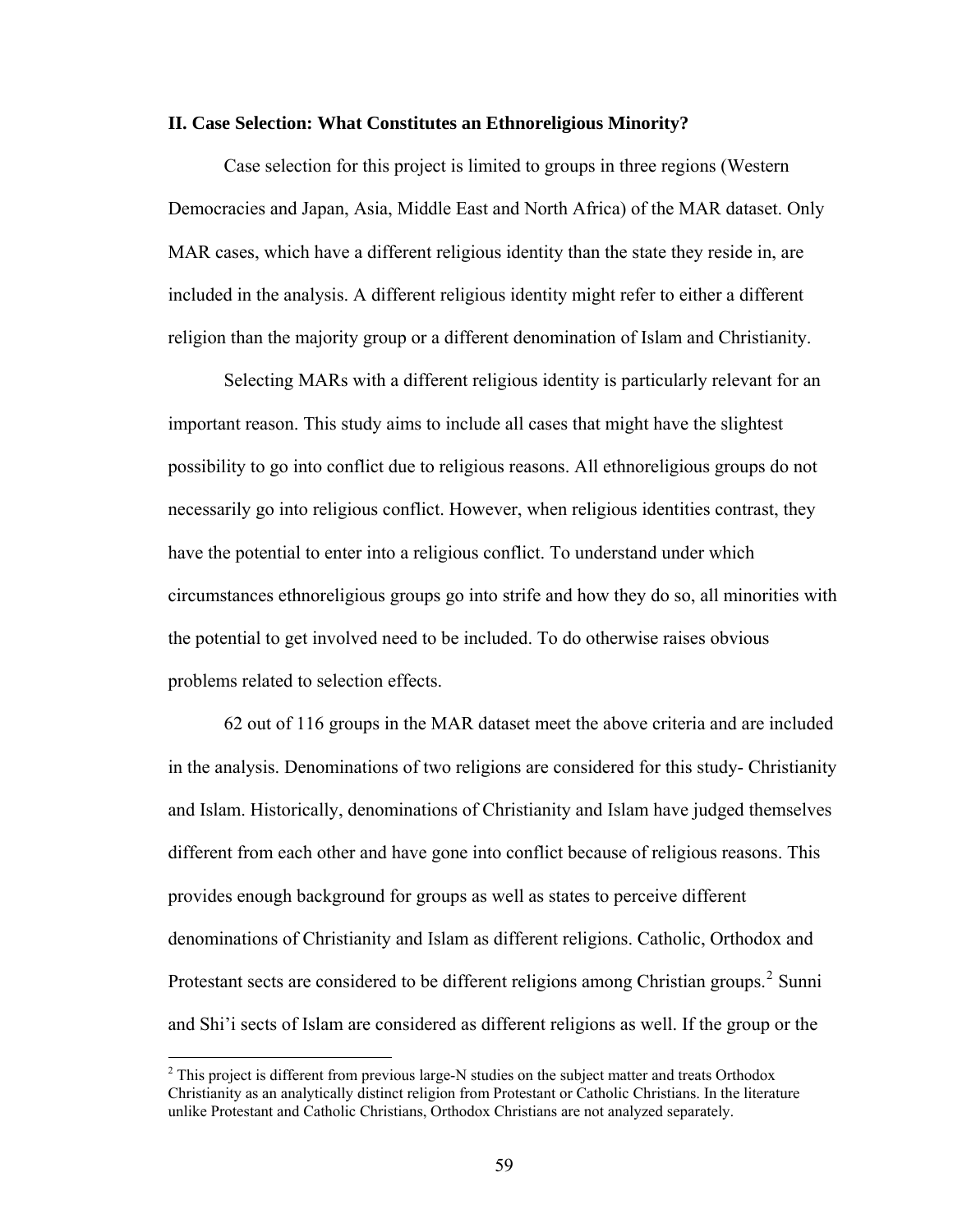## II. Case Selection: What Constitutes an Ethnoreligious Minority?

Case selection for this project is limited to groups in three regions (Western Democracies and Japan, Asia, Middle East and North Africa) of the MAR dataset. Only MAR cases, which have a different religious identity than the state they reside in, are included in the analysis. A different religious identity might refer to either a different religion than the majority group or a different denomination of Islam and Christianity.

Selecting MARs with a different religious identity is particularly relevant for an important reason. This study aims to include all cases that might have the slightest possibility to go into conflict due to religious reasons. All ethnoreligious groups do not necessarily go into religious conflict. However, when religious identities contrast, they have the potential to enter into a religious conflict. To understand under which circumstances ethnoreligious groups go into strife and how they do so, all minorities with the potential to get involved need to be included. To do otherwise raises obvious problems related to selection effects.

62 out of 116 groups in the MAR dataset meet the above criteria and are included in the analysis. Denominations of two religions are considered for this study- Christianity and Islam. Historically, denominations of Christianity and Islam have judged themselves different from each other and have gone into conflict because of religious reasons. This provides enough background for groups as well as states to perceive different denominations of Christianity and Islam as different religions. Catholic, Orthodox and Protestant sects are considered to be different religions among Christian groups.[2] Sunni and Shi'i sects of Islam are considered as different religions as well. If the group or the

[2] This project is different from previous large-N studies on the subject matter and treats Orthodox Christianity as an analytically distinct religion from Protestant or Catholic Christians. In the literature unlike Protestant and Catholic Christians, Orthodox Christians are not analyzed separately.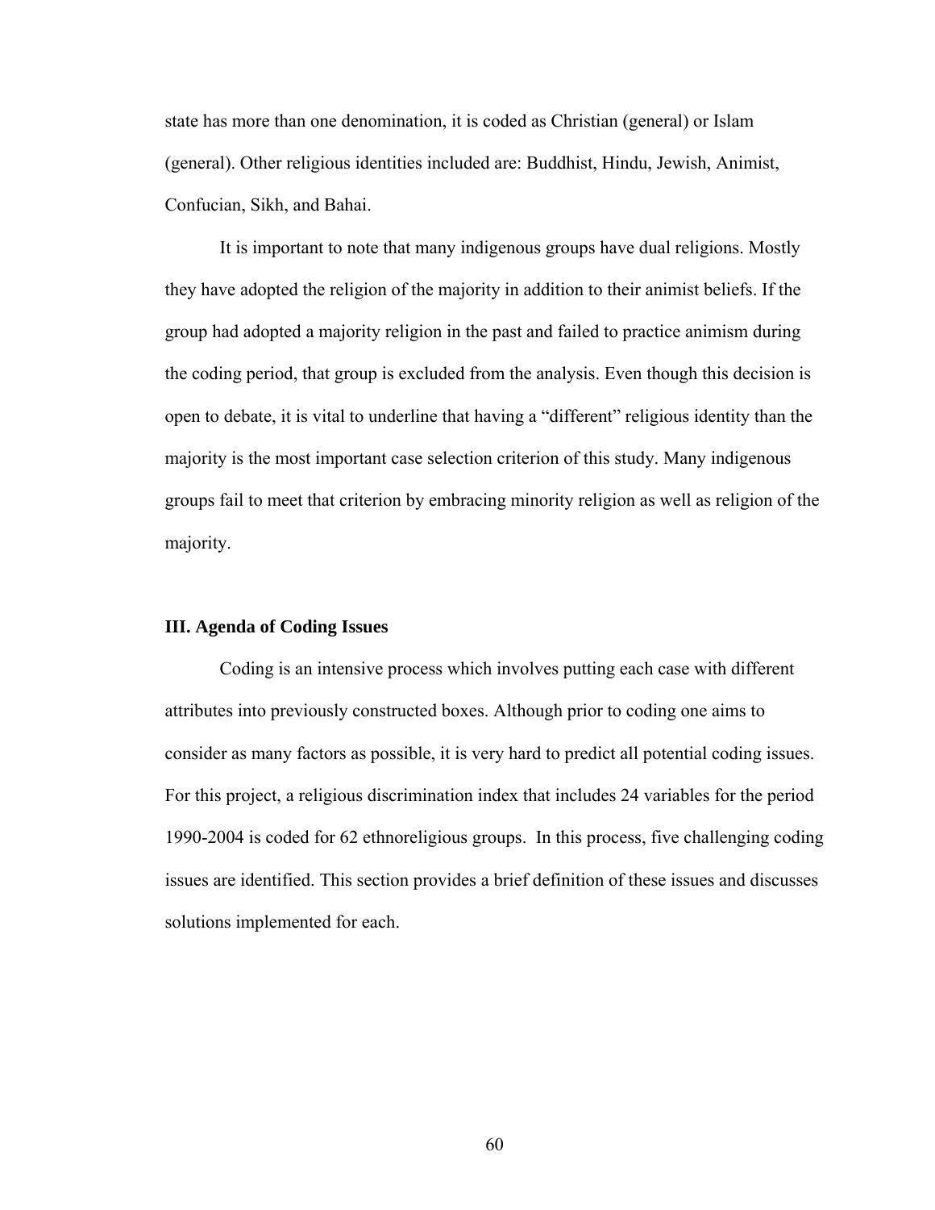state has more than one denomination, it is coded as Christian (general) or Islam (general). Other religious identities included are: Buddhist, Hindu, Jewish, Animist, Confucian, Sikh, and Bahai.

It is important to note that many indigenous groups have dual religions. Mostly they have adopted the religion of the majority in addition to their animist beliefs. If the group had adopted a majority religion in the past and failed to practice animism during the coding period, that group is excluded from the analysis. Even though this decision is open to debate, it is vital to underline that having a "different" religious identity than the majority is the most important case selection criterion of this study. Many indigenous groups fail to meet that criterion by embracing minority religion as well as religion of the majority.

### III. Agenda of Coding Issues

Coding is an intensive process which involves putting each case with different attributes into previously constructed boxes. Although prior to coding one aims to consider as many factors as possible, it is very hard to predict all potential coding issues. For this project, a religious discrimination index that includes 24 variables for the period 1990-2004 is coded for 62 ethnoreligious groups. In this process, five challenging coding issues are identified. This section provides a brief definition of these issues and discusses solutions implemented for each.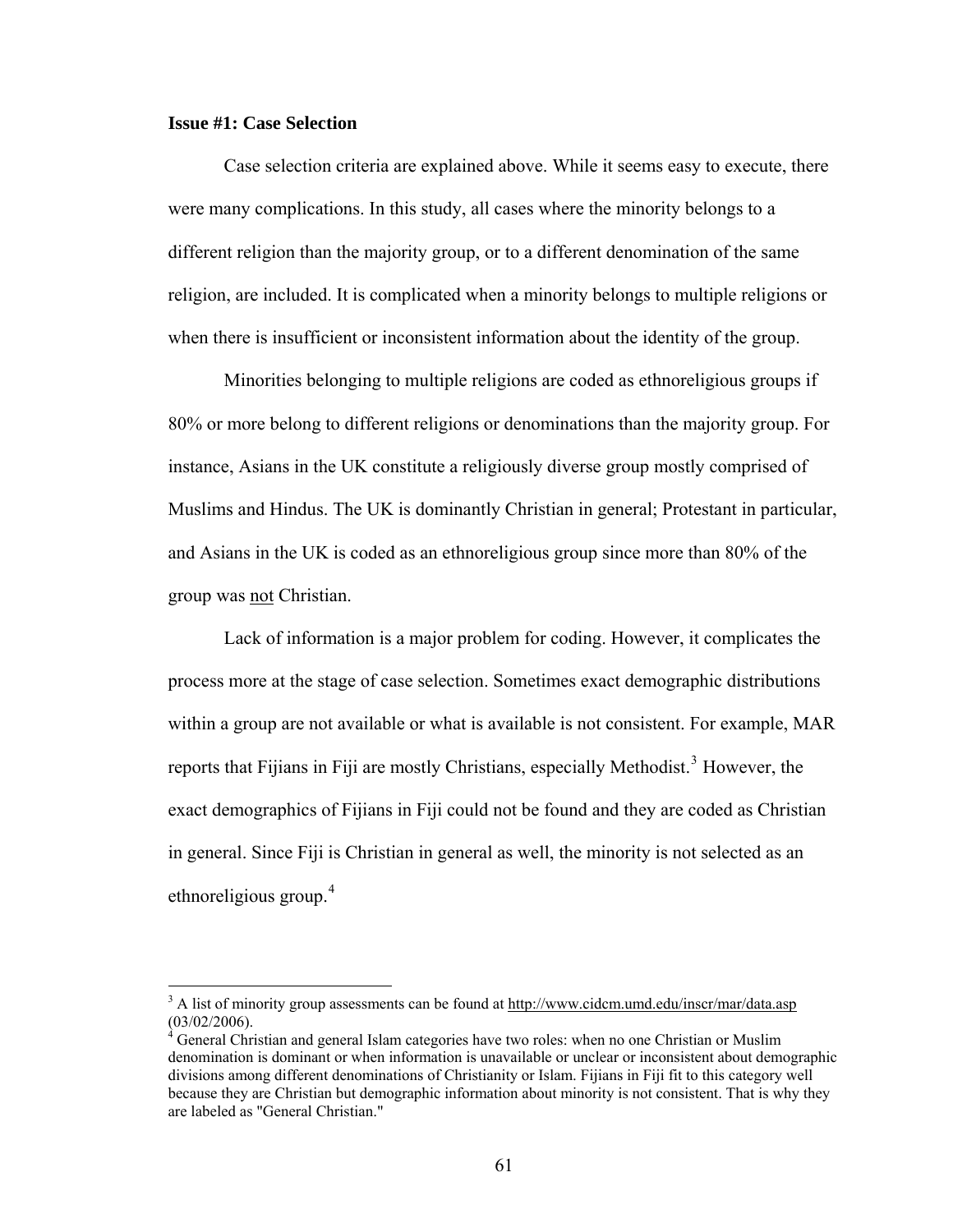**Issue #1: Case Selection**

Case selection criteria are explained above. While it seems easy to execute, there were many complications. In this study, all cases where the minority belongs to a different religion than the majority group, or to a different denomination of the same religion, are included. It is complicated when a minority belongs to multiple religions or when there is insufficient or inconsistent information about the identity of the group.

Minorities belonging to multiple religions are coded as ethnoreligious groups if 80% or more belong to different religions or denominations than the majority group. For instance, Asians in the UK constitute a religiously diverse group mostly comprised of Muslims and Hindus. The UK is dominantly Christian in general; Protestant in particular, and Asians in the UK is coded as an ethnoreligious group since more than 80% of the group was not Christian.

Lack of information is a major problem for coding. However, it complicates the process more at the stage of case selection. Sometimes exact demographic distributions within a group are not available or what is available is not consistent. For example, MAR reports that Fijians in Fiji are mostly Christians, especially Methodist.[3] However, the exact demographics of Fijians in Fiji could not be found and they are coded as Christian in general. Since Fiji is Christian in general as well, the minority is not selected as an ethnoreligious group.[4]

---

[3] A list of minority group assessments can be found at http://www.cidcm.umd.edu/inscr/mar/data.asp (03/02/2006).

[4] General Christian and general Islam categories have two roles: when no one Christian or Muslim denomination is dominant or when information is unavailable or unclear or inconsistent about demographic divisions among different denominations of Christianity or Islam. Fijians in Fiji fit to this category well because they are Christian but demographic information about minority is not consistent. That is why they are labeled as "General Christian."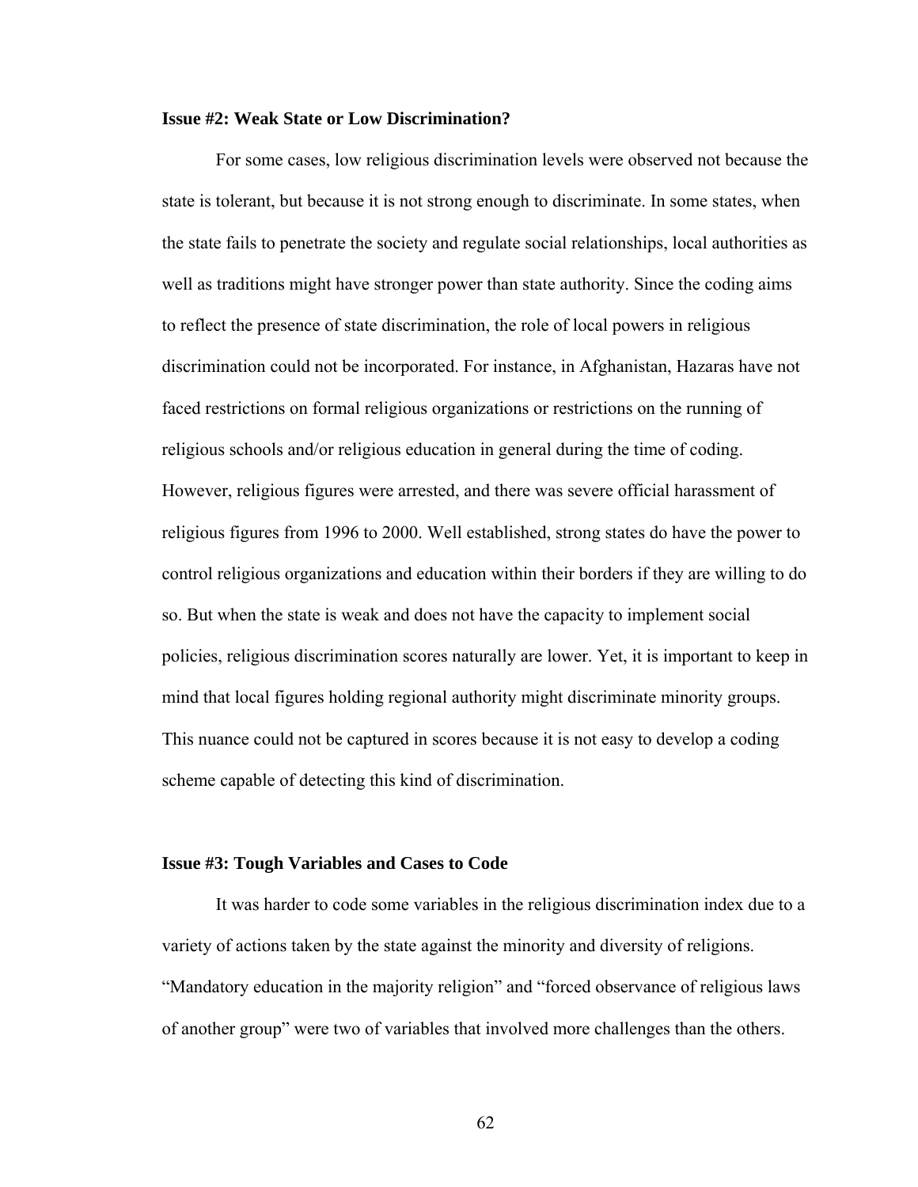**Issue #2: Weak State or Low Discrimination?**

For some cases, low religious discrimination levels were observed not because the state is tolerant, but because it is not strong enough to discriminate. In some states, when the state fails to penetrate the society and regulate social relationships, local authorities as well as traditions might have stronger power than state authority. Since the coding aims to reflect the presence of state discrimination, the role of local powers in religious discrimination could not be incorporated. For instance, in Afghanistan, Hazaras have not faced restrictions on formal religious organizations or restrictions on the running of religious schools and/or religious education in general during the time of coding. However, religious figures were arrested, and there was severe official harassment of religious figures from 1996 to 2000. Well established, strong states do have the power to control religious organizations and education within their borders if they are willing to do so. But when the state is weak and does not have the capacity to implement social policies, religious discrimination scores naturally are lower. Yet, it is important to keep in mind that local figures holding regional authority might discriminate minority groups. This nuance could not be captured in scores because it is not easy to develop a coding scheme capable of detecting this kind of discrimination.

**Issue #3: Tough Variables and Cases to Code**

It was harder to code some variables in the religious discrimination index due to a variety of actions taken by the state against the minority and diversity of religions. "Mandatory education in the majority religion" and "forced observance of religious laws of another group" were two of variables that involved more challenges than the others.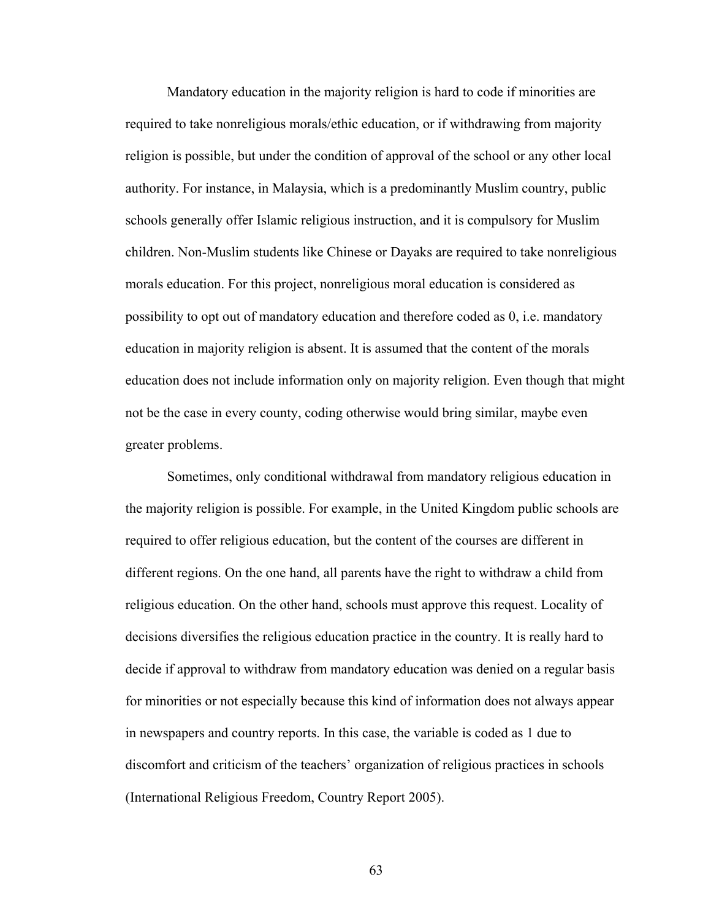Mandatory education in the majority religion is hard to code if minorities are required to take nonreligious morals/ethic education, or if withdrawing from majority religion is possible, but under the condition of approval of the school or any other local authority. For instance, in Malaysia, which is a predominantly Muslim country, public schools generally offer Islamic religious instruction, and it is compulsory for Muslim children. Non-Muslim students like Chinese or Dayaks are required to take nonreligious morals education. For this project, nonreligious moral education is considered as possibility to opt out of mandatory education and therefore coded as 0, i.e. mandatory education in majority religion is absent. It is assumed that the content of the morals education does not include information only on majority religion. Even though that might not be the case in every county, coding otherwise would bring similar, maybe even greater problems.

Sometimes, only conditional withdrawal from mandatory religious education in the majority religion is possible. For example, in the United Kingdom public schools are required to offer religious education, but the content of the courses are different in different regions. On the one hand, all parents have the right to withdraw a child from religious education. On the other hand, schools must approve this request. Locality of decisions diversifies the religious education practice in the country. It is really hard to decide if approval to withdraw from mandatory education was denied on a regular basis for minorities or not especially because this kind of information does not always appear in newspapers and country reports. In this case, the variable is coded as 1 due to discomfort and criticism of the teachers' organization of religious practices in schools (International Religious Freedom, Country Report 2005).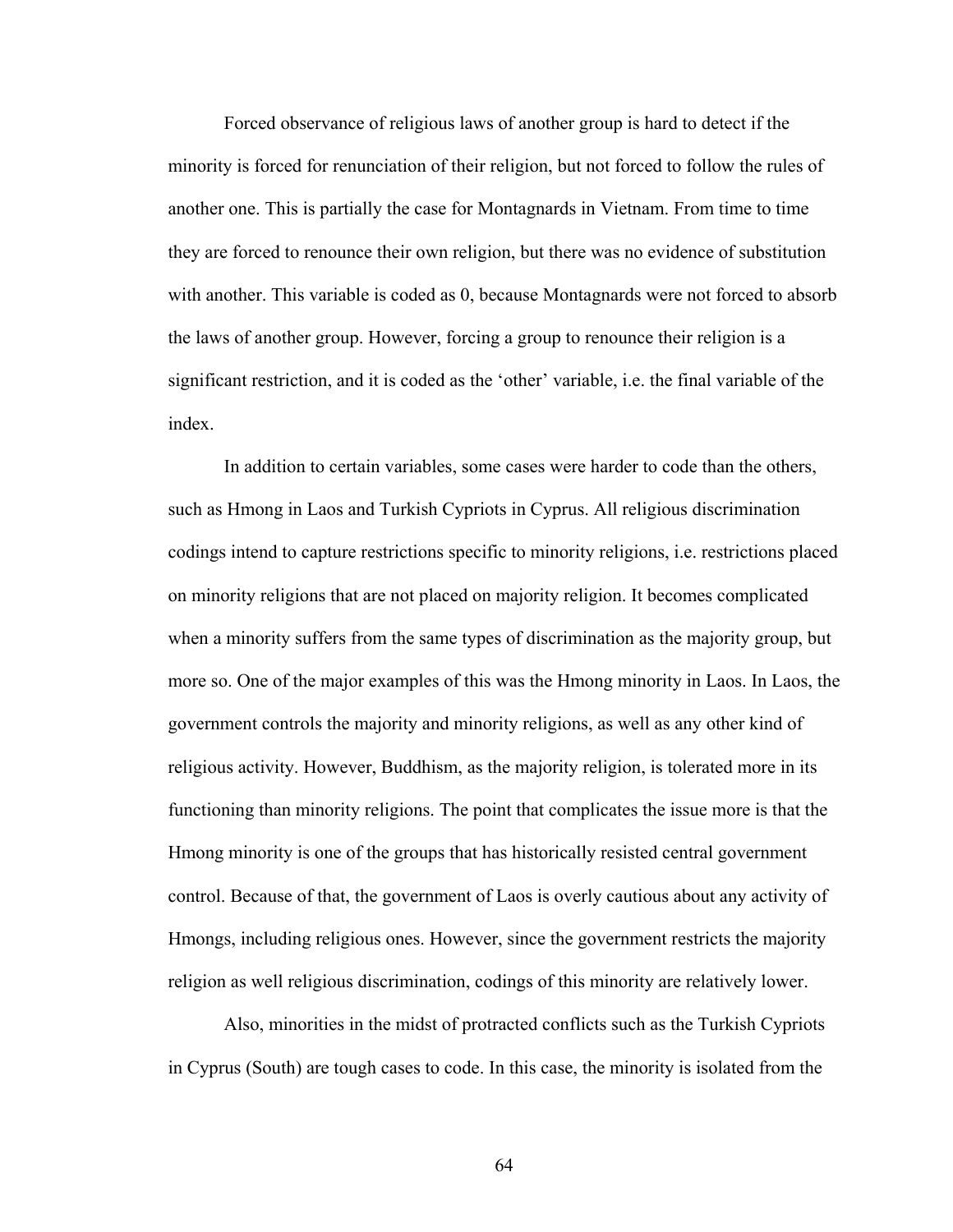Forced observance of religious laws of another group is hard to detect if the minority is forced for renunciation of their religion, but not forced to follow the rules of another one. This is partially the case for Montagnards in Vietnam. From time to time they are forced to renounce their own religion, but there was no evidence of substitution with another. This variable is coded as 0, because Montagnards were not forced to absorb the laws of another group. However, forcing a group to renounce their religion is a significant restriction, and it is coded as the 'other' variable, i.e. the final variable of the index.

In addition to certain variables, some cases were harder to code than the others, such as Hmong in Laos and Turkish Cypriots in Cyprus. All religious discrimination codings intend to capture restrictions specific to minority religions, i.e. restrictions placed on minority religions that are not placed on majority religion. It becomes complicated when a minority suffers from the same types of discrimination as the majority group, but more so. One of the major examples of this was the Hmong minority in Laos. In Laos, the government controls the majority and minority religions, as well as any other kind of religious activity. However, Buddhism, as the majority religion, is tolerated more in its functioning than minority religions. The point that complicates the issue more is that the Hmong minority is one of the groups that has historically resisted central government control. Because of that, the government of Laos is overly cautious about any activity of Hmongs, including religious ones. However, since the government restricts the majority religion as well religious discrimination, codings of this minority are relatively lower.

Also, minorities in the midst of protracted conflicts such as the Turkish Cypriots in Cyprus (South) are tough cases to code. In this case, the minority is isolated from the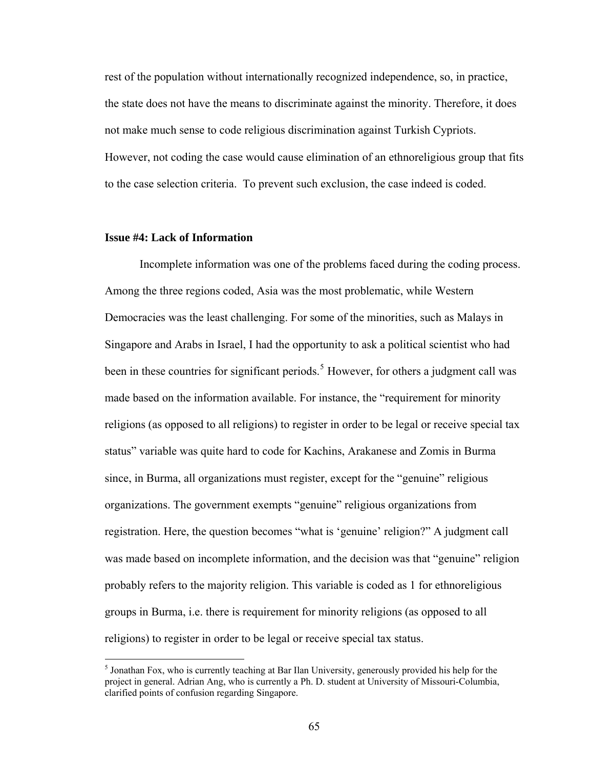rest of the population without internationally recognized independence, so, in practice, the state does not have the means to discriminate against the minority. Therefore, it does not make much sense to code religious discrimination against Turkish Cypriots. However, not coding the case would cause elimination of an ethnoreligious group that fits to the case selection criteria. To prevent such exclusion, the case indeed is coded.

### Issue #4: Lack of Information

Incomplete information was one of the problems faced during the coding process. Among the three regions coded, Asia was the most problematic, while Western Democracies was the least challenging. For some of the minorities, such as Malays in Singapore and Arabs in Israel, I had the opportunity to ask a political scientist who had been in these countries for significant periods.[5] However, for others a judgment call was made based on the information available. For instance, the "requirement for minority religions (as opposed to all religions) to register in order to be legal or receive special tax status" variable was quite hard to code for Kachins, Arakanese and Zomis in Burma since, in Burma, all organizations must register, except for the "genuine" religious organizations. The government exempts "genuine" religious organizations from registration. Here, the question becomes "what is 'genuine' religion?" A judgment call was made based on incomplete information, and the decision was that "genuine" religion probably refers to the majority religion. This variable is coded as 1 for ethnoreligious groups in Burma, i.e. there is requirement for minority religions (as opposed to all religions) to register in order to be legal or receive special tax status.

---

[5] Jonathan Fox, who is currently teaching at Bar Ilan University, generously provided his help for the project in general. Adrian Ang, who is currently a Ph. D. student at University of Missouri-Columbia, clarified points of confusion regarding Singapore.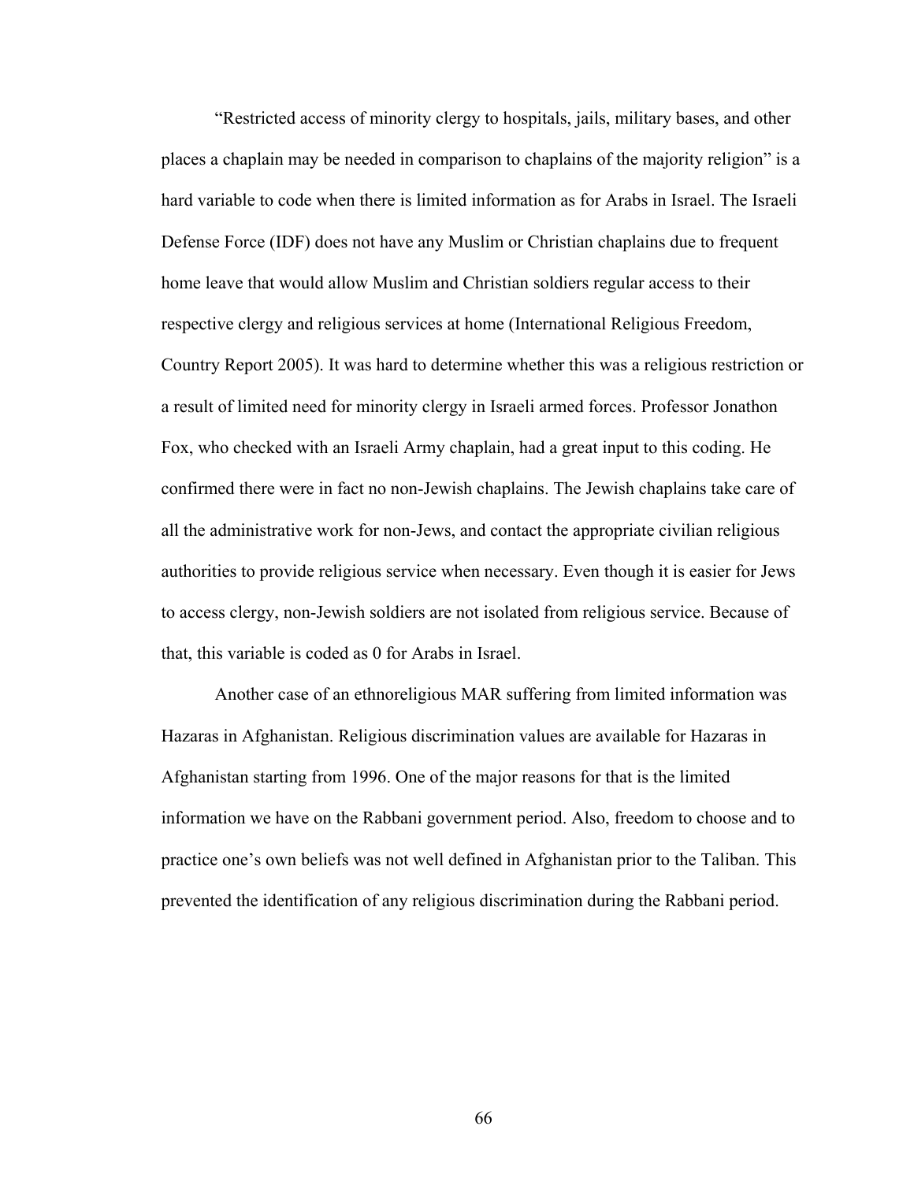"Restricted access of minority clergy to hospitals, jails, military bases, and other places a chaplain may be needed in comparison to chaplains of the majority religion" is a hard variable to code when there is limited information as for Arabs in Israel. The Israeli Defense Force (IDF) does not have any Muslim or Christian chaplains due to frequent home leave that would allow Muslim and Christian soldiers regular access to their respective clergy and religious services at home (International Religious Freedom, Country Report 2005). It was hard to determine whether this was a religious restriction or a result of limited need for minority clergy in Israeli armed forces. Professor Jonathon Fox, who checked with an Israeli Army chaplain, had a great input to this coding. He confirmed there were in fact no non-Jewish chaplains. The Jewish chaplains take care of all the administrative work for non-Jews, and contact the appropriate civilian religious authorities to provide religious service when necessary. Even though it is easier for Jews to access clergy, non-Jewish soldiers are not isolated from religious service. Because of that, this variable is coded as 0 for Arabs in Israel.

Another case of an ethnoreligious MAR suffering from limited information was Hazaras in Afghanistan. Religious discrimination values are available for Hazaras in Afghanistan starting from 1996. One of the major reasons for that is the limited information we have on the Rabbani government period. Also, freedom to choose and to practice one's own beliefs was not well defined in Afghanistan prior to the Taliban. This prevented the identification of any religious discrimination during the Rabbani period.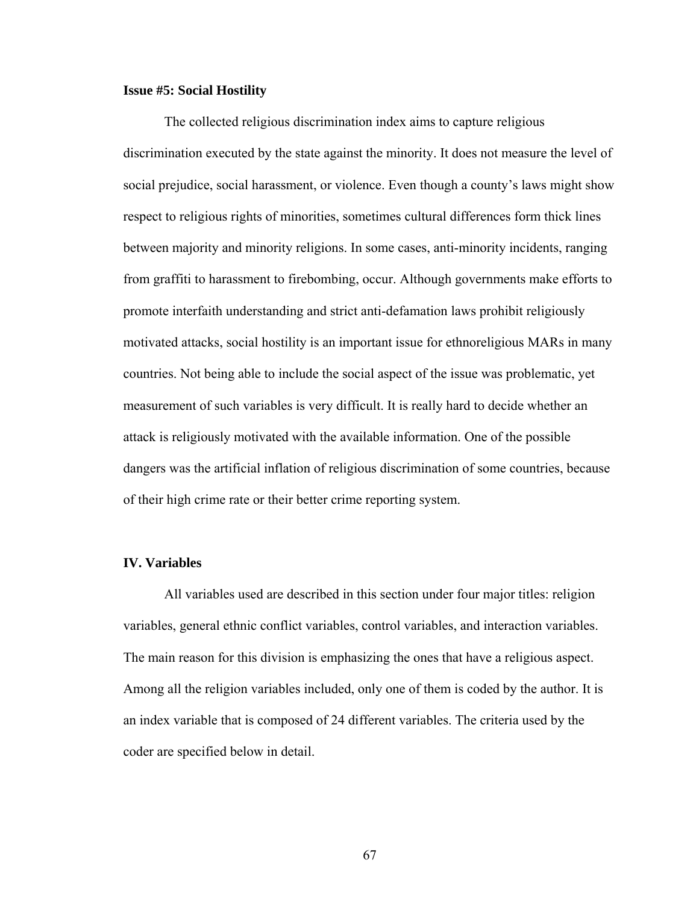**Issue #5: Social Hostility**

The collected religious discrimination index aims to capture religious discrimination executed by the state against the minority. It does not measure the level of social prejudice, social harassment, or violence. Even though a county's laws might show respect to religious rights of minorities, sometimes cultural differences form thick lines between majority and minority religions. In some cases, anti-minority incidents, ranging from graffiti to harassment to firebombing, occur. Although governments make efforts to promote interfaith understanding and strict anti-defamation laws prohibit religiously motivated attacks, social hostility is an important issue for ethnoreligious MARs in many countries. Not being able to include the social aspect of the issue was problematic, yet measurement of such variables is very difficult. It is really hard to decide whether an attack is religiously motivated with the available information. One of the possible dangers was the artificial inflation of religious discrimination of some countries, because of their high crime rate or their better crime reporting system.

## IV. Variables

All variables used are described in this section under four major titles: religion variables, general ethnic conflict variables, control variables, and interaction variables. The main reason for this division is emphasizing the ones that have a religious aspect. Among all the religion variables included, only one of them is coded by the author. It is an index variable that is composed of 24 different variables. The criteria used by the coder are specified below in detail.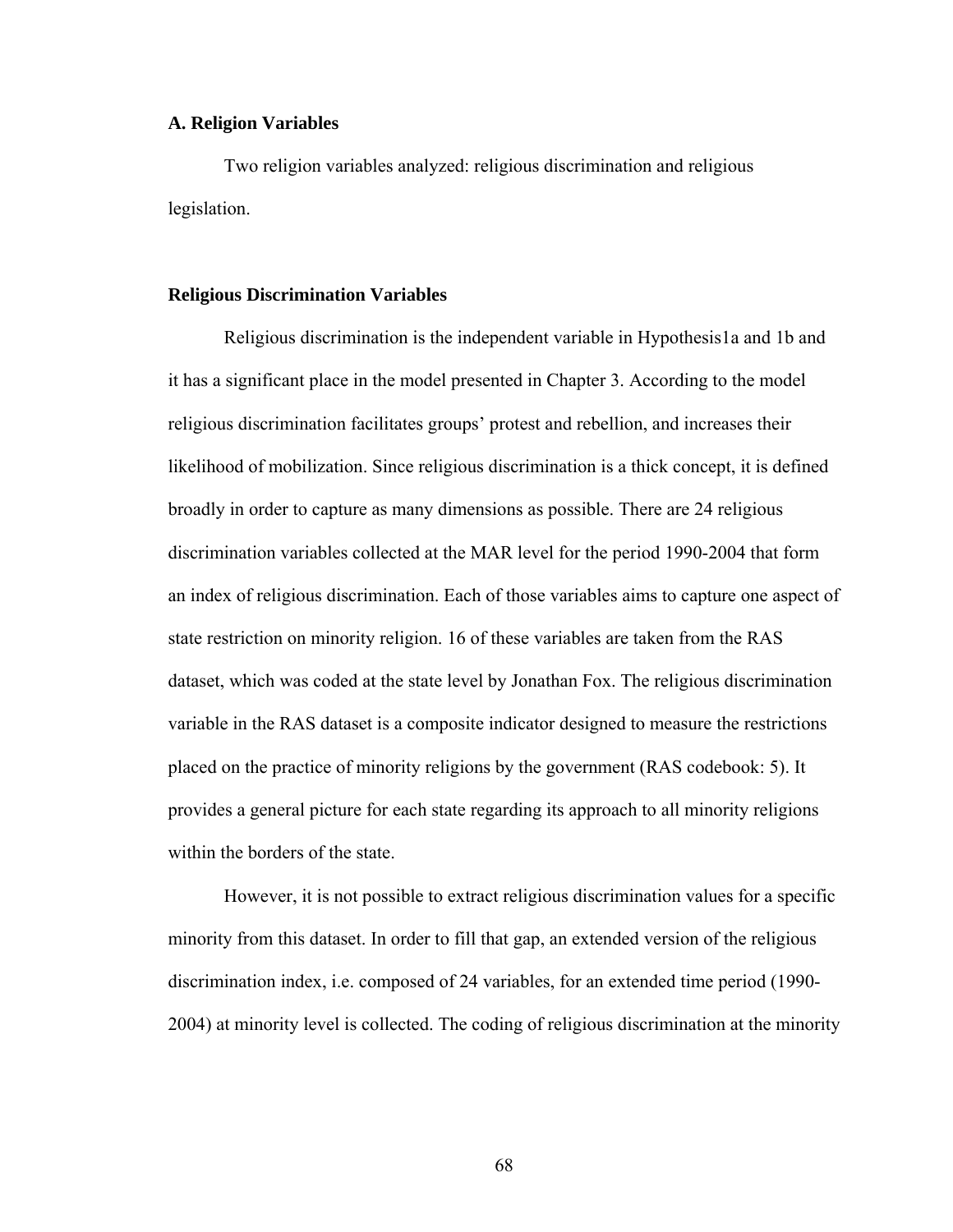### A. Religion Variables

Two religion variables analyzed: religious discrimination and religious legislation.

#### Religious Discrimination Variables

Religious discrimination is the independent variable in Hypothesis1a and 1b and it has a significant place in the model presented in Chapter 3. According to the model religious discrimination facilitates groups' protest and rebellion, and increases their likelihood of mobilization. Since religious discrimination is a thick concept, it is defined broadly in order to capture as many dimensions as possible. There are 24 religious discrimination variables collected at the MAR level for the period 1990-2004 that form an index of religious discrimination. Each of those variables aims to capture one aspect of state restriction on minority religion. 16 of these variables are taken from the RAS dataset, which was coded at the state level by Jonathan Fox. The religious discrimination variable in the RAS dataset is a composite indicator designed to measure the restrictions placed on the practice of minority religions by the government (RAS codebook: 5). It provides a general picture for each state regarding its approach to all minority religions within the borders of the state.

However, it is not possible to extract religious discrimination values for a specific minority from this dataset. In order to fill that gap, an extended version of the religious discrimination index, i.e. composed of 24 variables, for an extended time period (1990-2004) at minority level is collected. The coding of religious discrimination at the minority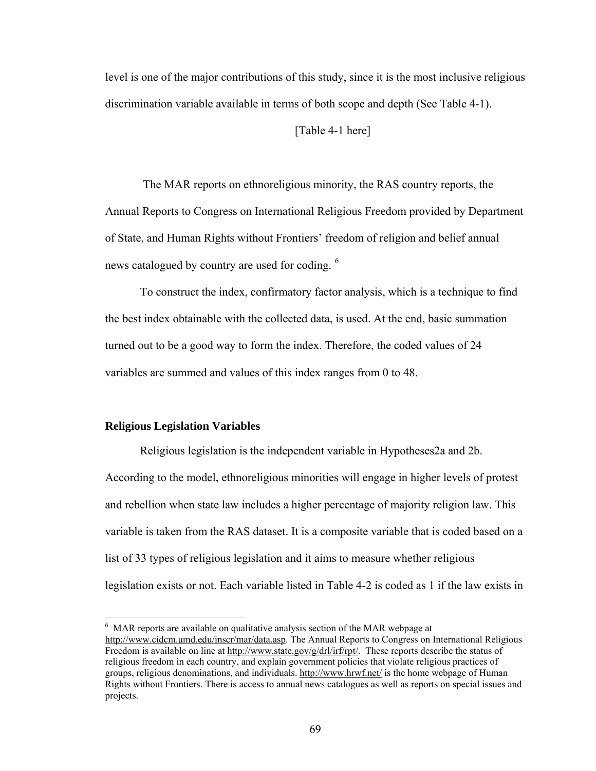level is one of the major contributions of this study, since it is the most inclusive religious discrimination variable available in terms of both scope and depth (See Table 4-1).

[Table 4-1 here]

The MAR reports on ethnoreligious minority, the RAS country reports, the Annual Reports to Congress on International Religious Freedom provided by Department of State, and Human Rights without Frontiers' freedom of religion and belief annual news catalogued by country are used for coding. [6]

To construct the index, confirmatory factor analysis, which is a technique to find the best index obtainable with the collected data, is used. At the end, basic summation turned out to be a good way to form the index. Therefore, the coded values of 24 variables are summed and values of this index ranges from 0 to 48.

### Religious Legislation Variables

Religious legislation is the independent variable in Hypotheses2a and 2b. According to the model, ethnoreligious minorities will engage in higher levels of protest and rebellion when state law includes a higher percentage of majority religion law. This variable is taken from the RAS dataset. It is a composite variable that is coded based on a list of 33 types of religious legislation and it aims to measure whether religious legislation exists or not. Each variable listed in Table 4-2 is coded as 1 if the law exists in

---

[6] MAR reports are available on qualitative analysis section of the MAR webpage at http://www.cidcm.umd.edu/inscr/mar/data.asp. The Annual Reports to Congress on International Religious Freedom is available on line at http://www.state.gov/g/drl/irf/rpt/. These reports describe the status of religious freedom in each country, and explain government policies that violate religious practices of groups, religious denominations, and individuals. http://www.hrwf.net/ is the home webpage of Human Rights without Frontiers. There is access to annual news catalogues as well as reports on special issues and projects.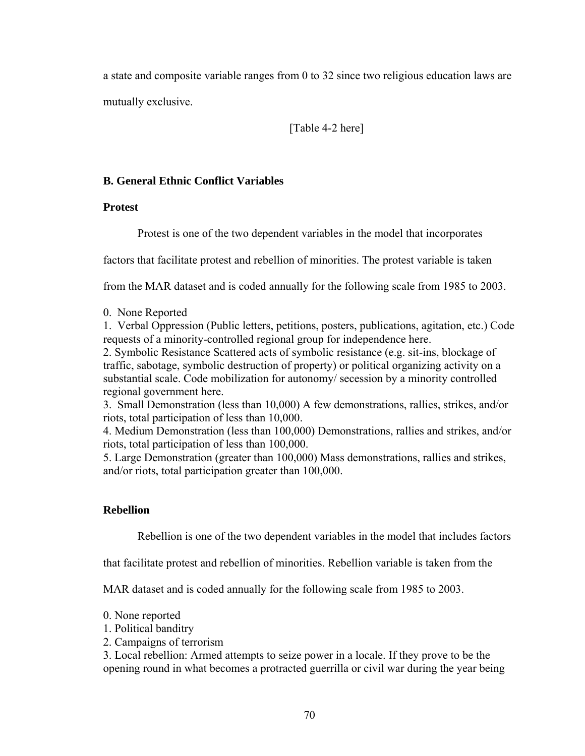a state and composite variable ranges from 0 to 32 since two religious education laws are mutually exclusive.

[Table 4-2 here]

### B. General Ethnic Conflict Variables

**Protest**

Protest is one of the two dependent variables in the model that incorporates factors that facilitate protest and rebellion of minorities. The protest variable is taken from the MAR dataset and is coded annually for the following scale from 1985 to 2003.

0. None Reported
1. Verbal Oppression (Public letters, petitions, posters, publications, agitation, etc.) Code requests of a minority-controlled regional group for independence here.
2. Symbolic Resistance Scattered acts of symbolic resistance (e.g. sit-ins, blockage of traffic, sabotage, symbolic destruction of property) or political organizing activity on a substantial scale. Code mobilization for autonomy/ secession by a minority controlled regional government here.
3. Small Demonstration (less than 10,000) A few demonstrations, rallies, strikes, and/or riots, total participation of less than 10,000.
4. Medium Demonstration (less than 100,000) Demonstrations, rallies and strikes, and/or riots, total participation of less than 100,000.
5. Large Demonstration (greater than 100,000) Mass demonstrations, rallies and strikes, and/or riots, total participation greater than 100,000.

**Rebellion**

Rebellion is one of the two dependent variables in the model that includes factors that facilitate protest and rebellion of minorities. Rebellion variable is taken from the MAR dataset and is coded annually for the following scale from 1985 to 2003.

0. None reported
1. Political banditry
2. Campaigns of terrorism
3. Local rebellion: Armed attempts to seize power in a locale. If they prove to be the opening round in what becomes a protracted guerrilla or civil war during the year being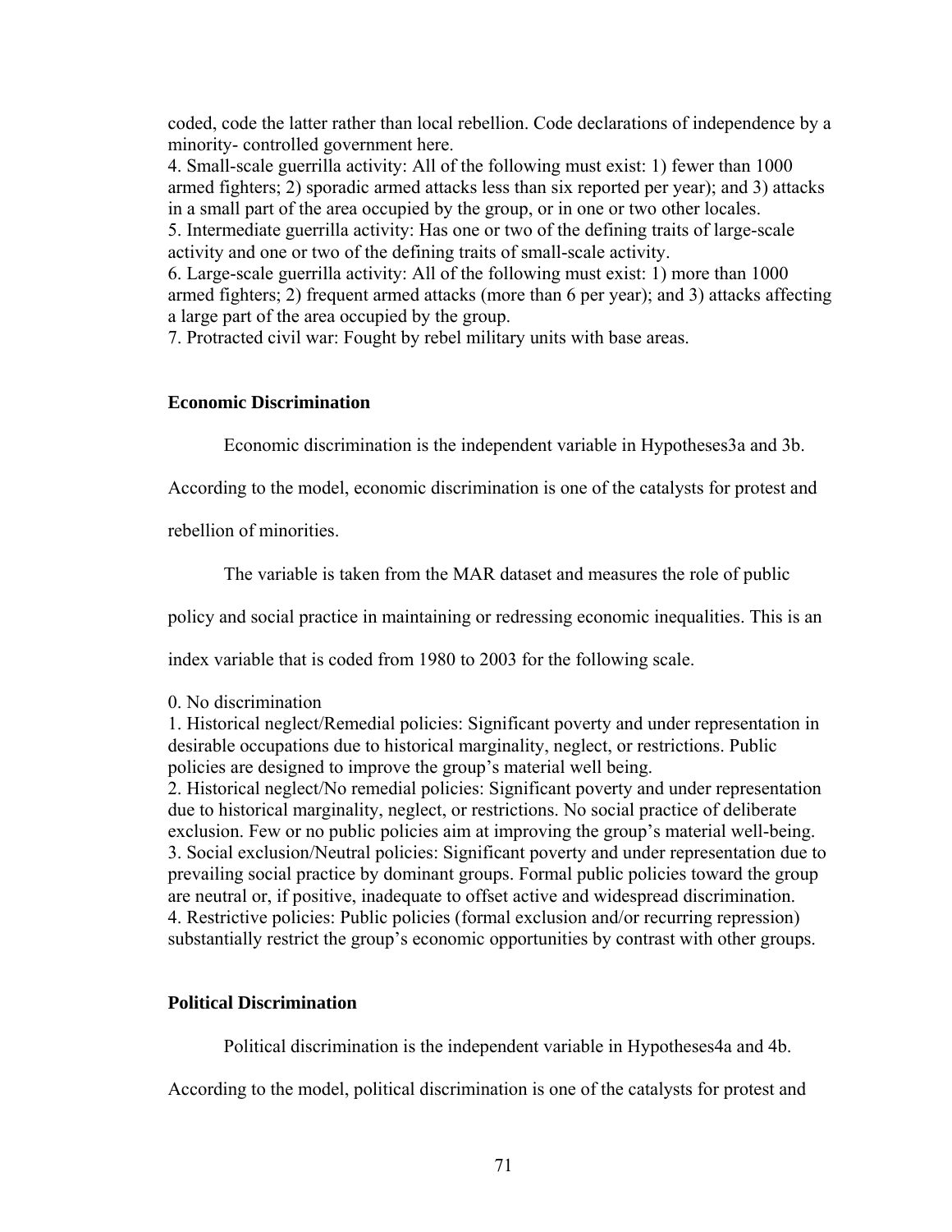coded, code the latter rather than local rebellion. Code declarations of independence by a minority- controlled government here.
4. Small-scale guerrilla activity: All of the following must exist: 1) fewer than 1000 armed fighters; 2) sporadic armed attacks less than six reported per year); and 3) attacks in a small part of the area occupied by the group, or in one or two other locales.
5. Intermediate guerrilla activity: Has one or two of the defining traits of large-scale activity and one or two of the defining traits of small-scale activity.
6. Large-scale guerrilla activity: All of the following must exist: 1) more than 1000 armed fighters; 2) frequent armed attacks (more than 6 per year); and 3) attacks affecting a large part of the area occupied by the group.
7. Protracted civil war: Fought by rebel military units with base areas.

### Economic Discrimination

Economic discrimination is the independent variable in Hypotheses3a and 3b. According to the model, economic discrimination is one of the catalysts for protest and rebellion of minorities.

The variable is taken from the MAR dataset and measures the role of public policy and social practice in maintaining or redressing economic inequalities. This is an index variable that is coded from 1980 to 2003 for the following scale.

0. No discrimination
1. Historical neglect/Remedial policies: Significant poverty and under representation in desirable occupations due to historical marginality, neglect, or restrictions. Public policies are designed to improve the group's material well being.
2. Historical neglect/No remedial policies: Significant poverty and under representation due to historical marginality, neglect, or restrictions. No social practice of deliberate exclusion. Few or no public policies aim at improving the group's material well-being.
3. Social exclusion/Neutral policies: Significant poverty and under representation due to prevailing social practice by dominant groups. Formal public policies toward the group are neutral or, if positive, inadequate to offset active and widespread discrimination.
4. Restrictive policies: Public policies (formal exclusion and/or recurring repression) substantially restrict the group's economic opportunities by contrast with other groups.

### Political Discrimination

Political discrimination is the independent variable in Hypotheses4a and 4b. According to the model, political discrimination is one of the catalysts for protest and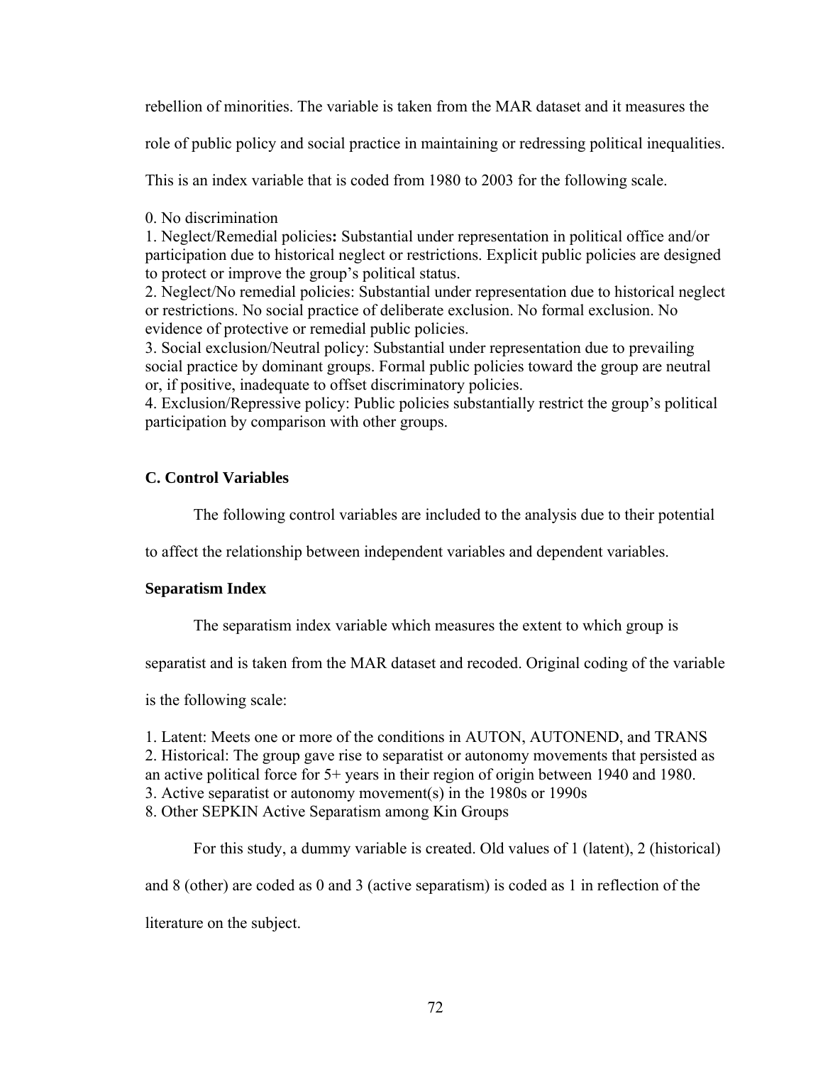rebellion of minorities. The variable is taken from the MAR dataset and it measures the role of public policy and social practice in maintaining or redressing political inequalities. This is an index variable that is coded from 1980 to 2003 for the following scale.

0. No discrimination
1. Neglect/Remedial policies**:** Substantial under representation in political office and/or participation due to historical neglect or restrictions. Explicit public policies are designed to protect or improve the group's political status.
2. Neglect/No remedial policies: Substantial under representation due to historical neglect or restrictions. No social practice of deliberate exclusion. No formal exclusion. No evidence of protective or remedial public policies.
3. Social exclusion/Neutral policy: Substantial under representation due to prevailing social practice by dominant groups. Formal public policies toward the group are neutral or, if positive, inadequate to offset discriminatory policies.
4. Exclusion/Repressive policy: Public policies substantially restrict the group's political participation by comparison with other groups.

### C. Control Variables

The following control variables are included to the analysis due to their potential to affect the relationship between independent variables and dependent variables.

#### Separatism Index

The separatism index variable which measures the extent to which group is separatist and is taken from the MAR dataset and recoded. Original coding of the variable is the following scale:

1. Latent: Meets one or more of the conditions in AUTON, AUTONEND, and TRANS
2. Historical: The group gave rise to separatist or autonomy movements that persisted as an active political force for 5+ years in their region of origin between 1940 and 1980.
3. Active separatist or autonomy movement(s) in the 1980s or 1990s
8. Other SEPKIN Active Separatism among Kin Groups

For this study, a dummy variable is created. Old values of 1 (latent), 2 (historical) and 8 (other) are coded as 0 and 3 (active separatism) is coded as 1 in reflection of the literature on the subject.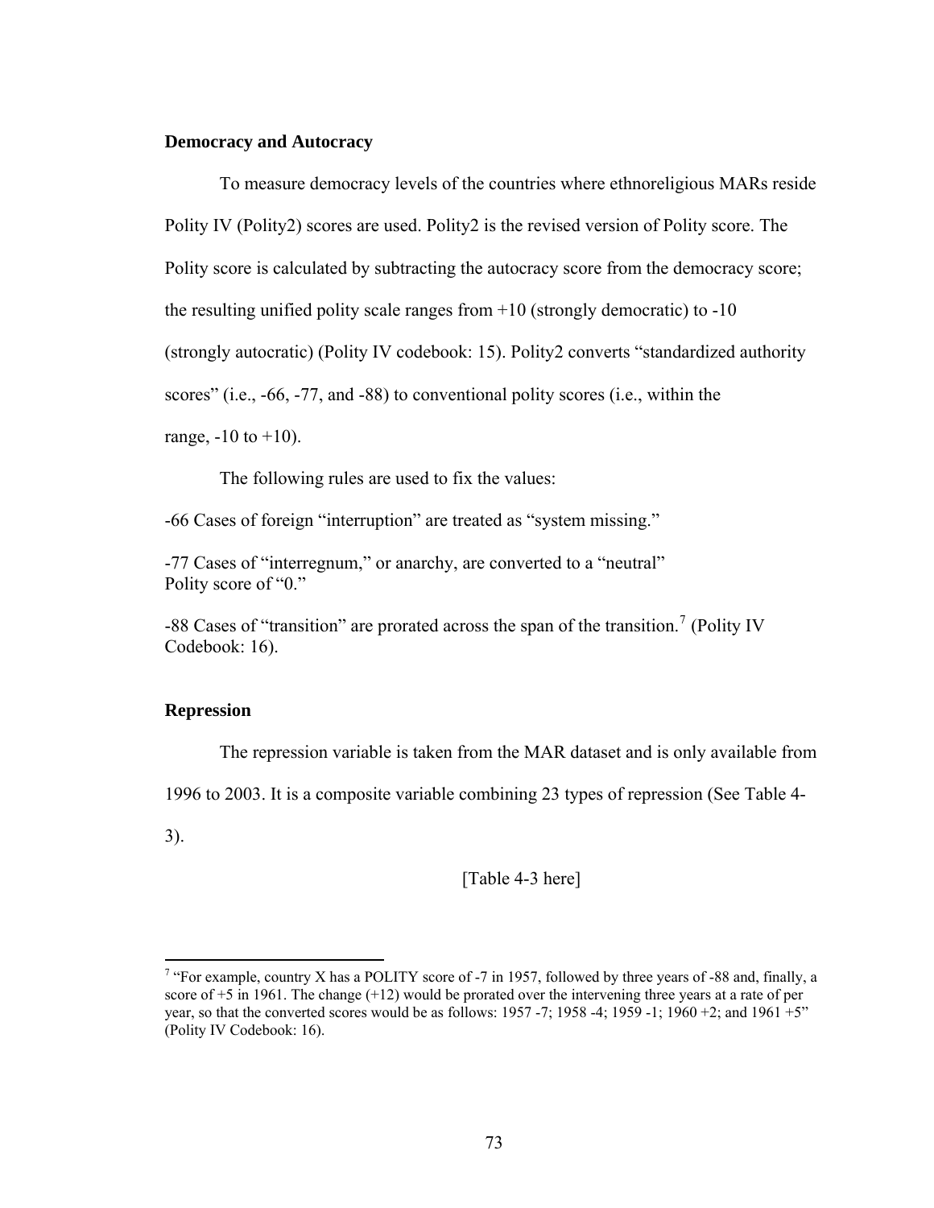### Democracy and Autocracy

To measure democracy levels of the countries where ethnoreligious MARs reside Polity IV (Polity2) scores are used. Polity2 is the revised version of Polity score. The Polity score is calculated by subtracting the autocracy score from the democracy score; the resulting unified polity scale ranges from +10 (strongly democratic) to -10 (strongly autocratic) (Polity IV codebook: 15). Polity2 converts "standardized authority scores" (i.e., -66, -77, and -88) to conventional polity scores (i.e., within the range, -10 to +10).

The following rules are used to fix the values:

-66 Cases of foreign "interruption" are treated as "system missing."

-77 Cases of "interregnum," or anarchy, are converted to a "neutral" Polity score of "0."

-88 Cases of "transition" are prorated across the span of the transition.[7] (Polity IV Codebook: 16).

### Repression

The repression variable is taken from the MAR dataset and is only available from 1996 to 2003. It is a composite variable combining 23 types of repression (See Table 4-3).

[Table 4-3 here]

[7] "For example, country X has a POLITY score of -7 in 1957, followed by three years of -88 and, finally, a score of +5 in 1961. The change (+12) would be prorated over the intervening three years at a rate of per year, so that the converted scores would be as follows: 1957 -7; 1958 -4; 1959 -1; 1960 +2; and 1961 +5" (Polity IV Codebook: 16).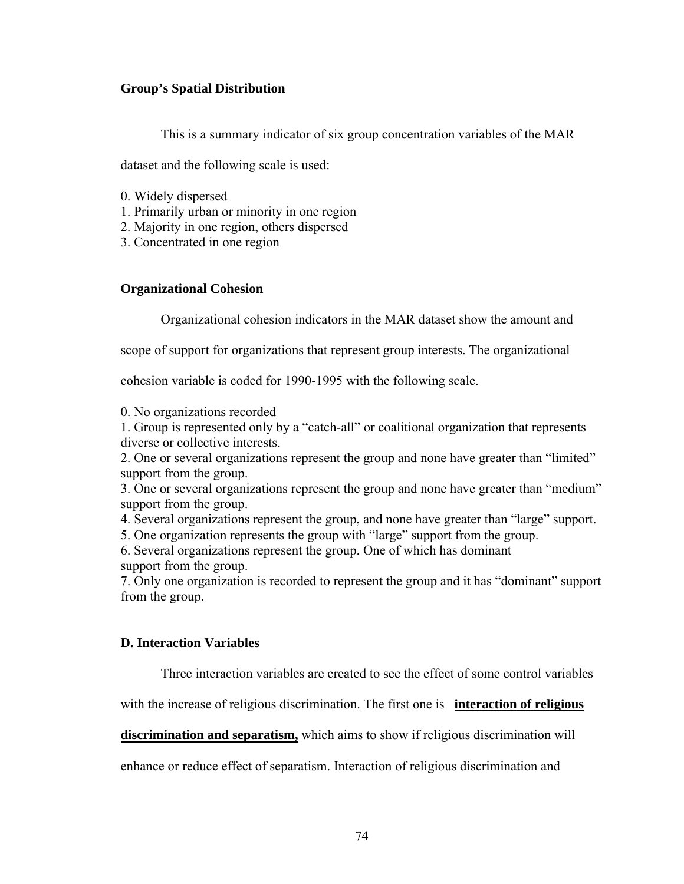### Group's Spatial Distribution

This is a summary indicator of six group concentration variables of the MAR dataset and the following scale is used:

0. Widely dispersed
1. Primarily urban or minority in one region
2. Majority in one region, others dispersed
3. Concentrated in one region

### Organizational Cohesion

Organizational cohesion indicators in the MAR dataset show the amount and scope of support for organizations that represent group interests. The organizational cohesion variable is coded for 1990-1995 with the following scale.

0. No organizations recorded
1. Group is represented only by a "catch-all" or coalitional organization that represents diverse or collective interests.
2. One or several organizations represent the group and none have greater than "limited" support from the group.
3. One or several organizations represent the group and none have greater than "medium" support from the group.
4. Several organizations represent the group, and none have greater than "large" support.
5. One organization represents the group with "large" support from the group.
6. Several organizations represent the group. One of which has dominant support from the group.
7. Only one organization is recorded to represent the group and it has "dominant" support from the group.

### D. Interaction Variables

Three interaction variables are created to see the effect of some control variables with the increase of religious discrimination. The first one is **interaction of religious discrimination and separatism,** which aims to show if religious discrimination will enhance or reduce effect of separatism. Interaction of religious discrimination and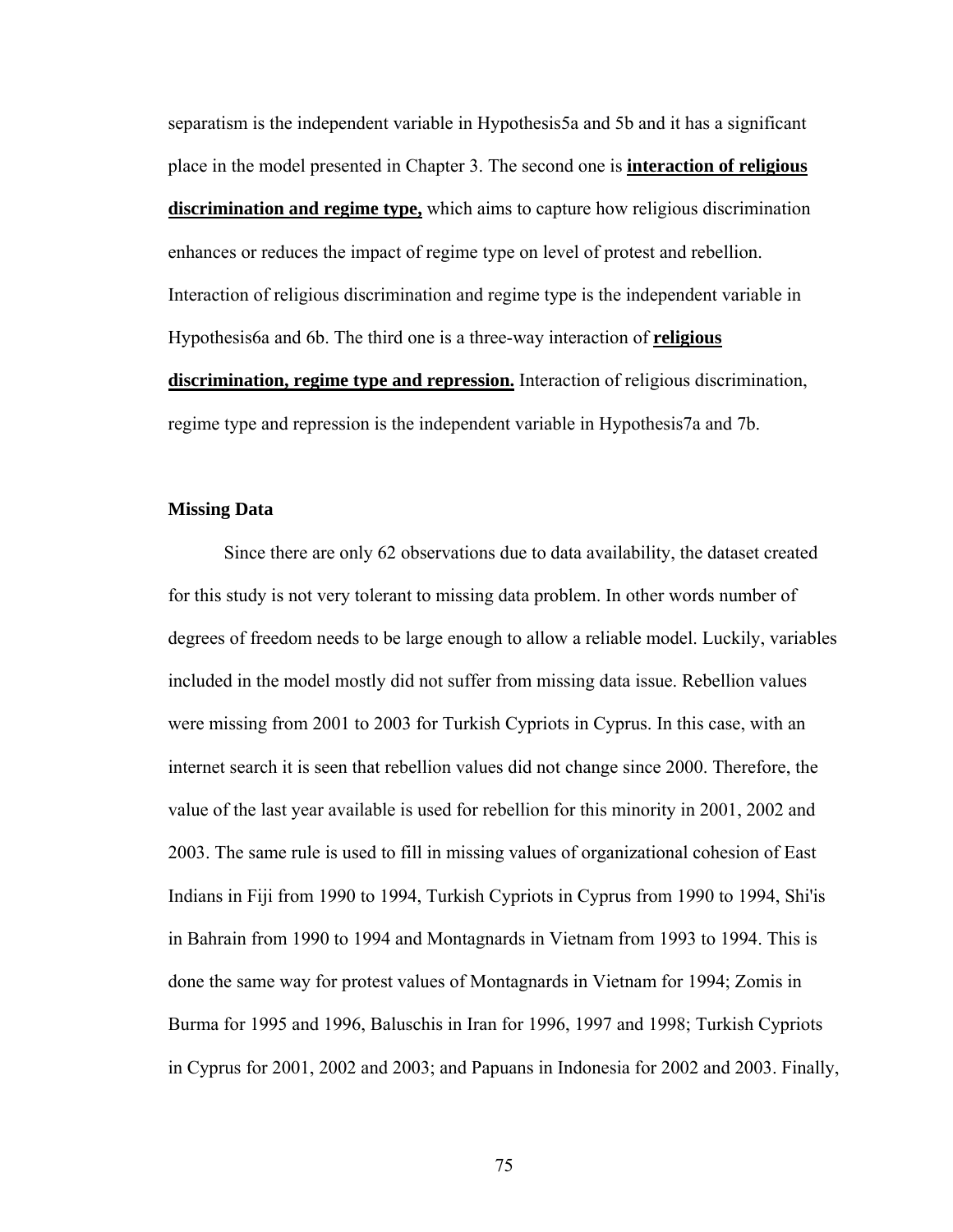separatism is the independent variable in Hypothesis5a and 5b and it has a significant place in the model presented in Chapter 3. The second one is **interaction of religious discrimination and regime type,** which aims to capture how religious discrimination enhances or reduces the impact of regime type on level of protest and rebellion. Interaction of religious discrimination and regime type is the independent variable in Hypothesis6a and 6b. The third one is a three-way interaction of **religious discrimination, regime type and repression.** Interaction of religious discrimination, regime type and repression is the independent variable in Hypothesis7a and 7b.

### Missing Data

Since there are only 62 observations due to data availability, the dataset created for this study is not very tolerant to missing data problem. In other words number of degrees of freedom needs to be large enough to allow a reliable model. Luckily, variables included in the model mostly did not suffer from missing data issue. Rebellion values were missing from 2001 to 2003 for Turkish Cypriots in Cyprus. In this case, with an internet search it is seen that rebellion values did not change since 2000. Therefore, the value of the last year available is used for rebellion for this minority in 2001, 2002 and 2003. The same rule is used to fill in missing values of organizational cohesion of East Indians in Fiji from 1990 to 1994, Turkish Cypriots in Cyprus from 1990 to 1994, Shi'is in Bahrain from 1990 to 1994 and Montagnards in Vietnam from 1993 to 1994. This is done the same way for protest values of Montagnards in Vietnam for 1994; Zomis in Burma for 1995 and 1996, Baluschis in Iran for 1996, 1997 and 1998; Turkish Cypriots in Cyprus for 2001, 2002 and 2003; and Papuans in Indonesia for 2002 and 2003. Finally,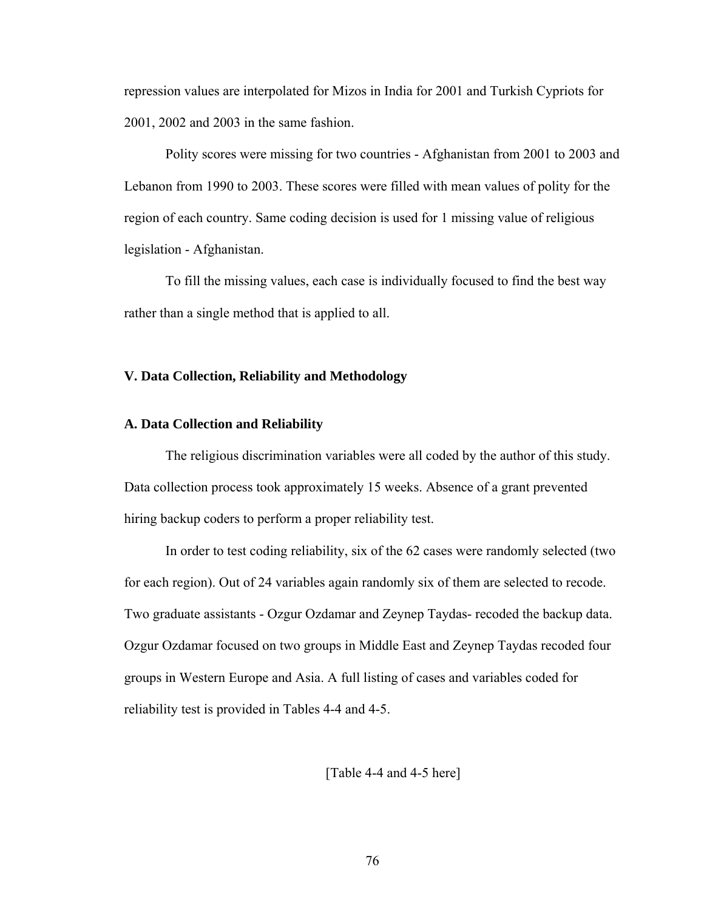repression values are interpolated for Mizos in India for 2001 and Turkish Cypriots for 2001, 2002 and 2003 in the same fashion.

Polity scores were missing for two countries - Afghanistan from 2001 to 2003 and Lebanon from 1990 to 2003. These scores were filled with mean values of polity for the region of each country. Same coding decision is used for 1 missing value of religious legislation - Afghanistan.

To fill the missing values, each case is individually focused to find the best way rather than a single method that is applied to all.

## V. Data Collection, Reliability and Methodology

### A. Data Collection and Reliability

The religious discrimination variables were all coded by the author of this study. Data collection process took approximately 15 weeks. Absence of a grant prevented hiring backup coders to perform a proper reliability test.

In order to test coding reliability, six of the 62 cases were randomly selected (two for each region). Out of 24 variables again randomly six of them are selected to recode. Two graduate assistants - Ozgur Ozdamar and Zeynep Taydas- recoded the backup data. Ozgur Ozdamar focused on two groups in Middle East and Zeynep Taydas recoded four groups in Western Europe and Asia. A full listing of cases and variables coded for reliability test is provided in Tables 4-4 and 4-5.

[Table 4-4 and 4-5 here]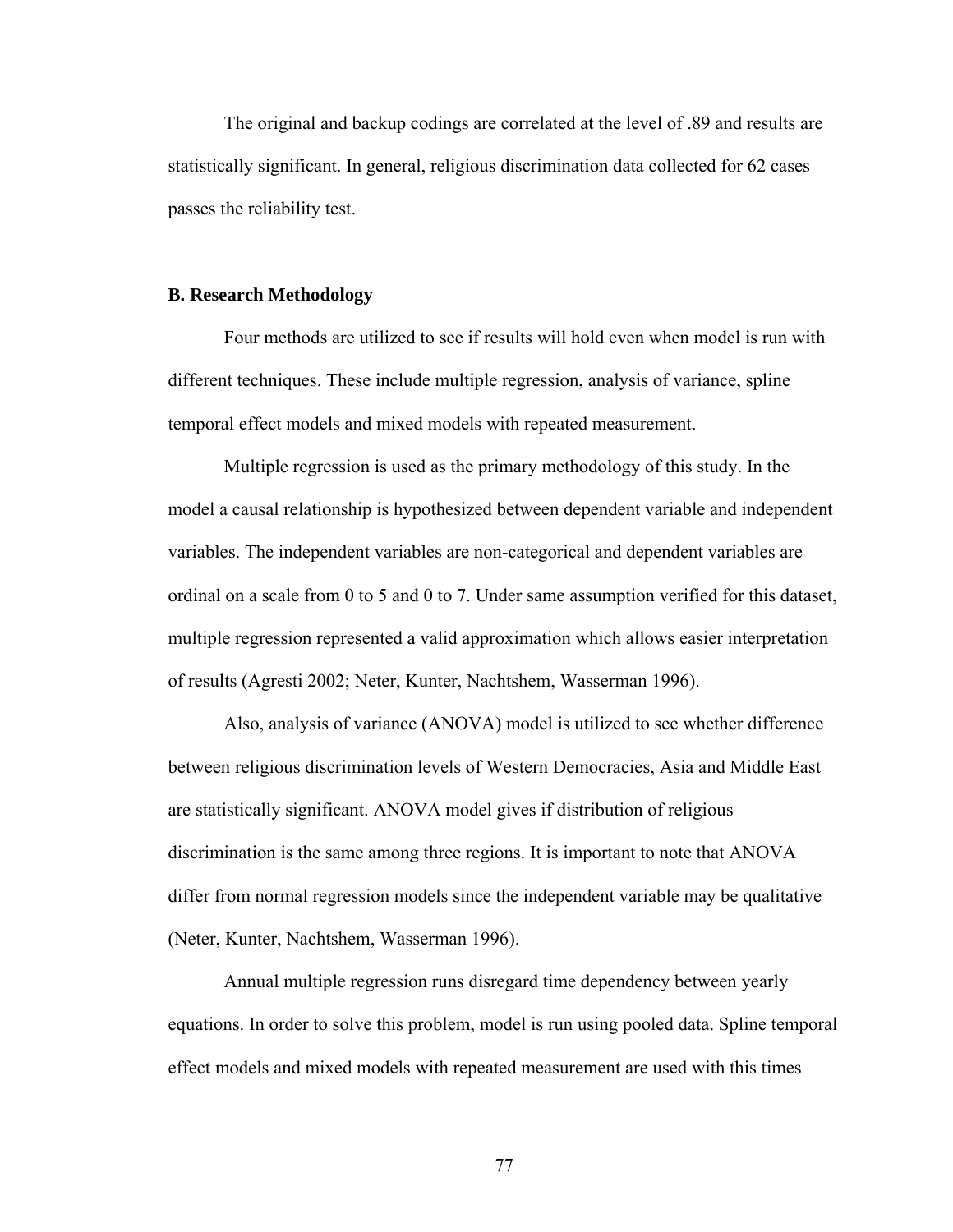The original and backup codings are correlated at the level of .89 and results are statistically significant. In general, religious discrimination data collected for 62 cases passes the reliability test.

### B. Research Methodology

Four methods are utilized to see if results will hold even when model is run with different techniques. These include multiple regression, analysis of variance, spline temporal effect models and mixed models with repeated measurement.

Multiple regression is used as the primary methodology of this study. In the model a causal relationship is hypothesized between dependent variable and independent variables. The independent variables are non-categorical and dependent variables are ordinal on a scale from 0 to 5 and 0 to 7. Under same assumption verified for this dataset, multiple regression represented a valid approximation which allows easier interpretation of results (Agresti 2002; Neter, Kunter, Nachtshem, Wasserman 1996).

Also, analysis of variance (ANOVA) model is utilized to see whether difference between religious discrimination levels of Western Democracies, Asia and Middle East are statistically significant. ANOVA model gives if distribution of religious discrimination is the same among three regions. It is important to note that ANOVA differ from normal regression models since the independent variable may be qualitative (Neter, Kunter, Nachtshem, Wasserman 1996).

Annual multiple regression runs disregard time dependency between yearly equations. In order to solve this problem, model is run using pooled data. Spline temporal effect models and mixed models with repeated measurement are used with this times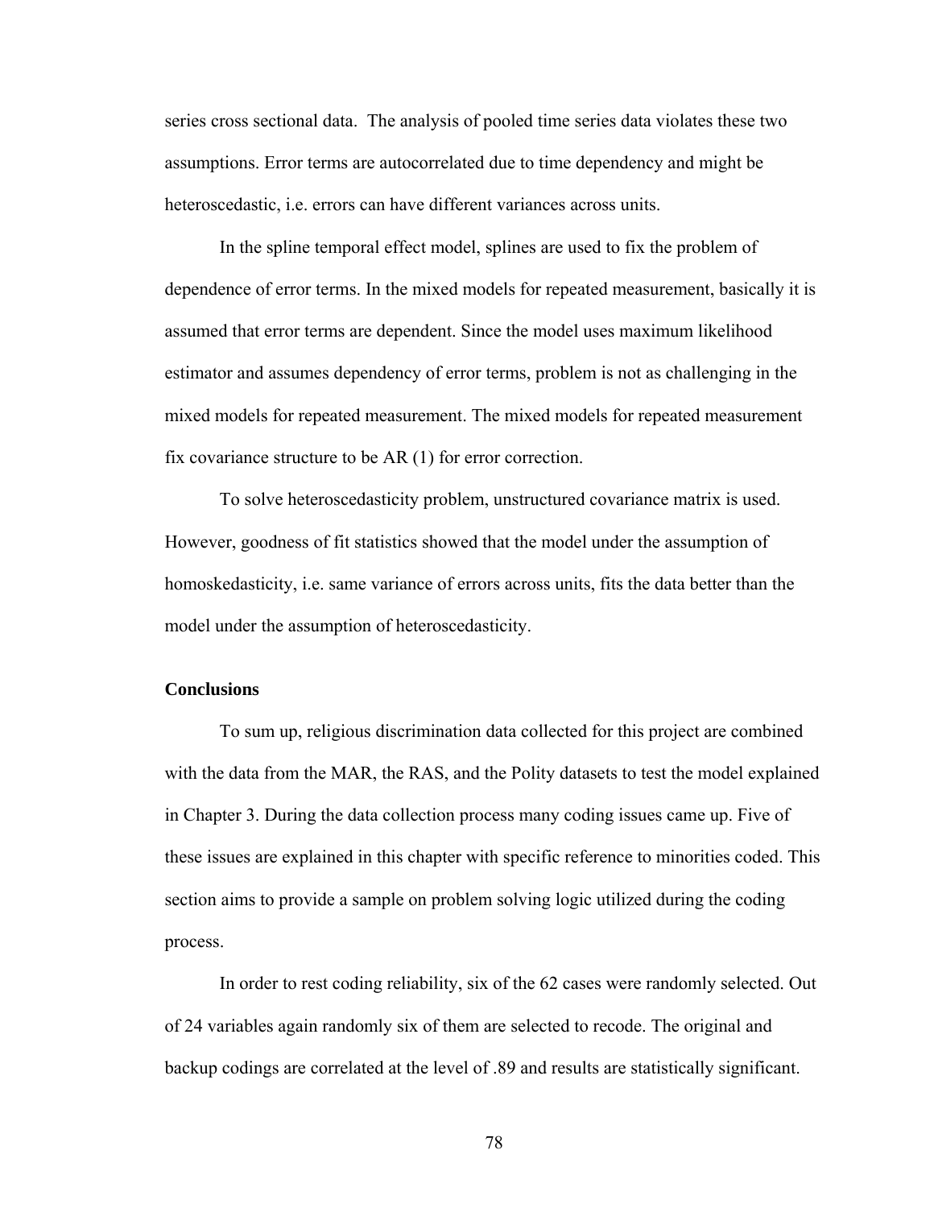series cross sectional data. The analysis of pooled time series data violates these two assumptions. Error terms are autocorrelated due to time dependency and might be heteroscedastic, i.e. errors can have different variances across units.

In the spline temporal effect model, splines are used to fix the problem of dependence of error terms. In the mixed models for repeated measurement, basically it is assumed that error terms are dependent. Since the model uses maximum likelihood estimator and assumes dependency of error terms, problem is not as challenging in the mixed models for repeated measurement. The mixed models for repeated measurement fix covariance structure to be AR (1) for error correction.

To solve heteroscedasticity problem, unstructured covariance matrix is used. However, goodness of fit statistics showed that the model under the assumption of homoskedasticity, i.e. same variance of errors across units, fits the data better than the model under the assumption of heteroscedasticity.

**Conclusions**

To sum up, religious discrimination data collected for this project are combined with the data from the MAR, the RAS, and the Polity datasets to test the model explained in Chapter 3. During the data collection process many coding issues came up. Five of these issues are explained in this chapter with specific reference to minorities coded. This section aims to provide a sample on problem solving logic utilized during the coding process.

In order to rest coding reliability, six of the 62 cases were randomly selected. Out of 24 variables again randomly six of them are selected to recode. The original and backup codings are correlated at the level of .89 and results are statistically significant.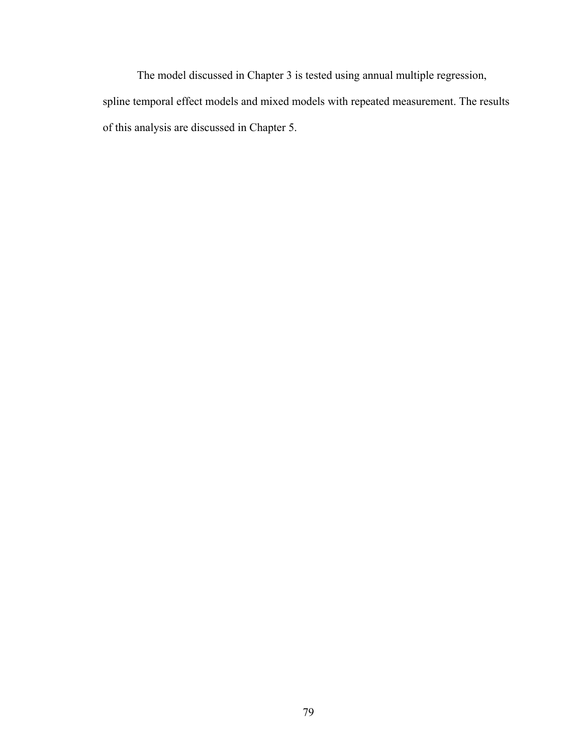The model discussed in Chapter 3 is tested using annual multiple regression, spline temporal effect models and mixed models with repeated measurement. The results of this analysis are discussed in Chapter 5.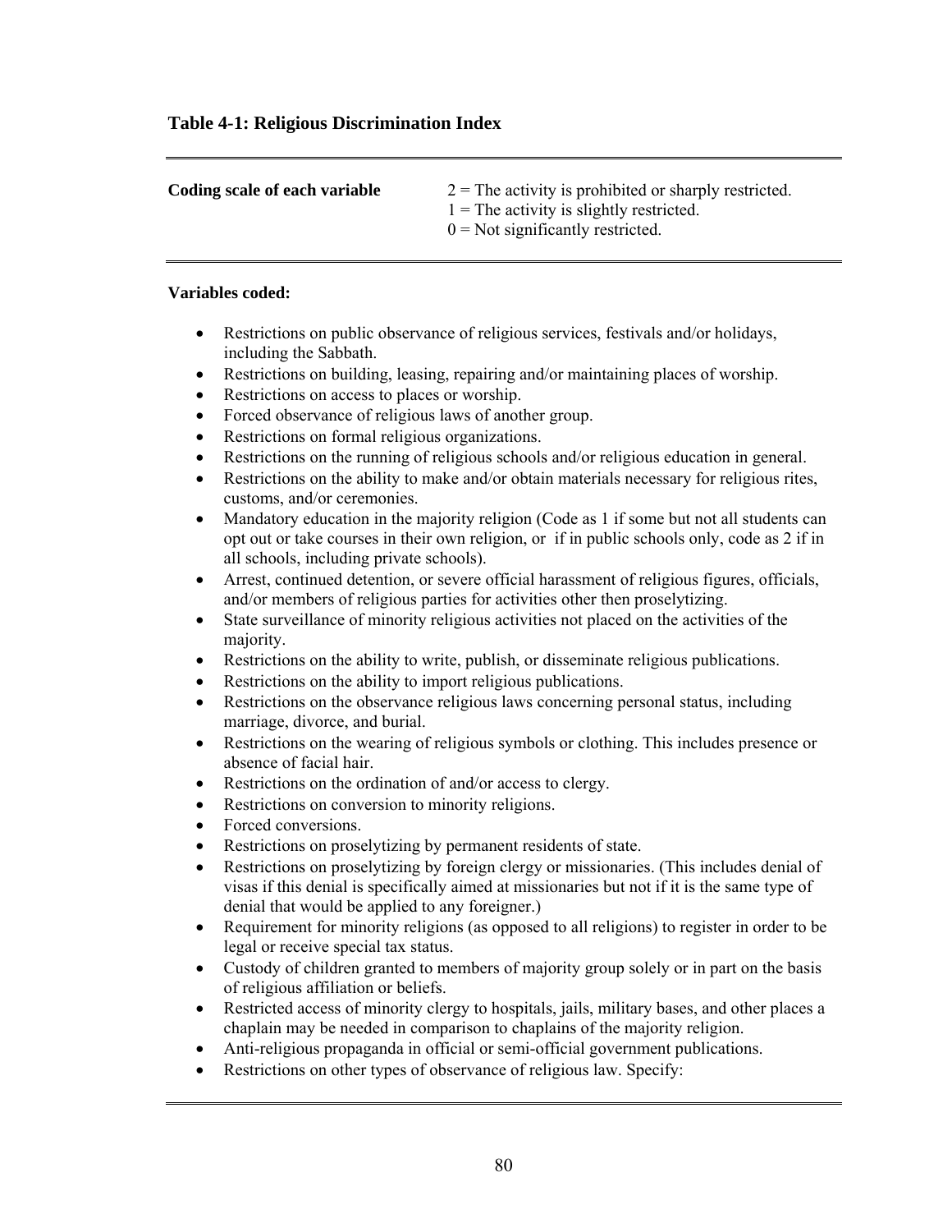**Table 4-1: Religious Discrimination Index**

| | |
|---|---|
| **Coding scale of each variable** | 2 = The activity is prohibited or sharply restricted.<br>1 = The activity is slightly restricted.<br>0 = Not significantly restricted. |

**Variables coded:**

- Restrictions on public observance of religious services, festivals and/or holidays, including the Sabbath.
- Restrictions on building, leasing, repairing and/or maintaining places of worship.
- Restrictions on access to places or worship.
- Forced observance of religious laws of another group.
- Restrictions on formal religious organizations.
- Restrictions on the running of religious schools and/or religious education in general.
- Restrictions on the ability to make and/or obtain materials necessary for religious rites, customs, and/or ceremonies.
- Mandatory education in the majority religion (Code as 1 if some but not all students can opt out or take courses in their own religion, or if in public schools only, code as 2 if in all schools, including private schools).
- Arrest, continued detention, or severe official harassment of religious figures, officials, and/or members of religious parties for activities other then proselytizing.
- State surveillance of minority religious activities not placed on the activities of the majority.
- Restrictions on the ability to write, publish, or disseminate religious publications.
- Restrictions on the ability to import religious publications.
- Restrictions on the observance religious laws concerning personal status, including marriage, divorce, and burial.
- Restrictions on the wearing of religious symbols or clothing. This includes presence or absence of facial hair.
- Restrictions on the ordination of and/or access to clergy.
- Restrictions on conversion to minority religions.
- Forced conversions.
- Restrictions on proselytizing by permanent residents of state.
- Restrictions on proselytizing by foreign clergy or missionaries. (This includes denial of visas if this denial is specifically aimed at missionaries but not if it is the same type of denial that would be applied to any foreigner.)
- Requirement for minority religions (as opposed to all religions) to register in order to be legal or receive special tax status.
- Custody of children granted to members of majority group solely or in part on the basis of religious affiliation or beliefs.
- Restricted access of minority clergy to hospitals, jails, military bases, and other places a chaplain may be needed in comparison to chaplains of the majority religion.
- Anti-religious propaganda in official or semi-official government publications.
- Restrictions on other types of observance of religious law. Specify: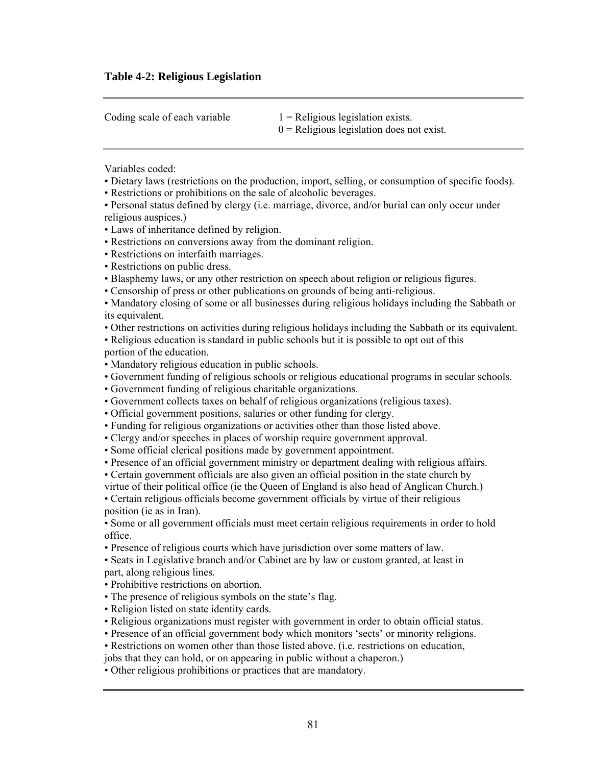**Table 4-2: Religious Legislation**

| | |
|---|---|
| Coding scale of each variable | 1 = Religious legislation exists.<br>0 = Religious legislation does not exist. |

Variables coded:

- Dietary laws (restrictions on the production, import, selling, or consumption of specific foods).
- Restrictions or prohibitions on the sale of alcoholic beverages.
- Personal status defined by clergy (i.e. marriage, divorce, and/or burial can only occur under religious auspices.)
- Laws of inheritance defined by religion.
- Restrictions on conversions away from the dominant religion.
- Restrictions on interfaith marriages.
- Restrictions on public dress.
- Blasphemy laws, or any other restriction on speech about religion or religious figures.
- Censorship of press or other publications on grounds of being anti-religious.
- Mandatory closing of some or all businesses during religious holidays including the Sabbath or its equivalent.
- Other restrictions on activities during religious holidays including the Sabbath or its equivalent.
- Religious education is standard in public schools but it is possible to opt out of this portion of the education.
- Mandatory religious education in public schools.
- Government funding of religious schools or religious educational programs in secular schools.
- Government funding of religious charitable organizations.
- Government collects taxes on behalf of religious organizations (religious taxes).
- Official government positions, salaries or other funding for clergy.
- Funding for religious organizations or activities other than those listed above.
- Clergy and/or speeches in places of worship require government approval.
- Some official clerical positions made by government appointment.
- Presence of an official government ministry or department dealing with religious affairs.
- Certain government officials are also given an official position in the state church by virtue of their political office (ie the Queen of England is also head of Anglican Church.)
- Certain religious officials become government officials by virtue of their religious position (ie as in Iran).
- Some or all government officials must meet certain religious requirements in order to hold office.
- Presence of religious courts which have jurisdiction over some matters of law.
- Seats in Legislative branch and/or Cabinet are by law or custom granted, at least in part, along religious lines.
- Prohibitive restrictions on abortion.
- The presence of religious symbols on the state's flag.
- Religion listed on state identity cards.
- Religious organizations must register with government in order to obtain official status.
- Presence of an official government body which monitors 'sects' or minority religions.
- Restrictions on women other than those listed above. (i.e. restrictions on education, jobs that they can hold, or on appearing in public without a chaperon.)
- Other religious prohibitions or practices that are mandatory.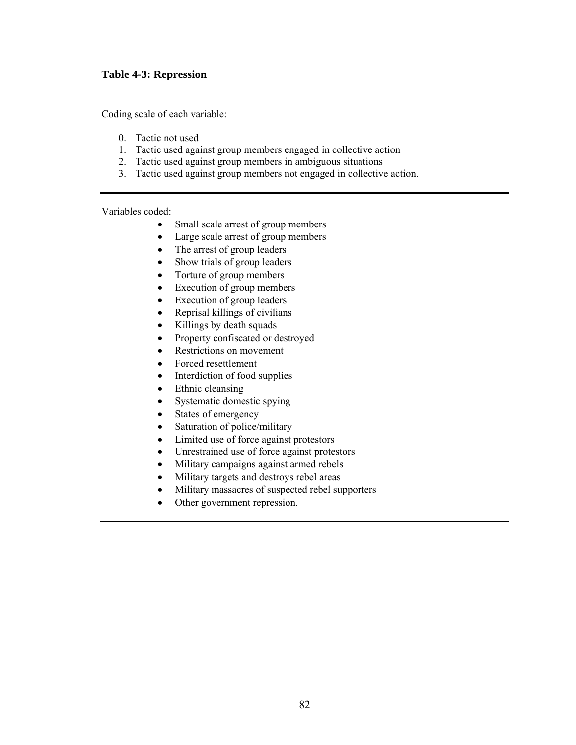**Table 4-3: Repression**

Coding scale of each variable:

0. Tactic not used
1. Tactic used against group members engaged in collective action
2. Tactic used against group members in ambiguous situations
3. Tactic used against group members not engaged in collective action.

Variables coded:

- Small scale arrest of group members
- Large scale arrest of group members
- The arrest of group leaders
- Show trials of group leaders
- Torture of group members
- Execution of group members
- Execution of group leaders
- Reprisal killings of civilians
- Killings by death squads
- Property confiscated or destroyed
- Restrictions on movement
- Forced resettlement
- Interdiction of food supplies
- Ethnic cleansing
- Systematic domestic spying
- States of emergency
- Saturation of police/military
- Limited use of force against protestors
- Unrestrained use of force against protestors
- Military campaigns against armed rebels
- Military targets and destroys rebel areas
- Military massacres of suspected rebel supporters
- Other government repression.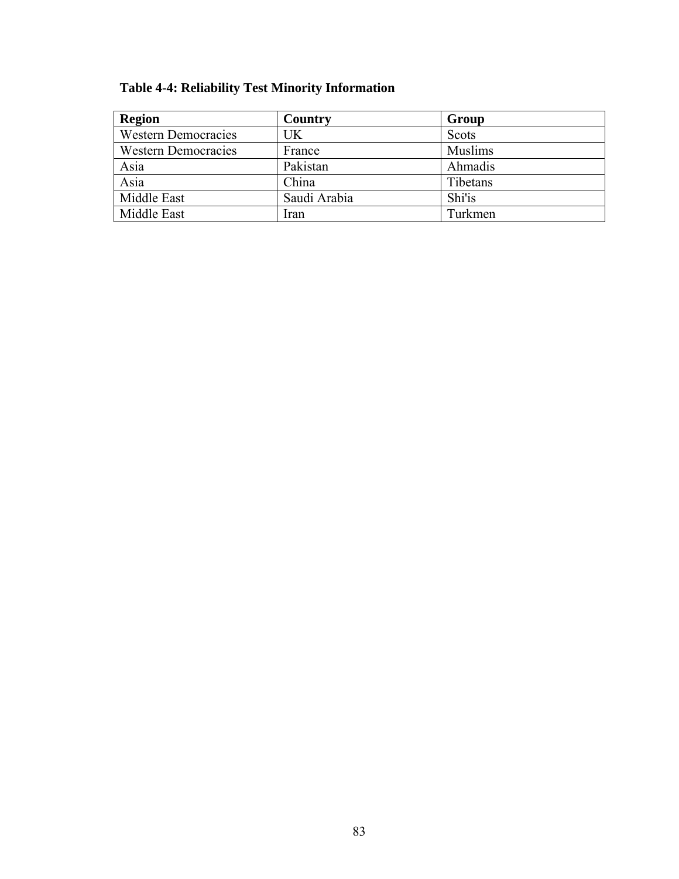**Table 4-4: Reliability Test Minority Information**

| Region | Country | Group |
|---|---|---|
| Western Democracies | UK | Scots |
| Western Democracies | France | Muslims |
| Asia | Pakistan | Ahmadis |
| Asia | China | Tibetans |
| Middle East | Saudi Arabia | Shi'is |
| Middle East | Iran | Turkmen |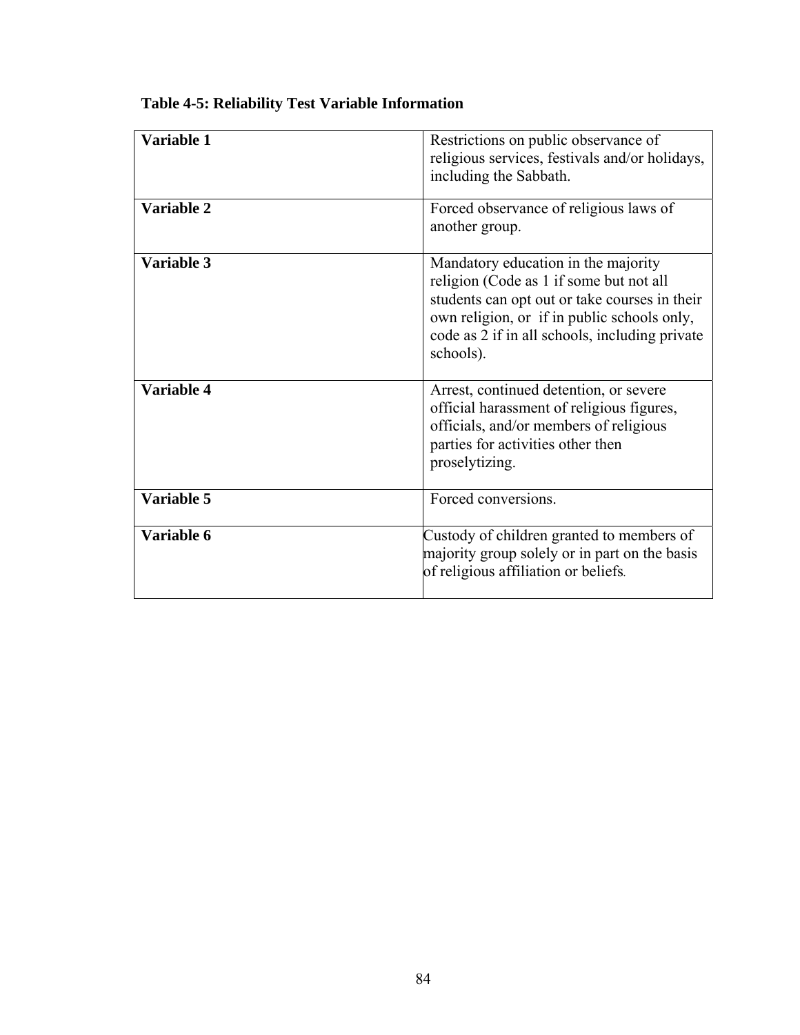**Table 4-5: Reliability Test Variable Information**

| | |
|---|---|
| **Variable 1** | Restrictions on public observance of religious services, festivals and/or holidays, including the Sabbath. |
| **Variable 2** | Forced observance of religious laws of another group. |
| **Variable 3** | Mandatory education in the majority religion (Code as 1 if some but not all students can opt out or take courses in their own religion, or if in public schools only, code as 2 if in all schools, including private schools). |
| **Variable 4** | Arrest, continued detention, or severe official harassment of religious figures, officials, and/or members of religious parties for activities other then proselytizing. |
| **Variable 5** | Forced conversions. |
| **Variable 6** | Custody of children granted to members of majority group solely or in part on the basis of religious affiliation or beliefs. |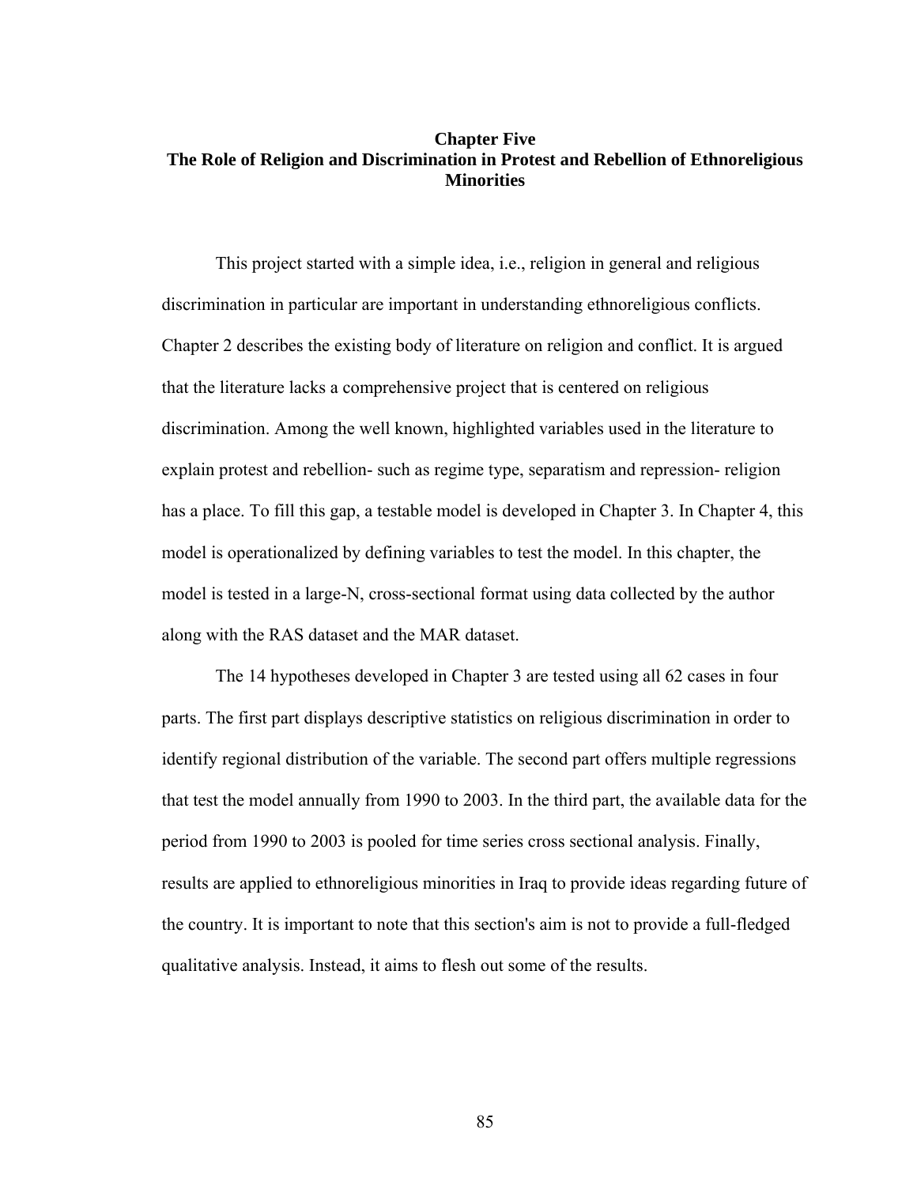# Chapter Five
## The Role of Religion and Discrimination in Protest and Rebellion of Ethnoreligious Minorities

This project started with a simple idea, i.e., religion in general and religious discrimination in particular are important in understanding ethnoreligious conflicts. Chapter 2 describes the existing body of literature on religion and conflict. It is argued that the literature lacks a comprehensive project that is centered on religious discrimination. Among the well known, highlighted variables used in the literature to explain protest and rebellion- such as regime type, separatism and repression- religion has a place. To fill this gap, a testable model is developed in Chapter 3. In Chapter 4, this model is operationalized by defining variables to test the model. In this chapter, the model is tested in a large-N, cross-sectional format using data collected by the author along with the RAS dataset and the MAR dataset.

The 14 hypotheses developed in Chapter 3 are tested using all 62 cases in four parts. The first part displays descriptive statistics on religious discrimination in order to identify regional distribution of the variable. The second part offers multiple regressions that test the model annually from 1990 to 2003. In the third part, the available data for the period from 1990 to 2003 is pooled for time series cross sectional analysis. Finally, results are applied to ethnoreligious minorities in Iraq to provide ideas regarding future of the country. It is important to note that this section's aim is not to provide a full-fledged qualitative analysis. Instead, it aims to flesh out some of the results.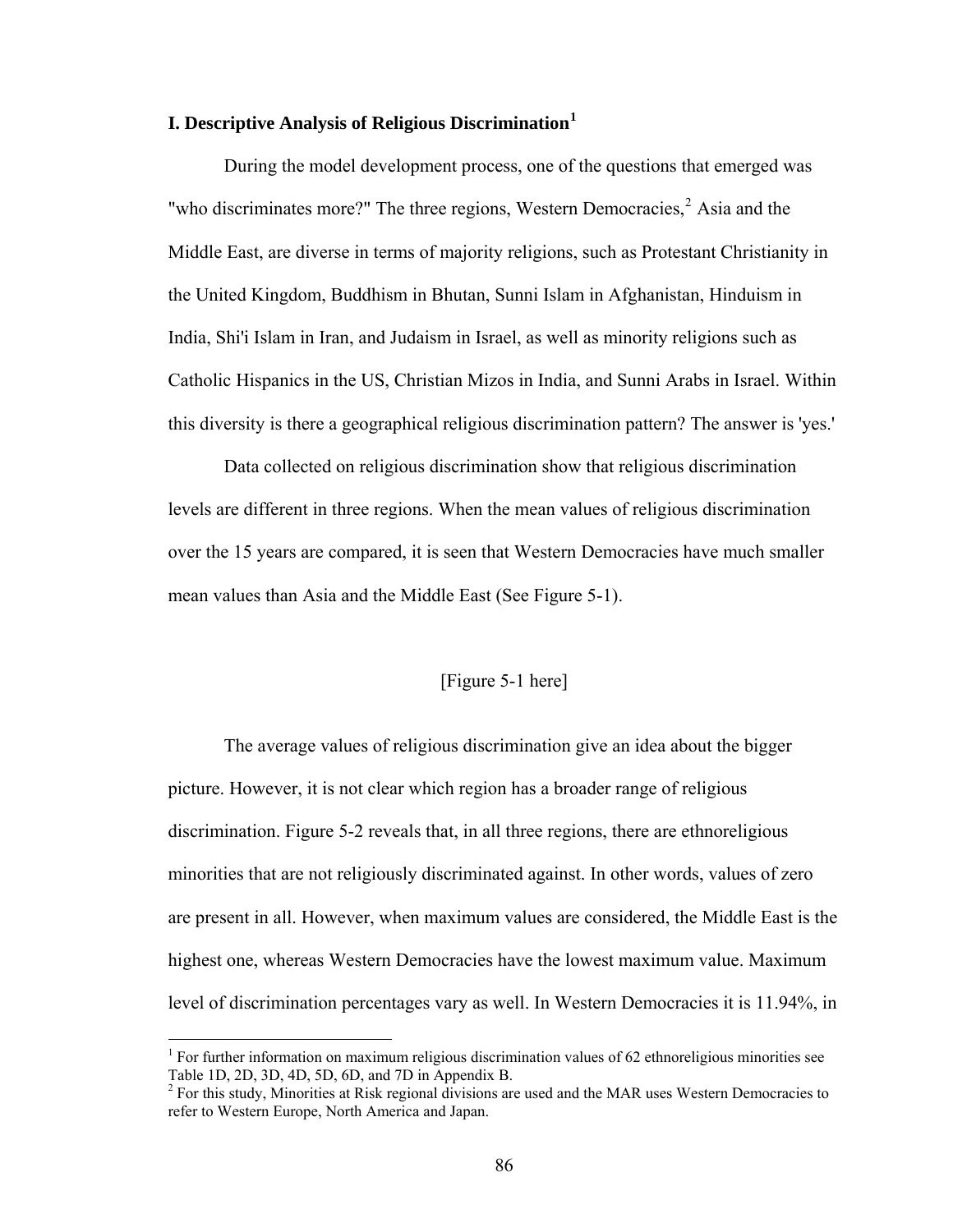## I. Descriptive Analysis of Religious Discrimination[1]

During the model development process, one of the questions that emerged was "who discriminates more?" The three regions, Western Democracies,[2] Asia and the Middle East, are diverse in terms of majority religions, such as Protestant Christianity in the United Kingdom, Buddhism in Bhutan, Sunni Islam in Afghanistan, Hinduism in India, Shi'i Islam in Iran, and Judaism in Israel, as well as minority religions such as Catholic Hispanics in the US, Christian Mizos in India, and Sunni Arabs in Israel. Within this diversity is there a geographical religious discrimination pattern? The answer is 'yes.'

Data collected on religious discrimination show that religious discrimination levels are different in three regions. When the mean values of religious discrimination over the 15 years are compared, it is seen that Western Democracies have much smaller mean values than Asia and the Middle East (See Figure 5-1).

[Figure 5-1 here]

The average values of religious discrimination give an idea about the bigger picture. However, it is not clear which region has a broader range of religious discrimination. Figure 5-2 reveals that, in all three regions, there are ethnoreligious minorities that are not religiously discriminated against. In other words, values of zero are present in all. However, when maximum values are considered, the Middle East is the highest one, whereas Western Democracies have the lowest maximum value. Maximum level of discrimination percentages vary as well. In Western Democracies it is 11.94%, in

---

[1] For further information on maximum religious discrimination values of 62 ethnoreligious minorities see Table 1D, 2D, 3D, 4D, 5D, 6D, and 7D in Appendix B.

[2] For this study, Minorities at Risk regional divisions are used and the MAR uses Western Democracies to refer to Western Europe, North America and Japan.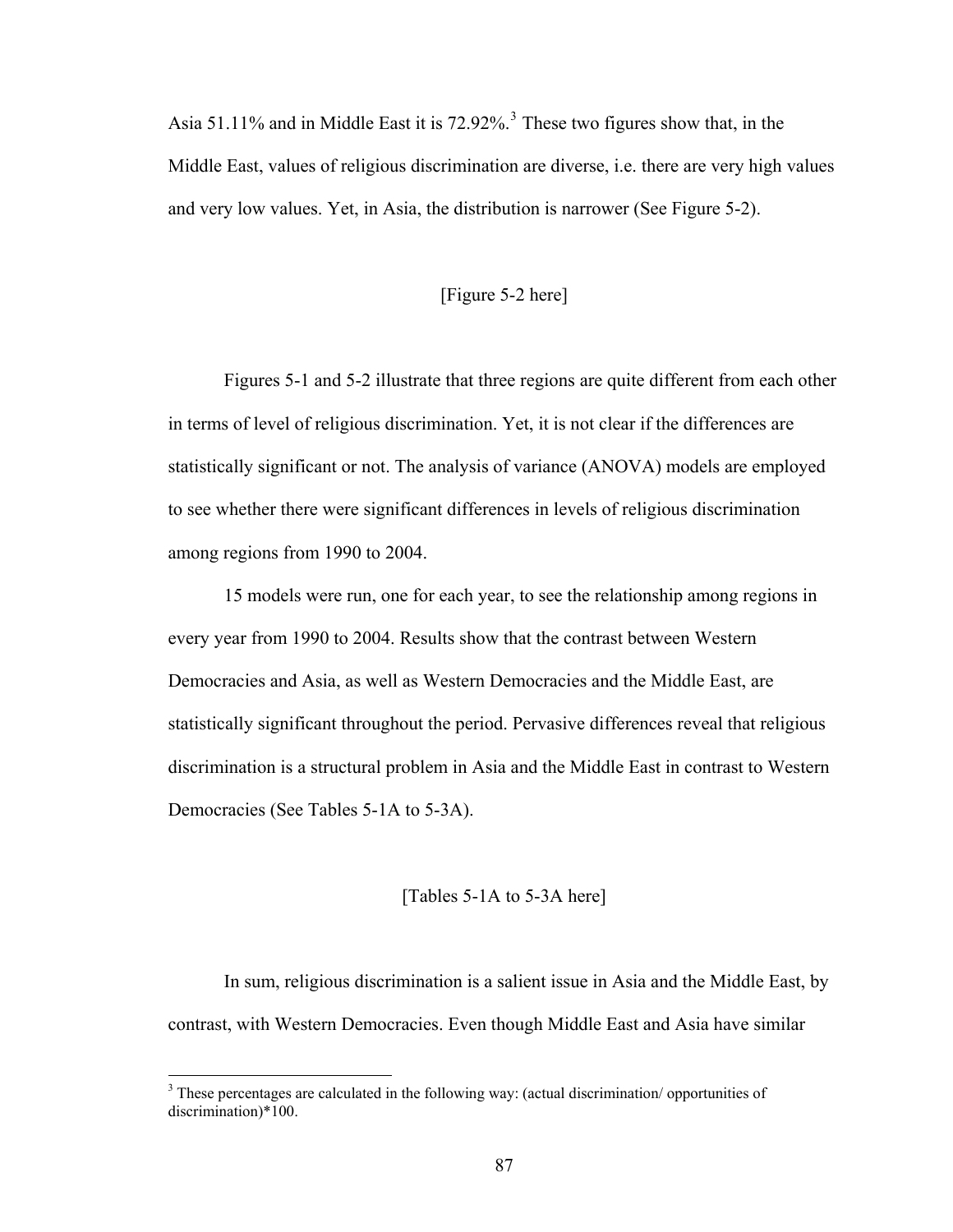Asia 51.11% and in Middle East it is 72.92%.[3] These two figures show that, in the Middle East, values of religious discrimination are diverse, i.e. there are very high values and very low values. Yet, in Asia, the distribution is narrower (See Figure 5-2).

[Figure 5-2 here]

Figures 5-1 and 5-2 illustrate that three regions are quite different from each other in terms of level of religious discrimination. Yet, it is not clear if the differences are statistically significant or not. The analysis of variance (ANOVA) models are employed to see whether there were significant differences in levels of religious discrimination among regions from 1990 to 2004.

15 models were run, one for each year, to see the relationship among regions in every year from 1990 to 2004. Results show that the contrast between Western Democracies and Asia, as well as Western Democracies and the Middle East, are statistically significant throughout the period. Pervasive differences reveal that religious discrimination is a structural problem in Asia and the Middle East in contrast to Western Democracies (See Tables 5-1A to 5-3A).

[Tables 5-1A to 5-3A here]

In sum, religious discrimination is a salient issue in Asia and the Middle East, by contrast, with Western Democracies. Even though Middle East and Asia have similar

[3] These percentages are calculated in the following way: (actual discrimination/ opportunities of discrimination)*100.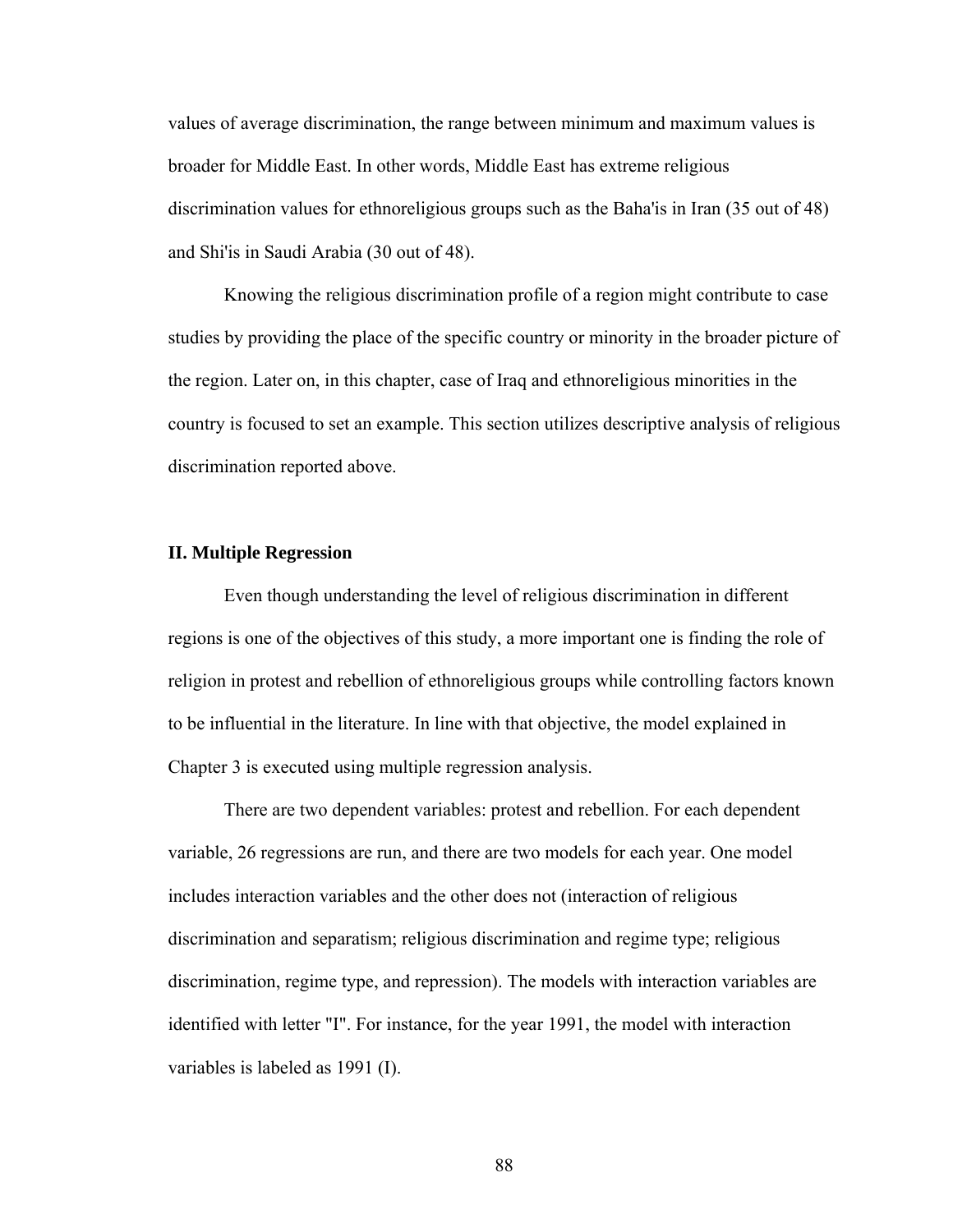values of average discrimination, the range between minimum and maximum values is broader for Middle East. In other words, Middle East has extreme religious discrimination values for ethnoreligious groups such as the Baha'is in Iran (35 out of 48) and Shi'is in Saudi Arabia (30 out of 48).

Knowing the religious discrimination profile of a region might contribute to case studies by providing the place of the specific country or minority in the broader picture of the region. Later on, in this chapter, case of Iraq and ethnoreligious minorities in the country is focused to set an example. This section utilizes descriptive analysis of religious discrimination reported above.

## II. Multiple Regression

Even though understanding the level of religious discrimination in different regions is one of the objectives of this study, a more important one is finding the role of religion in protest and rebellion of ethnoreligious groups while controlling factors known to be influential in the literature. In line with that objective, the model explained in Chapter 3 is executed using multiple regression analysis.

There are two dependent variables: protest and rebellion. For each dependent variable, 26 regressions are run, and there are two models for each year. One model includes interaction variables and the other does not (interaction of religious discrimination and separatism; religious discrimination and regime type; religious discrimination, regime type, and repression). The models with interaction variables are identified with letter "I". For instance, for the year 1991, the model with interaction variables is labeled as 1991 (I).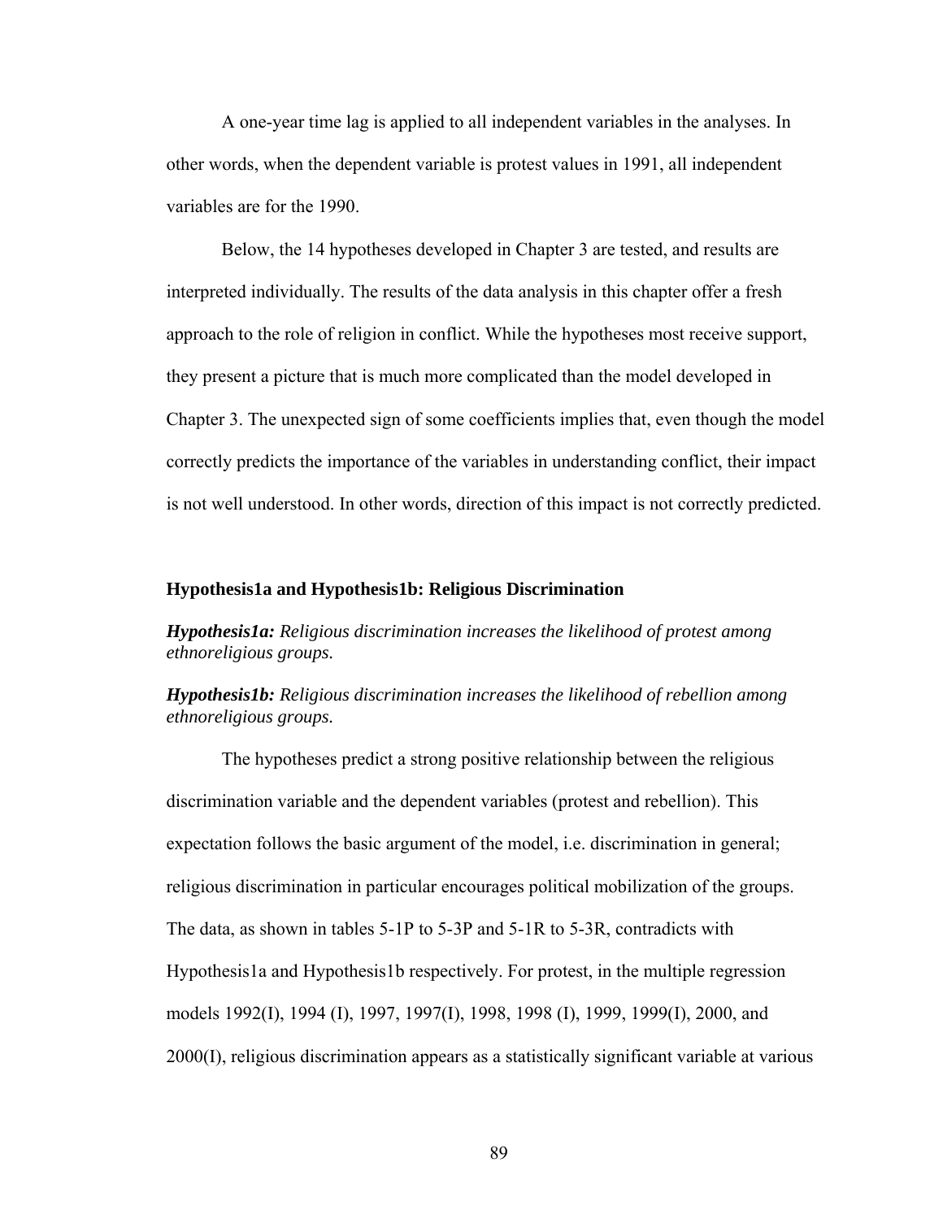A one-year time lag is applied to all independent variables in the analyses. In other words, when the dependent variable is protest values in 1991, all independent variables are for the 1990.

Below, the 14 hypotheses developed in Chapter 3 are tested, and results are interpreted individually. The results of the data analysis in this chapter offer a fresh approach to the role of religion in conflict. While the hypotheses most receive support, they present a picture that is much more complicated than the model developed in Chapter 3. The unexpected sign of some coefficients implies that, even though the model correctly predicts the importance of the variables in understanding conflict, their impact is not well understood. In other words, direction of this impact is not correctly predicted.

### Hypothesis1a and Hypothesis1b: Religious Discrimination

***Hypothesis1a:*** *Religious discrimination increases the likelihood of protest among ethnoreligious groups.*

***Hypothesis1b:*** *Religious discrimination increases the likelihood of rebellion among ethnoreligious groups.*

The hypotheses predict a strong positive relationship between the religious discrimination variable and the dependent variables (protest and rebellion). This expectation follows the basic argument of the model, i.e. discrimination in general; religious discrimination in particular encourages political mobilization of the groups. The data, as shown in tables 5-1P to 5-3P and 5-1R to 5-3R, contradicts with Hypothesis1a and Hypothesis1b respectively. For protest, in the multiple regression models 1992(I), 1994 (I), 1997, 1997(I), 1998, 1998 (I), 1999, 1999(I), 2000, and 2000(I), religious discrimination appears as a statistically significant variable at various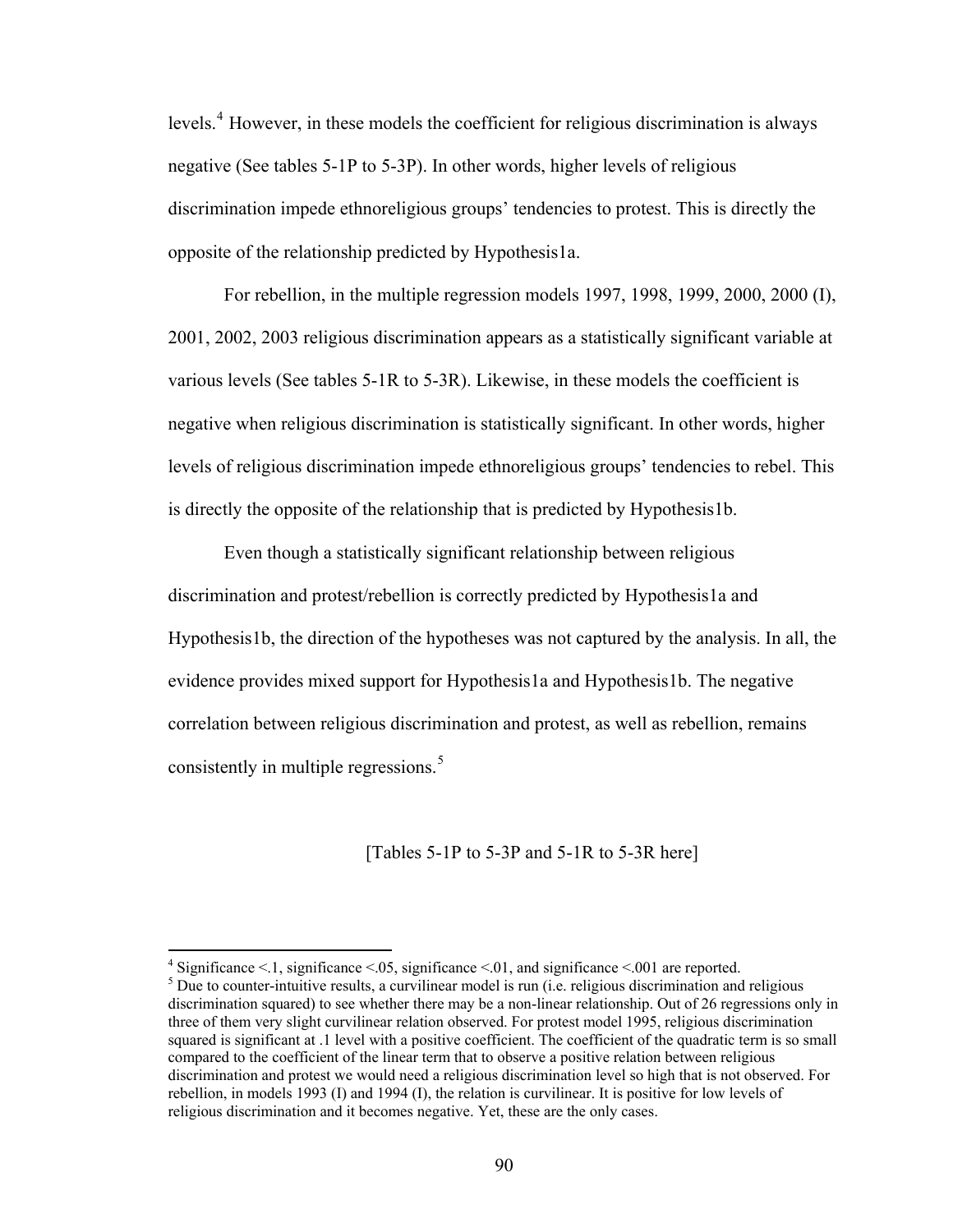levels.[4] However, in these models the coefficient for religious discrimination is always negative (See tables 5-1P to 5-3P). In other words, higher levels of religious discrimination impede ethnoreligious groups' tendencies to protest. This is directly the opposite of the relationship predicted by Hypothesis1a.

For rebellion, in the multiple regression models 1997, 1998, 1999, 2000, 2000 (I), 2001, 2002, 2003 religious discrimination appears as a statistically significant variable at various levels (See tables 5-1R to 5-3R). Likewise, in these models the coefficient is negative when religious discrimination is statistically significant. In other words, higher levels of religious discrimination impede ethnoreligious groups' tendencies to rebel. This is directly the opposite of the relationship that is predicted by Hypothesis1b.

Even though a statistically significant relationship between religious discrimination and protest/rebellion is correctly predicted by Hypothesis1a and Hypothesis1b, the direction of the hypotheses was not captured by the analysis. In all, the evidence provides mixed support for Hypothesis1a and Hypothesis1b. The negative correlation between religious discrimination and protest, as well as rebellion, remains consistently in multiple regressions.[5]

[Tables 5-1P to 5-3P and 5-1R to 5-3R here]

---

[4] Significance <.1, significance <.05, significance <.01, and significance <.001 are reported.

[5] Due to counter-intuitive results, a curvilinear model is run (i.e. religious discrimination and religious discrimination squared) to see whether there may be a non-linear relationship. Out of 26 regressions only in three of them very slight curvilinear relation observed. For protest model 1995, religious discrimination squared is significant at .1 level with a positive coefficient. The coefficient of the quadratic term is so small compared to the coefficient of the linear term that to observe a positive relation between religious discrimination and protest we would need a religious discrimination level so high that is not observed. For rebellion, in models 1993 (I) and 1994 (I), the relation is curvilinear. It is positive for low levels of religious discrimination and it becomes negative. Yet, these are the only cases.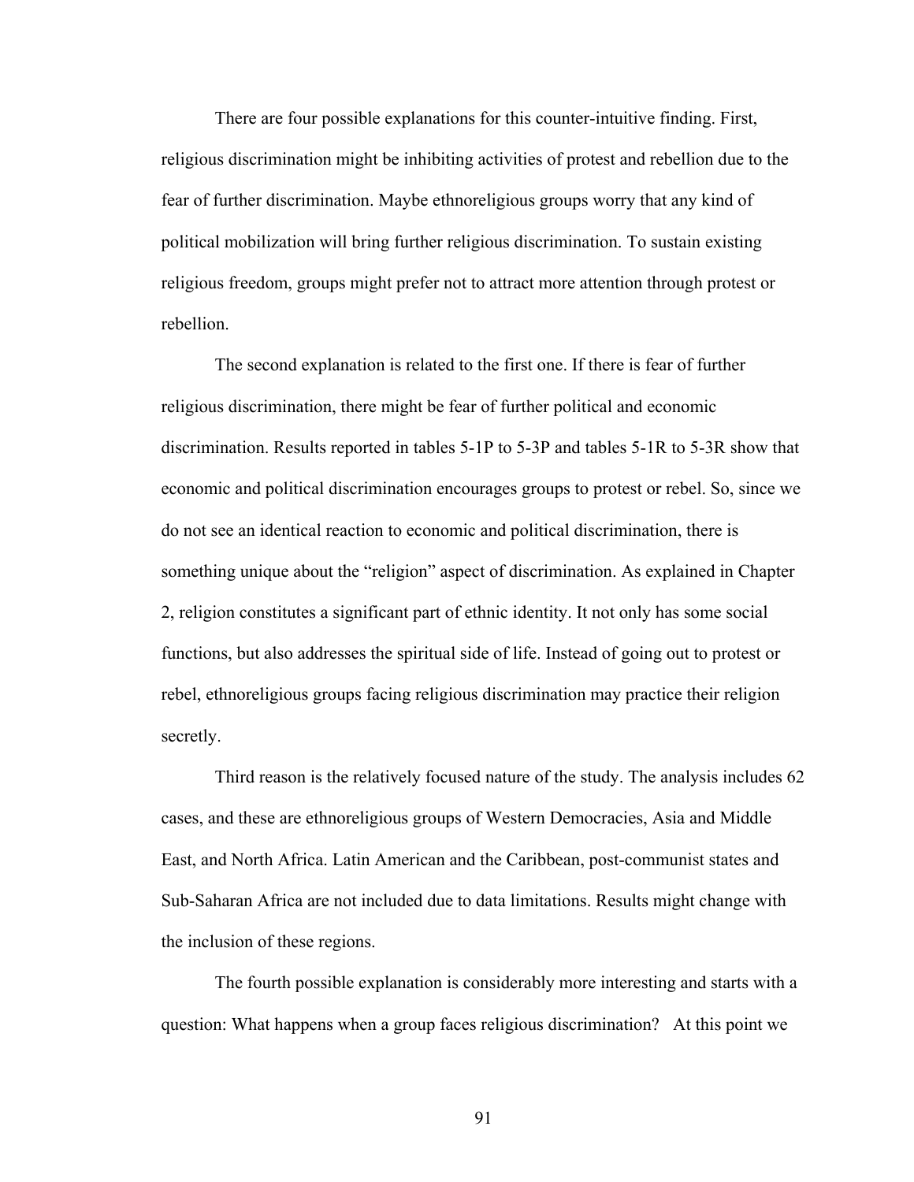There are four possible explanations for this counter-intuitive finding. First, religious discrimination might be inhibiting activities of protest and rebellion due to the fear of further discrimination. Maybe ethnoreligious groups worry that any kind of political mobilization will bring further religious discrimination. To sustain existing religious freedom, groups might prefer not to attract more attention through protest or rebellion.

The second explanation is related to the first one. If there is fear of further religious discrimination, there might be fear of further political and economic discrimination. Results reported in tables 5-1P to 5-3P and tables 5-1R to 5-3R show that economic and political discrimination encourages groups to protest or rebel. So, since we do not see an identical reaction to economic and political discrimination, there is something unique about the "religion" aspect of discrimination. As explained in Chapter 2, religion constitutes a significant part of ethnic identity. It not only has some social functions, but also addresses the spiritual side of life. Instead of going out to protest or rebel, ethnoreligious groups facing religious discrimination may practice their religion secretly.

Third reason is the relatively focused nature of the study. The analysis includes 62 cases, and these are ethnoreligious groups of Western Democracies, Asia and Middle East, and North Africa. Latin American and the Caribbean, post-communist states and Sub-Saharan Africa are not included due to data limitations. Results might change with the inclusion of these regions.

The fourth possible explanation is considerably more interesting and starts with a question: What happens when a group faces religious discrimination? At this point we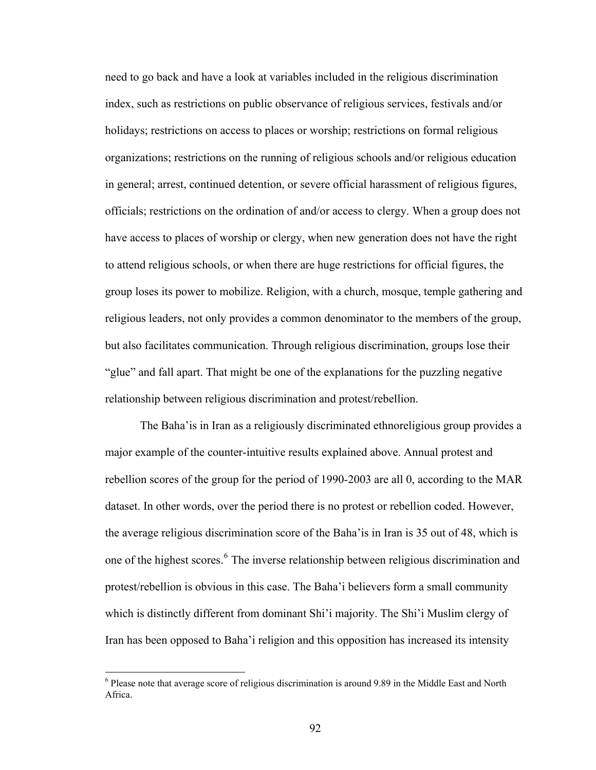need to go back and have a look at variables included in the religious discrimination index, such as restrictions on public observance of religious services, festivals and/or holidays; restrictions on access to places or worship; restrictions on formal religious organizations; restrictions on the running of religious schools and/or religious education in general; arrest, continued detention, or severe official harassment of religious figures, officials; restrictions on the ordination of and/or access to clergy. When a group does not have access to places of worship or clergy, when new generation does not have the right to attend religious schools, or when there are huge restrictions for official figures, the group loses its power to mobilize. Religion, with a church, mosque, temple gathering and religious leaders, not only provides a common denominator to the members of the group, but also facilitates communication. Through religious discrimination, groups lose their "glue" and fall apart. That might be one of the explanations for the puzzling negative relationship between religious discrimination and protest/rebellion.

The Baha'is in Iran as a religiously discriminated ethnoreligious group provides a major example of the counter-intuitive results explained above. Annual protest and rebellion scores of the group for the period of 1990-2003 are all 0, according to the MAR dataset. In other words, over the period there is no protest or rebellion coded. However, the average religious discrimination score of the Baha'is in Iran is 35 out of 48, which is one of the highest scores.[6] The inverse relationship between religious discrimination and protest/rebellion is obvious in this case. The Baha'i believers form a small community which is distinctly different from dominant Shi'i majority. The Shi'i Muslim clergy of Iran has been opposed to Baha'i religion and this opposition has increased its intensity

[6] Please note that average score of religious discrimination is around 9.89 in the Middle East and North Africa.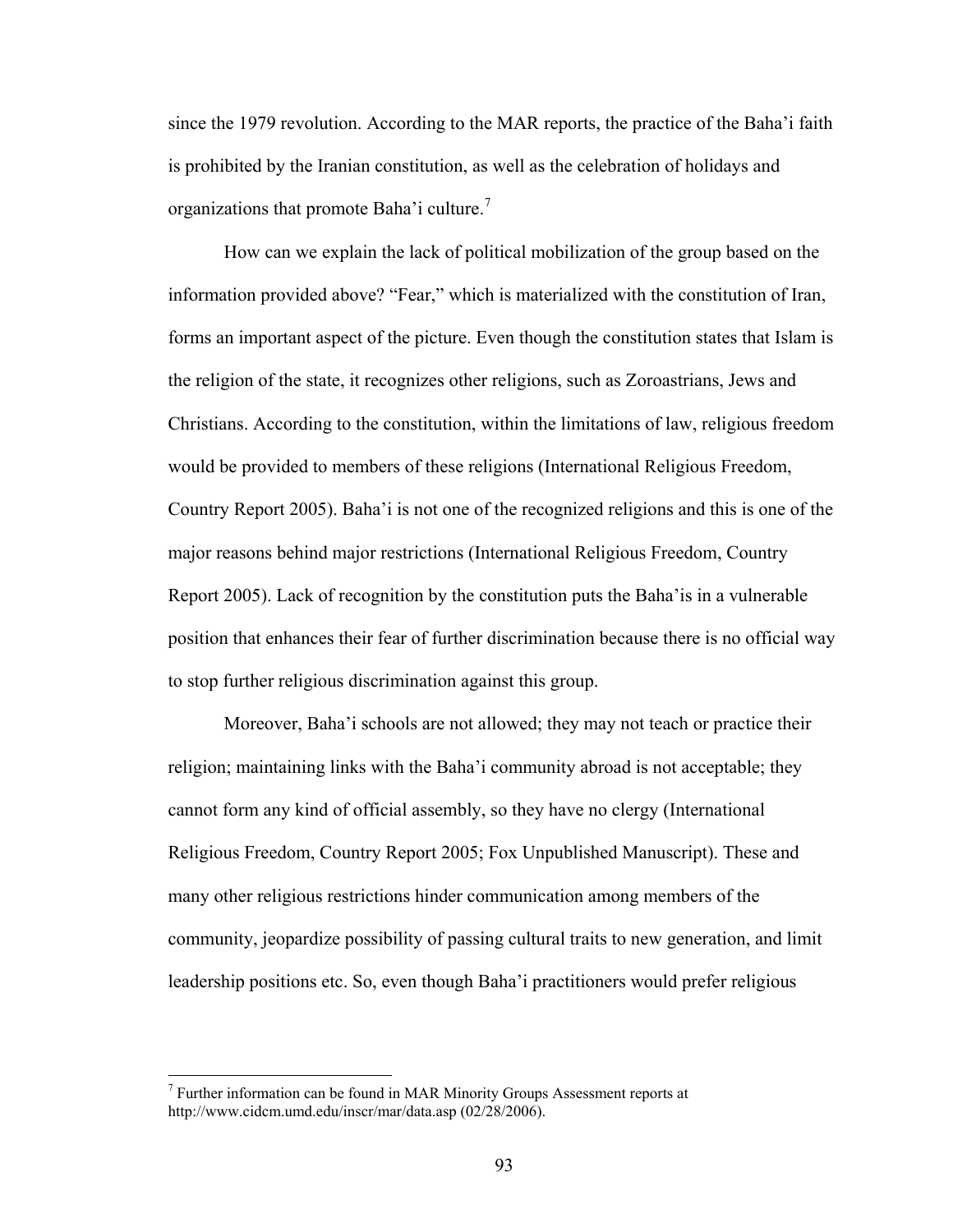since the 1979 revolution. According to the MAR reports, the practice of the Baha'i faith is prohibited by the Iranian constitution, as well as the celebration of holidays and organizations that promote Baha'i culture.[7]

How can we explain the lack of political mobilization of the group based on the information provided above? "Fear," which is materialized with the constitution of Iran, forms an important aspect of the picture. Even though the constitution states that Islam is the religion of the state, it recognizes other religions, such as Zoroastrians, Jews and Christians. According to the constitution, within the limitations of law, religious freedom would be provided to members of these religions (International Religious Freedom, Country Report 2005). Baha'i is not one of the recognized religions and this is one of the major reasons behind major restrictions (International Religious Freedom, Country Report 2005). Lack of recognition by the constitution puts the Baha'is in a vulnerable position that enhances their fear of further discrimination because there is no official way to stop further religious discrimination against this group.

Moreover, Baha'i schools are not allowed; they may not teach or practice their religion; maintaining links with the Baha'i community abroad is not acceptable; they cannot form any kind of official assembly, so they have no clergy (International Religious Freedom, Country Report 2005; Fox Unpublished Manuscript). These and many other religious restrictions hinder communication among members of the community, jeopardize possibility of passing cultural traits to new generation, and limit leadership positions etc. So, even though Baha'i practitioners would prefer religious

[7] Further information can be found in MAR Minority Groups Assessment reports at http://www.cidcm.umd.edu/inscr/mar/data.asp (02/28/2006).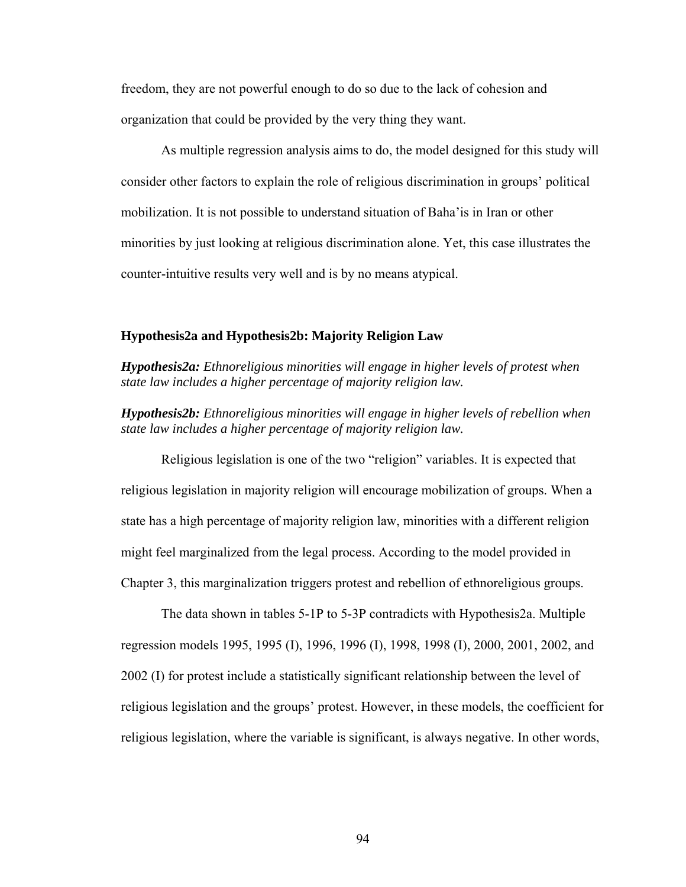freedom, they are not powerful enough to do so due to the lack of cohesion and organization that could be provided by the very thing they want.

As multiple regression analysis aims to do, the model designed for this study will consider other factors to explain the role of religious discrimination in groups' political mobilization. It is not possible to understand situation of Baha'is in Iran or other minorities by just looking at religious discrimination alone. Yet, this case illustrates the counter-intuitive results very well and is by no means atypical.

### Hypothesis2a and Hypothesis2b: Majority Religion Law

***Hypothesis2a:*** *Ethnoreligious minorities will engage in higher levels of protest when state law includes a higher percentage of majority religion law.*

***Hypothesis2b:*** *Ethnoreligious minorities will engage in higher levels of rebellion when state law includes a higher percentage of majority religion law.*

Religious legislation is one of the two "religion" variables. It is expected that religious legislation in majority religion will encourage mobilization of groups. When a state has a high percentage of majority religion law, minorities with a different religion might feel marginalized from the legal process. According to the model provided in Chapter 3, this marginalization triggers protest and rebellion of ethnoreligious groups.

The data shown in tables 5-1P to 5-3P contradicts with Hypothesis2a. Multiple regression models 1995, 1995 (I), 1996, 1996 (I), 1998, 1998 (I), 2000, 2001, 2002, and 2002 (I) for protest include a statistically significant relationship between the level of religious legislation and the groups' protest. However, in these models, the coefficient for religious legislation, where the variable is significant, is always negative. In other words,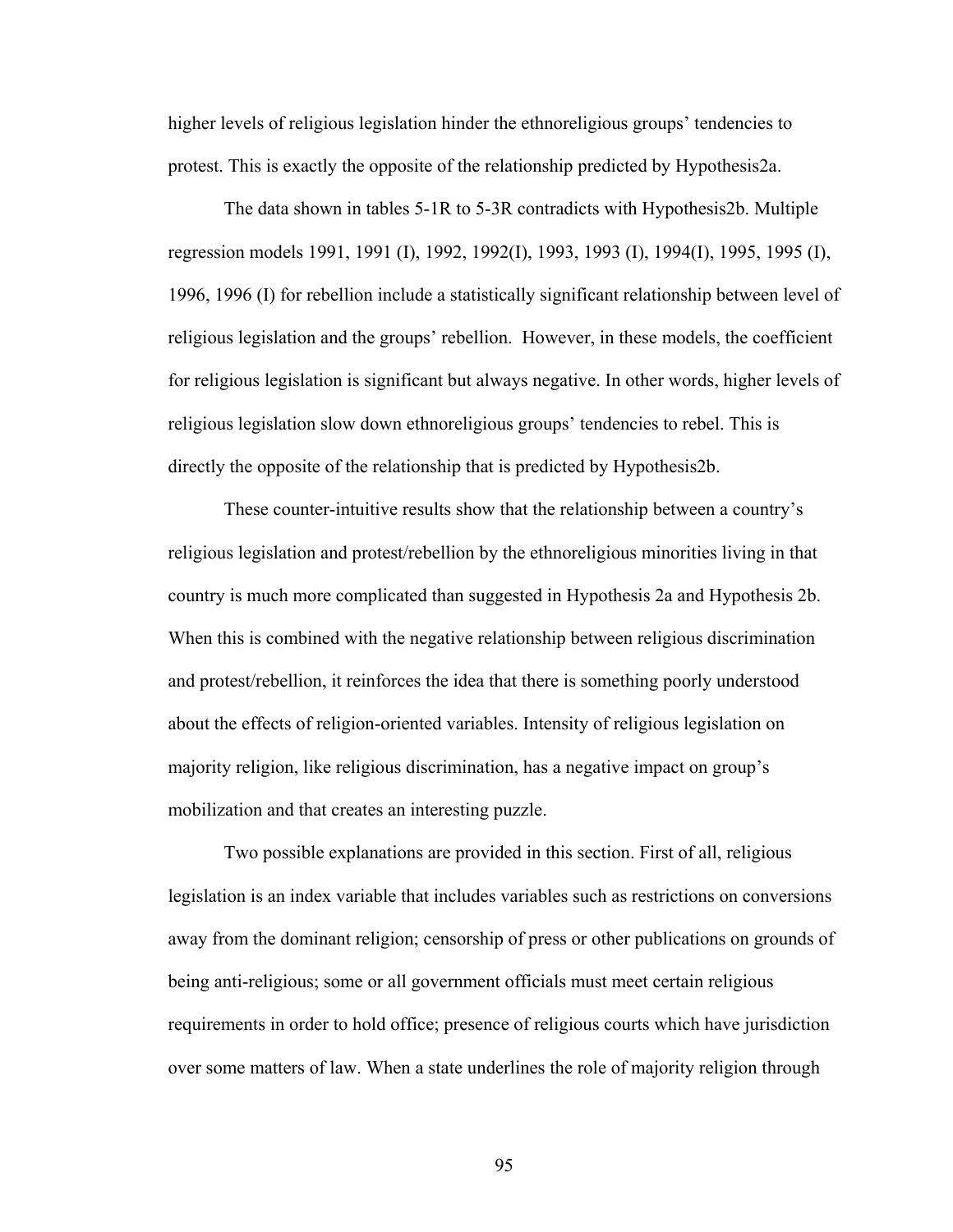higher levels of religious legislation hinder the ethnoreligious groups' tendencies to protest. This is exactly the opposite of the relationship predicted by Hypothesis2a.

The data shown in tables 5-1R to 5-3R contradicts with Hypothesis2b. Multiple regression models 1991, 1991 (I), 1992, 1992(I), 1993, 1993 (I), 1994(I), 1995, 1995 (I), 1996, 1996 (I) for rebellion include a statistically significant relationship between level of religious legislation and the groups' rebellion. However, in these models, the coefficient for religious legislation is significant but always negative. In other words, higher levels of religious legislation slow down ethnoreligious groups' tendencies to rebel. This is directly the opposite of the relationship that is predicted by Hypothesis2b.

These counter-intuitive results show that the relationship between a country's religious legislation and protest/rebellion by the ethnoreligious minorities living in that country is much more complicated than suggested in Hypothesis 2a and Hypothesis 2b. When this is combined with the negative relationship between religious discrimination and protest/rebellion, it reinforces the idea that there is something poorly understood about the effects of religion-oriented variables. Intensity of religious legislation on majority religion, like religious discrimination, has a negative impact on group's mobilization and that creates an interesting puzzle.

Two possible explanations are provided in this section. First of all, religious legislation is an index variable that includes variables such as restrictions on conversions away from the dominant religion; censorship of press or other publications on grounds of being anti-religious; some or all government officials must meet certain religious requirements in order to hold office; presence of religious courts which have jurisdiction over some matters of law. When a state underlines the role of majority religion through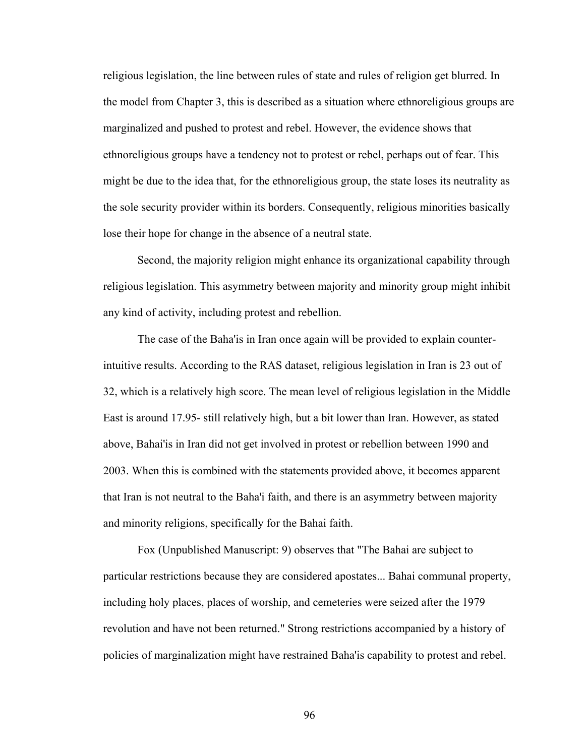religious legislation, the line between rules of state and rules of religion get blurred. In the model from Chapter 3, this is described as a situation where ethnoreligious groups are marginalized and pushed to protest and rebel. However, the evidence shows that ethnoreligious groups have a tendency not to protest or rebel, perhaps out of fear. This might be due to the idea that, for the ethnoreligious group, the state loses its neutrality as the sole security provider within its borders. Consequently, religious minorities basically lose their hope for change in the absence of a neutral state.

Second, the majority religion might enhance its organizational capability through religious legislation. This asymmetry between majority and minority group might inhibit any kind of activity, including protest and rebellion.

The case of the Baha'is in Iran once again will be provided to explain counter-intuitive results. According to the RAS dataset, religious legislation in Iran is 23 out of 32, which is a relatively high score. The mean level of religious legislation in the Middle East is around 17.95- still relatively high, but a bit lower than Iran. However, as stated above, Bahai'is in Iran did not get involved in protest or rebellion between 1990 and 2003. When this is combined with the statements provided above, it becomes apparent that Iran is not neutral to the Baha'i faith, and there is an asymmetry between majority and minority religions, specifically for the Bahai faith.

Fox (Unpublished Manuscript: 9) observes that "The Bahai are subject to particular restrictions because they are considered apostates... Bahai communal property, including holy places, places of worship, and cemeteries were seized after the 1979 revolution and have not been returned." Strong restrictions accompanied by a history of policies of marginalization might have restrained Baha'is capability to protest and rebel.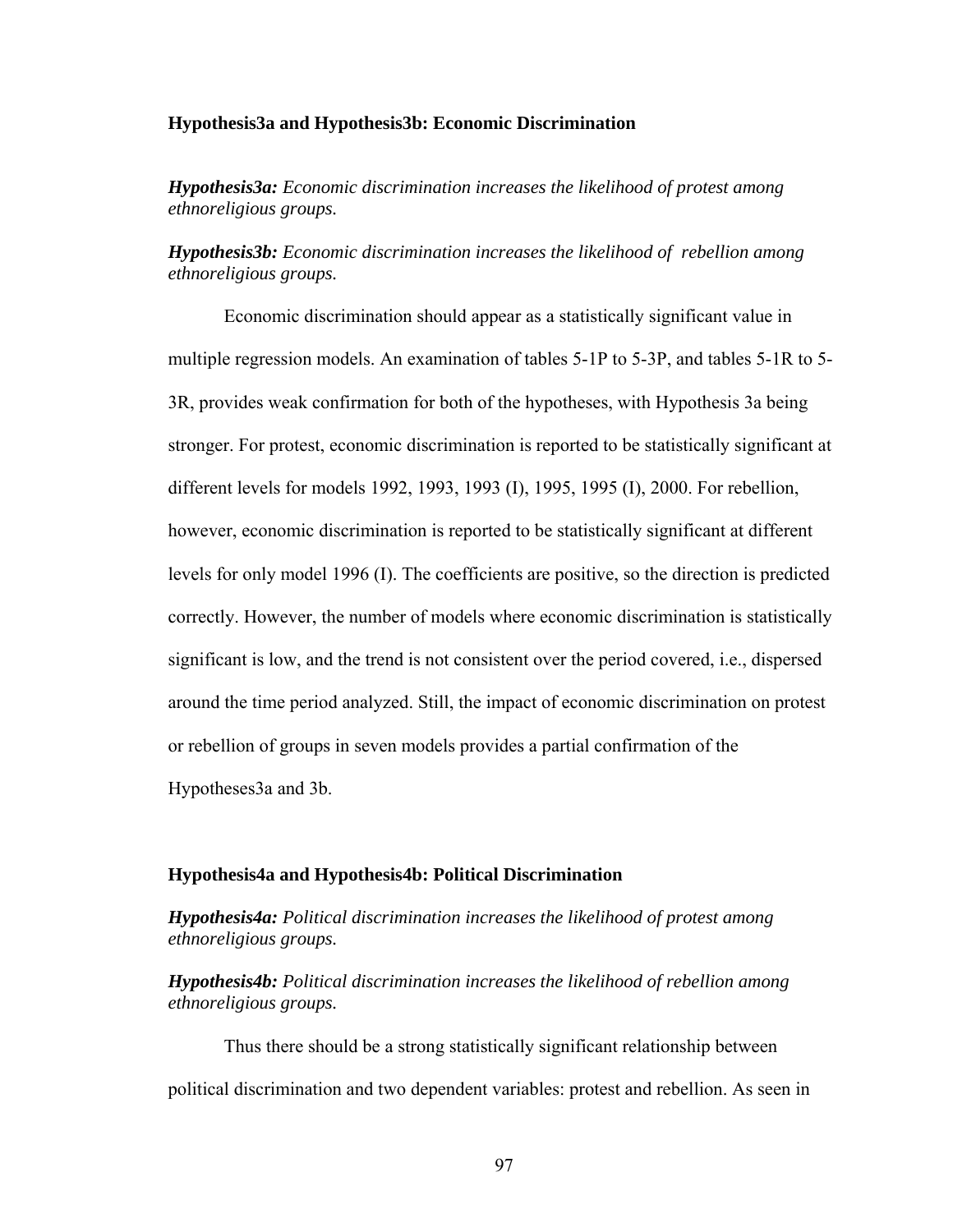### Hypothesis3a and Hypothesis3b: Economic Discrimination

***Hypothesis3a:*** *Economic discrimination increases the likelihood of protest among ethnoreligious groups.*

***Hypothesis3b:*** *Economic discrimination increases the likelihood of  rebellion among ethnoreligious groups.*

Economic discrimination should appear as a statistically significant value in multiple regression models. An examination of tables 5-1P to 5-3P, and tables 5-1R to 5-3R, provides weak confirmation for both of the hypotheses, with Hypothesis 3a being stronger. For protest, economic discrimination is reported to be statistically significant at different levels for models 1992, 1993, 1993 (I), 1995, 1995 (I), 2000. For rebellion, however, economic discrimination is reported to be statistically significant at different levels for only model 1996 (I). The coefficients are positive, so the direction is predicted correctly. However, the number of models where economic discrimination is statistically significant is low, and the trend is not consistent over the period covered, i.e., dispersed around the time period analyzed. Still, the impact of economic discrimination on protest or rebellion of groups in seven models provides a partial confirmation of the Hypotheses3a and 3b.

### Hypothesis4a and Hypothesis4b: Political Discrimination

***Hypothesis4a:*** *Political discrimination increases the likelihood of protest among ethnoreligious groups.*

***Hypothesis4b:*** *Political discrimination increases the likelihood of rebellion among ethnoreligious groups.*

Thus there should be a strong statistically significant relationship between political discrimination and two dependent variables: protest and rebellion. As seen in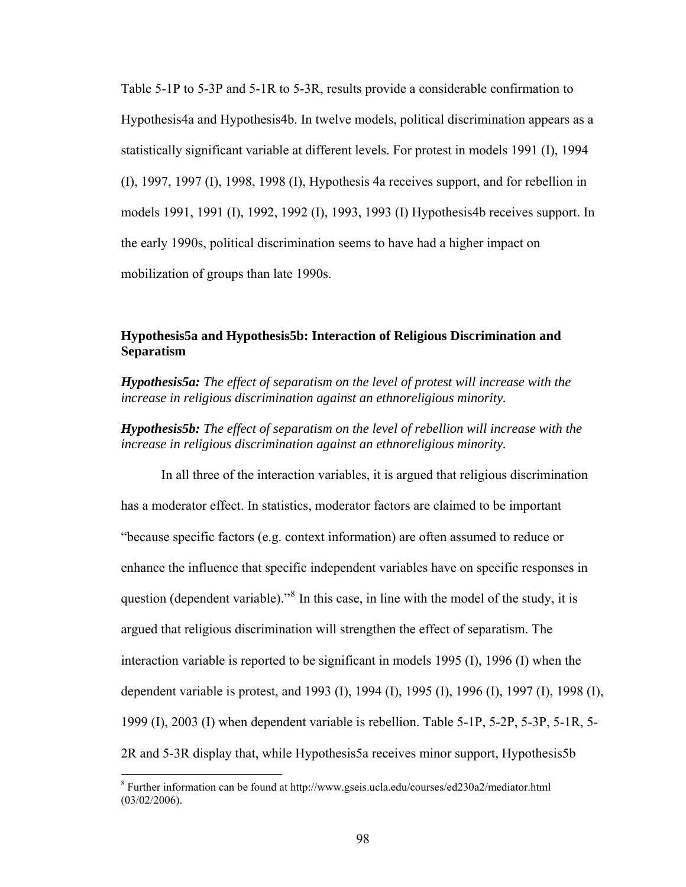Table 5-1P to 5-3P and 5-1R to 5-3R, results provide a considerable confirmation to Hypothesis4a and Hypothesis4b. In twelve models, political discrimination appears as a statistically significant variable at different levels. For protest in models 1991 (I), 1994 (I), 1997, 1997 (I), 1998, 1998 (I), Hypothesis 4a receives support, and for rebellion in models 1991, 1991 (I), 1992, 1992 (I), 1993, 1993 (I) Hypothesis4b receives support. In the early 1990s, political discrimination seems to have had a higher impact on mobilization of groups than late 1990s.

### Hypothesis5a and Hypothesis5b: Interaction of Religious Discrimination and Separatism

***Hypothesis5a:*** *The effect of separatism on the level of protest will increase with the increase in religious discrimination against an ethnoreligious minority.*

***Hypothesis5b:*** *The effect of separatism on the level of rebellion will increase with the increase in religious discrimination against an ethnoreligious minority.*

In all three of the interaction variables, it is argued that religious discrimination has a moderator effect. In statistics, moderator factors are claimed to be important "because specific factors (e.g. context information) are often assumed to reduce or enhance the influence that specific independent variables have on specific responses in question (dependent variable)."[8] In this case, in line with the model of the study, it is argued that religious discrimination will strengthen the effect of separatism. The interaction variable is reported to be significant in models 1995 (I), 1996 (I) when the dependent variable is protest, and 1993 (I), 1994 (I), 1995 (I), 1996 (I), 1997 (I), 1998 (I), 1999 (I), 2003 (I) when dependent variable is rebellion. Table 5-1P, 5-2P, 5-3P, 5-1R, 5-2R and 5-3R display that, while Hypothesis5a receives minor support, Hypothesis5b

[8] Further information can be found at http://www.gseis.ucla.edu/courses/ed230a2/mediator.html (03/02/2006).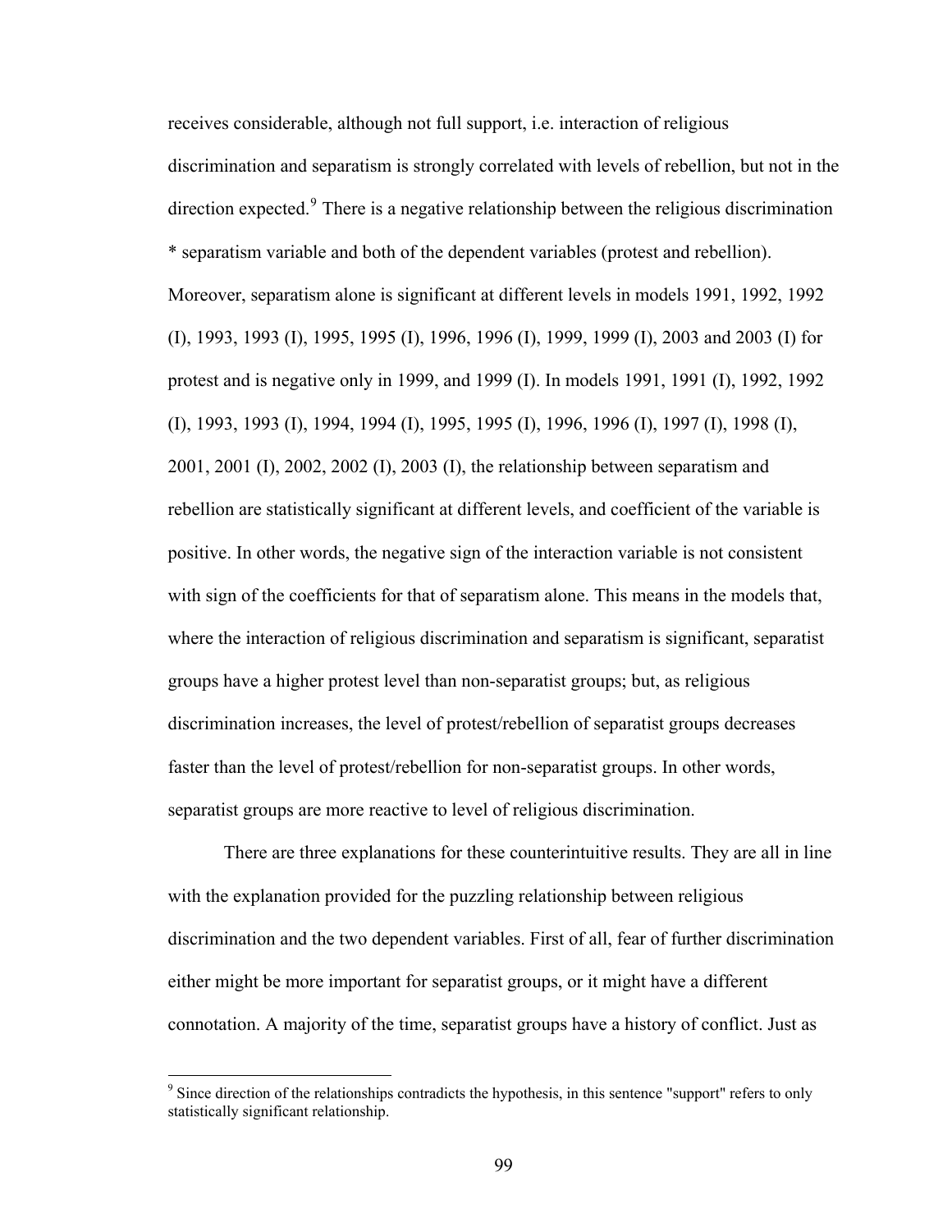receives considerable, although not full support, i.e. interaction of religious discrimination and separatism is strongly correlated with levels of rebellion, but not in the direction expected.[9] There is a negative relationship between the religious discrimination * separatism variable and both of the dependent variables (protest and rebellion). Moreover, separatism alone is significant at different levels in models 1991, 1992, 1992 (I), 1993, 1993 (I), 1995, 1995 (I), 1996, 1996 (I), 1999, 1999 (I), 2003 and 2003 (I) for protest and is negative only in 1999, and 1999 (I). In models 1991, 1991 (I), 1992, 1992 (I), 1993, 1993 (I), 1994, 1994 (I), 1995, 1995 (I), 1996, 1996 (I), 1997 (I), 1998 (I), 2001, 2001 (I), 2002, 2002 (I), 2003 (I), the relationship between separatism and rebellion are statistically significant at different levels, and coefficient of the variable is positive. In other words, the negative sign of the interaction variable is not consistent with sign of the coefficients for that of separatism alone. This means in the models that, where the interaction of religious discrimination and separatism is significant, separatist groups have a higher protest level than non-separatist groups; but, as religious discrimination increases, the level of protest/rebellion of separatist groups decreases faster than the level of protest/rebellion for non-separatist groups. In other words, separatist groups are more reactive to level of religious discrimination.

There are three explanations for these counterintuitive results. They are all in line with the explanation provided for the puzzling relationship between religious discrimination and the two dependent variables. First of all, fear of further discrimination either might be more important for separatist groups, or it might have a different connotation. A majority of the time, separatist groups have a history of conflict. Just as

[9] Since direction of the relationships contradicts the hypothesis, in this sentence "support" refers to only statistically significant relationship.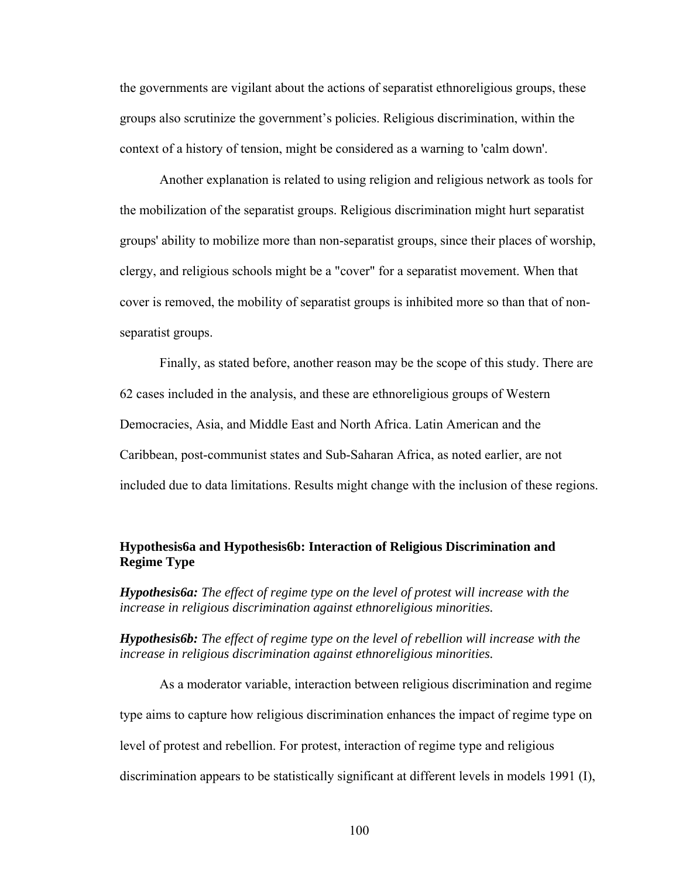the governments are vigilant about the actions of separatist ethnoreligious groups, these groups also scrutinize the government's policies. Religious discrimination, within the context of a history of tension, might be considered as a warning to 'calm down'.

Another explanation is related to using religion and religious network as tools for the mobilization of the separatist groups. Religious discrimination might hurt separatist groups' ability to mobilize more than non-separatist groups, since their places of worship, clergy, and religious schools might be a "cover" for a separatist movement. When that cover is removed, the mobility of separatist groups is inhibited more so than that of non-separatist groups.

Finally, as stated before, another reason may be the scope of this study. There are 62 cases included in the analysis, and these are ethnoreligious groups of Western Democracies, Asia, and Middle East and North Africa. Latin American and the Caribbean, post-communist states and Sub-Saharan Africa, as noted earlier, are not included due to data limitations. Results might change with the inclusion of these regions.

### Hypothesis6a and Hypothesis6b: Interaction of Religious Discrimination and Regime Type

***Hypothesis6a:*** *The effect of regime type on the level of protest will increase with the increase in religious discrimination against ethnoreligious minorities.*

***Hypothesis6b:*** *The effect of regime type on the level of rebellion will increase with the increase in religious discrimination against ethnoreligious minorities.*

As a moderator variable, interaction between religious discrimination and regime type aims to capture how religious discrimination enhances the impact of regime type on level of protest and rebellion. For protest, interaction of regime type and religious discrimination appears to be statistically significant at different levels in models 1991 (I),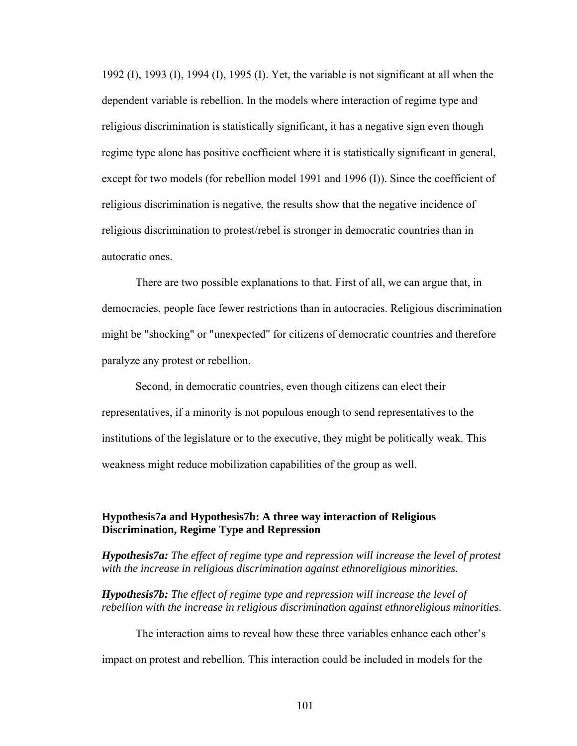1992 (I), 1993 (I), 1994 (I), 1995 (I). Yet, the variable is not significant at all when the dependent variable is rebellion. In the models where interaction of regime type and religious discrimination is statistically significant, it has a negative sign even though regime type alone has positive coefficient where it is statistically significant in general, except for two models (for rebellion model 1991 and 1996 (I)). Since the coefficient of religious discrimination is negative, the results show that the negative incidence of religious discrimination to protest/rebel is stronger in democratic countries than in autocratic ones.

There are two possible explanations to that. First of all, we can argue that, in democracies, people face fewer restrictions than in autocracies. Religious discrimination might be "shocking" or "unexpected" for citizens of democratic countries and therefore paralyze any protest or rebellion.

Second, in democratic countries, even though citizens can elect their representatives, if a minority is not populous enough to send representatives to the institutions of the legislature or to the executive, they might be politically weak. This weakness might reduce mobilization capabilities of the group as well.

**Hypothesis7a and Hypothesis7b: A three way interaction of Religious Discrimination, Regime Type and Repression**

***Hypothesis7a:*** *The effect of regime type and repression will increase the level of protest with the increase in religious discrimination against ethnoreligious minorities.*

***Hypothesis7b:*** *The effect of regime type and repression will increase the level of rebellion with the increase in religious discrimination against ethnoreligious minorities.*

The interaction aims to reveal how these three variables enhance each other's impact on protest and rebellion. This interaction could be included in models for the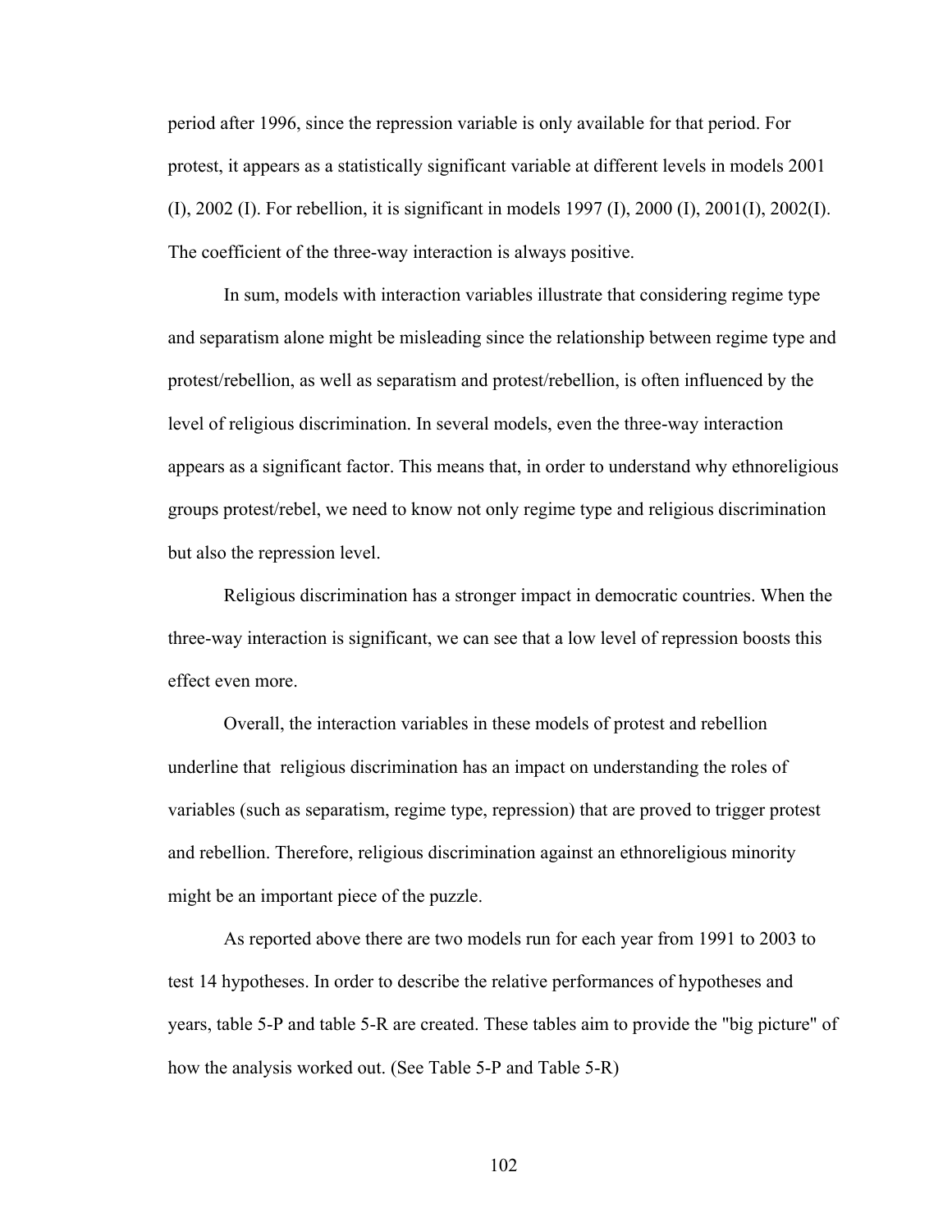period after 1996, since the repression variable is only available for that period. For protest, it appears as a statistically significant variable at different levels in models 2001 (I), 2002 (I). For rebellion, it is significant in models 1997 (I), 2000 (I), 2001(I), 2002(I). The coefficient of the three-way interaction is always positive.

In sum, models with interaction variables illustrate that considering regime type and separatism alone might be misleading since the relationship between regime type and protest/rebellion, as well as separatism and protest/rebellion, is often influenced by the level of religious discrimination. In several models, even the three-way interaction appears as a significant factor. This means that, in order to understand why ethnoreligious groups protest/rebel, we need to know not only regime type and religious discrimination but also the repression level.

Religious discrimination has a stronger impact in democratic countries. When the three-way interaction is significant, we can see that a low level of repression boosts this effect even more.

Overall, the interaction variables in these models of protest and rebellion underline that religious discrimination has an impact on understanding the roles of variables (such as separatism, regime type, repression) that are proved to trigger protest and rebellion. Therefore, religious discrimination against an ethnoreligious minority might be an important piece of the puzzle.

As reported above there are two models run for each year from 1991 to 2003 to test 14 hypotheses. In order to describe the relative performances of hypotheses and years, table 5-P and table 5-R are created. These tables aim to provide the "big picture" of how the analysis worked out. (See Table 5-P and Table 5-R)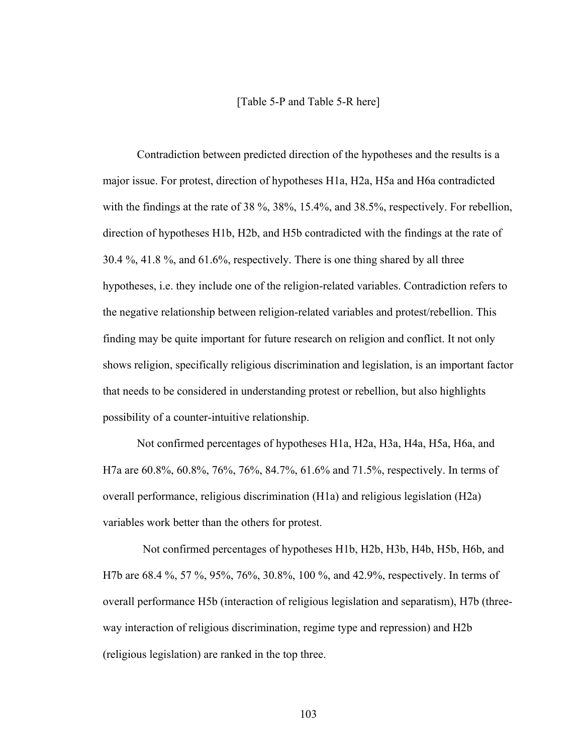[Table 5-P and Table 5-R here]

Contradiction between predicted direction of the hypotheses and the results is a major issue. For protest, direction of hypotheses H1a, H2a, H5a and H6a contradicted with the findings at the rate of 38 %, 38%, 15.4%, and 38.5%, respectively. For rebellion, direction of hypotheses H1b, H2b, and H5b contradicted with the findings at the rate of 30.4 %, 41.8 %, and 61.6%, respectively. There is one thing shared by all three hypotheses, i.e. they include one of the religion-related variables. Contradiction refers to the negative relationship between religion-related variables and protest/rebellion. This finding may be quite important for future research on religion and conflict. It not only shows religion, specifically religious discrimination and legislation, is an important factor that needs to be considered in understanding protest or rebellion, but also highlights possibility of a counter-intuitive relationship.

Not confirmed percentages of hypotheses H1a, H2a, H3a, H4a, H5a, H6a, and H7a are 60.8%, 60.8%, 76%, 76%, 84.7%, 61.6% and 71.5%, respectively. In terms of overall performance, religious discrimination (H1a) and religious legislation (H2a) variables work better than the others for protest.

Not confirmed percentages of hypotheses H1b, H2b, H3b, H4b, H5b, H6b, and H7b are 68.4 %, 57 %, 95%, 76%, 30.8%, 100 %, and 42.9%, respectively. In terms of overall performance H5b (interaction of religious legislation and separatism), H7b (three-way interaction of religious discrimination, regime type and repression) and H2b (religious legislation) are ranked in the top three.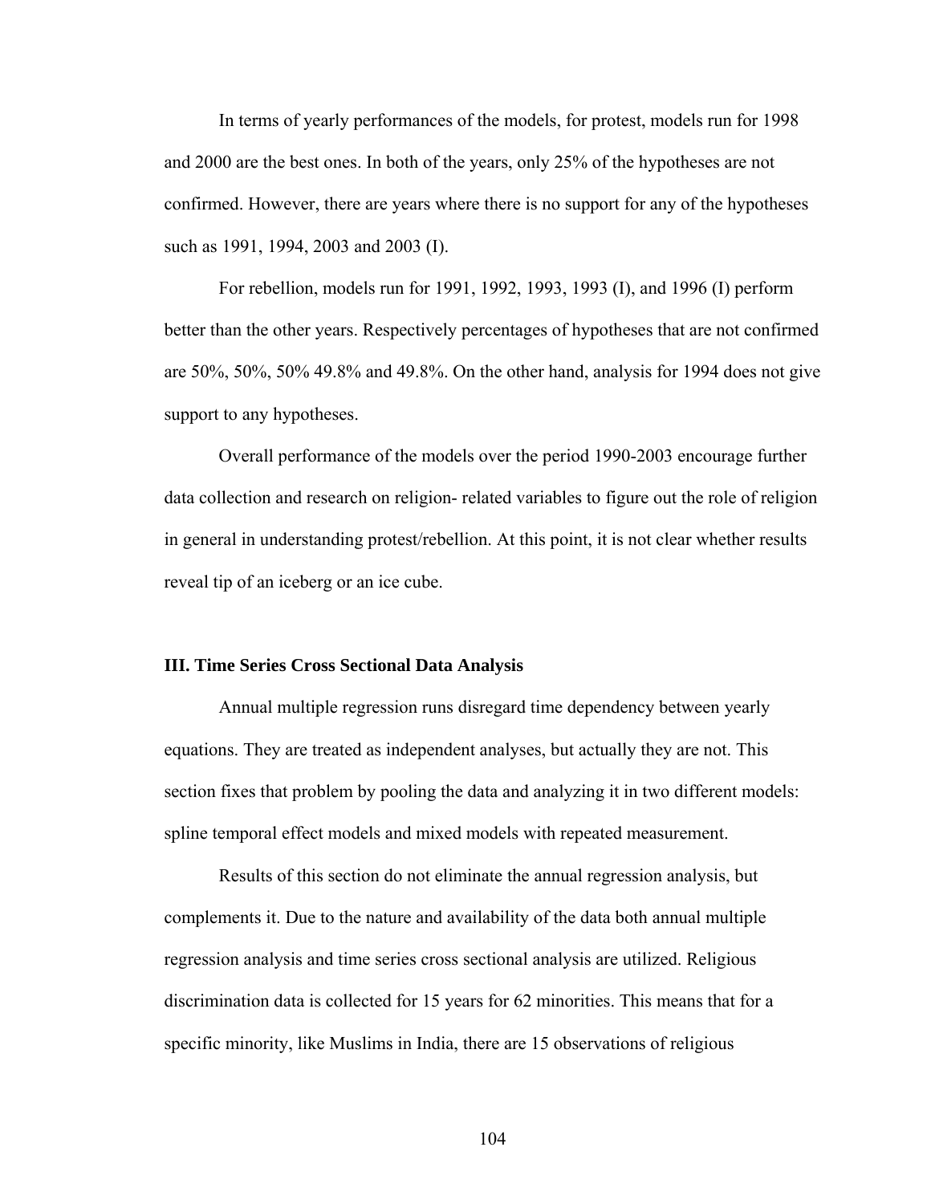In terms of yearly performances of the models, for protest, models run for 1998 and 2000 are the best ones. In both of the years, only 25% of the hypotheses are not confirmed. However, there are years where there is no support for any of the hypotheses such as 1991, 1994, 2003 and 2003 (I).

For rebellion, models run for 1991, 1992, 1993, 1993 (I), and 1996 (I) perform better than the other years. Respectively percentages of hypotheses that are not confirmed are 50%, 50%, 50% 49.8% and 49.8%. On the other hand, analysis for 1994 does not give support to any hypotheses.

Overall performance of the models over the period 1990-2003 encourage further data collection and research on religion- related variables to figure out the role of religion in general in understanding protest/rebellion. At this point, it is not clear whether results reveal tip of an iceberg or an ice cube.

### III. Time Series Cross Sectional Data Analysis

Annual multiple regression runs disregard time dependency between yearly equations. They are treated as independent analyses, but actually they are not. This section fixes that problem by pooling the data and analyzing it in two different models: spline temporal effect models and mixed models with repeated measurement.

Results of this section do not eliminate the annual regression analysis, but complements it. Due to the nature and availability of the data both annual multiple regression analysis and time series cross sectional analysis are utilized. Religious discrimination data is collected for 15 years for 62 minorities. This means that for a specific minority, like Muslims in India, there are 15 observations of religious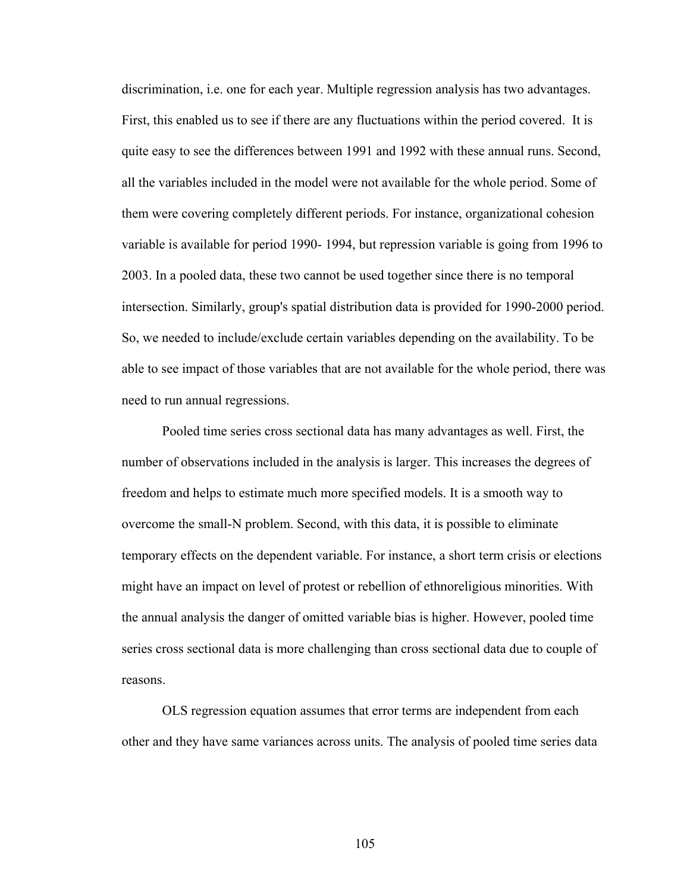discrimination, i.e. one for each year. Multiple regression analysis has two advantages. First, this enabled us to see if there are any fluctuations within the period covered. It is quite easy to see the differences between 1991 and 1992 with these annual runs. Second, all the variables included in the model were not available for the whole period. Some of them were covering completely different periods. For instance, organizational cohesion variable is available for period 1990- 1994, but repression variable is going from 1996 to 2003. In a pooled data, these two cannot be used together since there is no temporal intersection. Similarly, group's spatial distribution data is provided for 1990-2000 period. So, we needed to include/exclude certain variables depending on the availability. To be able to see impact of those variables that are not available for the whole period, there was need to run annual regressions.

Pooled time series cross sectional data has many advantages as well. First, the number of observations included in the analysis is larger. This increases the degrees of freedom and helps to estimate much more specified models. It is a smooth way to overcome the small-N problem. Second, with this data, it is possible to eliminate temporary effects on the dependent variable. For instance, a short term crisis or elections might have an impact on level of protest or rebellion of ethnoreligious minorities. With the annual analysis the danger of omitted variable bias is higher. However, pooled time series cross sectional data is more challenging than cross sectional data due to couple of reasons.

OLS regression equation assumes that error terms are independent from each other and they have same variances across units. The analysis of pooled time series data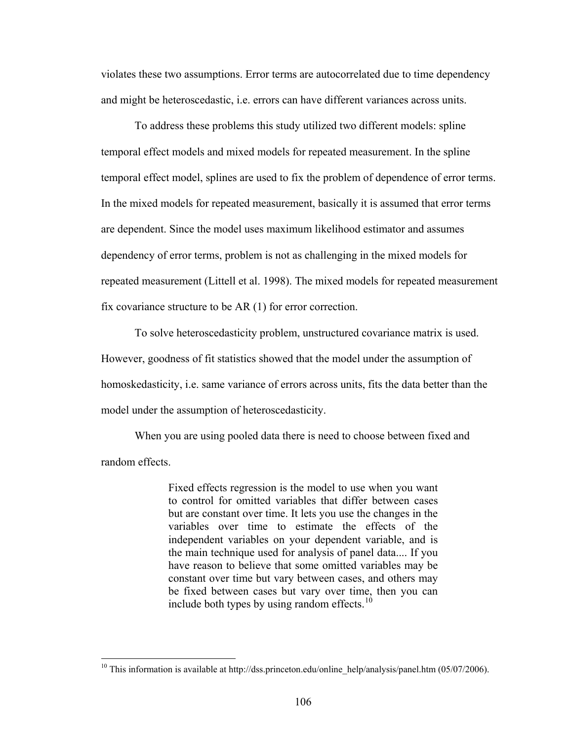violates these two assumptions. Error terms are autocorrelated due to time dependency and might be heteroscedastic, i.e. errors can have different variances across units.

To address these problems this study utilized two different models: spline temporal effect models and mixed models for repeated measurement. In the spline temporal effect model, splines are used to fix the problem of dependence of error terms. In the mixed models for repeated measurement, basically it is assumed that error terms are dependent. Since the model uses maximum likelihood estimator and assumes dependency of error terms, problem is not as challenging in the mixed models for repeated measurement (Littell et al. 1998). The mixed models for repeated measurement fix covariance structure to be AR (1) for error correction.

To solve heteroscedasticity problem, unstructured covariance matrix is used. However, goodness of fit statistics showed that the model under the assumption of homoskedasticity, i.e. same variance of errors across units, fits the data better than the model under the assumption of heteroscedasticity.

When you are using pooled data there is need to choose between fixed and random effects.

> Fixed effects regression is the model to use when you want to control for omitted variables that differ between cases but are constant over time. It lets you use the changes in the variables over time to estimate the effects of the independent variables on your dependent variable, and is the main technique used for analysis of panel data.... If you have reason to believe that some omitted variables may be constant over time but vary between cases, and others may be fixed between cases but vary over time, then you can include both types by using random effects.[10]

---

[10] This information is available at http://dss.princeton.edu/online_help/analysis/panel.htm (05/07/2006).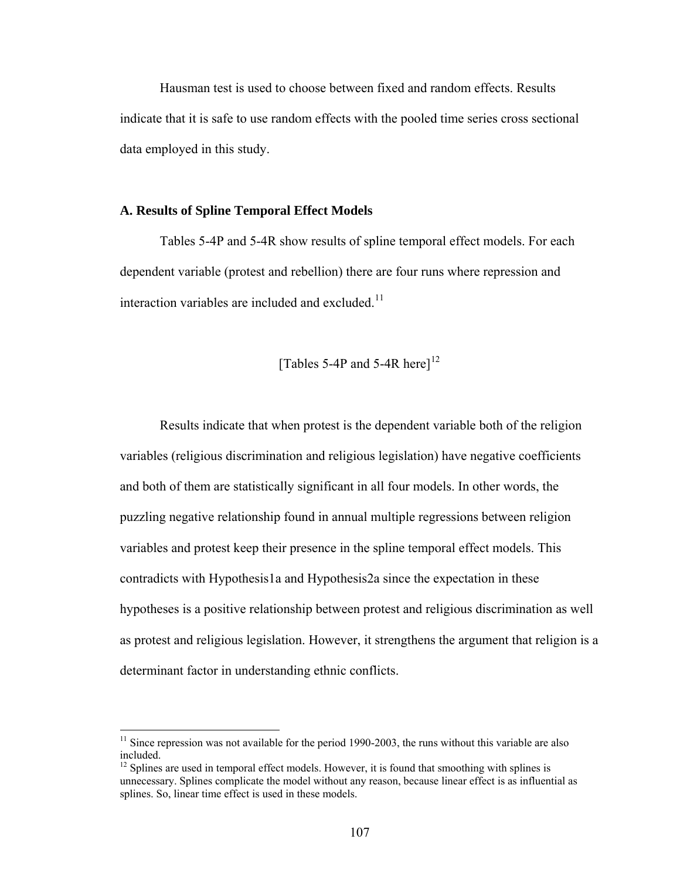Hausman test is used to choose between fixed and random effects. Results indicate that it is safe to use random effects with the pooled time series cross sectional data employed in this study.

### A. Results of Spline Temporal Effect Models

Tables 5-4P and 5-4R show results of spline temporal effect models. For each dependent variable (protest and rebellion) there are four runs where repression and interaction variables are included and excluded.[11]

[Tables 5-4P and 5-4R here][12]

Results indicate that when protest is the dependent variable both of the religion variables (religious discrimination and religious legislation) have negative coefficients and both of them are statistically significant in all four models. In other words, the puzzling negative relationship found in annual multiple regressions between religion variables and protest keep their presence in the spline temporal effect models. This contradicts with Hypothesis1a and Hypothesis2a since the expectation in these hypotheses is a positive relationship between protest and religious discrimination as well as protest and religious legislation. However, it strengthens the argument that religion is a determinant factor in understanding ethnic conflicts.

---

[11] Since repression was not available for the period 1990-2003, the runs without this variable are also included.

[12] Splines are used in temporal effect models. However, it is found that smoothing with splines is unnecessary. Splines complicate the model without any reason, because linear effect is as influential as splines. So, linear time effect is used in these models.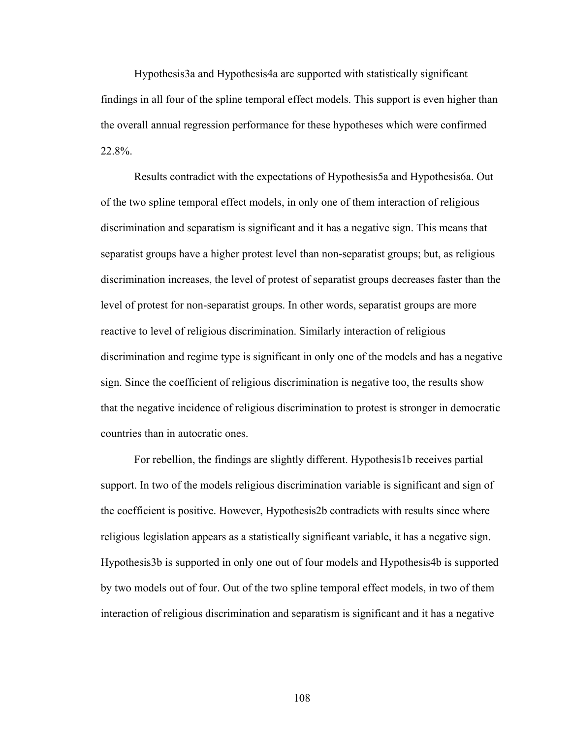Hypothesis3a and Hypothesis4a are supported with statistically significant findings in all four of the spline temporal effect models. This support is even higher than the overall annual regression performance for these hypotheses which were confirmed 22.8%.

Results contradict with the expectations of Hypothesis5a and Hypothesis6a. Out of the two spline temporal effect models, in only one of them interaction of religious discrimination and separatism is significant and it has a negative sign. This means that separatist groups have a higher protest level than non-separatist groups; but, as religious discrimination increases, the level of protest of separatist groups decreases faster than the level of protest for non-separatist groups. In other words, separatist groups are more reactive to level of religious discrimination. Similarly interaction of religious discrimination and regime type is significant in only one of the models and has a negative sign. Since the coefficient of religious discrimination is negative too, the results show that the negative incidence of religious discrimination to protest is stronger in democratic countries than in autocratic ones.

For rebellion, the findings are slightly different. Hypothesis1b receives partial support. In two of the models religious discrimination variable is significant and sign of the coefficient is positive. However, Hypothesis2b contradicts with results since where religious legislation appears as a statistically significant variable, it has a negative sign. Hypothesis3b is supported in only one out of four models and Hypothesis4b is supported by two models out of four. Out of the two spline temporal effect models, in two of them interaction of religious discrimination and separatism is significant and it has a negative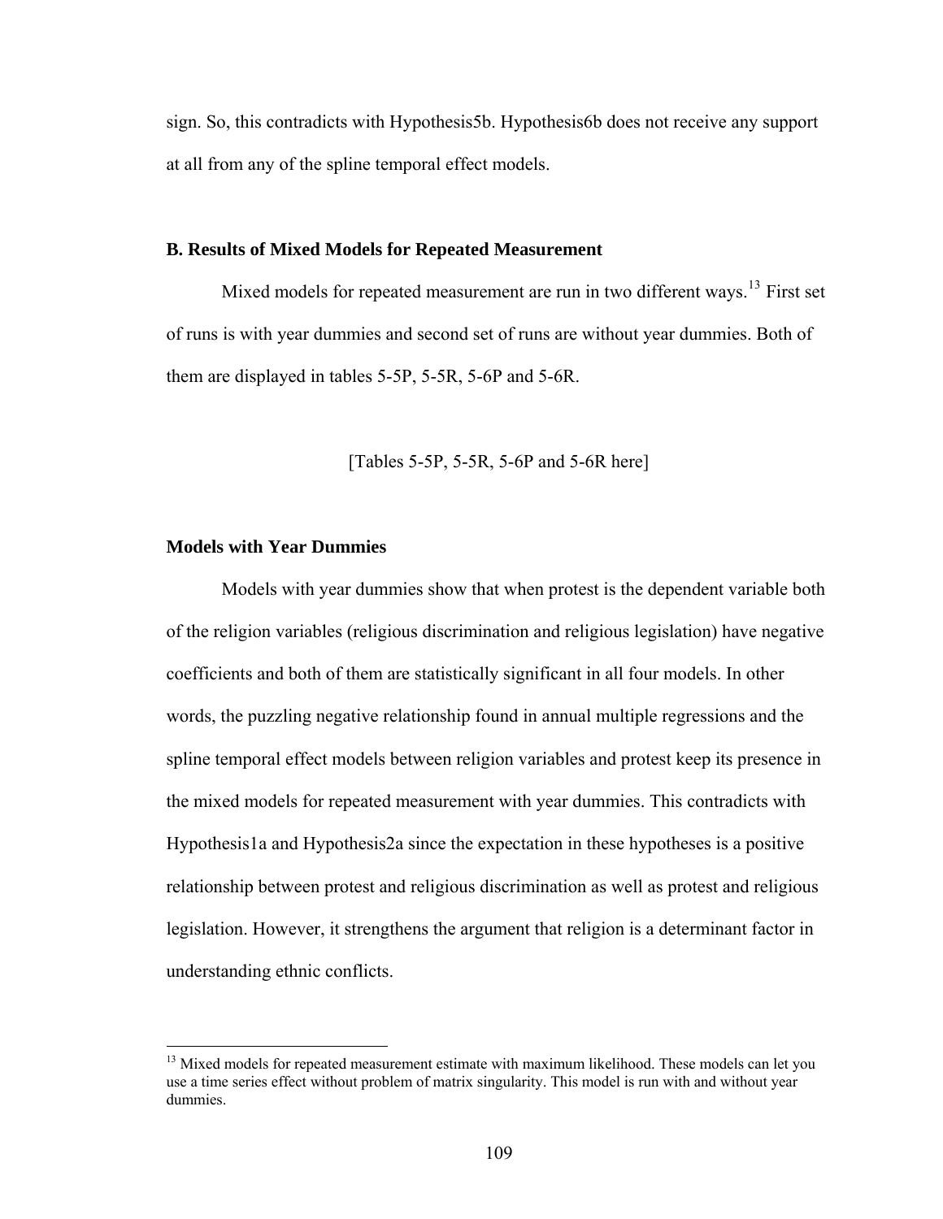sign. So, this contradicts with Hypothesis5b. Hypothesis6b does not receive any support at all from any of the spline temporal effect models.

### B. Results of Mixed Models for Repeated Measurement

Mixed models for repeated measurement are run in two different ways.[13] First set of runs is with year dummies and second set of runs are without year dummies. Both of them are displayed in tables 5-5P, 5-5R, 5-6P and 5-6R.

[Tables 5-5P, 5-5R, 5-6P and 5-6R here]

### Models with Year Dummies

Models with year dummies show that when protest is the dependent variable both of the religion variables (religious discrimination and religious legislation) have negative coefficients and both of them are statistically significant in all four models. In other words, the puzzling negative relationship found in annual multiple regressions and the spline temporal effect models between religion variables and protest keep its presence in the mixed models for repeated measurement with year dummies. This contradicts with Hypothesis1a and Hypothesis2a since the expectation in these hypotheses is a positive relationship between protest and religious discrimination as well as protest and religious legislation. However, it strengthens the argument that religion is a determinant factor in understanding ethnic conflicts.

---

[13] Mixed models for repeated measurement estimate with maximum likelihood. These models can let you use a time series effect without problem of matrix singularity. This model is run with and without year dummies.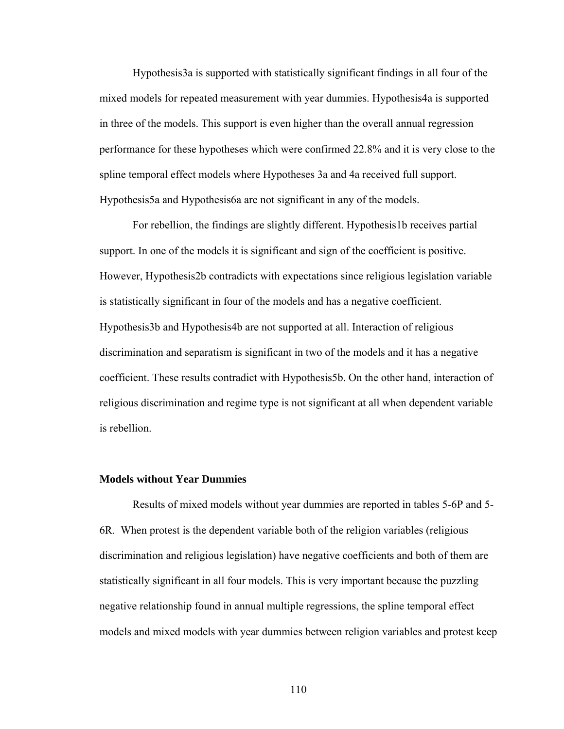Hypothesis3a is supported with statistically significant findings in all four of the mixed models for repeated measurement with year dummies. Hypothesis4a is supported in three of the models. This support is even higher than the overall annual regression performance for these hypotheses which were confirmed 22.8% and it is very close to the spline temporal effect models where Hypotheses 3a and 4a received full support. Hypothesis5a and Hypothesis6a are not significant in any of the models.

For rebellion, the findings are slightly different. Hypothesis1b receives partial support. In one of the models it is significant and sign of the coefficient is positive. However, Hypothesis2b contradicts with expectations since religious legislation variable is statistically significant in four of the models and has a negative coefficient. Hypothesis3b and Hypothesis4b are not supported at all. Interaction of religious discrimination and separatism is significant in two of the models and it has a negative coefficient. These results contradict with Hypothesis5b. On the other hand, interaction of religious discrimination and regime type is not significant at all when dependent variable is rebellion.

### Models without Year Dummies

Results of mixed models without year dummies are reported in tables 5-6P and 5-6R. When protest is the dependent variable both of the religion variables (religious discrimination and religious legislation) have negative coefficients and both of them are statistically significant in all four models. This is very important because the puzzling negative relationship found in annual multiple regressions, the spline temporal effect models and mixed models with year dummies between religion variables and protest keep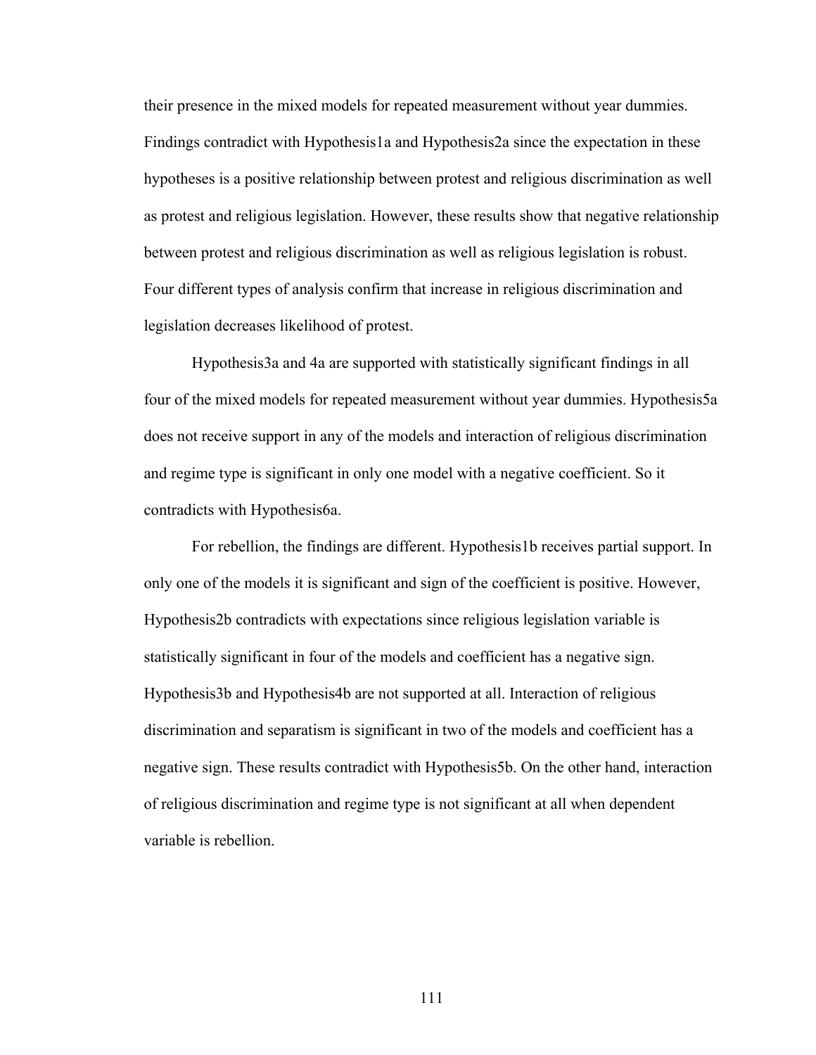their presence in the mixed models for repeated measurement without year dummies. Findings contradict with Hypothesis1a and Hypothesis2a since the expectation in these hypotheses is a positive relationship between protest and religious discrimination as well as protest and religious legislation. However, these results show that negative relationship between protest and religious discrimination as well as religious legislation is robust. Four different types of analysis confirm that increase in religious discrimination and legislation decreases likelihood of protest.

Hypothesis3a and 4a are supported with statistically significant findings in all four of the mixed models for repeated measurement without year dummies. Hypothesis5a does not receive support in any of the models and interaction of religious discrimination and regime type is significant in only one model with a negative coefficient. So it contradicts with Hypothesis6a.

For rebellion, the findings are different. Hypothesis1b receives partial support. In only one of the models it is significant and sign of the coefficient is positive. However, Hypothesis2b contradicts with expectations since religious legislation variable is statistically significant in four of the models and coefficient has a negative sign. Hypothesis3b and Hypothesis4b are not supported at all. Interaction of religious discrimination and separatism is significant in two of the models and coefficient has a negative sign. These results contradict with Hypothesis5b. On the other hand, interaction of religious discrimination and regime type is not significant at all when dependent variable is rebellion.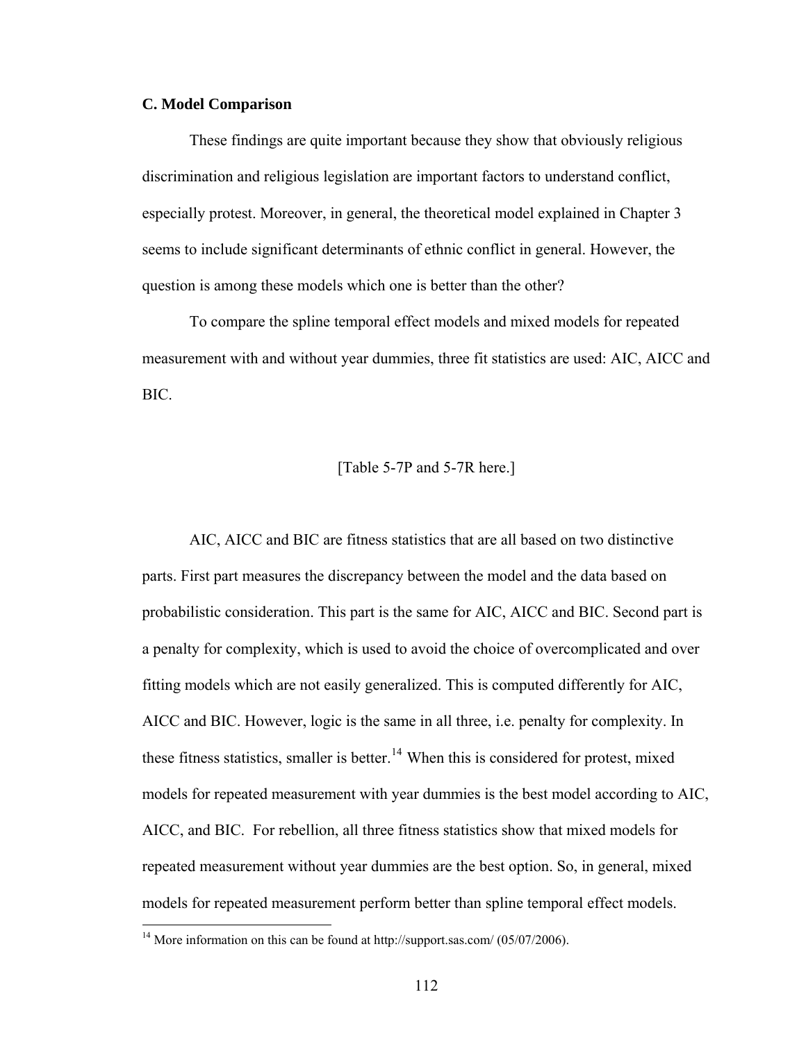### C. Model Comparison

These findings are quite important because they show that obviously religious discrimination and religious legislation are important factors to understand conflict, especially protest. Moreover, in general, the theoretical model explained in Chapter 3 seems to include significant determinants of ethnic conflict in general. However, the question is among these models which one is better than the other?

To compare the spline temporal effect models and mixed models for repeated measurement with and without year dummies, three fit statistics are used: AIC, AICC and BIC.

[Table 5-7P and 5-7R here.]

AIC, AICC and BIC are fitness statistics that are all based on two distinctive parts. First part measures the discrepancy between the model and the data based on probabilistic consideration. This part is the same for AIC, AICC and BIC. Second part is a penalty for complexity, which is used to avoid the choice of overcomplicated and over fitting models which are not easily generalized. This is computed differently for AIC, AICC and BIC. However, logic is the same in all three, i.e. penalty for complexity. In these fitness statistics, smaller is better.[14] When this is considered for protest, mixed models for repeated measurement with year dummies is the best model according to AIC, AICC, and BIC. For rebellion, all three fitness statistics show that mixed models for repeated measurement without year dummies are the best option. So, in general, mixed models for repeated measurement perform better than spline temporal effect models.

[14] More information on this can be found at http://support.sas.com/ (05/07/2006).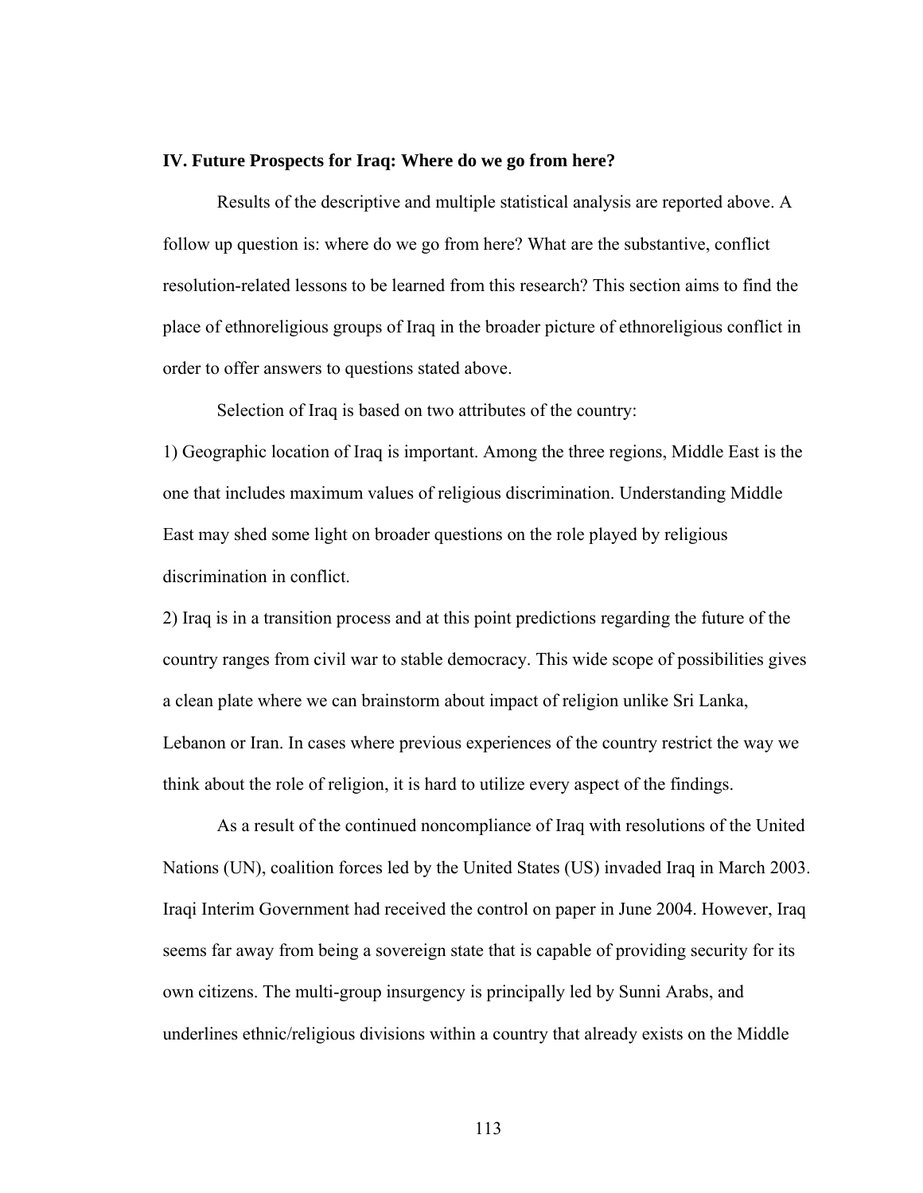## IV. Future Prospects for Iraq: Where do we go from here?

Results of the descriptive and multiple statistical analysis are reported above. A follow up question is: where do we go from here? What are the substantive, conflict resolution-related lessons to be learned from this research? This section aims to find the place of ethnoreligious groups of Iraq in the broader picture of ethnoreligious conflict in order to offer answers to questions stated above.

Selection of Iraq is based on two attributes of the country:

1) Geographic location of Iraq is important. Among the three regions, Middle East is the one that includes maximum values of religious discrimination. Understanding Middle East may shed some light on broader questions on the role played by religious discrimination in conflict.

2) Iraq is in a transition process and at this point predictions regarding the future of the country ranges from civil war to stable democracy. This wide scope of possibilities gives a clean plate where we can brainstorm about impact of religion unlike Sri Lanka, Lebanon or Iran. In cases where previous experiences of the country restrict the way we think about the role of religion, it is hard to utilize every aspect of the findings.

As a result of the continued noncompliance of Iraq with resolutions of the United Nations (UN), coalition forces led by the United States (US) invaded Iraq in March 2003. Iraqi Interim Government had received the control on paper in June 2004. However, Iraq seems far away from being a sovereign state that is capable of providing security for its own citizens. The multi-group insurgency is principally led by Sunni Arabs, and underlines ethnic/religious divisions within a country that already exists on the Middle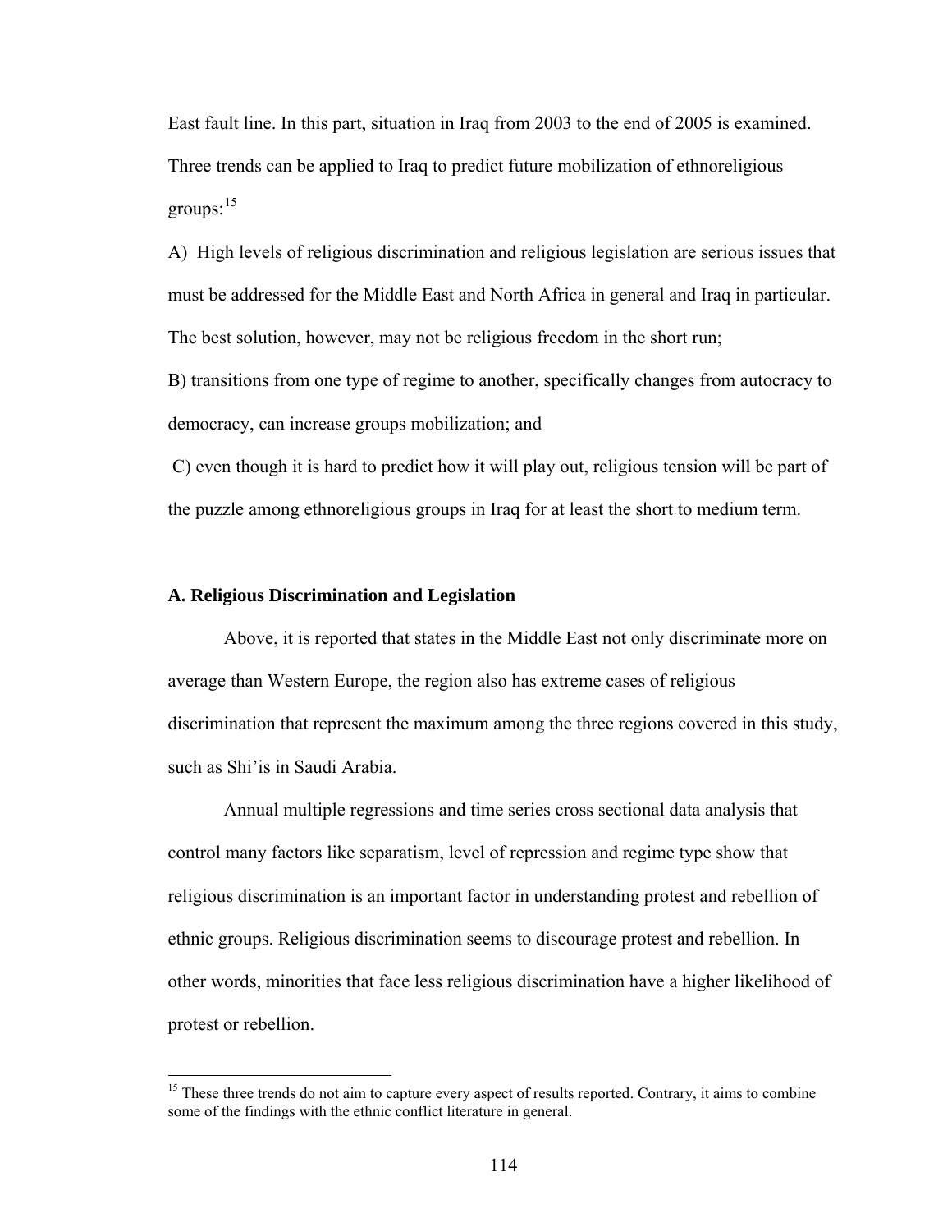East fault line. In this part, situation in Iraq from 2003 to the end of 2005 is examined. Three trends can be applied to Iraq to predict future mobilization of ethnoreligious groups:[15]

A) High levels of religious discrimination and religious legislation are serious issues that must be addressed for the Middle East and North Africa in general and Iraq in particular. The best solution, however, may not be religious freedom in the short run;

B) transitions from one type of regime to another, specifically changes from autocracy to democracy, can increase groups mobilization; and

C) even though it is hard to predict how it will play out, religious tension will be part of the puzzle among ethnoreligious groups in Iraq for at least the short to medium term.

### A. Religious Discrimination and Legislation

Above, it is reported that states in the Middle East not only discriminate more on average than Western Europe, the region also has extreme cases of religious discrimination that represent the maximum among the three regions covered in this study, such as Shi'is in Saudi Arabia.

Annual multiple regressions and time series cross sectional data analysis that control many factors like separatism, level of repression and regime type show that religious discrimination is an important factor in understanding protest and rebellion of ethnic groups. Religious discrimination seems to discourage protest and rebellion. In other words, minorities that face less religious discrimination have a higher likelihood of protest or rebellion.

---

[15] These three trends do not aim to capture every aspect of results reported. Contrary, it aims to combine some of the findings with the ethnic conflict literature in general.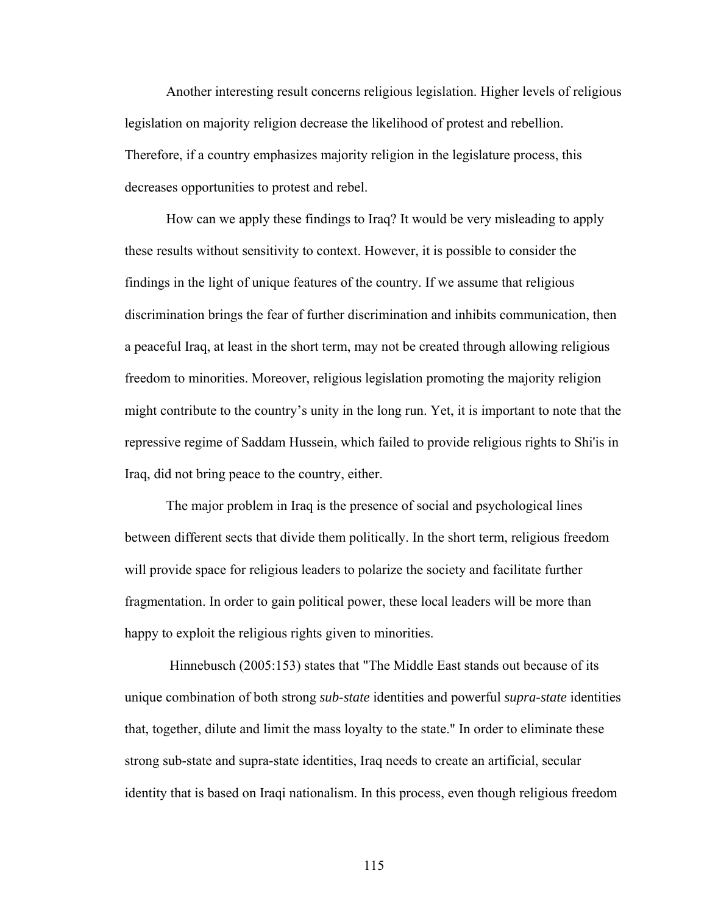Another interesting result concerns religious legislation. Higher levels of religious legislation on majority religion decrease the likelihood of protest and rebellion. Therefore, if a country emphasizes majority religion in the legislature process, this decreases opportunities to protest and rebel.

How can we apply these findings to Iraq? It would be very misleading to apply these results without sensitivity to context. However, it is possible to consider the findings in the light of unique features of the country. If we assume that religious discrimination brings the fear of further discrimination and inhibits communication, then a peaceful Iraq, at least in the short term, may not be created through allowing religious freedom to minorities. Moreover, religious legislation promoting the majority religion might contribute to the country's unity in the long run. Yet, it is important to note that the repressive regime of Saddam Hussein, which failed to provide religious rights to Shi'is in Iraq, did not bring peace to the country, either.

The major problem in Iraq is the presence of social and psychological lines between different sects that divide them politically. In the short term, religious freedom will provide space for religious leaders to polarize the society and facilitate further fragmentation. In order to gain political power, these local leaders will be more than happy to exploit the religious rights given to minorities.

Hinnebusch (2005:153) states that "The Middle East stands out because of its unique combination of both strong *sub-state* identities and powerful *supra-state* identities that, together, dilute and limit the mass loyalty to the state." In order to eliminate these strong sub-state and supra-state identities, Iraq needs to create an artificial, secular identity that is based on Iraqi nationalism. In this process, even though religious freedom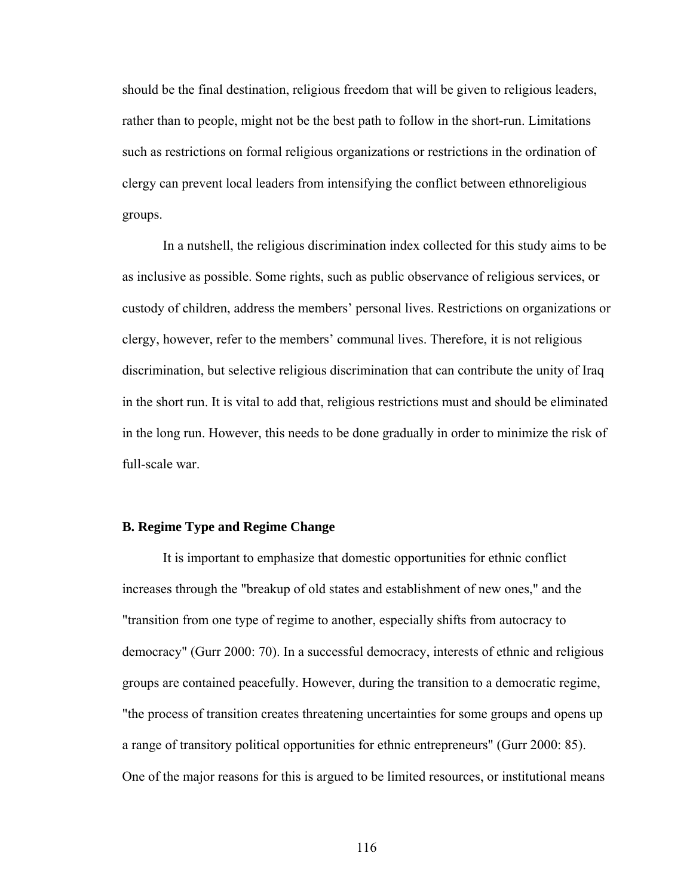should be the final destination, religious freedom that will be given to religious leaders, rather than to people, might not be the best path to follow in the short-run. Limitations such as restrictions on formal religious organizations or restrictions in the ordination of clergy can prevent local leaders from intensifying the conflict between ethnoreligious groups.

In a nutshell, the religious discrimination index collected for this study aims to be as inclusive as possible. Some rights, such as public observance of religious services, or custody of children, address the members' personal lives. Restrictions on organizations or clergy, however, refer to the members' communal lives. Therefore, it is not religious discrimination, but selective religious discrimination that can contribute the unity of Iraq in the short run. It is vital to add that, religious restrictions must and should be eliminated in the long run. However, this needs to be done gradually in order to minimize the risk of full-scale war.

### B. Regime Type and Regime Change

It is important to emphasize that domestic opportunities for ethnic conflict increases through the "breakup of old states and establishment of new ones," and the "transition from one type of regime to another, especially shifts from autocracy to democracy" (Gurr 2000: 70). In a successful democracy, interests of ethnic and religious groups are contained peacefully. However, during the transition to a democratic regime, "the process of transition creates threatening uncertainties for some groups and opens up a range of transitory political opportunities for ethnic entrepreneurs" (Gurr 2000: 85). One of the major reasons for this is argued to be limited resources, or institutional means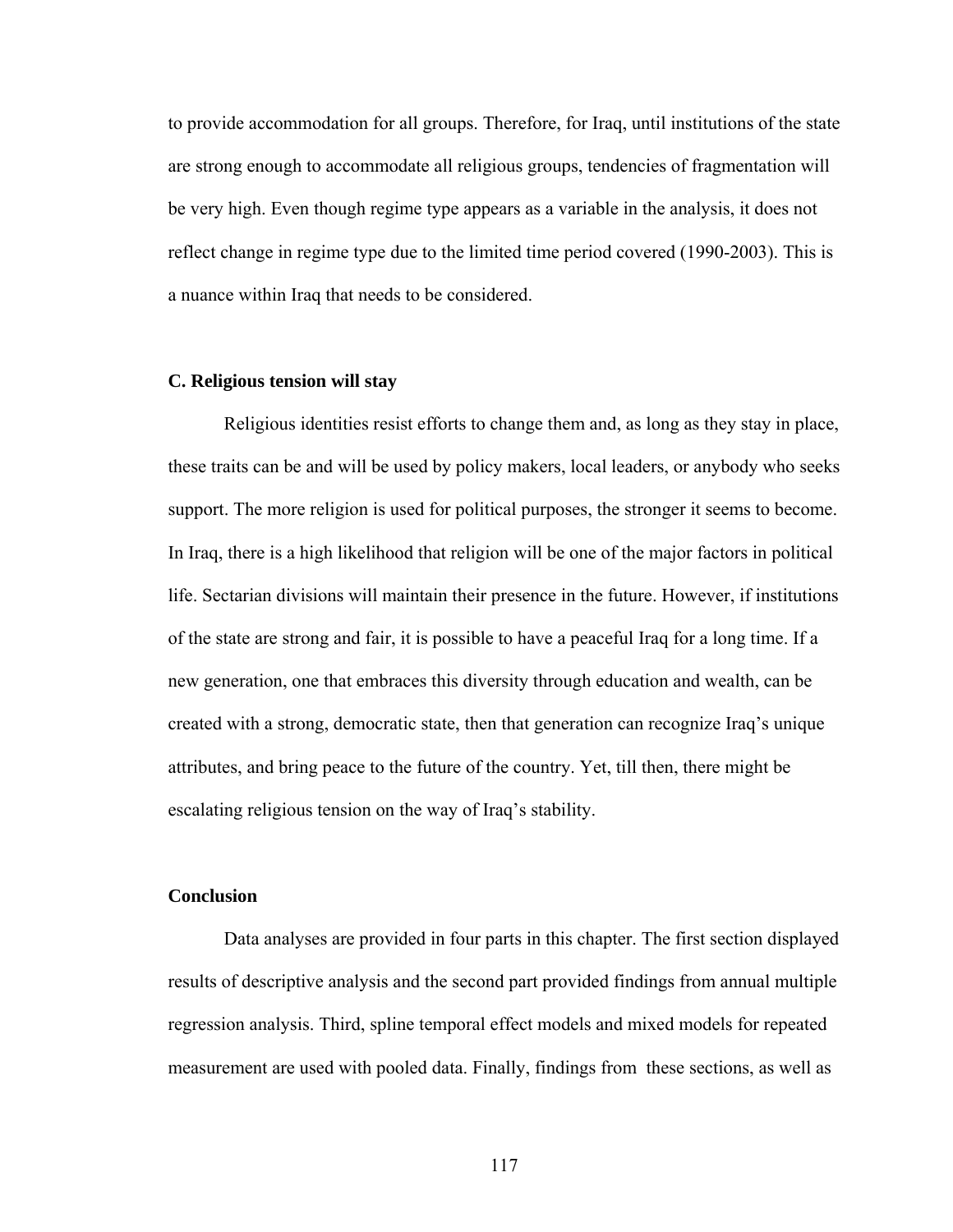to provide accommodation for all groups. Therefore, for Iraq, until institutions of the state are strong enough to accommodate all religious groups, tendencies of fragmentation will be very high. Even though regime type appears as a variable in the analysis, it does not reflect change in regime type due to the limited time period covered (1990-2003). This is a nuance within Iraq that needs to be considered.

### C. Religious tension will stay

Religious identities resist efforts to change them and, as long as they stay in place, these traits can be and will be used by policy makers, local leaders, or anybody who seeks support. The more religion is used for political purposes, the stronger it seems to become. In Iraq, there is a high likelihood that religion will be one of the major factors in political life. Sectarian divisions will maintain their presence in the future. However, if institutions of the state are strong and fair, it is possible to have a peaceful Iraq for a long time. If a new generation, one that embraces this diversity through education and wealth, can be created with a strong, democratic state, then that generation can recognize Iraq's unique attributes, and bring peace to the future of the country. Yet, till then, there might be escalating religious tension on the way of Iraq's stability.

## Conclusion

Data analyses are provided in four parts in this chapter. The first section displayed results of descriptive analysis and the second part provided findings from annual multiple regression analysis. Third, spline temporal effect models and mixed models for repeated measurement are used with pooled data. Finally, findings from these sections, as well as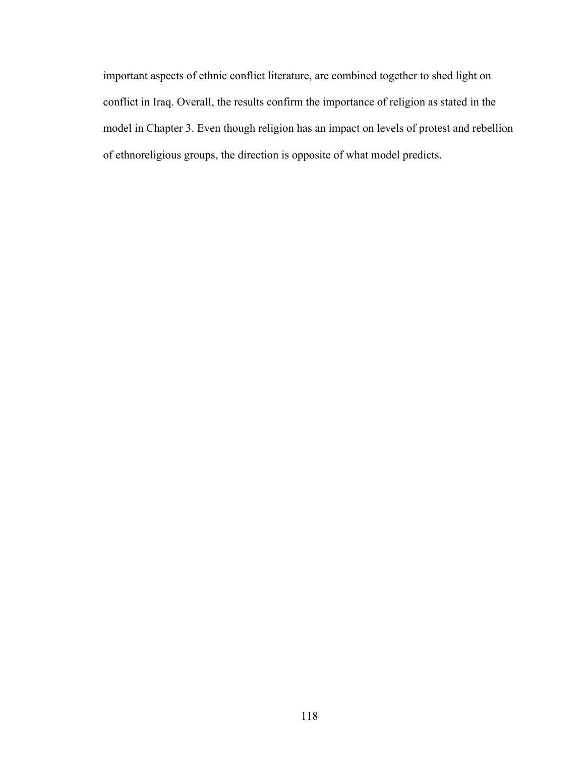important aspects of ethnic conflict literature, are combined together to shed light on conflict in Iraq. Overall, the results confirm the importance of religion as stated in the model in Chapter 3. Even though religion has an impact on levels of protest and rebellion of ethnoreligious groups, the direction is opposite of what model predicts.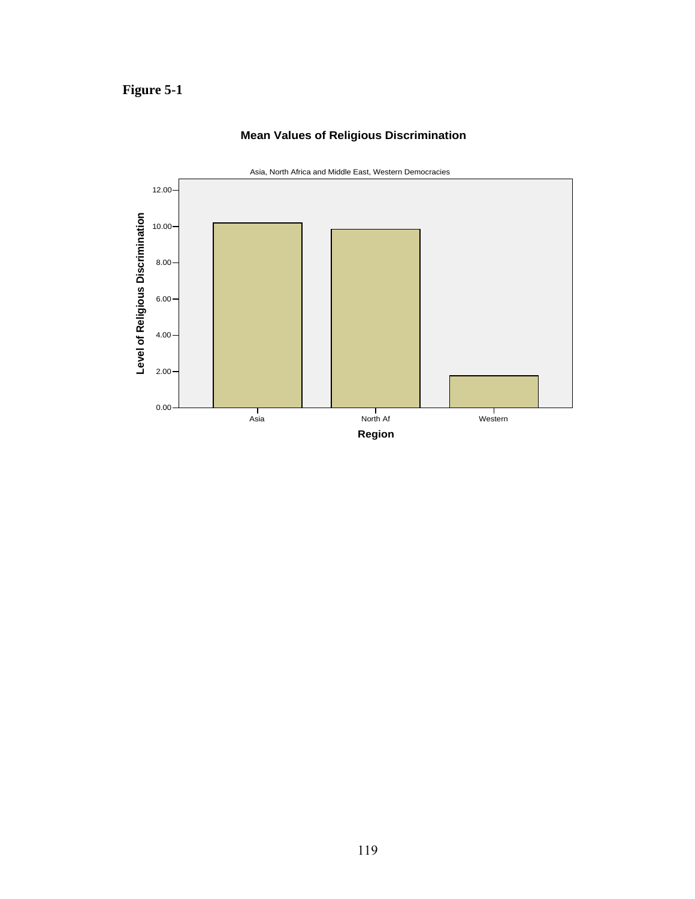**Figure 5-1**

**Mean Values of Religious Discrimination**

Asia, North Africa and Middle East, Western Democracies

| Region | Level of Religious Discrimination |
|---|---|
| Asia | ~10.2 |
| North Af | ~9.85 |
| Western | ~1.75 |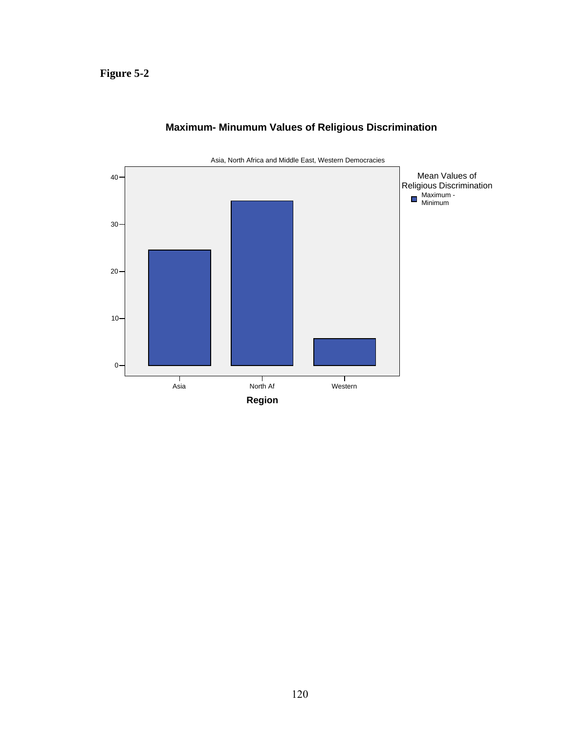**Figure 5-2**

**Maximum- Minumum Values of Religious Discrimination**

Asia, North Africa and Middle East, Western Democracies

Mean Values of Religious Discrimination
Maximum - Minimum

Region: Asia, North Af, Western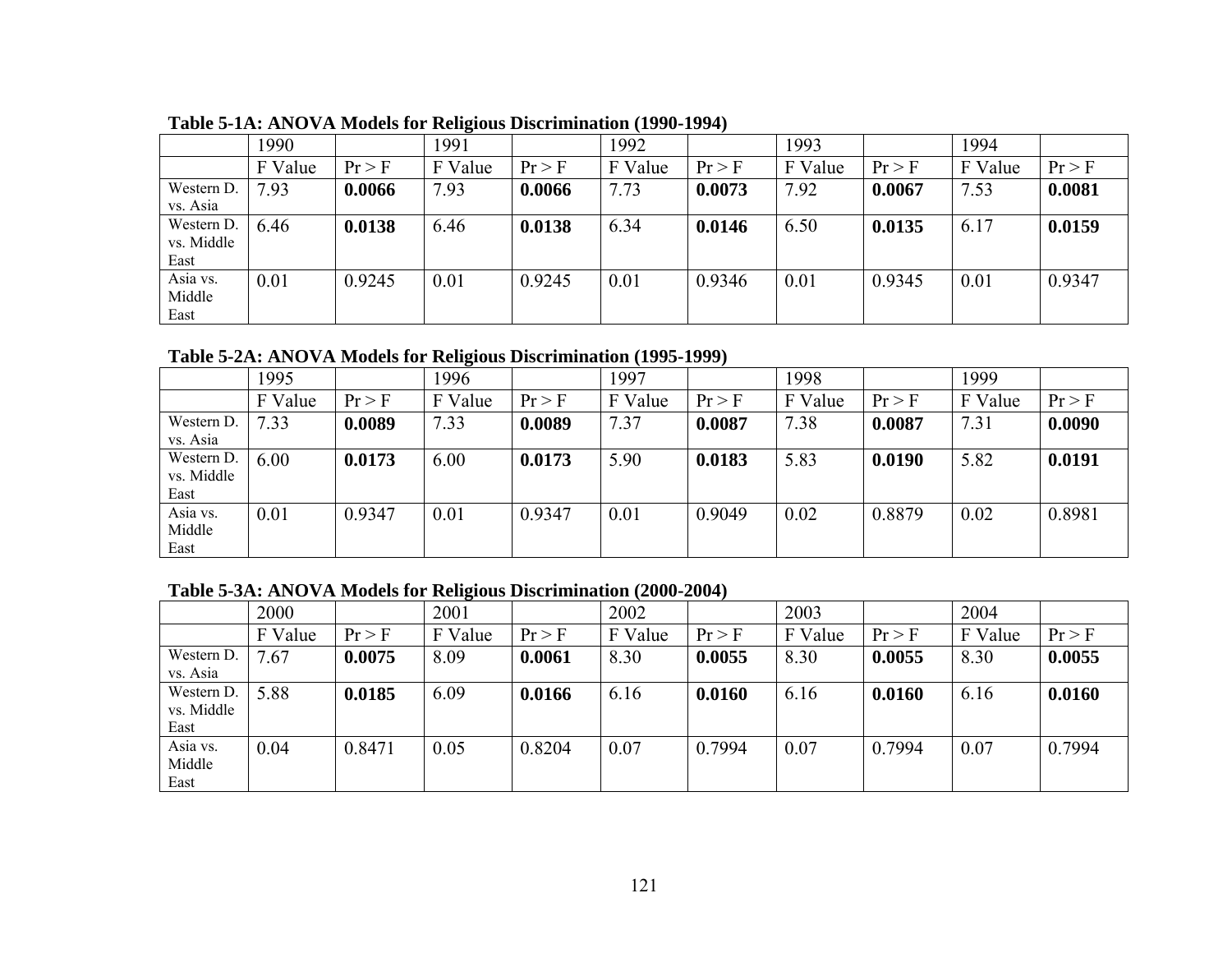**Table 5-1A: ANOVA Models for Religious Discrimination (1990-1994)**

| | 1990 | | 1991 | | 1992 | | 1993 | | 1994 | |
|---|---|---|---|---|---|---|---|---|---|---|
| | F Value | Pr > F | F Value | Pr > F | F Value | Pr > F | F Value | Pr > F | F Value | Pr > F |
| Western D. vs. Asia | 7.93 | **0.0066** | 7.93 | **0.0066** | 7.73 | **0.0073** | 7.92 | **0.0067** | 7.53 | **0.0081** |
| Western D. vs. Middle East | 6.46 | **0.0138** | 6.46 | **0.0138** | 6.34 | **0.0146** | 6.50 | **0.0135** | 6.17 | **0.0159** |
| Asia vs. Middle East | 0.01 | 0.9245 | 0.01 | 0.9245 | 0.01 | 0.9346 | 0.01 | 0.9345 | 0.01 | 0.9347 |

**Table 5-2A: ANOVA Models for Religious Discrimination (1995-1999)**

| | 1995 | | 1996 | | 1997 | | 1998 | | 1999 | |
|---|---|---|---|---|---|---|---|---|---|---|
| | F Value | Pr > F | F Value | Pr > F | F Value | Pr > F | F Value | Pr > F | F Value | Pr > F |
| Western D. vs. Asia | 7.33 | **0.0089** | 7.33 | **0.0089** | 7.37 | **0.0087** | 7.38 | **0.0087** | 7.31 | **0.0090** |
| Western D. vs. Middle East | 6.00 | **0.0173** | 6.00 | **0.0173** | 5.90 | **0.0183** | 5.83 | **0.0190** | 5.82 | **0.0191** |
| Asia vs. Middle East | 0.01 | 0.9347 | 0.01 | 0.9347 | 0.01 | 0.9049 | 0.02 | 0.8879 | 0.02 | 0.8981 |

**Table 5-3A: ANOVA Models for Religious Discrimination (2000-2004)**

| | 2000 | | 2001 | | 2002 | | 2003 | | 2004 | |
|---|---|---|---|---|---|---|---|---|---|---|
| | F Value | Pr > F | F Value | Pr > F | F Value | Pr > F | F Value | Pr > F | F Value | Pr > F |
| Western D. vs. Asia | 7.67 | **0.0075** | 8.09 | **0.0061** | 8.30 | **0.0055** | 8.30 | **0.0055** | 8.30 | **0.0055** |
| Western D. vs. Middle East | 5.88 | **0.0185** | 6.09 | **0.0166** | 6.16 | **0.0160** | 6.16 | **0.0160** | 6.16 | **0.0160** |
| Asia vs. Middle East | 0.04 | 0.8471 | 0.05 | 0.8204 | 0.07 | 0.7994 | 0.07 | 0.7994 | 0.07 | 0.7994 |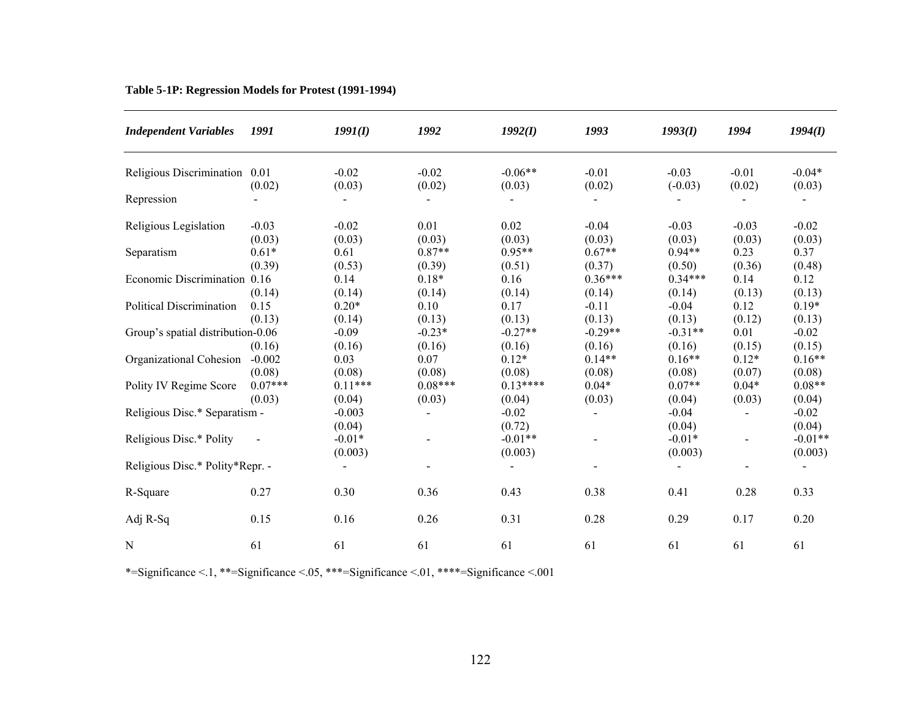**Table 5-1P: Regression Models for Protest (1991-1994)**

| *Independent Variables* | *1991* | *1991(I)* | *1992* | *1992(I)* | *1993* | *1993(I)* | *1994* | *1994(I)* |
|---|---|---|---|---|---|---|---|---|
| Religious Discrimination | 0.01 | -0.02 | -0.02 | -0.06** | -0.01 | -0.03 | -0.01 | -0.04* |
| | (0.02) | (0.03) | (0.02) | (0.03) | (0.02) | (-0.03) | (0.02) | (0.03) |
| Repression | - | - | - | - | - | - | - | - |
| Religious Legislation | -0.03 | -0.02 | 0.01 | 0.02 | -0.04 | -0.03 | -0.03 | -0.02 |
| | (0.03) | (0.03) | (0.03) | (0.03) | (0.03) | (0.03) | (0.03) | (0.03) |
| Separatism | 0.61* | 0.61 | 0.87** | 0.95** | 0.67** | 0.94** | 0.23 | 0.37 |
| | (0.39) | (0.53) | (0.39) | (0.51) | (0.37) | (0.50) | (0.36) | (0.48) |
| Economic Discrimination | 0.16 | 0.14 | 0.18* | 0.16 | 0.36*** | 0.34*** | 0.14 | 0.12 |
| | (0.14) | (0.14) | (0.14) | (0.14) | (0.14) | (0.14) | (0.13) | (0.13) |
| Political Discrimination | 0.15 | 0.20* | 0.10 | 0.17 | -0.11 | -0.04 | 0.12 | 0.19* |
| | (0.13) | (0.14) | (0.13) | (0.13) | (0.13) | (0.13) | (0.12) | (0.13) |
| Group's spatial distribution | -0.06 | -0.09 | -0.23* | -0.27** | -0.29** | -0.31** | 0.01 | -0.02 |
| | (0.16) | (0.16) | (0.16) | (0.16) | (0.16) | (0.16) | (0.15) | (0.15) |
| Organizational Cohesion | -0.002 | 0.03 | 0.07 | 0.12* | 0.14** | 0.16** | 0.12* | 0.16** |
| | (0.08) | (0.08) | (0.08) | (0.08) | (0.08) | (0.08) | (0.07) | (0.08) |
| Polity IV Regime Score | 0.07*** | 0.11*** | 0.08*** | 0.13**** | 0.04* | 0.07** | 0.04* | 0.08** |
| | (0.03) | (0.04) | (0.03) | (0.04) | (0.03) | (0.04) | (0.03) | (0.04) |
| Religious Disc.* Separatism | - | -0.003 | - | -0.02 | - | -0.04 | - | -0.02 |
| | | (0.04) | | (0.72) | | (0.04) | | (0.04) |
| Religious Disc.* Polity | - | -0.01* | - | -0.01** | - | -0.01* | - | -0.01** |
| | | (0.003) | | (0.003) | | (0.003) | | (0.003) |
| Religious Disc.* Polity*Repr. | - | - | - | - | - | - | - | - |
| R-Square | 0.27 | 0.30 | 0.36 | 0.43 | 0.38 | 0.41 | 0.28 | 0.33 |
| Adj R-Sq | 0.15 | 0.16 | 0.26 | 0.31 | 0.28 | 0.29 | 0.17 | 0.20 |
| N | 61 | 61 | 61 | 61 | 61 | 61 | 61 | 61 |

*=Significance <.1, **=Significance <.05, ***=Significance <.01, ****=Significance <.001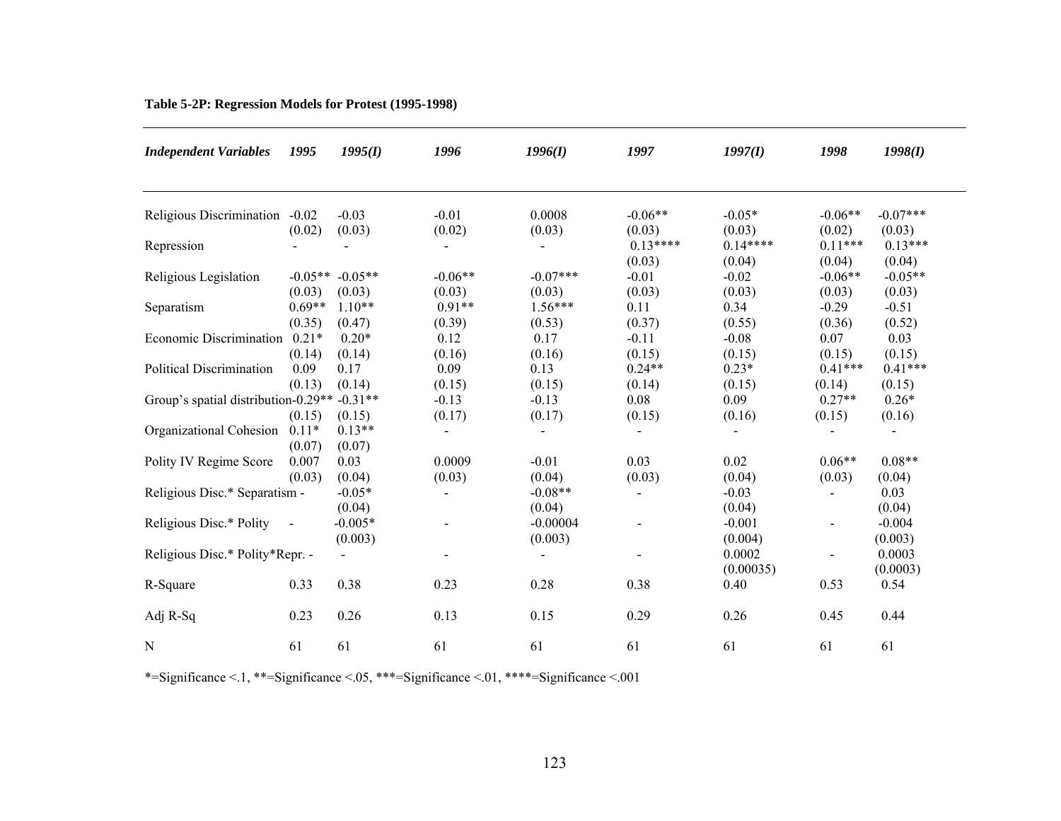**Table 5-2P: Regression Models for Protest (1995-1998)**

| *Independent Variables* | *1995* | *1995(I)* | *1996* | *1996(I)* | *1997* | *1997(I)* | *1998* | *1998(I)* |
|---|---|---|---|---|---|---|---|---|
| Religious Discrimination | -0.02 (0.02) | -0.03 (0.03) | -0.01 (0.02) | 0.0008 (0.03) | -0.06** (0.03) | -0.05* (0.03) | -0.06** (0.02) | -0.07*** (0.03) |
| Repression | - | - | - | - | 0.13**** (0.03) | 0.14**** (0.04) | 0.11*** (0.04) | 0.13*** (0.04) |
| Religious Legislation | -0.05** (0.03) | -0.05** (0.03) | -0.06** (0.03) | -0.07*** (0.03) | -0.01 (0.03) | -0.02 (0.03) | -0.06** (0.03) | -0.05** (0.03) |
| Separatism | 0.69** (0.35) | 1.10** (0.47) | 0.91** (0.39) | 1.56*** (0.53) | 0.11 (0.37) | 0.34 (0.55) | -0.29 (0.36) | -0.51 (0.52) |
| Economic Discrimination | 0.21* (0.14) | 0.20* (0.14) | 0.12 (0.16) | 0.17 (0.16) | -0.11 (0.15) | -0.08 (0.15) | 0.07 (0.15) | 0.03 (0.15) |
| Political Discrimination | 0.09 (0.13) | 0.17 (0.14) | 0.09 (0.15) | 0.13 (0.15) | 0.24** (0.14) | 0.23* (0.15) | 0.41*** (0.14) | 0.41*** (0.15) |
| Group's spatial distribution | -0.29** (0.15) | -0.31** (0.15) | -0.13 (0.17) | -0.13 (0.17) | 0.08 (0.15) | 0.09 (0.16) | 0.27** (0.15) | 0.26* (0.16) |
| Organizational Cohesion | 0.11* (0.07) | 0.13** (0.07) | - | - | - | - | - | - |
| Polity IV Regime Score | 0.007 (0.03) | 0.03 (0.04) | 0.0009 (0.03) | -0.01 (0.04) | 0.03 (0.03) | 0.02 (0.04) | 0.06** (0.03) | 0.08** (0.04) |
| Religious Disc.* Separatism | - | -0.05* (0.04) | - | -0.08** (0.04) | - | -0.03 (0.04) | - | 0.03 (0.04) |
| Religious Disc.* Polity | - | -0.005* (0.003) | - | -0.00004 (0.003) | - | -0.001 (0.004) | - | -0.004 (0.003) |
| Religious Disc.* Polity*Repr. | - | - | - | - | - | 0.0002 (0.00035) | - | 0.0003 (0.0003) |
| R-Square | 0.33 | 0.38 | 0.23 | 0.28 | 0.38 | 0.40 | 0.53 | 0.54 |
| Adj R-Sq | 0.23 | 0.26 | 0.13 | 0.15 | 0.29 | 0.26 | 0.45 | 0.44 |
| N | 61 | 61 | 61 | 61 | 61 | 61 | 61 | 61 |

*=Significance <.1, **=Significance <.05, ***=Significance <.01, ****=Significance <.001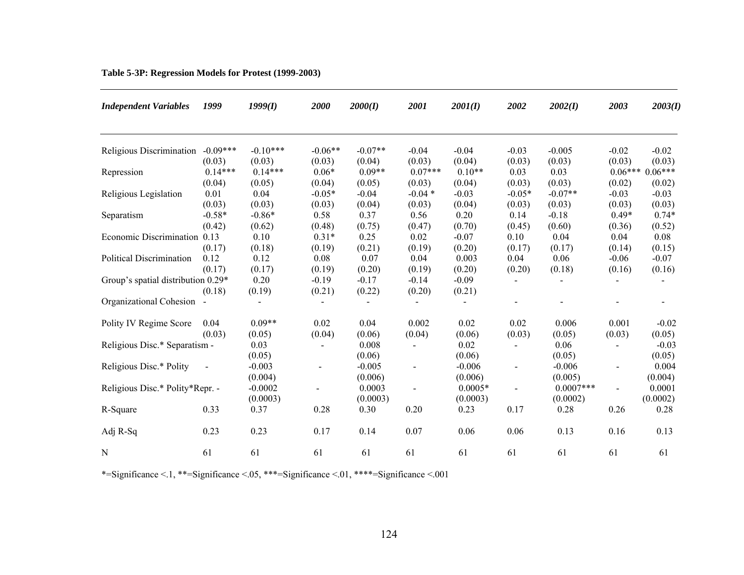**Table 5-3P: Regression Models for Protest (1999-2003)**

| *Independent Variables* | *1999* | *1999(I)* | *2000* | *2000(I)* | *2001* | *2001(I)* | *2002* | *2002(I)* | *2003* | *2003(I)* |
|---|---|---|---|---|---|---|---|---|---|---|
| Religious Discrimination | -0.09*** | -0.10*** | -0.06** | -0.07** | -0.04 | -0.04 | -0.03 | -0.005 | -0.02 | -0.02 |
| | (0.03) | (0.03) | (0.03) | (0.04) | (0.03) | (0.04) | (0.03) | (0.03) | (0.03) | (0.03) |
| Repression | 0.14*** | 0.14*** | 0.06* | 0.09** | 0.07*** | 0.10** | 0.03 | 0.03 | 0.06*** | 0.06*** |
| | (0.04) | (0.05) | (0.04) | (0.05) | (0.03) | (0.04) | (0.03) | (0.03) | (0.02) | (0.02) |
| Religious Legislation | 0.01 | 0.04 | -0.05* | -0.04 | -0.04 * | -0.03 | -0.05* | -0.07** | -0.03 | -0.03 |
| | (0.03) | (0.03) | (0.03) | (0.04) | (0.03) | (0.04) | (0.03) | (0.03) | (0.03) | (0.03) |
| Separatism | -0.58* | -0.86* | 0.58 | 0.37 | 0.56 | 0.20 | 0.14 | -0.18 | 0.49* | 0.74* |
| | (0.42) | (0.62) | (0.48) | (0.75) | (0.47) | (0.70) | (0.45) | (0.60) | (0.36) | (0.52) |
| Economic Discrimination | 0.13 | 0.10 | 0.31* | 0.25 | 0.02 | -0.07 | 0.10 | 0.04 | 0.04 | 0.08 |
| | (0.17) | (0.18) | (0.19) | (0.21) | (0.19) | (0.20) | (0.17) | (0.17) | (0.14) | (0.15) |
| Political Discrimination | 0.12 | 0.12 | 0.08 | 0.07 | 0.04 | 0.003 | 0.04 | 0.06 | -0.06 | -0.07 |
| | (0.17) | (0.17) | (0.19) | (0.20) | (0.19) | (0.20) | (0.20) | (0.18) | (0.16) | (0.16) |
| Group's spatial distribution | 0.29* | 0.20 | -0.19 | -0.17 | -0.14 | -0.09 | - | - | - | - |
| | (0.18) | (0.19) | (0.21) | (0.22) | (0.20) | (0.21) | | | | |
| Organizational Cohesion | - | - | - | - | - | - | - | - | - | - |
| Polity IV Regime Score | 0.04 | 0.09** | 0.02 | 0.04 | 0.002 | 0.02 | 0.02 | 0.006 | 0.001 | -0.02 |
| | (0.03) | (0.05) | (0.04) | (0.06) | (0.04) | (0.06) | (0.03) | (0.05) | (0.03) | (0.05) |
| Religious Disc.* Separatism | - | 0.03 | - | 0.008 | - | 0.02 | - | 0.06 | - | -0.03 |
| | | (0.05) | | (0.06) | | (0.06) | | (0.05) | | (0.05) |
| Religious Disc.* Polity | - | -0.003 | - | -0.005 | - | -0.006 | - | -0.006 | - | 0.004 |
| | | (0.004) | | (0.006) | | (0.006) | | (0.005) | | (0.004) |
| Religious Disc.* Polity*Repr. | - | -0.0002 | - | 0.0003 | - | 0.0005* | - | 0.0007*** | - | 0.0001 |
| | | (0.0003) | | (0.0003) | | (0.0003) | | (0.0002) | | (0.0002) |
| R-Square | 0.33 | 0.37 | 0.28 | 0.30 | 0.20 | 0.23 | 0.17 | 0.28 | 0.26 | 0.28 |
| Adj R-Sq | 0.23 | 0.23 | 0.17 | 0.14 | 0.07 | 0.06 | 0.06 | 0.13 | 0.16 | 0.13 |
| N | 61 | 61 | 61 | 61 | 61 | 61 | 61 | 61 | 61 | 61 |

*=Significance <.1, **=Significance <.05, ***=Significance <.01, ****=Significance <.001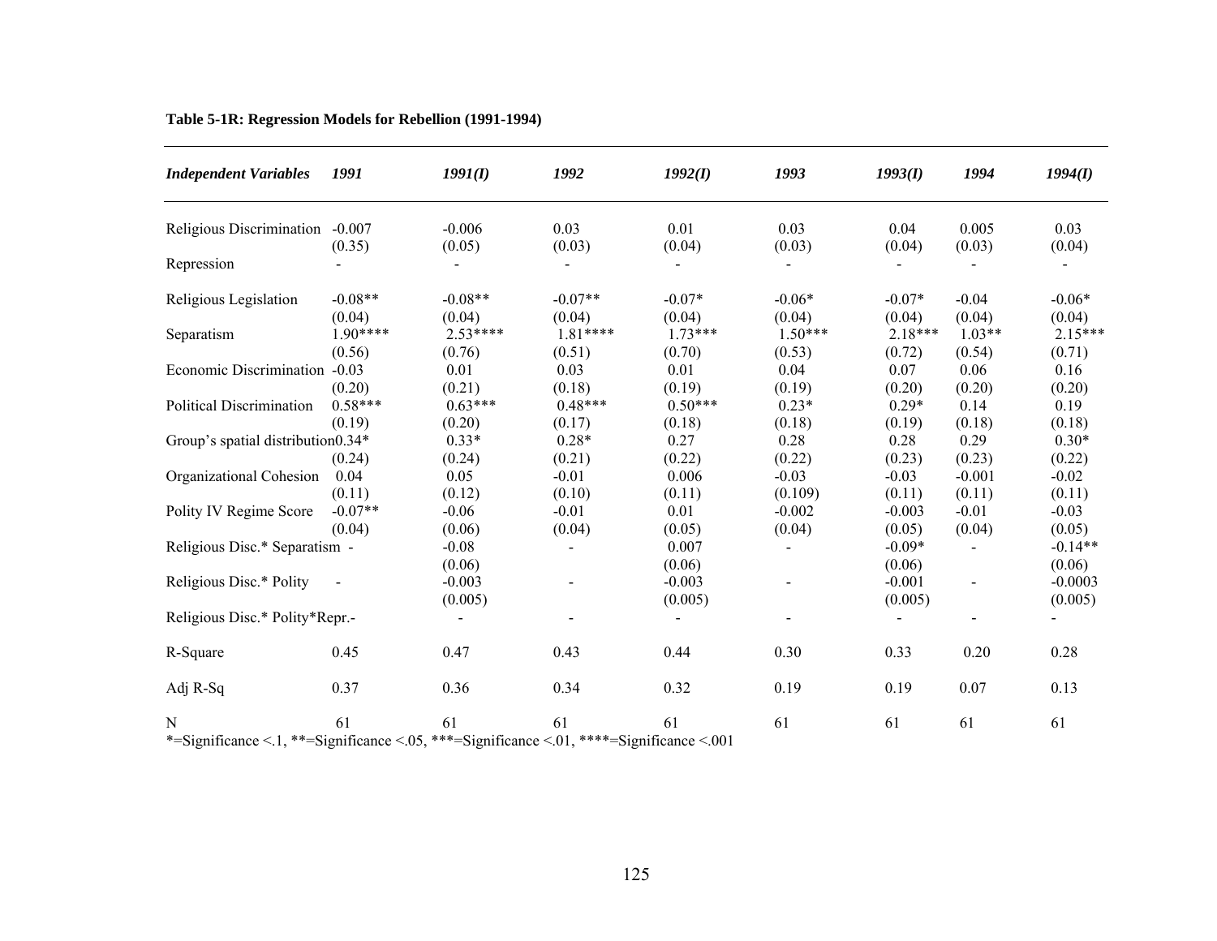**Table 5-1R: Regression Models for Rebellion (1991-1994)**

| *Independent Variables* | *1991* | *1991(I)* | *1992* | *1992(I)* | *1993* | *1993(I)* | *1994* | *1994(I)* |
|---|---|---|---|---|---|---|---|---|
| Religious Discrimination | -0.007 | -0.006 | 0.03 | 0.01 | 0.03 | 0.04 | 0.005 | 0.03 |
| | (0.35) | (0.05) | (0.03) | (0.04) | (0.03) | (0.04) | (0.03) | (0.04) |
| Repression | - | - | - | - | - | - | - | - |
| Religious Legislation | -0.08** | -0.08** | -0.07** | -0.07* | -0.06* | -0.07* | -0.04 | -0.06* |
| | (0.04) | (0.04) | (0.04) | (0.04) | (0.04) | (0.04) | (0.04) | (0.04) |
| Separatism | 1.90**** | 2.53**** | 1.81**** | 1.73*** | 1.50*** | 2.18*** | 1.03** | 2.15*** |
| | (0.56) | (0.76) | (0.51) | (0.70) | (0.53) | (0.72) | (0.54) | (0.71) |
| Economic Discrimination | -0.03 | 0.01 | 0.03 | 0.01 | 0.04 | 0.07 | 0.06 | 0.16 |
| | (0.20) | (0.21) | (0.18) | (0.19) | (0.19) | (0.20) | (0.20) | (0.20) |
| Political Discrimination | 0.58*** | 0.63*** | 0.48*** | 0.50*** | 0.23* | 0.29* | 0.14 | 0.19 |
| | (0.19) | (0.20) | (0.17) | (0.18) | (0.18) | (0.19) | (0.18) | (0.18) |
| Group's spatial distribution | 0.34* | 0.33* | 0.28* | 0.27 | 0.28 | 0.28 | 0.29 | 0.30* |
| | (0.24) | (0.24) | (0.21) | (0.22) | (0.22) | (0.23) | (0.23) | (0.22) |
| Organizational Cohesion | 0.04 | 0.05 | -0.01 | 0.006 | -0.03 | -0.03 | -0.001 | -0.02 |
| | (0.11) | (0.12) | (0.10) | (0.11) | (0.109) | (0.11) | (0.11) | (0.11) |
| Polity IV Regime Score | -0.07** | -0.06 | -0.01 | 0.01 | -0.002 | -0.003 | -0.01 | -0.03 |
| | (0.04) | (0.06) | (0.04) | (0.05) | (0.04) | (0.05) | (0.04) | (0.05) |
| Religious Disc.* Separatism | - | -0.08 | - | 0.007 | - | -0.09* | - | -0.14** |
| | | (0.06) | | (0.06) | | (0.06) | | (0.06) |
| Religious Disc.* Polity | - | -0.003 | - | -0.003 | - | -0.001 | - | -0.0003 |
| | | (0.005) | | (0.005) | | (0.005) | | (0.005) |
| Religious Disc.* Polity*Repr. | - | - | - | - | - | - | - | - |
| R-Square | 0.45 | 0.47 | 0.43 | 0.44 | 0.30 | 0.33 | 0.20 | 0.28 |
| Adj R-Sq | 0.37 | 0.36 | 0.34 | 0.32 | 0.19 | 0.19 | 0.07 | 0.13 |
| N | 61 | 61 | 61 | 61 | 61 | 61 | 61 | 61 |

*=Significance <.1, **=Significance <.05, ***=Significance <.01, ****=Significance <.001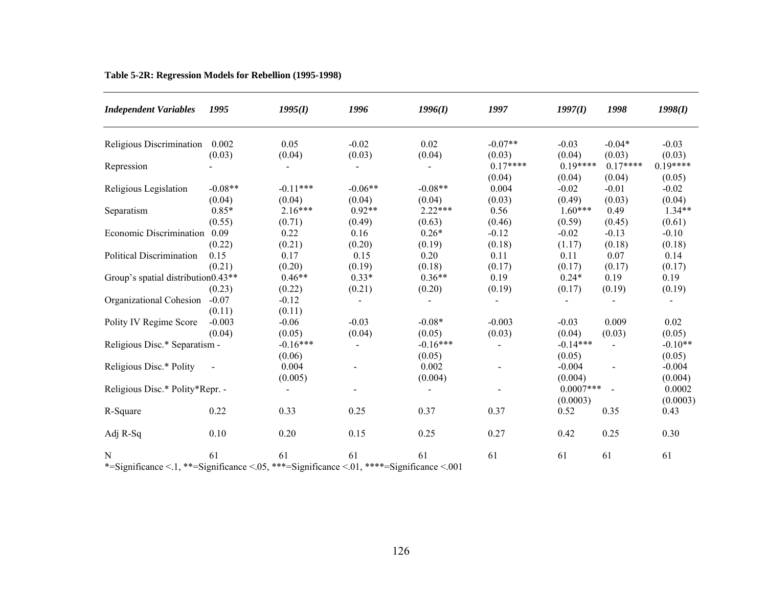**Table 5-2R: Regression Models for Rebellion (1995-1998)**

| *Independent Variables* | *1995* | *1995(I)* | *1996* | *1996(I)* | *1997* | *1997(I)* | *1998* | *1998(I)* |
|---|---|---|---|---|---|---|---|---|
| Religious Discrimination | 0.002 | 0.05 | -0.02 | 0.02 | -0.07** | -0.03 | -0.04* | -0.03 |
| | (0.03) | (0.04) | (0.03) | (0.04) | (0.03) | (0.04) | (0.03) | (0.03) |
| Repression | - | - | - | - | 0.17**** | 0.19**** | 0.17**** | 0.19**** |
| | | | | | (0.04) | (0.04) | (0.04) | (0.05) |
| Religious Legislation | -0.08** | -0.11*** | -0.06** | -0.08** | 0.004 | -0.02 | -0.01 | -0.02 |
| | (0.04) | (0.04) | (0.04) | (0.04) | (0.03) | (0.49) | (0.03) | (0.04) |
| Separatism | 0.85* | 2.16*** | 0.92** | 2.22*** | 0.56 | 1.60*** | 0.49 | 1.34** |
| | (0.55) | (0.71) | (0.49) | (0.63) | (0.46) | (0.59) | (0.45) | (0.61) |
| Economic Discrimination | 0.09 | 0.22 | 0.16 | 0.26* | -0.12 | -0.02 | -0.13 | -0.10 |
| | (0.22) | (0.21) | (0.20) | (0.19) | (0.18) | (1.17) | (0.18) | (0.18) |
| Political Discrimination | 0.15 | 0.17 | 0.15 | 0.20 | 0.11 | 0.11 | 0.07 | 0.14 |
| | (0.21) | (0.20) | (0.19) | (0.18) | (0.17) | (0.17) | (0.17) | (0.17) |
| Group's spatial distribution | 0.43** | 0.46** | 0.33* | 0.36** | 0.19 | 0.24* | 0.19 | 0.19 |
| | (0.23) | (0.22) | (0.21) | (0.20) | (0.19) | (0.17) | (0.19) | (0.19) |
| Organizational Cohesion | -0.07 | -0.12 | - | - | - | - | - | - |
| | (0.11) | (0.11) | | | | | | |
| Polity IV Regime Score | -0.003 | -0.06 | -0.03 | -0.08* | -0.003 | -0.03 | 0.009 | 0.02 |
| | (0.04) | (0.05) | (0.04) | (0.05) | (0.03) | (0.04) | (0.03) | (0.05) |
| Religious Disc.* Separatism | - | -0.16*** | - | -0.16*** | - | -0.14*** | - | -0.10** |
| | | (0.06) | | (0.05) | | (0.05) | | (0.05) |
| Religious Disc.* Polity | - | 0.004 | - | 0.002 | - | -0.004 | - | -0.004 |
| | | (0.005) | | (0.004) | | (0.004) | | (0.004) |
| Religious Disc.* Polity*Repr. | - | - | - | - | - | 0.0007*** | - | 0.0002 |
| | | | | | | (0.0003) | | (0.0003) |
| R-Square | 0.22 | 0.33 | 0.25 | 0.37 | 0.37 | 0.52 | 0.35 | 0.43 |
| Adj R-Sq | 0.10 | 0.20 | 0.15 | 0.25 | 0.27 | 0.42 | 0.25 | 0.30 |
| N | 61 | 61 | 61 | 61 | 61 | 61 | 61 | 61 |

*=Significance <.1, **=Significance <.05, ***=Significance <.01, ****=Significance <.001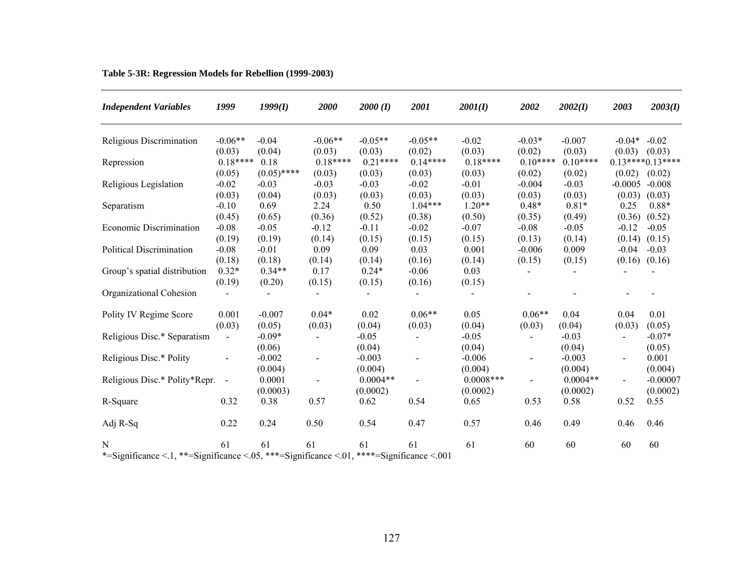**Table 5-3R: Regression Models for Rebellion (1999-2003)**

| *Independent Variables* | *1999* | *1999(I)* | *2000* | *2000 (I)* | *2001* | *2001(I)* | *2002* | *2002(I)* | *2003* | *2003(I)* |
|---|---|---|---|---|---|---|---|---|---|---|
| Religious Discrimination | -0.06** | -0.04 | -0.06** | -0.05** | -0.05** | -0.02 | -0.03* | -0.007 | -0.04* | -0.02 |
| | (0.03) | (0.04) | (0.03) | (0.03) | (0.02) | (0.03) | (0.02) | (0.03) | (0.03) | (0.03) |
| Repression | 0.18**** | 0.18 | 0.18**** | 0.21**** | 0.14**** | 0.18**** | 0.10**** | 0.10**** | 0.13**** | 0.13**** |
| | (0.05) | (0.05)**** | (0.03) | (0.03) | (0.03) | (0.03) | (0.02) | (0.02) | (0.02) | (0.02) |
| Religious Legislation | -0.02 | -0.03 | -0.03 | -0.03 | -0.02 | -0.01 | -0.004 | -0.03 | -0.0005 | -0.008 |
| | (0.03) | (0.04) | (0.03) | (0.03) | (0.03) | (0.03) | (0.03) | (0.03) | (0.03) | (0.03) |
| Separatism | -0.10 | 0.69 | 2.24 | 0.50 | 1.04*** | 1.20** | 0.48* | 0.81* | 0.25 | 0.88* |
| | (0.45) | (0.65) | (0.36) | (0.52) | (0.38) | (0.50) | (0.35) | (0.49) | (0.36) | (0.52) |
| Economic Discrimination | -0.08 | -0.05 | -0.12 | -0.11 | -0.02 | -0.07 | -0.08 | -0.05 | -0.12 | -0.05 |
| | (0.19) | (0.19) | (0.14) | (0.15) | (0.15) | (0.15) | (0.13) | (0.14) | (0.14) | (0.15) |
| Political Discrimination | -0.08 | -0.01 | 0.09 | 0.09 | 0.03 | 0.001 | -0.006 | 0.009 | -0.04 | -0.03 |
| | (0.18) | (0.18) | (0.14) | (0.14) | (0.16) | (0.14) | (0.15) | (0.15) | (0.16) | (0.16) |
| Group's spatial distribution | 0.32* | 0.34** | 0.17 | 0.24* | -0.06 | 0.03 | - | - | - | - |
| | (0.19) | (0.20) | (0.15) | (0.15) | (0.16) | (0.15) | | | | |
| Organizational Cohesion | - | - | - | - | - | - | - | - | - | - |
| Polity IV Regime Score | 0.001 | -0.007 | 0.04* | 0.02 | 0.06** | 0.05 | 0.06** | 0.04 | 0.04 | 0.01 |
| | (0.03) | (0.05) | (0.03) | (0.04) | (0.03) | (0.04) | (0.03) | (0.04) | (0.03) | (0.05) |
| Religious Disc.* Separatism | - | -0.09* | - | -0.05 | - | -0.05 | - | -0.03 | - | -0.07* |
| | | (0.06) | | (0.04) | | (0.04) | | (0.04) | | (0.05) |
| Religious Disc.* Polity | - | -0.002 | - | -0.003 | - | -0.006 | - | -0.003 | - | 0.001 |
| | | (0.004) | | (0.004) | | (0.004) | | (0.004) | | (0.004) |
| Religious Disc.* Polity*Repr. | - | 0.0001 | - | 0.0004** | - | 0.0008*** | - | 0.0004** | - | -0.00007 |
| | | (0.0003) | | (0.0002) | | (0.0002) | | (0.0002) | | (0.0002) |
| R-Square | 0.32 | 0.38 | 0.57 | 0.62 | 0.54 | 0.65 | 0.53 | 0.58 | 0.52 | 0.55 |
| Adj R-Sq | 0.22 | 0.24 | 0.50 | 0.54 | 0.47 | 0.57 | 0.46 | 0.49 | 0.46 | 0.46 |
| N | 61 | 61 | 61 | 61 | 61 | 61 | 60 | 60 | 60 | 60 |

*=Significance <.1, **=Significance <.05, ***=Significance <.01, ****=Significance <.001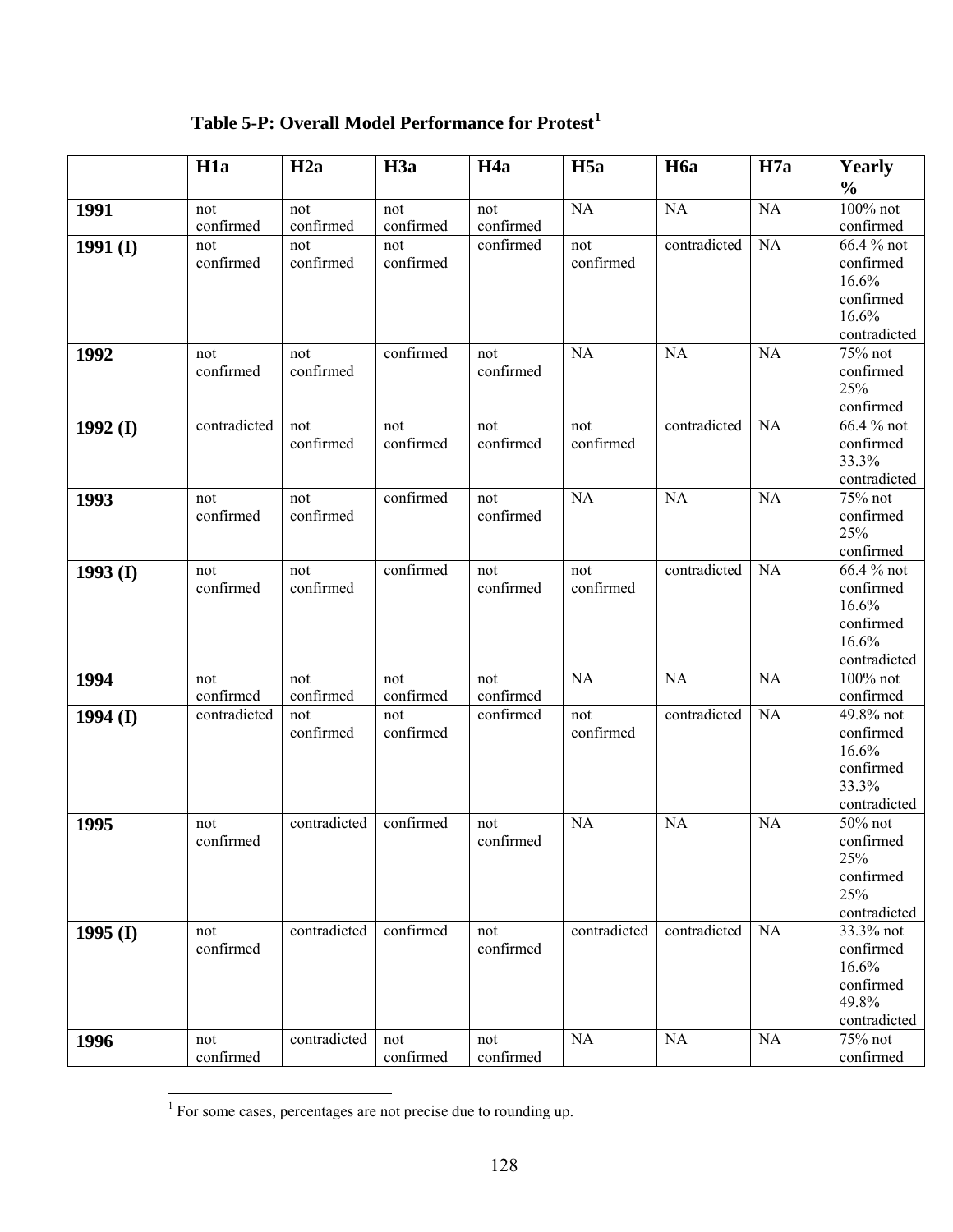**Table 5-P: Overall Model Performance for Protest[1]**

| | H1a | H2a | H3a | H4a | H5a | H6a | H7a | Yearly % |
|---|---|---|---|---|---|---|---|---|
| **1991** | not confirmed | not confirmed | not confirmed | not confirmed | NA | NA | NA | 100% not confirmed |
| **1991 (I)** | not confirmed | not confirmed | not confirmed | confirmed | not confirmed | contradicted | NA | 66.4 % not confirmed 16.6% confirmed 16.6% contradicted |
| **1992** | not confirmed | not confirmed | confirmed | not confirmed | NA | NA | NA | 75% not confirmed 25% confirmed |
| **1992 (I)** | contradicted | not confirmed | not confirmed | not confirmed | not confirmed | contradicted | NA | 66.4 % not confirmed 33.3% contradicted |
| **1993** | not confirmed | not confirmed | confirmed | not confirmed | NA | NA | NA | 75% not confirmed 25% confirmed |
| **1993 (I)** | not confirmed | not confirmed | confirmed | not confirmed | not confirmed | contradicted | NA | 66.4 % not confirmed 16.6% confirmed 16.6% contradicted |
| **1994** | not confirmed | not confirmed | not confirmed | not confirmed | NA | NA | NA | 100% not confirmed |
| **1994 (I)** | contradicted | not confirmed | not confirmed | confirmed | not confirmed | contradicted | NA | 49.8% not confirmed 16.6% confirmed 33.3% contradicted |
| **1995** | not confirmed | contradicted | confirmed | not confirmed | NA | NA | NA | 50% not confirmed 25% confirmed 25% contradicted |
| **1995 (I)** | not confirmed | contradicted | confirmed | not confirmed | contradicted | contradicted | NA | 33.3% not confirmed 16.6% confirmed 49.8% contradicted |
| **1996** | not confirmed | contradicted | not confirmed | not confirmed | NA | NA | NA | 75% not confirmed |

[1] For some cases, percentages are not precise due to rounding up.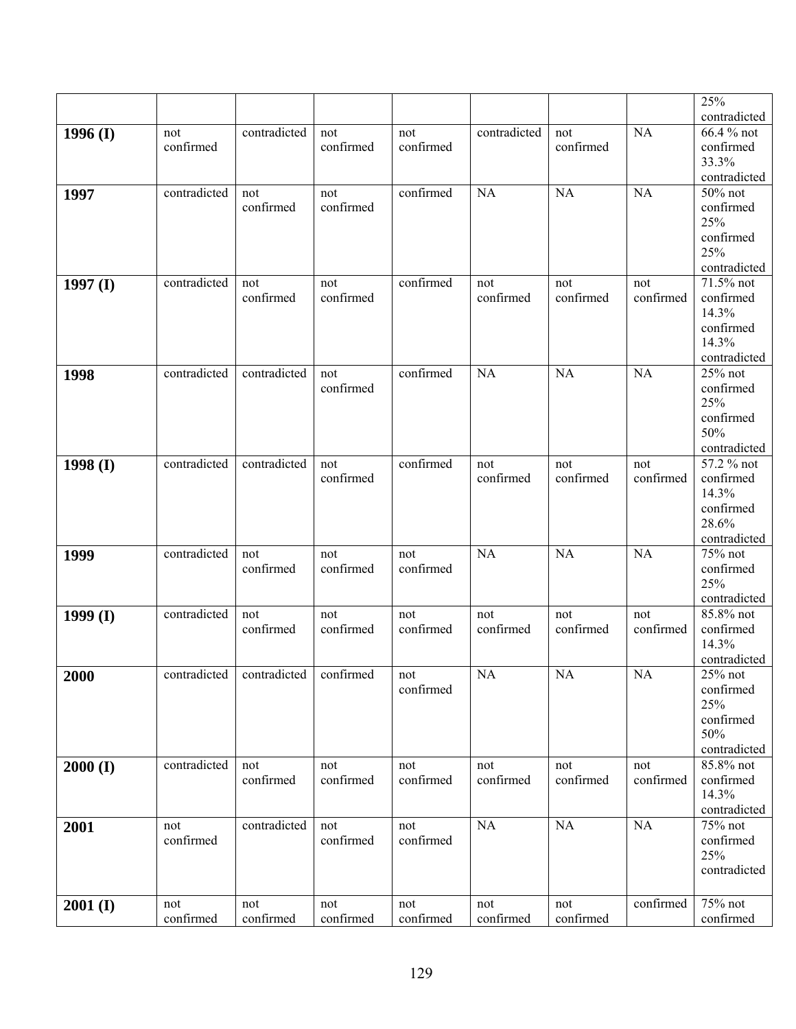| | | | | | | | | |
|---|---|---|---|---|---|---|---|---|
| | | | | | | | | 25% contradicted |
| **1996 (I)** | not confirmed | contradicted | not confirmed | not confirmed | contradicted | not confirmed | NA | 66.4 % not confirmed 33.3% contradicted |
| **1997** | contradicted | not confirmed | not confirmed | confirmed | NA | NA | NA | 50% not confirmed 25% confirmed 25% contradicted |
| **1997 (I)** | contradicted | not confirmed | not confirmed | confirmed | not confirmed | not confirmed | not confirmed | 71.5% not confirmed 14.3% confirmed 14.3% contradicted |
| **1998** | contradicted | contradicted | not confirmed | confirmed | NA | NA | NA | 25% not confirmed 25% confirmed 50% contradicted |
| **1998 (I)** | contradicted | contradicted | not confirmed | confirmed | not confirmed | not confirmed | not confirmed | 57.2 % not confirmed 14.3% confirmed 28.6% contradicted |
| **1999** | contradicted | not confirmed | not confirmed | not confirmed | NA | NA | NA | 75% not confirmed 25% contradicted |
| **1999 (I)** | contradicted | not confirmed | not confirmed | not confirmed | not confirmed | not confirmed | not confirmed | 85.8% not confirmed 14.3% contradicted |
| **2000** | contradicted | contradicted | confirmed | not confirmed | NA | NA | NA | 25% not confirmed 25% confirmed 50% contradicted |
| **2000 (I)** | contradicted | not confirmed | not confirmed | not confirmed | not confirmed | not confirmed | not confirmed | 85.8% not confirmed 14.3% contradicted |
| **2001** | not confirmed | contradicted | not confirmed | not confirmed | NA | NA | NA | 75% not confirmed 25% contradicted |
| **2001 (I)** | not confirmed | not confirmed | not confirmed | not confirmed | not confirmed | not confirmed | confirmed | 75% not confirmed |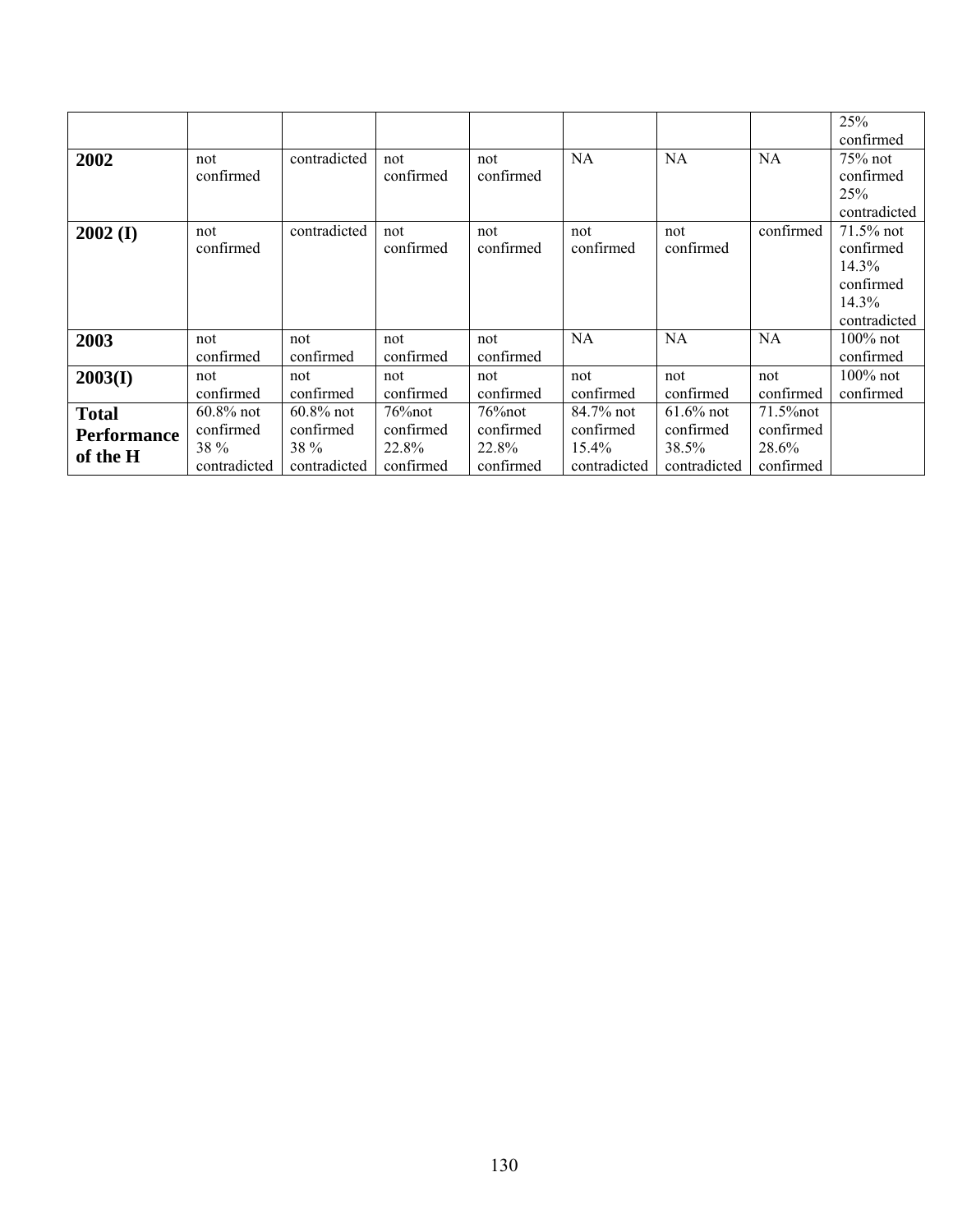| | | | | | | | | |
|---|---|---|---|---|---|---|---|---|
| | | | | | | | | 25% confirmed |
| **2002** | not confirmed | contradicted | not confirmed | not confirmed | NA | NA | NA | 75% not confirmed 25% contradicted |
| **2002 (I)** | not confirmed | contradicted | not confirmed | not confirmed | not confirmed | not confirmed | confirmed | 71.5% not confirmed 14.3% confirmed 14.3% contradicted |
| **2003** | not confirmed | not confirmed | not confirmed | not confirmed | NA | NA | NA | 100% not confirmed |
| **2003(I)** | not confirmed | not confirmed | not confirmed | not confirmed | not confirmed | not confirmed | not confirmed | 100% not confirmed |
| **Total Performance of the H** | 60.8% not confirmed 38 % contradicted | 60.8% not confirmed 38 % contradicted | 76%not confirmed 22.8% confirmed | 76%not confirmed 22.8% confirmed | 84.7% not confirmed 15.4% contradicted | 61.6% not confirmed 38.5% contradicted | 71.5%not confirmed 28.6% confirmed | |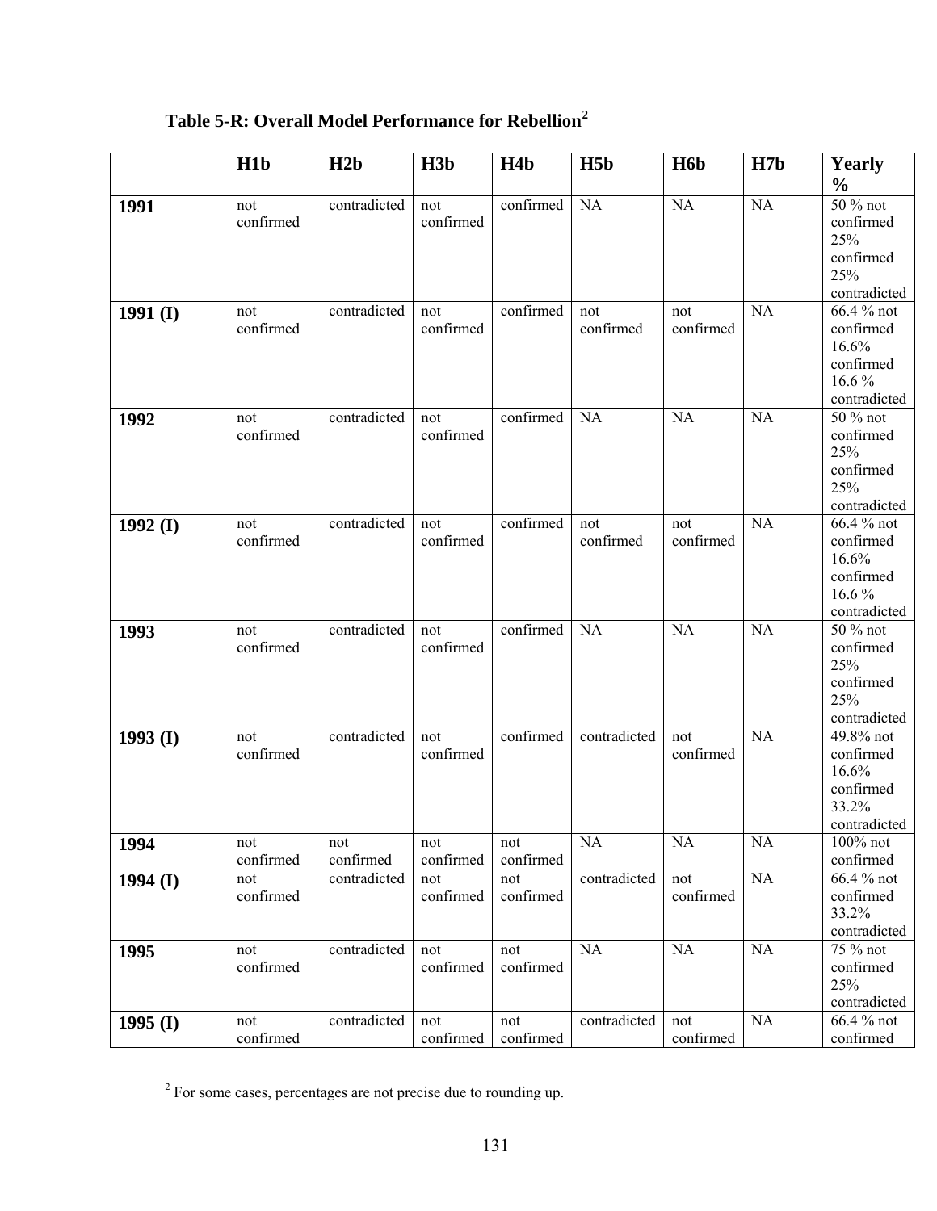### Table 5-R: Overall Model Performance for Rebellion[2]

| | H1b | H2b | H3b | H4b | H5b | H6b | H7b | Yearly % |
|---|---|---|---|---|---|---|---|---|
| 1991 | not confirmed | contradicted | not confirmed | confirmed | NA | NA | NA | 50 % not confirmed 25% confirmed 25% contradicted |
| 1991 (I) | not confirmed | contradicted | not confirmed | confirmed | not confirmed | not confirmed | NA | 66.4 % not confirmed 16.6% confirmed 16.6 % contradicted |
| 1992 | not confirmed | contradicted | not confirmed | confirmed | NA | NA | NA | 50 % not confirmed 25% confirmed 25% contradicted |
| 1992 (I) | not confirmed | contradicted | not confirmed | confirmed | not confirmed | not confirmed | NA | 66.4 % not confirmed 16.6% confirmed 16.6 % contradicted |
| 1993 | not confirmed | contradicted | not confirmed | confirmed | NA | NA | NA | 50 % not confirmed 25% confirmed 25% contradicted |
| 1993 (I) | not confirmed | contradicted | not confirmed | confirmed | contradicted | not confirmed | NA | 49.8% not confirmed 16.6% confirmed 33.2% contradicted |
| 1994 | not confirmed | not confirmed | not confirmed | not confirmed | NA | NA | NA | 100% not confirmed |
| 1994 (I) | not confirmed | contradicted | not confirmed | not confirmed | contradicted | not confirmed | NA | 66.4 % not confirmed 33.2% contradicted |
| 1995 | not confirmed | contradicted | not confirmed | not confirmed | NA | NA | NA | 75 % not confirmed 25% contradicted |
| 1995 (I) | not confirmed | contradicted | not confirmed | not confirmed | contradicted | not confirmed | NA | 66.4 % not confirmed |

[2] For some cases, percentages are not precise due to rounding up.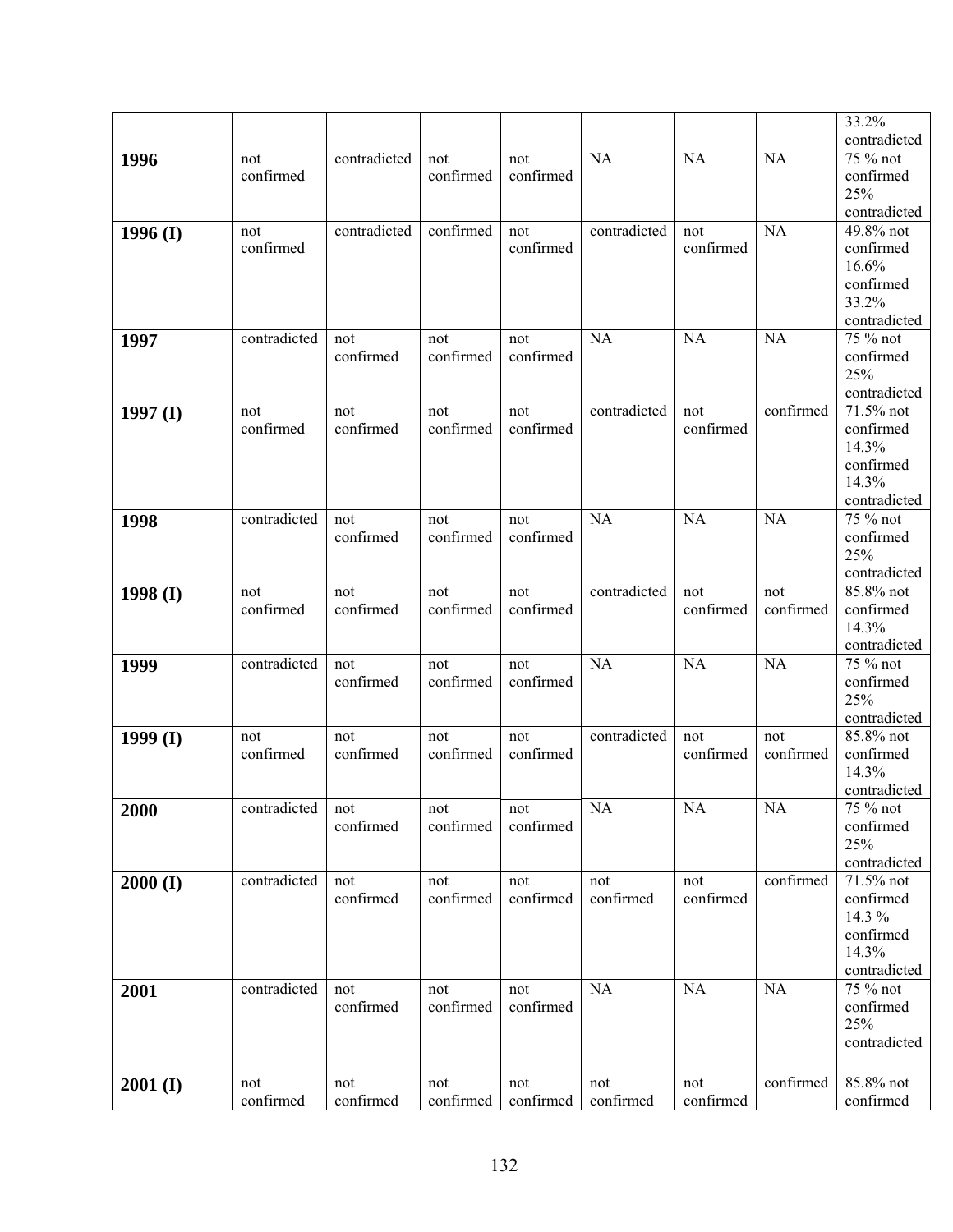| | | | | | | | | |
|---|---|---|---|---|---|---|---|---|
| | | | | | | | | 33.2% contradicted |
| **1996** | not confirmed | contradicted | not confirmed | not confirmed | NA | NA | NA | 75 % not confirmed 25% contradicted |
| **1996 (I)** | not confirmed | contradicted | confirmed | not confirmed | contradicted | not confirmed | NA | 49.8% not confirmed 16.6% confirmed 33.2% contradicted |
| **1997** | contradicted | not confirmed | not confirmed | not confirmed | NA | NA | NA | 75 % not confirmed 25% contradicted |
| **1997 (I)** | not confirmed | not confirmed | not confirmed | not confirmed | contradicted | not confirmed | confirmed | 71.5% not confirmed 14.3% confirmed 14.3% contradicted |
| **1998** | contradicted | not confirmed | not confirmed | not confirmed | NA | NA | NA | 75 % not confirmed 25% contradicted |
| **1998 (I)** | not confirmed | not confirmed | not confirmed | not confirmed | contradicted | not confirmed | not confirmed | 85.8% not confirmed 14.3% contradicted |
| **1999** | contradicted | not confirmed | not confirmed | not confirmed | NA | NA | NA | 75 % not confirmed 25% contradicted |
| **1999 (I)** | not confirmed | not confirmed | not confirmed | not confirmed | contradicted | not confirmed | not confirmed | 85.8% not confirmed 14.3% contradicted |
| **2000** | contradicted | not confirmed | not confirmed | not confirmed | NA | NA | NA | 75 % not confirmed 25% contradicted |
| **2000 (I)** | contradicted | not confirmed | not confirmed | not confirmed | not confirmed | not confirmed | confirmed | 71.5% not confirmed 14.3 % confirmed 14.3% contradicted |
| **2001** | contradicted | not confirmed | not confirmed | not confirmed | NA | NA | NA | 75 % not confirmed 25% contradicted |
| **2001 (I)** | not confirmed | not confirmed | not confirmed | not confirmed | not confirmed | not confirmed | confirmed | 85.8% not confirmed |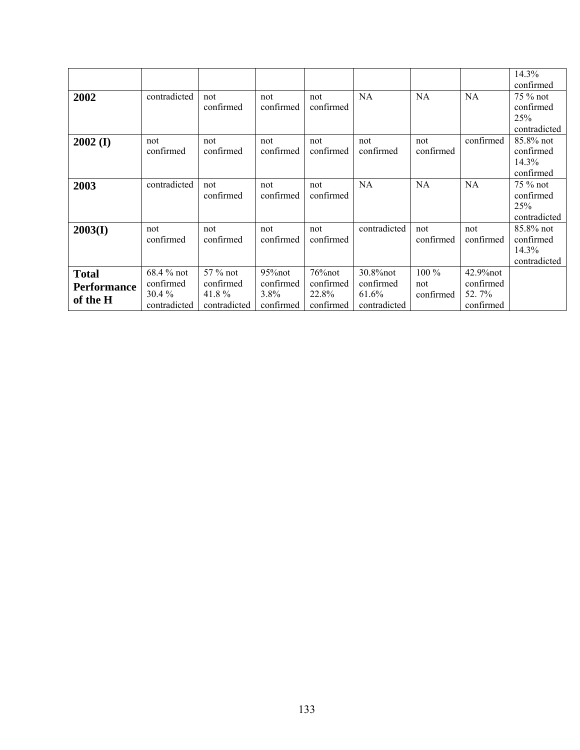| | | | | | | | | |
|---|---|---|---|---|---|---|---|---|
| | | | | | | | | 14.3% confirmed |
| **2002** | contradicted | not confirmed | not confirmed | not confirmed | NA | NA | NA | 75 % not confirmed 25% contradicted |
| **2002 (I)** | not confirmed | not confirmed | not confirmed | not confirmed | not confirmed | not confirmed | confirmed | 85.8% not confirmed 14.3% confirmed |
| **2003** | contradicted | not confirmed | not confirmed | not confirmed | NA | NA | NA | 75 % not confirmed 25% contradicted |
| **2003(I)** | not confirmed | not confirmed | not confirmed | not confirmed | contradicted | not confirmed | not confirmed | 85.8% not confirmed 14.3% contradicted |
| **Total Performance of the H** | 68.4 % not confirmed 30.4 % contradicted | 57 % not confirmed 41.8 % contradicted | 95%not confirmed 3.8% confirmed | 76%not confirmed 22.8% confirmed | 30.8%not confirmed 61.6% contradicted | 100 % not confirmed | 42.9%not confirmed 52. 7% confirmed | |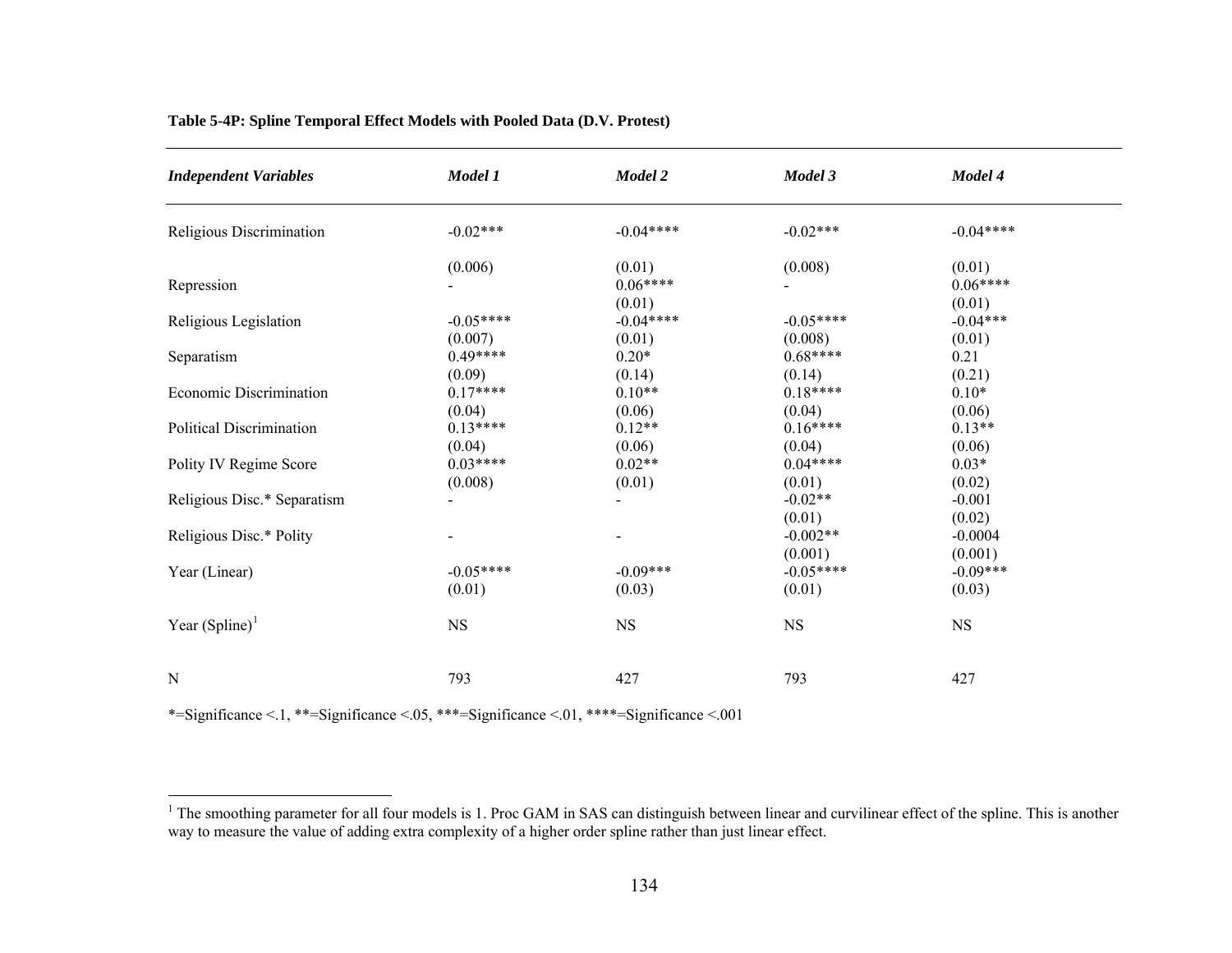**Table 5-4P: Spline Temporal Effect Models with Pooled Data (D.V. Protest)**

| *Independent Variables* | *Model 1* | *Model 2* | *Model 3* | *Model 4* |
|---|---|---|---|---|
| Religious Discrimination | -0.02*** | -0.04**** | -0.02*** | -0.04**** |
| | (0.006) | (0.01) | (0.008) | (0.01) |
| Repression | - | 0.06**** | - | 0.06**** |
| | | (0.01) | | (0.01) |
| Religious Legislation | -0.05**** | -0.04**** | -0.05**** | -0.04*** |
| | (0.007) | (0.01) | (0.008) | (0.01) |
| Separatism | 0.49**** | 0.20* | 0.68**** | 0.21 |
| | (0.09) | (0.14) | (0.14) | (0.21) |
| Economic Discrimination | 0.17**** | 0.10** | 0.18**** | 0.10* |
| | (0.04) | (0.06) | (0.04) | (0.06) |
| Political Discrimination | 0.13**** | 0.12** | 0.16**** | 0.13** |
| | (0.04) | (0.06) | (0.04) | (0.06) |
| Polity IV Regime Score | 0.03**** | 0.02** | 0.04**** | 0.03* |
| | (0.008) | (0.01) | (0.01) | (0.02) |
| Religious Disc.* Separatism | - | - | -0.02** | -0.001 |
| | | | (0.01) | (0.02) |
| Religious Disc.* Polity | - | - | -0.002** | -0.0004 |
| | | | (0.001) | (0.001) |
| Year (Linear) | -0.05**** | -0.09*** | -0.05**** | -0.09*** |
| | (0.01) | (0.03) | (0.01) | (0.03) |
| Year (Spline)[1] | NS | NS | NS | NS |
| N | 793 | 427 | 793 | 427 |

*=Significance <.1, **=Significance <.05, ***=Significance <.01, ****=Significance <.001

[1] The smoothing parameter for all four models is 1. Proc GAM in SAS can distinguish between linear and curvilinear effect of the spline. This is another way to measure the value of adding extra complexity of a higher order spline rather than just linear effect.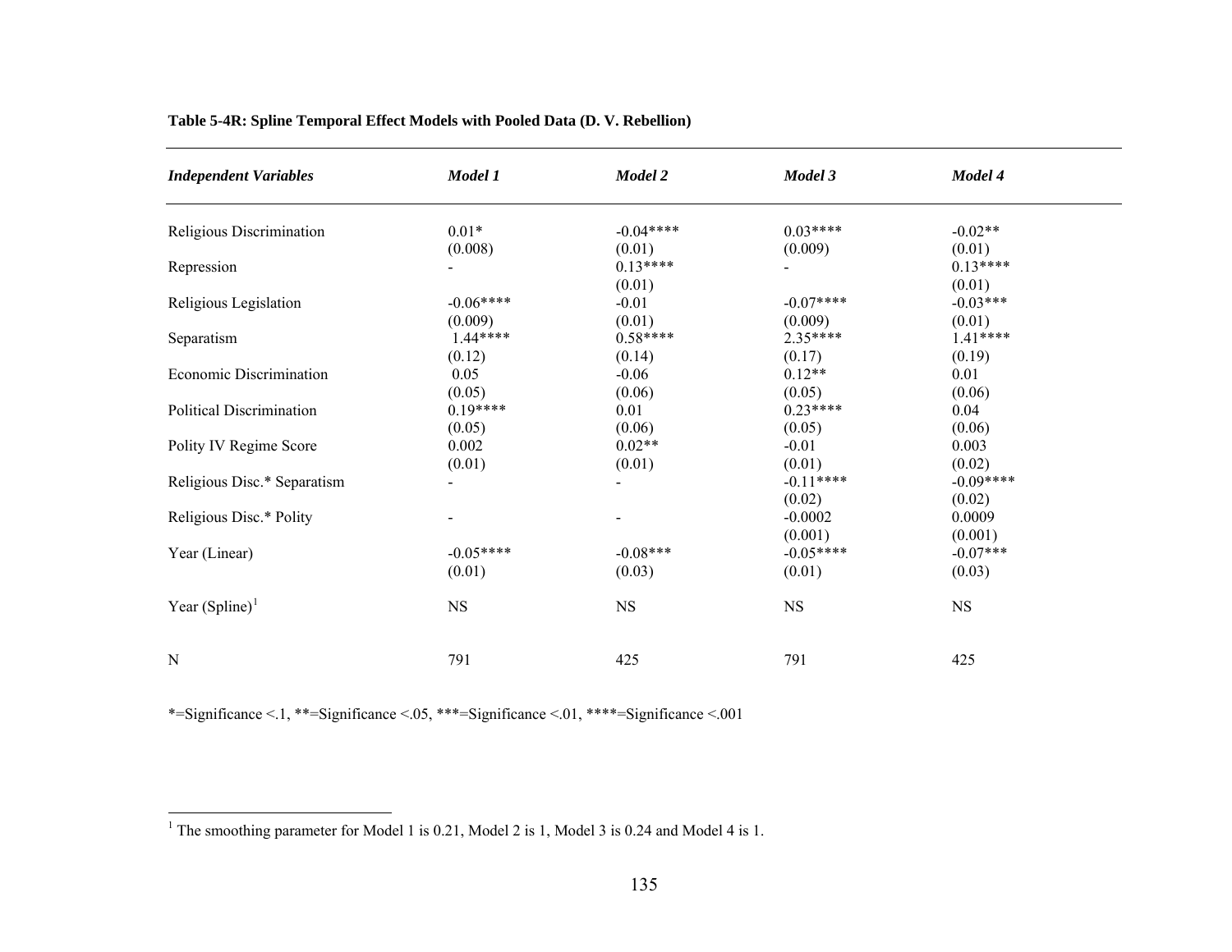**Table 5-4R: Spline Temporal Effect Models with Pooled Data (D. V. Rebellion)**

| ***Independent Variables*** | ***Model 1*** | ***Model 2*** | ***Model 3*** | ***Model 4*** |
|---|---|---|---|---|
| Religious Discrimination | 0.01* (0.008) | -0.04**** (0.01) | 0.03**** (0.009) | -0.02** (0.01) |
| Repression | - | 0.13**** (0.01) | - | 0.13**** (0.01) |
| Religious Legislation | -0.06**** (0.009) | -0.01 (0.01) | -0.07**** (0.009) | -0.03*** (0.01) |
| Separatism | 1.44**** (0.12) | 0.58**** (0.14) | 2.35**** (0.17) | 1.41**** (0.19) |
| Economic Discrimination | 0.05 (0.05) | -0.06 (0.06) | 0.12** (0.05) | 0.01 (0.06) |
| Political Discrimination | 0.19**** (0.05) | 0.01 (0.06) | 0.23**** (0.05) | 0.04 (0.06) |
| Polity IV Regime Score | 0.002 (0.01) | 0.02** (0.01) | -0.01 (0.01) | 0.003 (0.02) |
| Religious Disc.* Separatism | - | - | -0.11**** (0.02) | -0.09**** (0.02) |
| Religious Disc.* Polity | - | - | -0.0002 (0.001) | 0.0009 (0.001) |
| Year (Linear) | -0.05**** (0.01) | -0.08*** (0.03) | -0.05**** (0.01) | -0.07*** (0.03) |
| Year (Spline)[1] | NS | NS | NS | NS |
| N | 791 | 425 | 791 | 425 |

*=Significance <.1, **=Significance <.05, ***=Significance <.01, ****=Significance <.001

[1] The smoothing parameter for Model 1 is 0.21, Model 2 is 1, Model 3 is 0.24 and Model 4 is 1.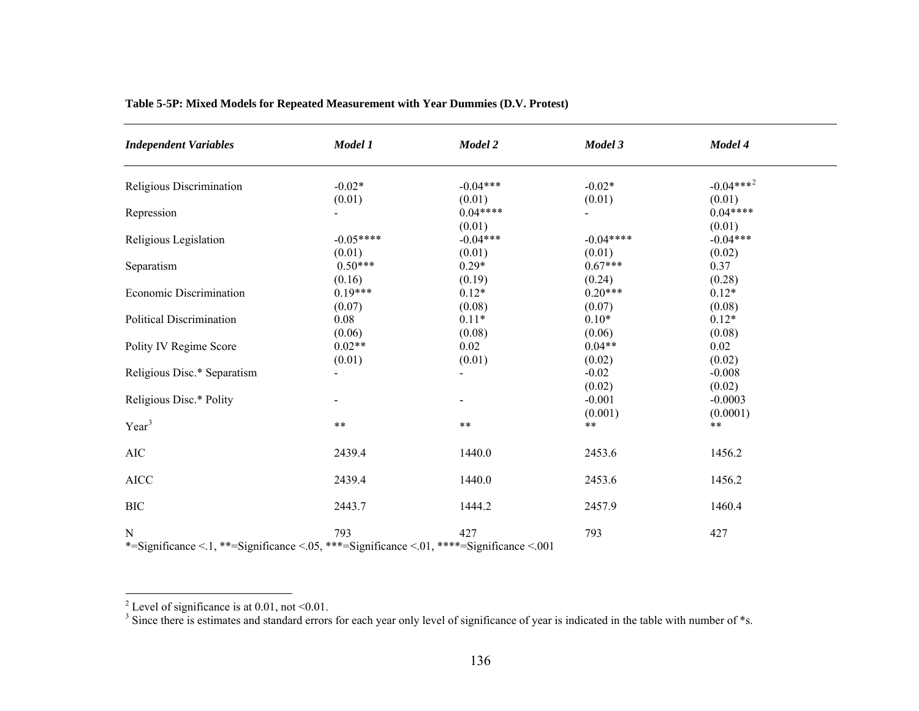**Table 5-5P: Mixed Models for Repeated Measurement with Year Dummies (D.V. Protest)**

| *Independent Variables* | *Model 1* | *Model 2* | *Model 3* | *Model 4* |
|---|---|---|---|---|
| Religious Discrimination | -0.02* (0.01) | -0.04*** (0.01) | -0.02* (0.01) | -0.04***[2] (0.01) |
| Repression | - | 0.04**** (0.01) | - | 0.04**** (0.01) |
| Religious Legislation | -0.05**** (0.01) | -0.04*** (0.01) | -0.04**** (0.01) | -0.04*** (0.02) |
| Separatism | 0.50*** (0.16) | 0.29* (0.19) | 0.67*** (0.24) | 0.37 (0.28) |
| Economic Discrimination | 0.19*** (0.07) | 0.12* (0.08) | 0.20*** (0.07) | 0.12* (0.08) |
| Political Discrimination | 0.08 (0.06) | 0.11* (0.08) | 0.10* (0.06) | 0.12* (0.08) |
| Polity IV Regime Score | 0.02** (0.01) | 0.02 (0.01) | 0.04** (0.02) | 0.02 (0.02) |
| Religious Disc.* Separatism | - | - | -0.02 (0.02) | -0.008 (0.02) |
| Religious Disc.* Polity | - | - | -0.001 (0.001) | -0.0003 (0.0001) |
| Year[3] | ** | ** | ** | ** |
| AIC | 2439.4 | 1440.0 | 2453.6 | 1456.2 |
| AICC | 2439.4 | 1440.0 | 2453.6 | 1456.2 |
| BIC | 2443.7 | 1444.2 | 2457.9 | 1460.4 |
| N | 793 | 427 | 793 | 427 |

*=Significance <.1, **=Significance <.05, ***=Significance <.01, ****=Significance <.001

[2] Level of significance is at 0.01, not <0.01.

[3] Since there is estimates and standard errors for each year only level of significance of year is indicated in the table with number of *s.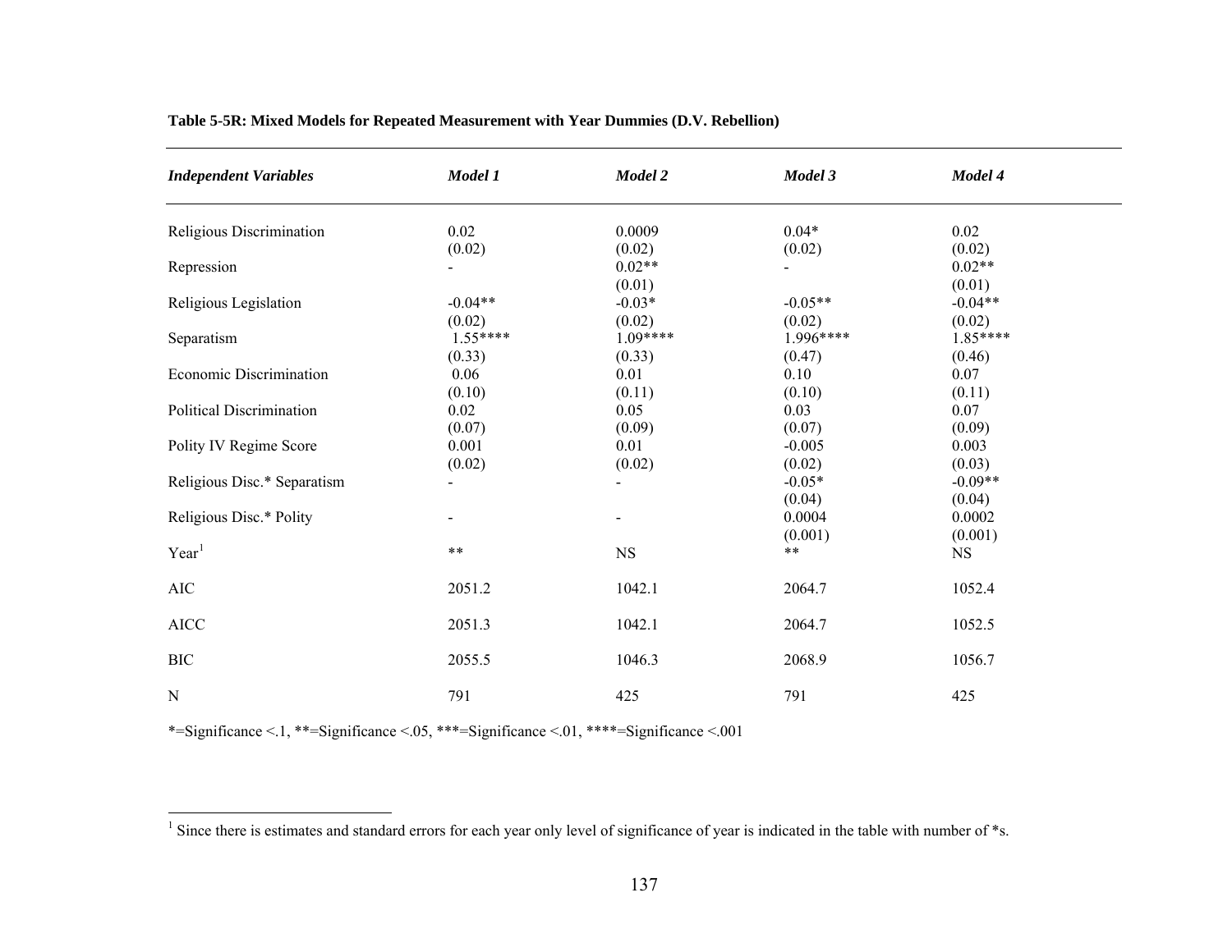**Table 5-5R: Mixed Models for Repeated Measurement with Year Dummies (D.V. Rebellion)**

| *Independent Variables* | *Model 1* | *Model 2* | *Model 3* | *Model 4* |
|---|---|---|---|---|
| Religious Discrimination | 0.02<br>(0.02) | 0.0009<br>(0.02) | 0.04*<br>(0.02) | 0.02<br>(0.02) |
| Repression | - | 0.02**<br>(0.01) | - | 0.02**<br>(0.01) |
| Religious Legislation | -0.04**<br>(0.02) | -0.03*<br>(0.02) | -0.05**<br>(0.02) | -0.04**<br>(0.02) |
| Separatism | 1.55****<br>(0.33) | 1.09****<br>(0.33) | 1.996****<br>(0.47) | 1.85****<br>(0.46) |
| Economic Discrimination | 0.06<br>(0.10) | 0.01<br>(0.11) | 0.10<br>(0.10) | 0.07<br>(0.11) |
| Political Discrimination | 0.02<br>(0.07) | 0.05<br>(0.09) | 0.03<br>(0.07) | 0.07<br>(0.09) |
| Polity IV Regime Score | 0.001<br>(0.02) | 0.01<br>(0.02) | -0.005<br>(0.02) | 0.003<br>(0.03) |
| Religious Disc.* Separatism | - | - | -0.05*<br>(0.04) | -0.09**<br>(0.04) |
| Religious Disc.* Polity | - | - | 0.0004<br>(0.001) | 0.0002<br>(0.001) |
| Year[1] | ** | NS | ** | NS |
| AIC | 2051.2 | 1042.1 | 2064.7 | 1052.4 |
| AICC | 2051.3 | 1042.1 | 2064.7 | 1052.5 |
| BIC | 2055.5 | 1046.3 | 2068.9 | 1056.7 |
| N | 791 | 425 | 791 | 425 |

*=Significance <.1, **=Significance <.05, ***=Significance <.01, ****=Significance <.001

[1] Since there is estimates and standard errors for each year only level of significance of year is indicated in the table with number of *s.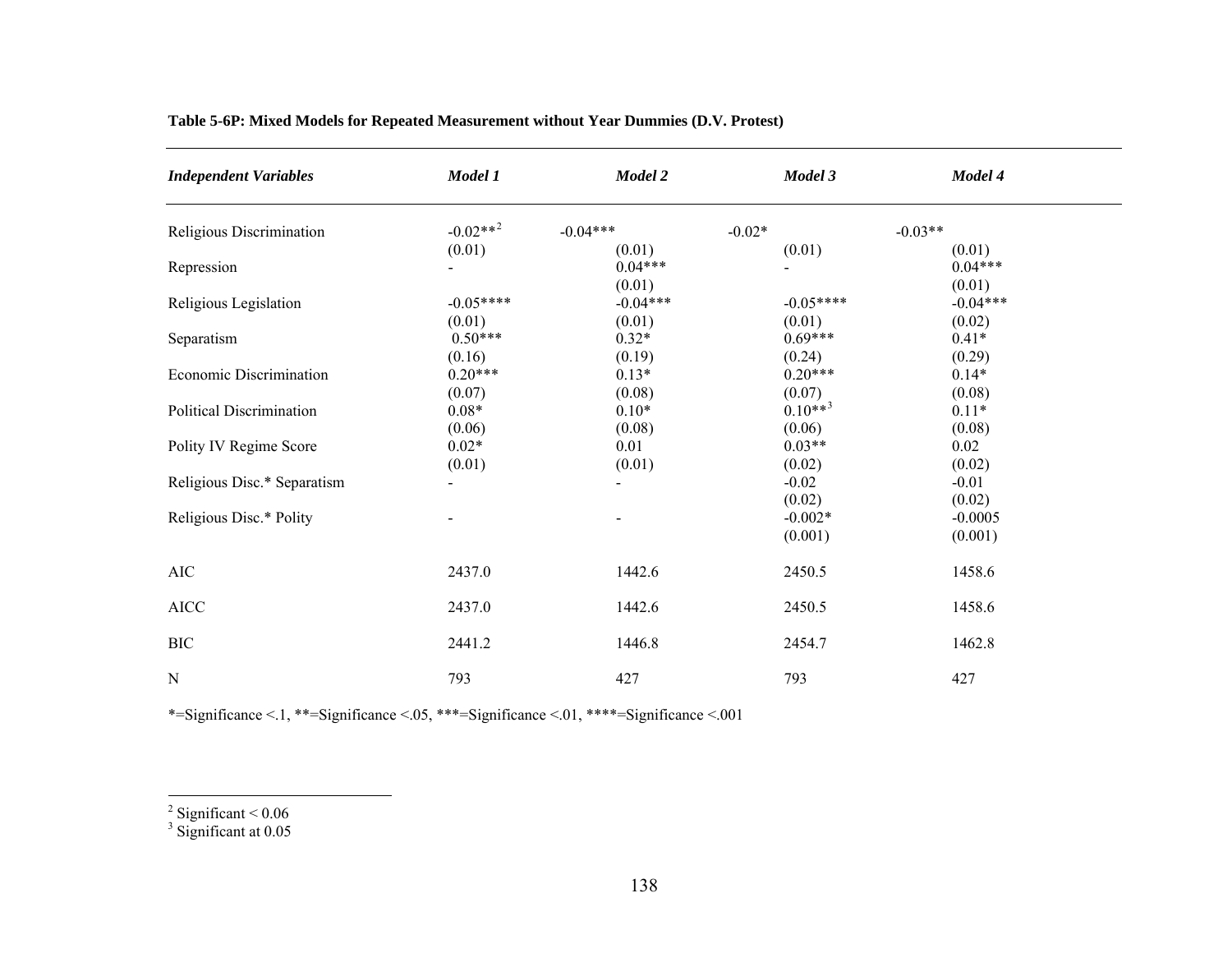**Table 5-6P: Mixed Models for Repeated Measurement without Year Dummies (D.V. Protest)**

| *Independent Variables* | *Model 1* | *Model 2* | *Model 3* | *Model 4* |
|---|---|---|---|---|
| Religious Discrimination | -0.02**[2] | -0.04*** | -0.02* | -0.03** |
| | (0.01) | (0.01) | (0.01) | (0.01) |
| Repression | - | 0.04*** | - | 0.04*** |
| | | (0.01) | | (0.01) |
| Religious Legislation | -0.05**** | -0.04*** | -0.05**** | -0.04*** |
| | (0.01) | (0.01) | (0.01) | (0.02) |
| Separatism | 0.50*** | 0.32* | 0.69*** | 0.41* |
| | (0.16) | (0.19) | (0.24) | (0.29) |
| Economic Discrimination | 0.20*** | 0.13* | 0.20*** | 0.14* |
| | (0.07) | (0.08) | (0.07) | (0.08) |
| Political Discrimination | 0.08* | 0.10* | 0.10**[3] | 0.11* |
| | (0.06) | (0.08) | (0.06) | (0.08) |
| Polity IV Regime Score | 0.02* | 0.01 | 0.03** | 0.02 |
| | (0.01) | (0.01) | (0.02) | (0.02) |
| Religious Disc.* Separatism | - | - | -0.02 | -0.01 |
| | | | (0.02) | (0.02) |
| Religious Disc.* Polity | - | - | -0.002* | -0.0005 |
| | | | (0.001) | (0.001) |
| AIC | 2437.0 | 1442.6 | 2450.5 | 1458.6 |
| AICC | 2437.0 | 1442.6 | 2450.5 | 1458.6 |
| BIC | 2441.2 | 1446.8 | 2454.7 | 1462.8 |
| N | 793 | 427 | 793 | 427 |

*=Significance <.1, **=Significance <.05, ***=Significance <.01, ****=Significance <.001

[2] Significant < 0.06

[3] Significant at 0.05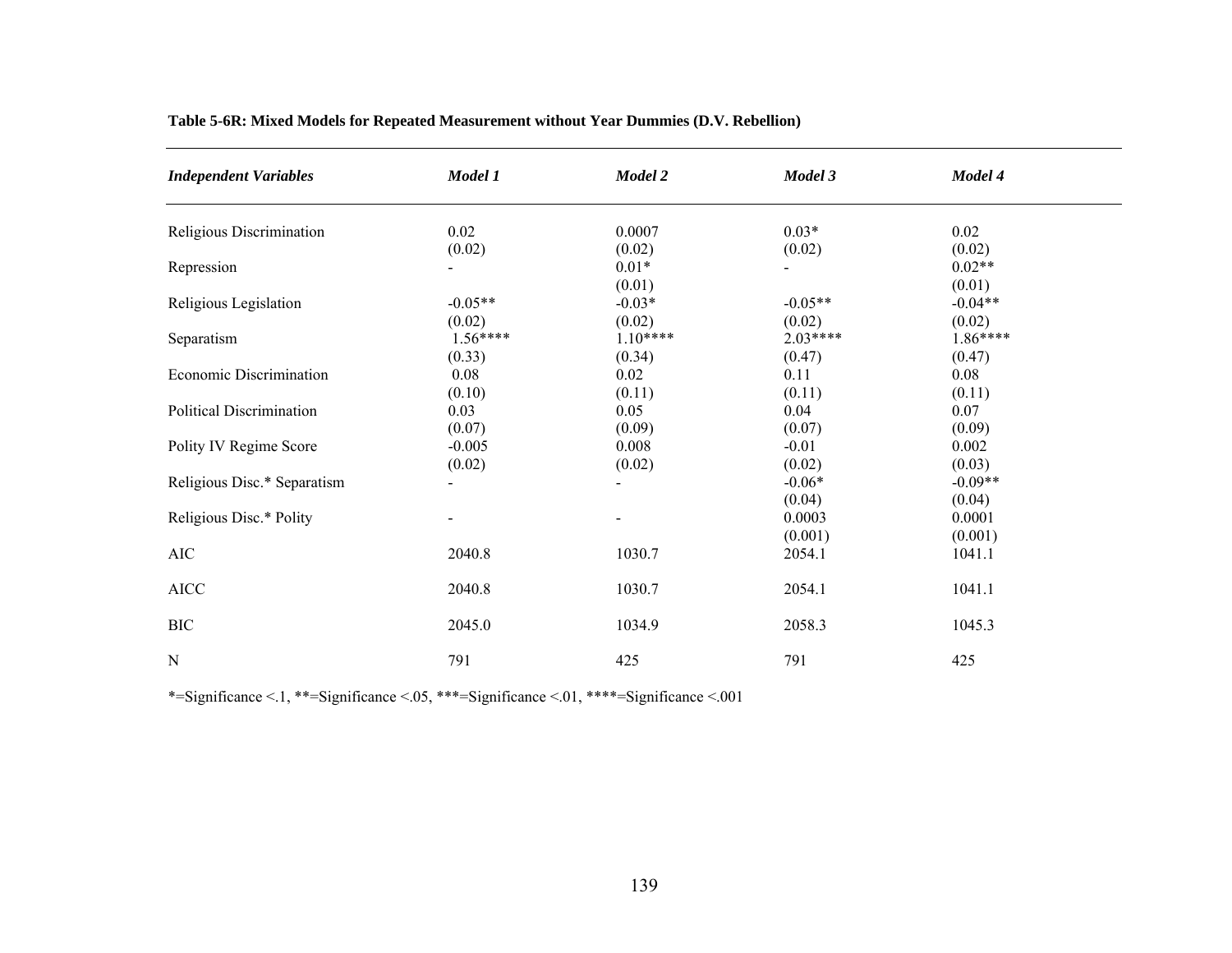**Table 5-6R: Mixed Models for Repeated Measurement without Year Dummies (D.V. Rebellion)**

| *Independent Variables* | *Model 1* | *Model 2* | *Model 3* | *Model 4* |
|---|---|---|---|---|
| Religious Discrimination | 0.02<br>(0.02) | 0.0007<br>(0.02) | 0.03*<br>(0.02) | 0.02<br>(0.02) |
| Repression | - | 0.01*<br>(0.01) | - | 0.02**<br>(0.01) |
| Religious Legislation | -0.05**<br>(0.02) | -0.03*<br>(0.02) | -0.05**<br>(0.02) | -0.04**<br>(0.02) |
| Separatism | 1.56****<br>(0.33) | 1.10****<br>(0.34) | 2.03****<br>(0.47) | 1.86****<br>(0.47) |
| Economic Discrimination | 0.08<br>(0.10) | 0.02<br>(0.11) | 0.11<br>(0.11) | 0.08<br>(0.11) |
| Political Discrimination | 0.03<br>(0.07) | 0.05<br>(0.09) | 0.04<br>(0.07) | 0.07<br>(0.09) |
| Polity IV Regime Score | -0.005<br>(0.02) | 0.008<br>(0.02) | -0.01<br>(0.02) | 0.002<br>(0.03) |
| Religious Disc.* Separatism | - | - | -0.06*<br>(0.04) | -0.09**<br>(0.04) |
| Religious Disc.* Polity | - | - | 0.0003<br>(0.001) | 0.0001<br>(0.001) |
| AIC | 2040.8 | 1030.7 | 2054.1 | 1041.1 |
| AICC | 2040.8 | 1030.7 | 2054.1 | 1041.1 |
| BIC | 2045.0 | 1034.9 | 2058.3 | 1045.3 |
| N | 791 | 425 | 791 | 425 |

*=Significance <.1, **=Significance <.05, ***=Significance <.01, ****=Significance <.001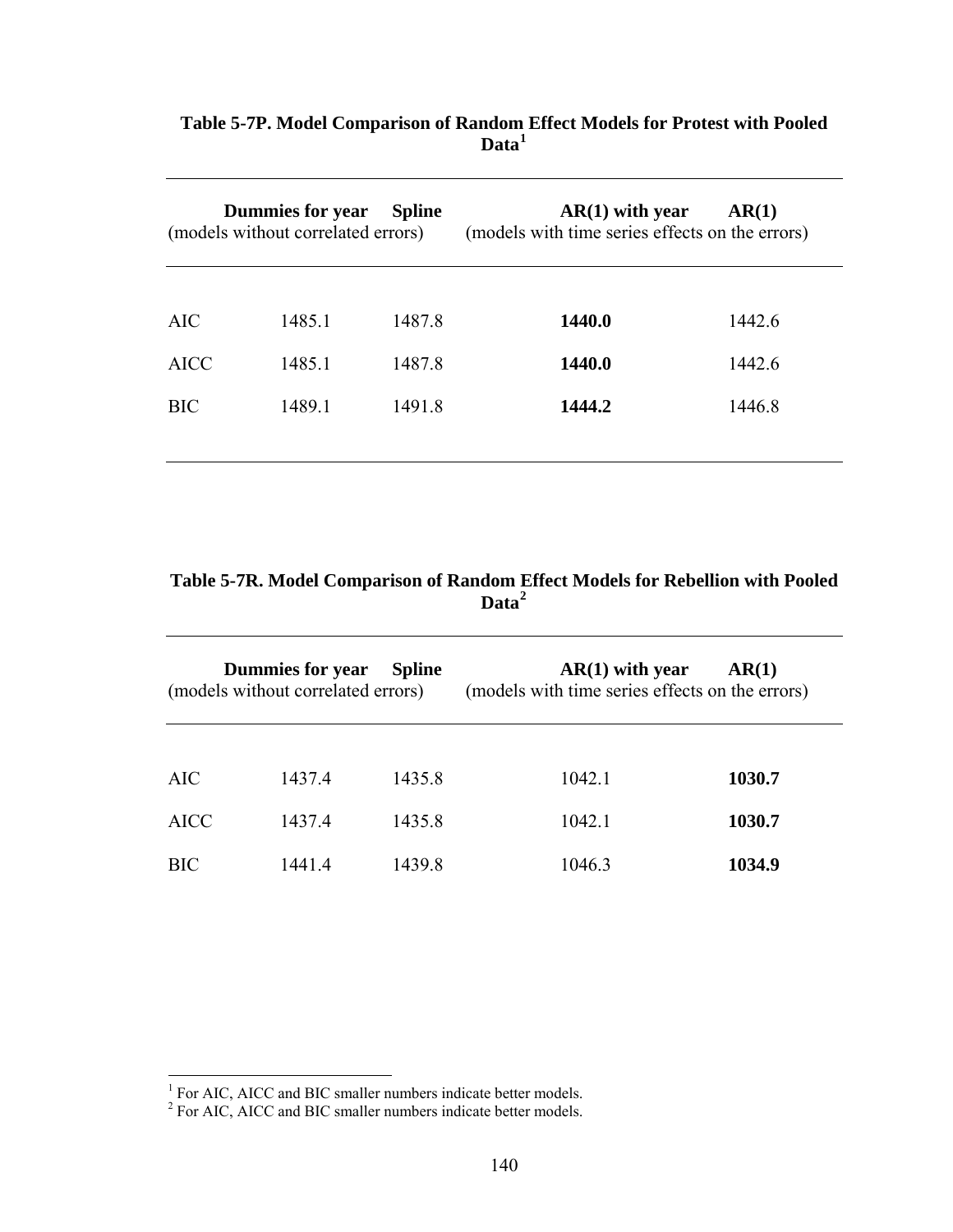**Table 5-7P. Model Comparison of Random Effect Models for Protest with Pooled Data**[1]

| | Dummies for year | Spline | AR(1) with year | AR(1) |
|---|---|---|---|---|
| | (models without correlated errors) | | (models with time series effects on the errors) | |
| AIC | 1485.1 | 1487.8 | **1440.0** | 1442.6 |
| AICC | 1485.1 | 1487.8 | **1440.0** | 1442.6 |
| BIC | 1489.1 | 1491.8 | **1444.2** | 1446.8 |

**Table 5-7R. Model Comparison of Random Effect Models for Rebellion with Pooled Data**[2]

| | Dummies for year | Spline | AR(1) with year | AR(1) |
|---|---|---|---|---|
| | (models without correlated errors) | | (models with time series effects on the errors) | |
| AIC | 1437.4 | 1435.8 | 1042.1 | **1030.7** |
| AICC | 1437.4 | 1435.8 | 1042.1 | **1030.7** |
| BIC | 1441.4 | 1439.8 | 1046.3 | **1034.9** |

[1] For AIC, AICC and BIC smaller numbers indicate better models.
[2] For AIC, AICC and BIC smaller numbers indicate better models.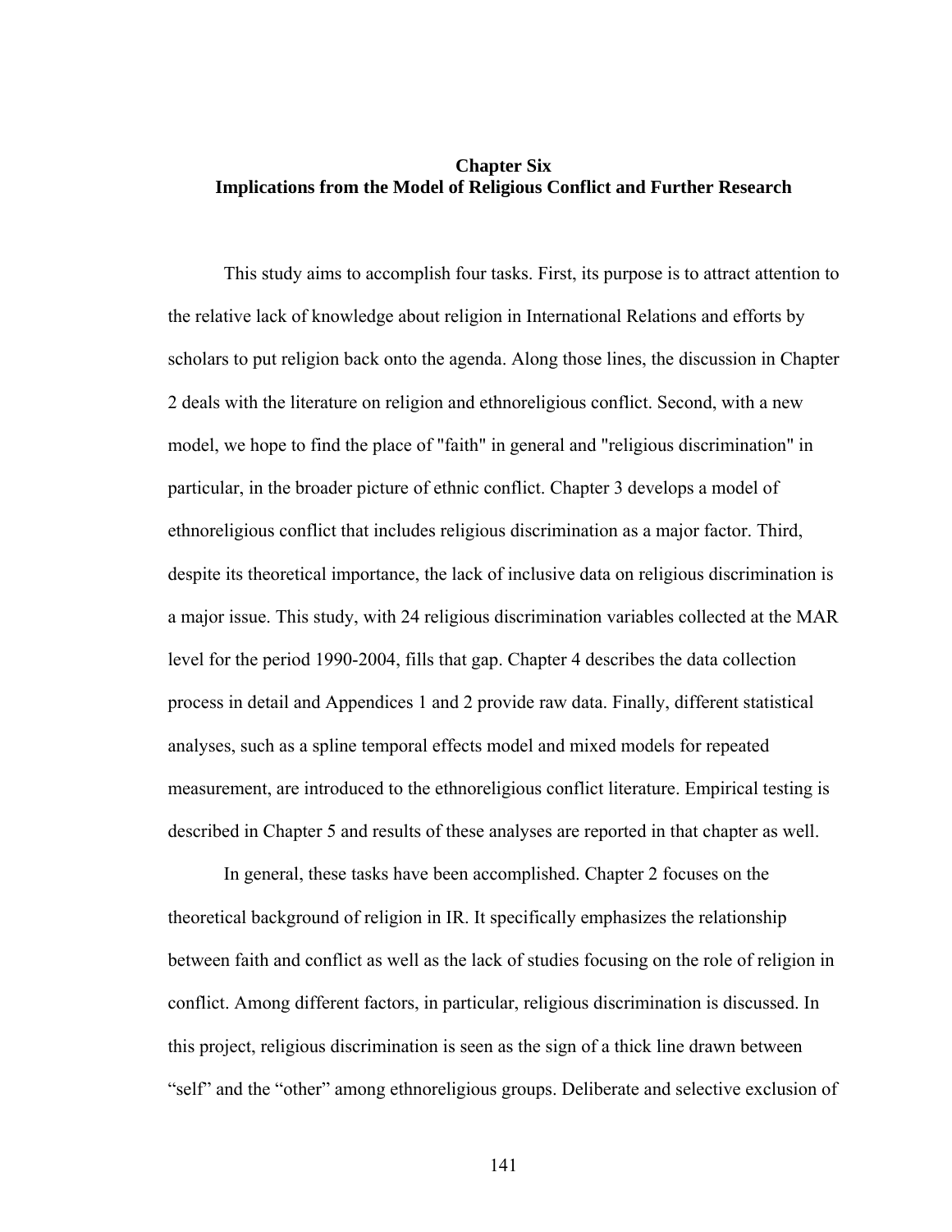# Chapter Six
## Implications from the Model of Religious Conflict and Further Research

This study aims to accomplish four tasks. First, its purpose is to attract attention to the relative lack of knowledge about religion in International Relations and efforts by scholars to put religion back onto the agenda. Along those lines, the discussion in Chapter 2 deals with the literature on religion and ethnoreligious conflict. Second, with a new model, we hope to find the place of "faith" in general and "religious discrimination" in particular, in the broader picture of ethnic conflict. Chapter 3 develops a model of ethnoreligious conflict that includes religious discrimination as a major factor. Third, despite its theoretical importance, the lack of inclusive data on religious discrimination is a major issue. This study, with 24 religious discrimination variables collected at the MAR level for the period 1990-2004, fills that gap. Chapter 4 describes the data collection process in detail and Appendices 1 and 2 provide raw data. Finally, different statistical analyses, such as a spline temporal effects model and mixed models for repeated measurement, are introduced to the ethnoreligious conflict literature. Empirical testing is described in Chapter 5 and results of these analyses are reported in that chapter as well.

In general, these tasks have been accomplished. Chapter 2 focuses on the theoretical background of religion in IR. It specifically emphasizes the relationship between faith and conflict as well as the lack of studies focusing on the role of religion in conflict. Among different factors, in particular, religious discrimination is discussed. In this project, religious discrimination is seen as the sign of a thick line drawn between "self" and the "other" among ethnoreligious groups. Deliberate and selective exclusion of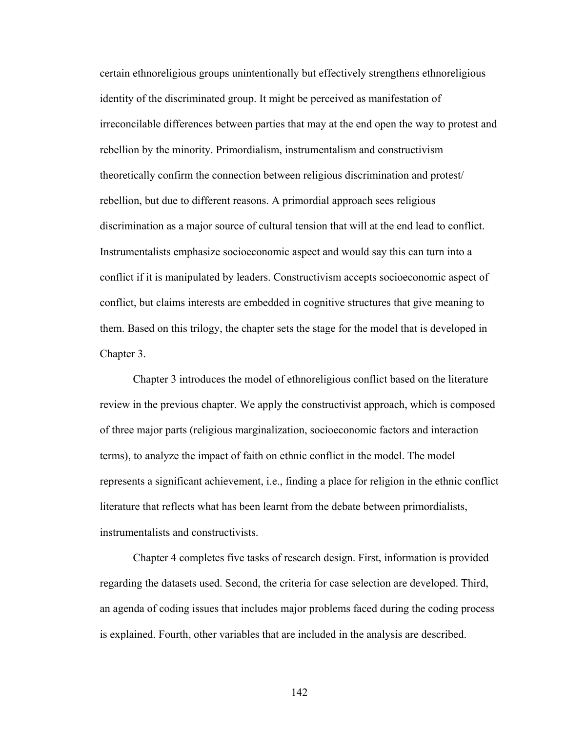certain ethnoreligious groups unintentionally but effectively strengthens ethnoreligious identity of the discriminated group. It might be perceived as manifestation of irreconcilable differences between parties that may at the end open the way to protest and rebellion by the minority. Primordialism, instrumentalism and constructivism theoretically confirm the connection between religious discrimination and protest/ rebellion, but due to different reasons. A primordial approach sees religious discrimination as a major source of cultural tension that will at the end lead to conflict. Instrumentalists emphasize socioeconomic aspect and would say this can turn into a conflict if it is manipulated by leaders. Constructivism accepts socioeconomic aspect of conflict, but claims interests are embedded in cognitive structures that give meaning to them. Based on this trilogy, the chapter sets the stage for the model that is developed in Chapter 3.

Chapter 3 introduces the model of ethnoreligious conflict based on the literature review in the previous chapter. We apply the constructivist approach, which is composed of three major parts (religious marginalization, socioeconomic factors and interaction terms), to analyze the impact of faith on ethnic conflict in the model. The model represents a significant achievement, i.e., finding a place for religion in the ethnic conflict literature that reflects what has been learnt from the debate between primordialists, instrumentalists and constructivists.

Chapter 4 completes five tasks of research design. First, information is provided regarding the datasets used. Second, the criteria for case selection are developed. Third, an agenda of coding issues that includes major problems faced during the coding process is explained. Fourth, other variables that are included in the analysis are described.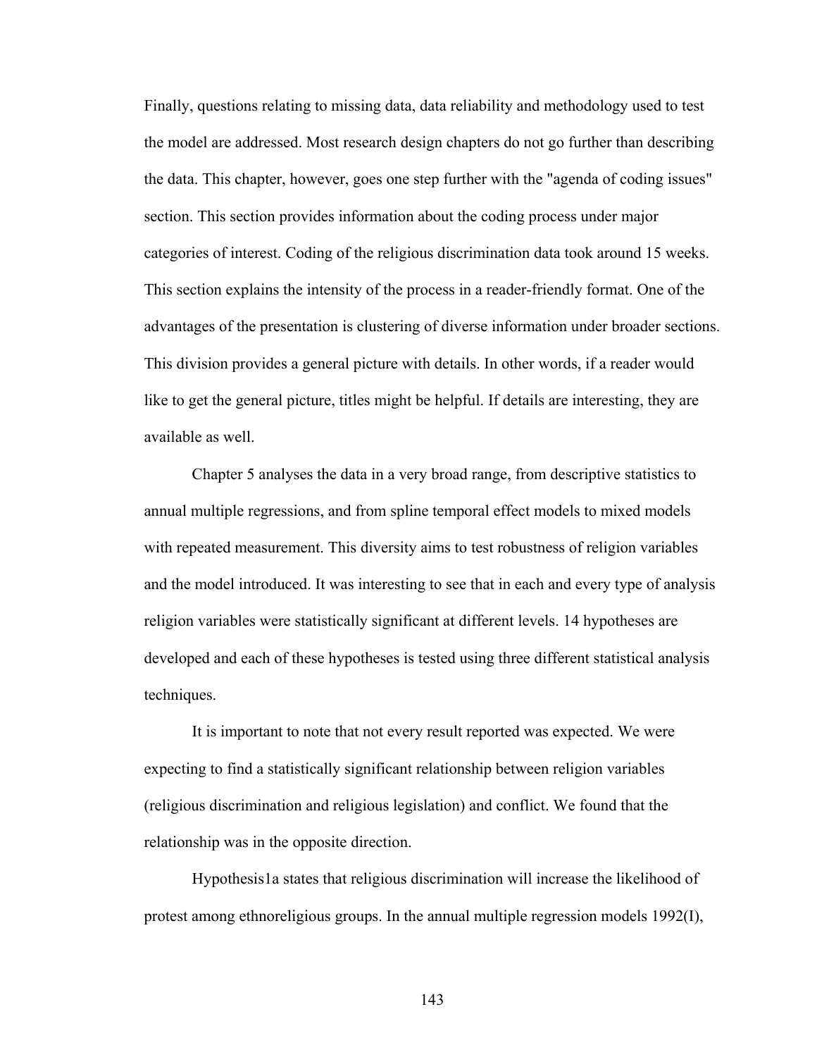Finally, questions relating to missing data, data reliability and methodology used to test the model are addressed. Most research design chapters do not go further than describing the data. This chapter, however, goes one step further with the "agenda of coding issues" section. This section provides information about the coding process under major categories of interest. Coding of the religious discrimination data took around 15 weeks. This section explains the intensity of the process in a reader-friendly format. One of the advantages of the presentation is clustering of diverse information under broader sections. This division provides a general picture with details. In other words, if a reader would like to get the general picture, titles might be helpful. If details are interesting, they are available as well.

Chapter 5 analyses the data in a very broad range, from descriptive statistics to annual multiple regressions, and from spline temporal effect models to mixed models with repeated measurement. This diversity aims to test robustness of religion variables and the model introduced. It was interesting to see that in each and every type of analysis religion variables were statistically significant at different levels. 14 hypotheses are developed and each of these hypotheses is tested using three different statistical analysis techniques.

It is important to note that not every result reported was expected. We were expecting to find a statistically significant relationship between religion variables (religious discrimination and religious legislation) and conflict. We found that the relationship was in the opposite direction.

Hypothesis1a states that religious discrimination will increase the likelihood of protest among ethnoreligious groups. In the annual multiple regression models 1992(I),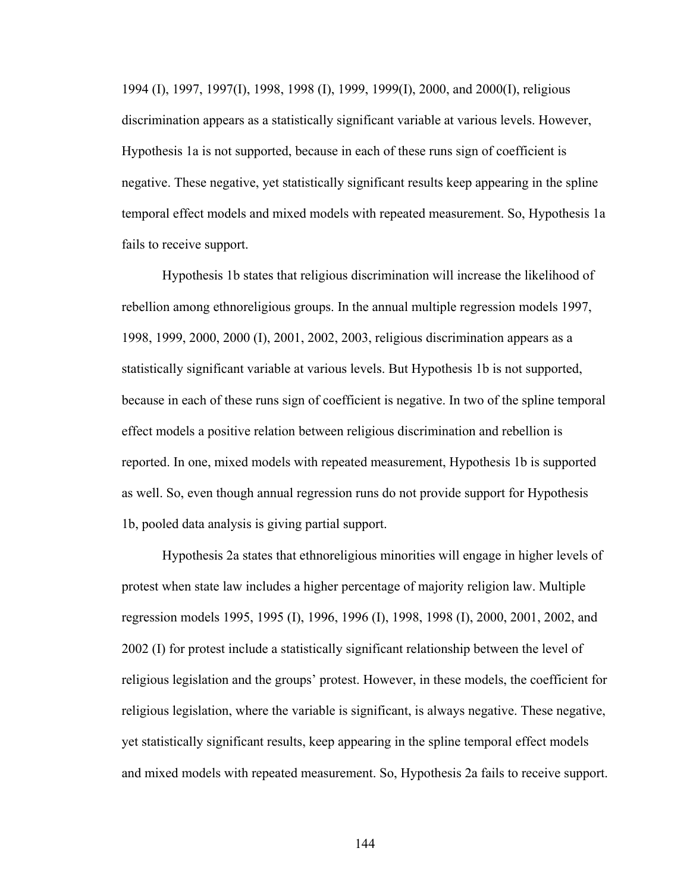1994 (I), 1997, 1997(I), 1998, 1998 (I), 1999, 1999(I), 2000, and 2000(I), religious discrimination appears as a statistically significant variable at various levels. However, Hypothesis 1a is not supported, because in each of these runs sign of coefficient is negative. These negative, yet statistically significant results keep appearing in the spline temporal effect models and mixed models with repeated measurement. So, Hypothesis 1a fails to receive support.

Hypothesis 1b states that religious discrimination will increase the likelihood of rebellion among ethnoreligious groups. In the annual multiple regression models 1997, 1998, 1999, 2000, 2000 (I), 2001, 2002, 2003, religious discrimination appears as a statistically significant variable at various levels. But Hypothesis 1b is not supported, because in each of these runs sign of coefficient is negative. In two of the spline temporal effect models a positive relation between religious discrimination and rebellion is reported. In one, mixed models with repeated measurement, Hypothesis 1b is supported as well. So, even though annual regression runs do not provide support for Hypothesis 1b, pooled data analysis is giving partial support.

Hypothesis 2a states that ethnoreligious minorities will engage in higher levels of protest when state law includes a higher percentage of majority religion law. Multiple regression models 1995, 1995 (I), 1996, 1996 (I), 1998, 1998 (I), 2000, 2001, 2002, and 2002 (I) for protest include a statistically significant relationship between the level of religious legislation and the groups' protest. However, in these models, the coefficient for religious legislation, where the variable is significant, is always negative. These negative, yet statistically significant results, keep appearing in the spline temporal effect models and mixed models with repeated measurement. So, Hypothesis 2a fails to receive support.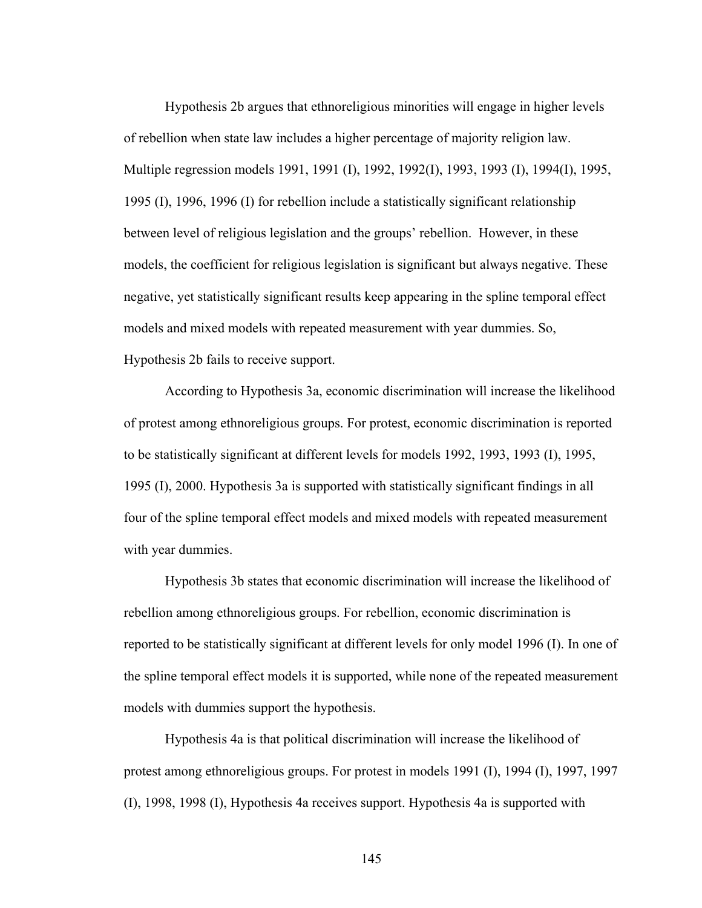Hypothesis 2b argues that ethnoreligious minorities will engage in higher levels of rebellion when state law includes a higher percentage of majority religion law. Multiple regression models 1991, 1991 (I), 1992, 1992(I), 1993, 1993 (I), 1994(I), 1995, 1995 (I), 1996, 1996 (I) for rebellion include a statistically significant relationship between level of religious legislation and the groups' rebellion. However, in these models, the coefficient for religious legislation is significant but always negative. These negative, yet statistically significant results keep appearing in the spline temporal effect models and mixed models with repeated measurement with year dummies. So, Hypothesis 2b fails to receive support.

According to Hypothesis 3a, economic discrimination will increase the likelihood of protest among ethnoreligious groups. For protest, economic discrimination is reported to be statistically significant at different levels for models 1992, 1993, 1993 (I), 1995, 1995 (I), 2000. Hypothesis 3a is supported with statistically significant findings in all four of the spline temporal effect models and mixed models with repeated measurement with year dummies.

Hypothesis 3b states that economic discrimination will increase the likelihood of rebellion among ethnoreligious groups. For rebellion, economic discrimination is reported to be statistically significant at different levels for only model 1996 (I). In one of the spline temporal effect models it is supported, while none of the repeated measurement models with dummies support the hypothesis.

Hypothesis 4a is that political discrimination will increase the likelihood of protest among ethnoreligious groups. For protest in models 1991 (I), 1994 (I), 1997, 1997 (I), 1998, 1998 (I), Hypothesis 4a receives support. Hypothesis 4a is supported with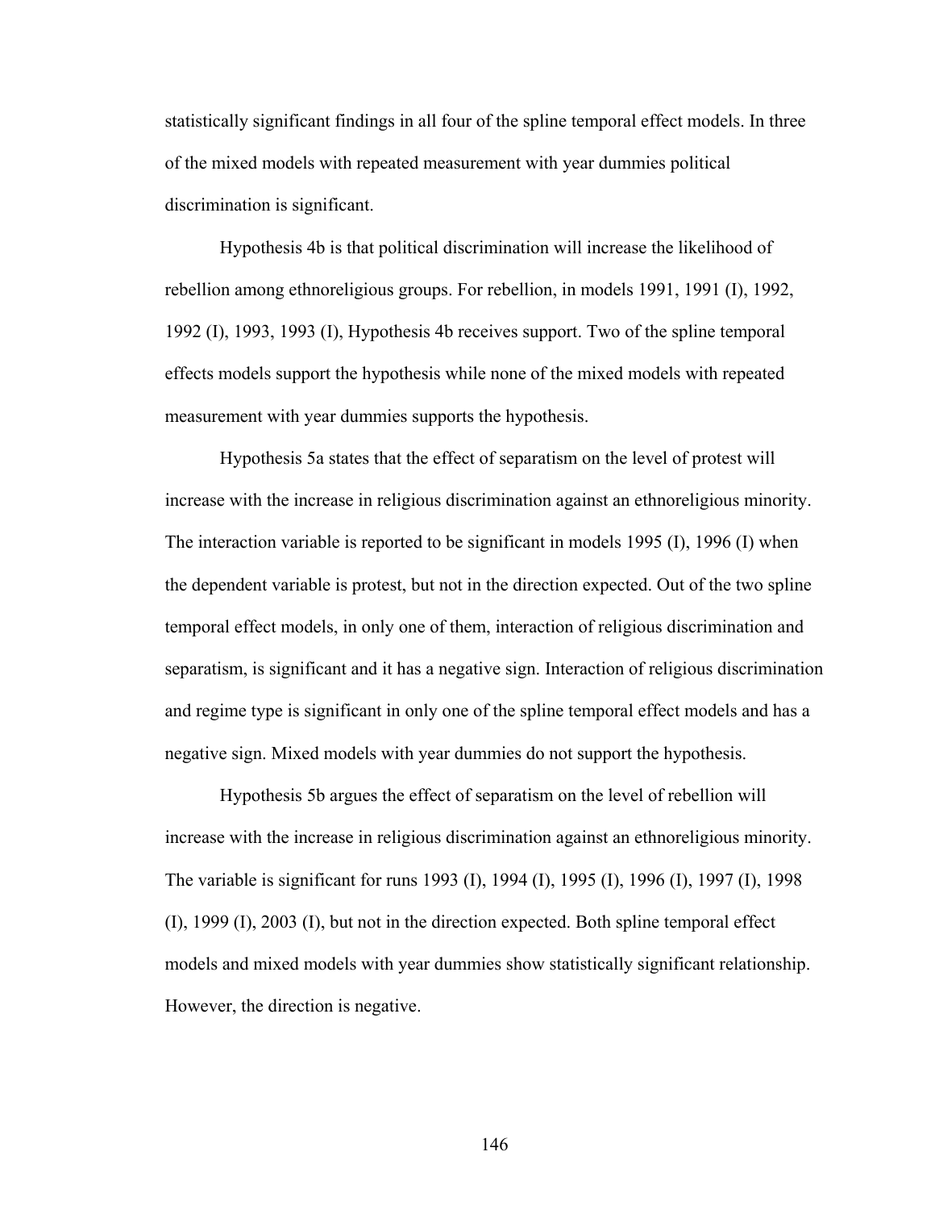statistically significant findings in all four of the spline temporal effect models. In three of the mixed models with repeated measurement with year dummies political discrimination is significant.

Hypothesis 4b is that political discrimination will increase the likelihood of rebellion among ethnoreligious groups. For rebellion, in models 1991, 1991 (I), 1992, 1992 (I), 1993, 1993 (I), Hypothesis 4b receives support. Two of the spline temporal effects models support the hypothesis while none of the mixed models with repeated measurement with year dummies supports the hypothesis.

Hypothesis 5a states that the effect of separatism on the level of protest will increase with the increase in religious discrimination against an ethnoreligious minority. The interaction variable is reported to be significant in models 1995 (I), 1996 (I) when the dependent variable is protest, but not in the direction expected. Out of the two spline temporal effect models, in only one of them, interaction of religious discrimination and separatism, is significant and it has a negative sign. Interaction of religious discrimination and regime type is significant in only one of the spline temporal effect models and has a negative sign. Mixed models with year dummies do not support the hypothesis.

Hypothesis 5b argues the effect of separatism on the level of rebellion will increase with the increase in religious discrimination against an ethnoreligious minority. The variable is significant for runs 1993 (I), 1994 (I), 1995 (I), 1996 (I), 1997 (I), 1998 (I), 1999 (I), 2003 (I), but not in the direction expected. Both spline temporal effect models and mixed models with year dummies show statistically significant relationship. However, the direction is negative.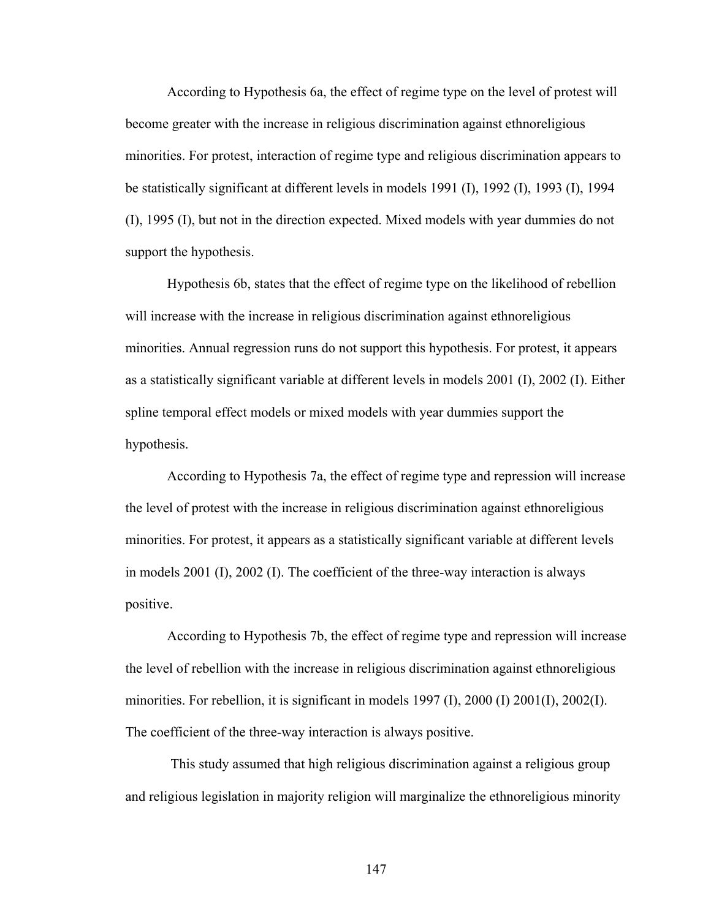According to Hypothesis 6a, the effect of regime type on the level of protest will become greater with the increase in religious discrimination against ethnoreligious minorities. For protest, interaction of regime type and religious discrimination appears to be statistically significant at different levels in models 1991 (I), 1992 (I), 1993 (I), 1994 (I), 1995 (I), but not in the direction expected. Mixed models with year dummies do not support the hypothesis.

Hypothesis 6b, states that the effect of regime type on the likelihood of rebellion will increase with the increase in religious discrimination against ethnoreligious minorities. Annual regression runs do not support this hypothesis. For protest, it appears as a statistically significant variable at different levels in models 2001 (I), 2002 (I). Either spline temporal effect models or mixed models with year dummies support the hypothesis.

According to Hypothesis 7a, the effect of regime type and repression will increase the level of protest with the increase in religious discrimination against ethnoreligious minorities. For protest, it appears as a statistically significant variable at different levels in models 2001 (I), 2002 (I). The coefficient of the three-way interaction is always positive.

According to Hypothesis 7b, the effect of regime type and repression will increase the level of rebellion with the increase in religious discrimination against ethnoreligious minorities. For rebellion, it is significant in models 1997 (I), 2000 (I) 2001(I), 2002(I). The coefficient of the three-way interaction is always positive.

This study assumed that high religious discrimination against a religious group and religious legislation in majority religion will marginalize the ethnoreligious minority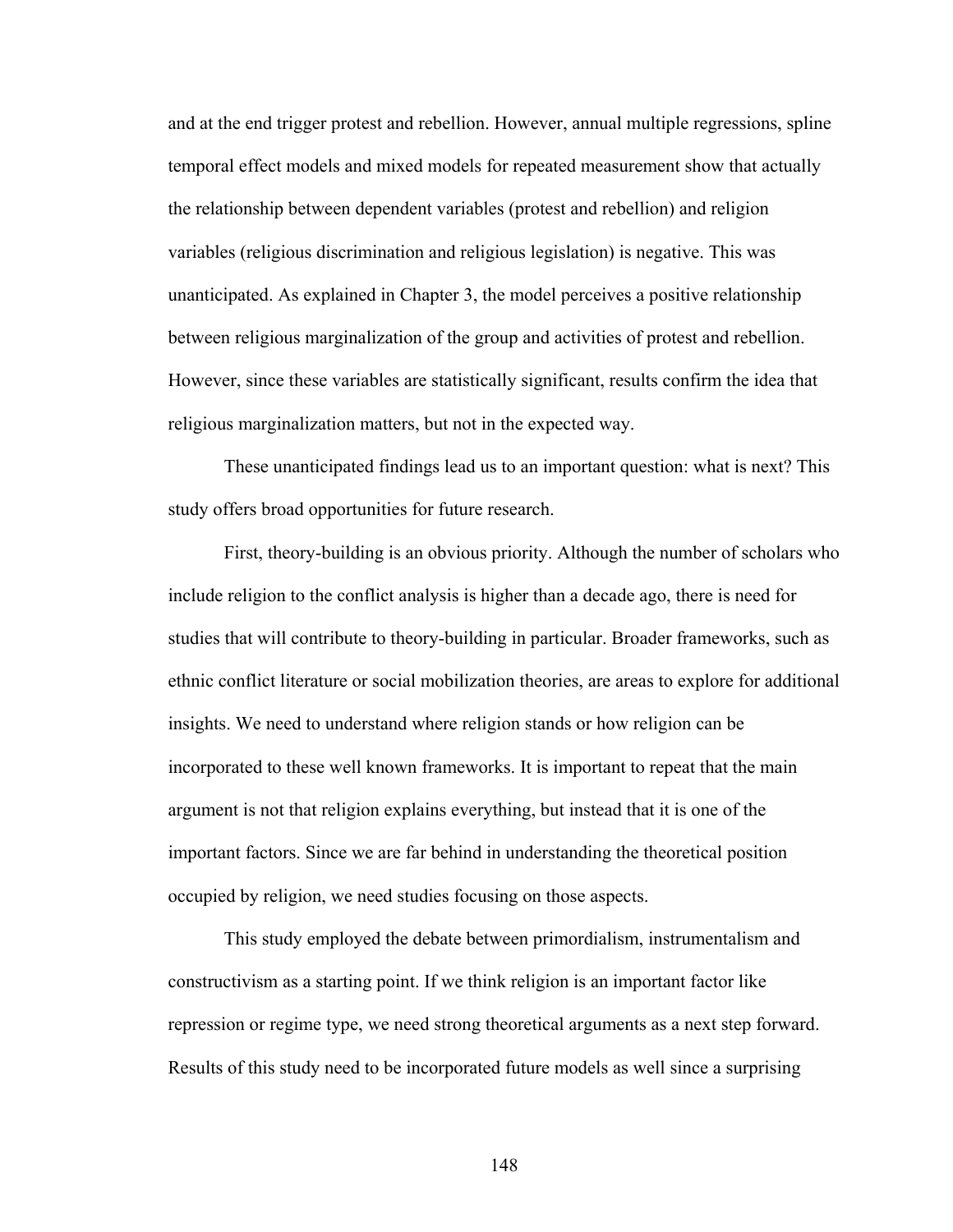and at the end trigger protest and rebellion. However, annual multiple regressions, spline temporal effect models and mixed models for repeated measurement show that actually the relationship between dependent variables (protest and rebellion) and religion variables (religious discrimination and religious legislation) is negative. This was unanticipated. As explained in Chapter 3, the model perceives a positive relationship between religious marginalization of the group and activities of protest and rebellion. However, since these variables are statistically significant, results confirm the idea that religious marginalization matters, but not in the expected way.

These unanticipated findings lead us to an important question: what is next? This study offers broad opportunities for future research.

First, theory-building is an obvious priority. Although the number of scholars who include religion to the conflict analysis is higher than a decade ago, there is need for studies that will contribute to theory-building in particular. Broader frameworks, such as ethnic conflict literature or social mobilization theories, are areas to explore for additional insights. We need to understand where religion stands or how religion can be incorporated to these well known frameworks. It is important to repeat that the main argument is not that religion explains everything, but instead that it is one of the important factors. Since we are far behind in understanding the theoretical position occupied by religion, we need studies focusing on those aspects.

This study employed the debate between primordialism, instrumentalism and constructivism as a starting point. If we think religion is an important factor like repression or regime type, we need strong theoretical arguments as a next step forward. Results of this study need to be incorporated future models as well since a surprising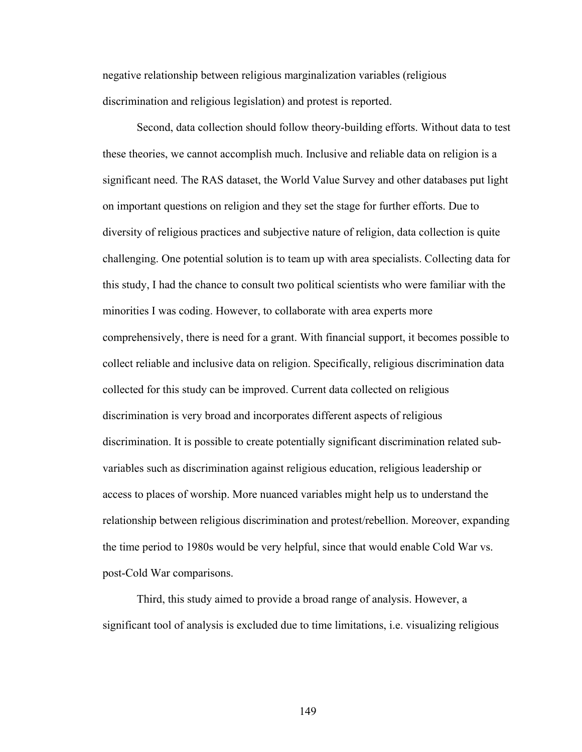negative relationship between religious marginalization variables (religious discrimination and religious legislation) and protest is reported.

Second, data collection should follow theory-building efforts. Without data to test these theories, we cannot accomplish much. Inclusive and reliable data on religion is a significant need. The RAS dataset, the World Value Survey and other databases put light on important questions on religion and they set the stage for further efforts. Due to diversity of religious practices and subjective nature of religion, data collection is quite challenging. One potential solution is to team up with area specialists. Collecting data for this study, I had the chance to consult two political scientists who were familiar with the minorities I was coding. However, to collaborate with area experts more comprehensively, there is need for a grant. With financial support, it becomes possible to collect reliable and inclusive data on religion. Specifically, religious discrimination data collected for this study can be improved. Current data collected on religious discrimination is very broad and incorporates different aspects of religious discrimination. It is possible to create potentially significant discrimination related sub-variables such as discrimination against religious education, religious leadership or access to places of worship. More nuanced variables might help us to understand the relationship between religious discrimination and protest/rebellion. Moreover, expanding the time period to 1980s would be very helpful, since that would enable Cold War vs. post-Cold War comparisons.

Third, this study aimed to provide a broad range of analysis. However, a significant tool of analysis is excluded due to time limitations, i.e. visualizing religious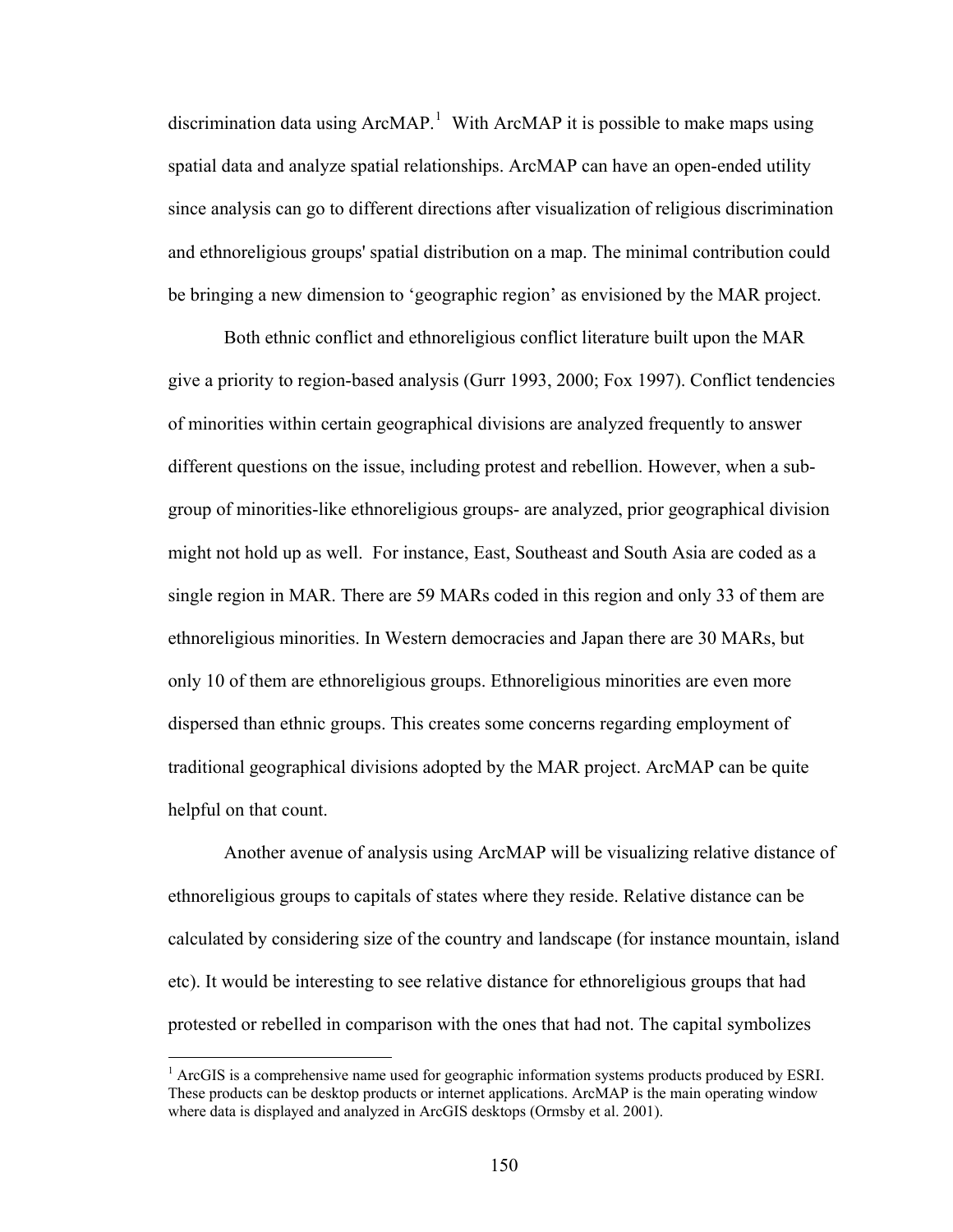discrimination data using ArcMAP.[1] With ArcMAP it is possible to make maps using spatial data and analyze spatial relationships. ArcMAP can have an open-ended utility since analysis can go to different directions after visualization of religious discrimination and ethnoreligious groups' spatial distribution on a map. The minimal contribution could be bringing a new dimension to 'geographic region' as envisioned by the MAR project.

Both ethnic conflict and ethnoreligious conflict literature built upon the MAR give a priority to region-based analysis (Gurr 1993, 2000; Fox 1997). Conflict tendencies of minorities within certain geographical divisions are analyzed frequently to answer different questions on the issue, including protest and rebellion. However, when a sub-group of minorities-like ethnoreligious groups- are analyzed, prior geographical division might not hold up as well. For instance, East, Southeast and South Asia are coded as a single region in MAR. There are 59 MARs coded in this region and only 33 of them are ethnoreligious minorities. In Western democracies and Japan there are 30 MARs, but only 10 of them are ethnoreligious groups. Ethnoreligious minorities are even more dispersed than ethnic groups. This creates some concerns regarding employment of traditional geographical divisions adopted by the MAR project. ArcMAP can be quite helpful on that count.

Another avenue of analysis using ArcMAP will be visualizing relative distance of ethnoreligious groups to capitals of states where they reside. Relative distance can be calculated by considering size of the country and landscape (for instance mountain, island etc). It would be interesting to see relative distance for ethnoreligious groups that had protested or rebelled in comparison with the ones that had not. The capital symbolizes

---

[1] ArcGIS is a comprehensive name used for geographic information systems products produced by ESRI. These products can be desktop products or internet applications. ArcMAP is the main operating window where data is displayed and analyzed in ArcGIS desktops (Ormsby et al. 2001).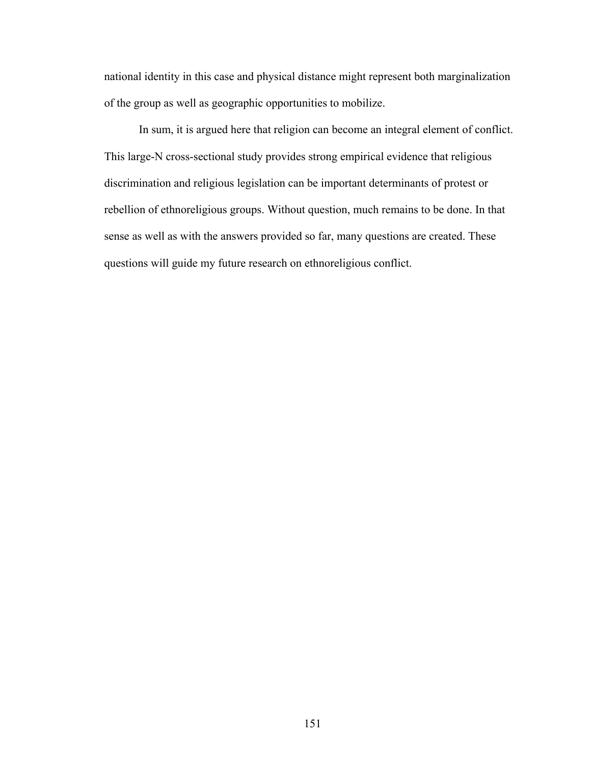national identity in this case and physical distance might represent both marginalization of the group as well as geographic opportunities to mobilize.

In sum, it is argued here that religion can become an integral element of conflict. This large-N cross-sectional study provides strong empirical evidence that religious discrimination and religious legislation can be important determinants of protest or rebellion of ethnoreligious groups. Without question, much remains to be done. In that sense as well as with the answers provided so far, many questions are created. These questions will guide my future research on ethnoreligious conflict.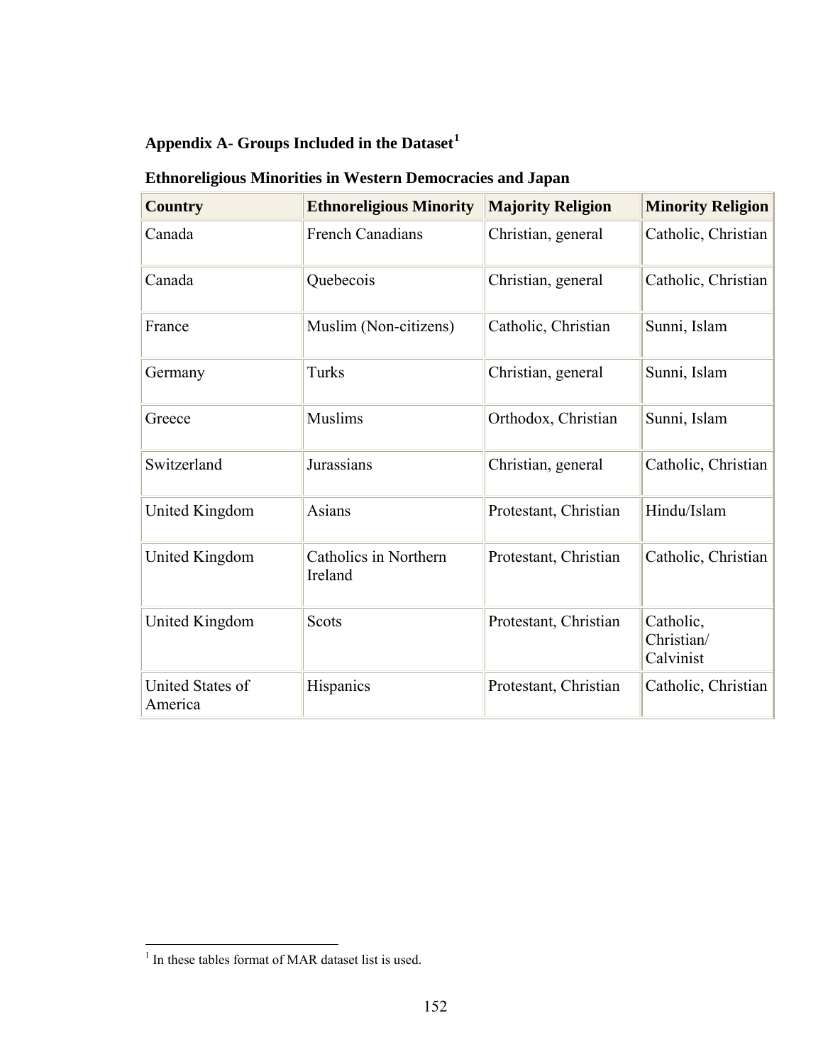## Appendix A- Groups Included in the Dataset[1]

**Ethnoreligious Minorities in Western Democracies and Japan**

| Country | Ethnoreligious Minority | Majority Religion | Minority Religion |
|---|---|---|---|
| Canada | French Canadians | Christian, general | Catholic, Christian |
| Canada | Quebecois | Christian, general | Catholic, Christian |
| France | Muslim (Non-citizens) | Catholic, Christian | Sunni, Islam |
| Germany | Turks | Christian, general | Sunni, Islam |
| Greece | Muslims | Orthodox, Christian | Sunni, Islam |
| Switzerland | Jurassians | Christian, general | Catholic, Christian |
| United Kingdom | Asians | Protestant, Christian | Hindu/Islam |
| United Kingdom | Catholics in Northern Ireland | Protestant, Christian | Catholic, Christian |
| United Kingdom | Scots | Protestant, Christian | Catholic, Christian/ Calvinist |
| United States of America | Hispanics | Protestant, Christian | Catholic, Christian |

[1] In these tables format of MAR dataset list is used.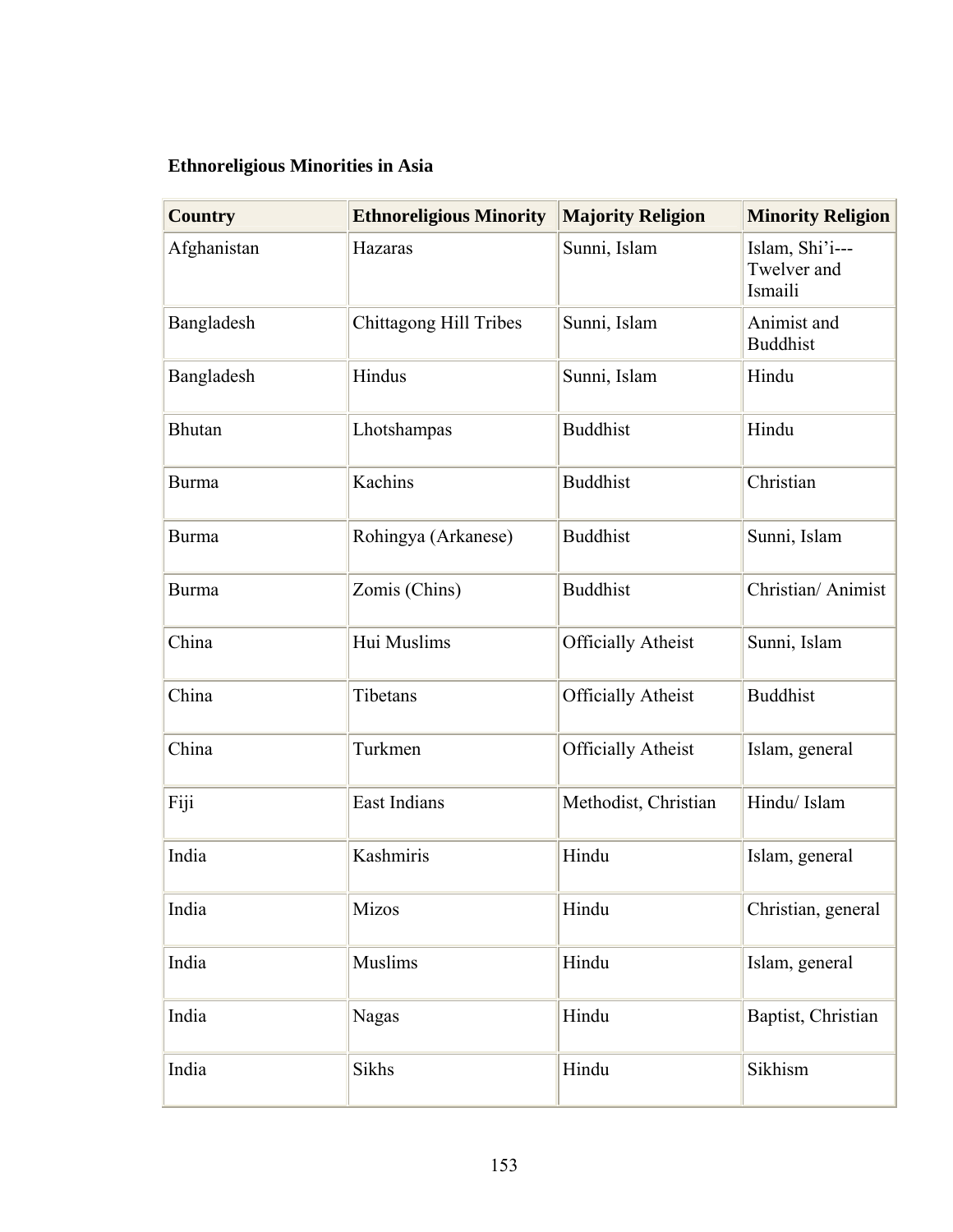**Ethnoreligious Minorities in Asia**

| Country | Ethnoreligious Minority | Majority Religion | Minority Religion |
|---|---|---|---|
| Afghanistan | Hazaras | Sunni, Islam | Islam, Shi'i---Twelver and Ismaili |
| Bangladesh | Chittagong Hill Tribes | Sunni, Islam | Animist and Buddhist |
| Bangladesh | Hindus | Sunni, Islam | Hindu |
| Bhutan | Lhotshampas | Buddhist | Hindu |
| Burma | Kachins | Buddhist | Christian |
| Burma | Rohingya (Arkanese) | Buddhist | Sunni, Islam |
| Burma | Zomis (Chins) | Buddhist | Christian/ Animist |
| China | Hui Muslims | Officially Atheist | Sunni, Islam |
| China | Tibetans | Officially Atheist | Buddhist |
| China | Turkmen | Officially Atheist | Islam, general |
| Fiji | East Indians | Methodist, Christian | Hindu/ Islam |
| India | Kashmiris | Hindu | Islam, general |
| India | Mizos | Hindu | Christian, general |
| India | Muslims | Hindu | Islam, general |
| India | Nagas | Hindu | Baptist, Christian |
| India | Sikhs | Hindu | Sikhism |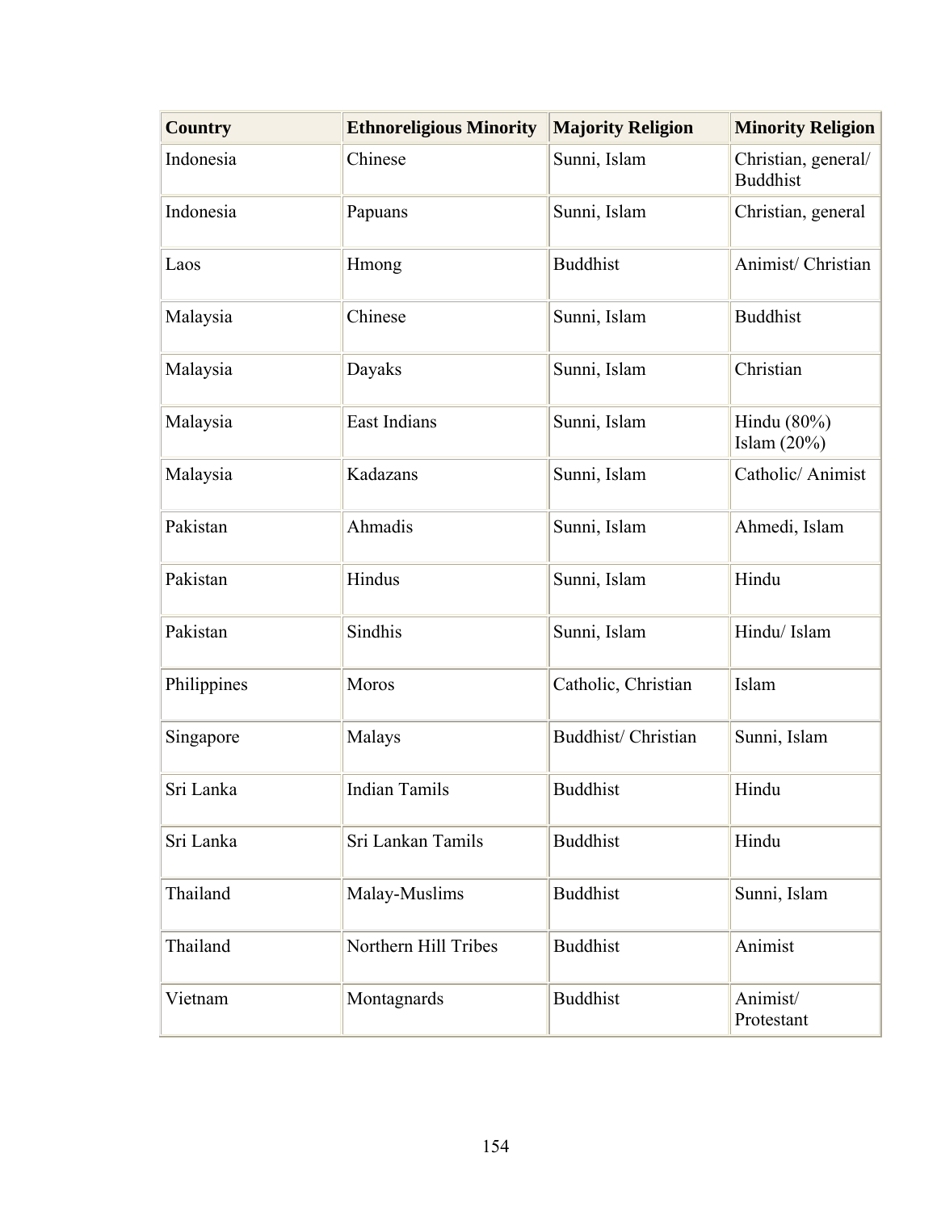| Country | Ethnoreligious Minority | Majority Religion | Minority Religion |
|---|---|---|---|
| Indonesia | Chinese | Sunni, Islam | Christian, general/ Buddhist |
| Indonesia | Papuans | Sunni, Islam | Christian, general |
| Laos | Hmong | Buddhist | Animist/ Christian |
| Malaysia | Chinese | Sunni, Islam | Buddhist |
| Malaysia | Dayaks | Sunni, Islam | Christian |
| Malaysia | East Indians | Sunni, Islam | Hindu (80%) Islam (20%) |
| Malaysia | Kadazans | Sunni, Islam | Catholic/ Animist |
| Pakistan | Ahmadis | Sunni, Islam | Ahmedi, Islam |
| Pakistan | Hindus | Sunni, Islam | Hindu |
| Pakistan | Sindhis | Sunni, Islam | Hindu/ Islam |
| Philippines | Moros | Catholic, Christian | Islam |
| Singapore | Malays | Buddhist/ Christian | Sunni, Islam |
| Sri Lanka | Indian Tamils | Buddhist | Hindu |
| Sri Lanka | Sri Lankan Tamils | Buddhist | Hindu |
| Thailand | Malay-Muslims | Buddhist | Sunni, Islam |
| Thailand | Northern Hill Tribes | Buddhist | Animist |
| Vietnam | Montagnards | Buddhist | Animist/ Protestant |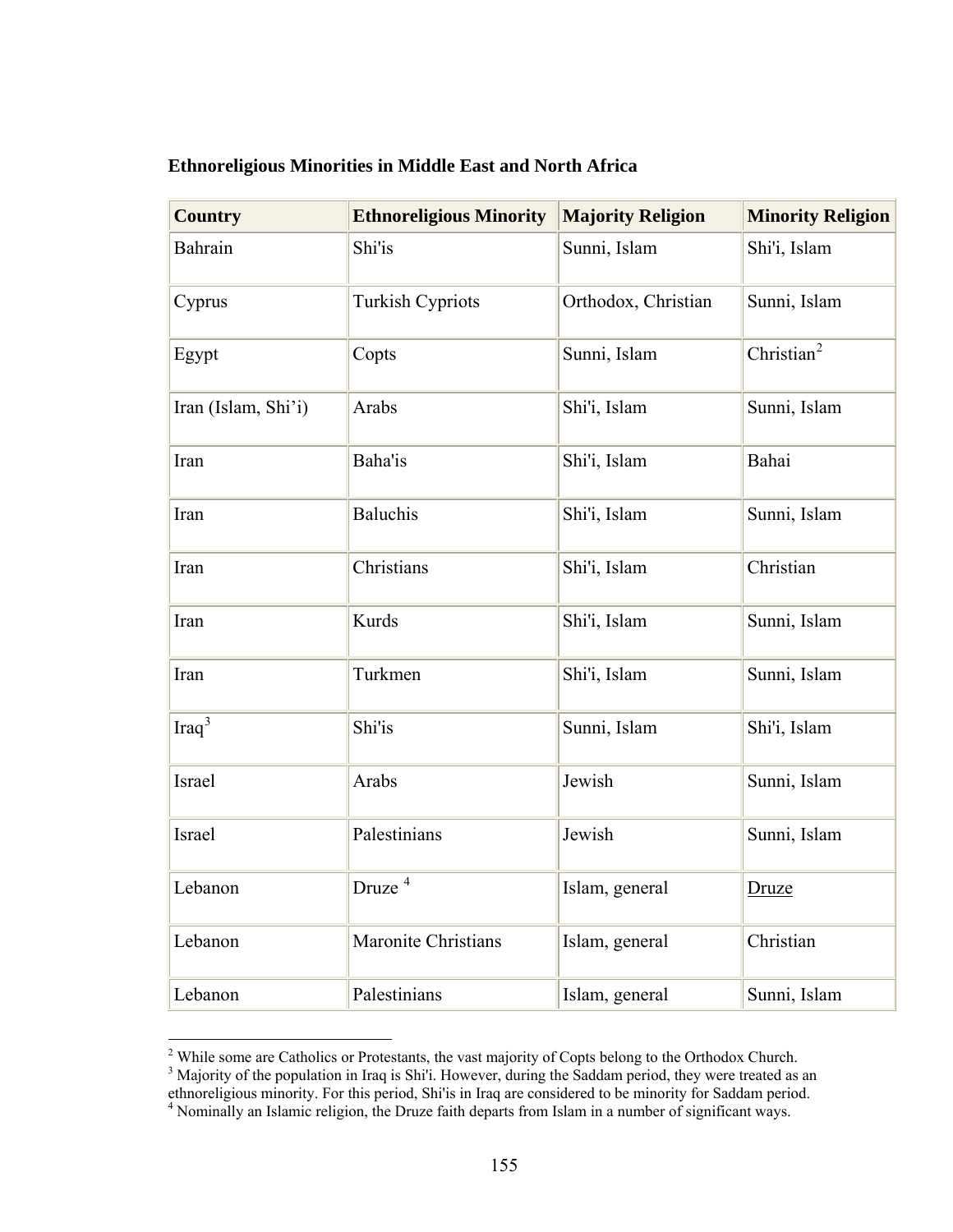**Ethnoreligious Minorities in Middle East and North Africa**

| Country | Ethnoreligious Minority | Majority Religion | Minority Religion |
|---|---|---|---|
| Bahrain | Shi'is | Sunni, Islam | Shi'i, Islam |
| Cyprus | Turkish Cypriots | Orthodox, Christian | Sunni, Islam |
| Egypt | Copts | Sunni, Islam | Christian[2] |
| Iran (Islam, Shi'i) | Arabs | Shi'i, Islam | Sunni, Islam |
| Iran | Baha'is | Shi'i, Islam | Bahai |
| Iran | Baluchis | Shi'i, Islam | Sunni, Islam |
| Iran | Christians | Shi'i, Islam | Christian |
| Iran | Kurds | Shi'i, Islam | Sunni, Islam |
| Iran | Turkmen | Shi'i, Islam | Sunni, Islam |
| Iraq[3] | Shi'is | Sunni, Islam | Shi'i, Islam |
| Israel | Arabs | Jewish | Sunni, Islam |
| Israel | Palestinians | Jewish | Sunni, Islam |
| Lebanon | Druze [4] | Islam, general | Druze |
| Lebanon | Maronite Christians | Islam, general | Christian |
| Lebanon | Palestinians | Islam, general | Sunni, Islam |

[2] While some are Catholics or Protestants, the vast majority of Copts belong to the Orthodox Church.
[3] Majority of the population in Iraq is Shi'i. However, during the Saddam period, they were treated as an ethnoreligious minority. For this period, Shi'is in Iraq are considered to be minority for Saddam period.
[4] Nominally an Islamic religion, the Druze faith departs from Islam in a number of significant ways.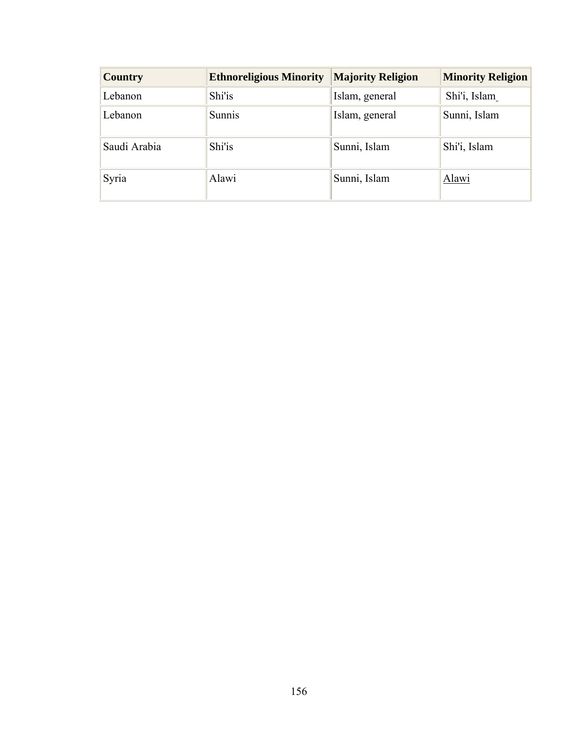| Country | Ethnoreligious Minority | Majority Religion | Minority Religion |
|---|---|---|---|
| Lebanon | Shi'is | Islam, general | Shi'i, Islam |
| Lebanon | Sunnis | Islam, general | Sunni, Islam |
| Saudi Arabia | Shi'is | Sunni, Islam | Shi'i, Islam |
| Syria | Alawi | Sunni, Islam | Alawi |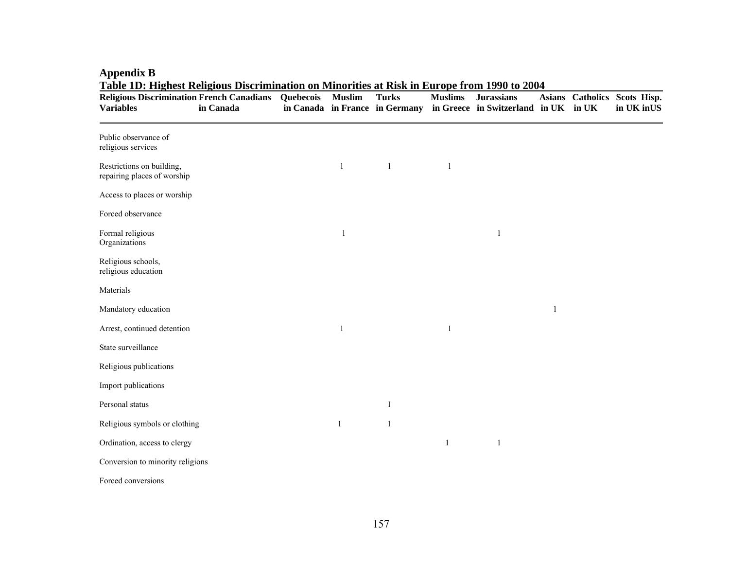## Appendix B

**Table 1D: Highest Religious Discrimination on Minorities at Risk in Europe from 1990 to 2004**

| Religious Discrimination Variables | French Canadians in Canada | Quebecois in Canada | Muslim in France | Turks in Germany | Muslims in Greece | Jurassians in Switzerland | Asians in UK | Catholics in UK | Scots in UK | Hisp. in US |
|---|---|---|---|---|---|---|---|---|---|---|
| Public observance of religious services | | | | | | | | | | |
| Restrictions on building, repairing places of worship | | | 1 | 1 | 1 | | | | | |
| Access to places or worship | | | | | | | | | | |
| Forced observance | | | | | | | | | | |
| Formal religious Organizations | | | 1 | | | 1 | | | | |
| Religious schools, religious education | | | | | | | | | | |
| Materials | | | | | | | | | | |
| Mandatory education | | | | | | | 1 | | | |
| Arrest, continued detention | | | 1 | | 1 | | | | | |
| State surveillance | | | | | | | | | | |
| Religious publications | | | | | | | | | | |
| Import publications | | | | | | | | | | |
| Personal status | | | | 1 | | | | | | |
| Religious symbols or clothing | | | 1 | 1 | | | | | | |
| Ordination, access to clergy | | | | | 1 | 1 | | | | |
| Conversion to minority religions | | | | | | | | | | |
| Forced conversions | | | | | | | | | | |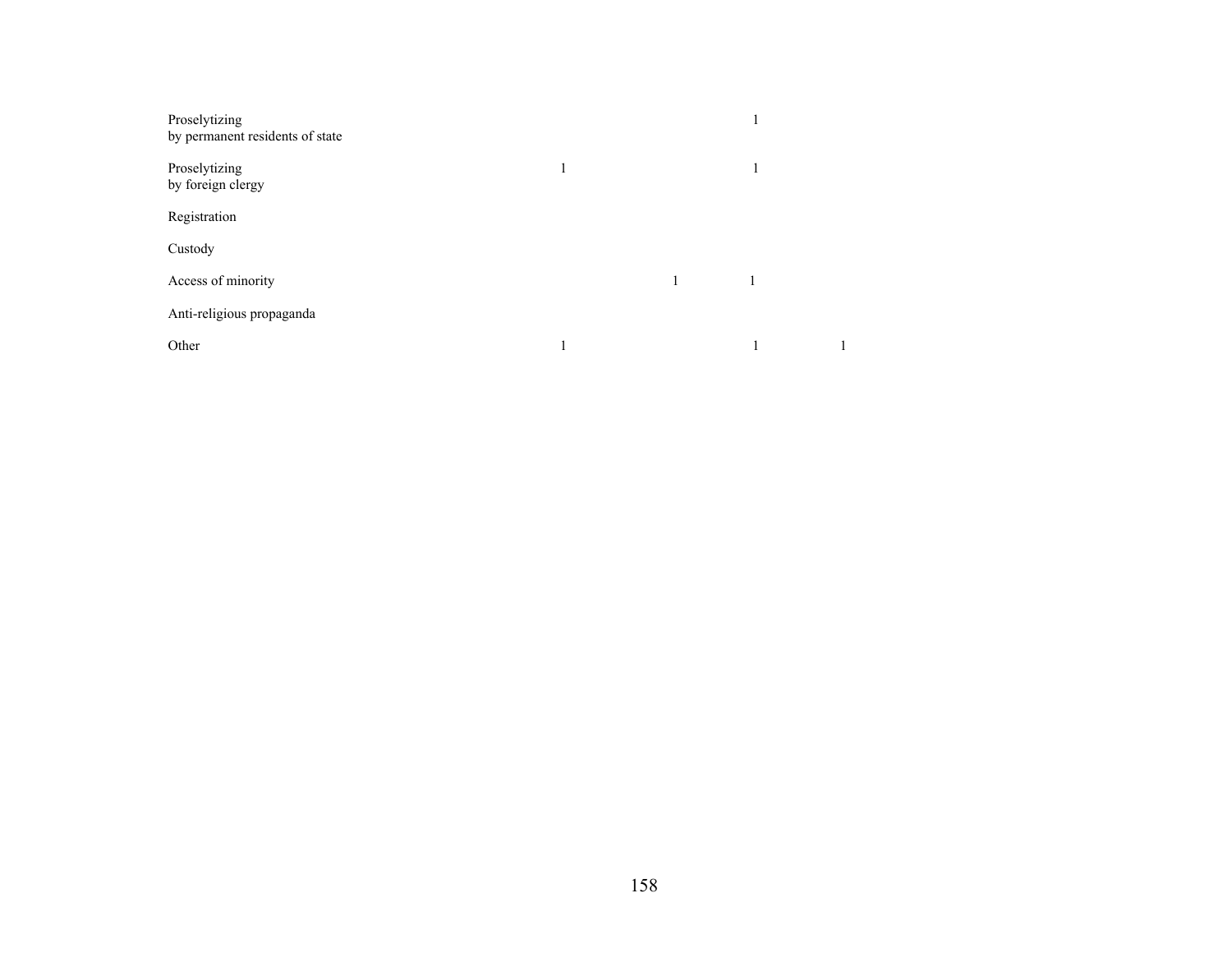| | | | | |
|---|---|---|---|---|
| Proselytizing by permanent residents of state | | | 1 | |
| Proselytizing by foreign clergy | 1 | | 1 | |
| Registration | | | | |
| Custody | | | | |
| Access of minority | | 1 | 1 | |
| Anti-religious propaganda | | | | |
| Other | 1 | | 1 | 1 |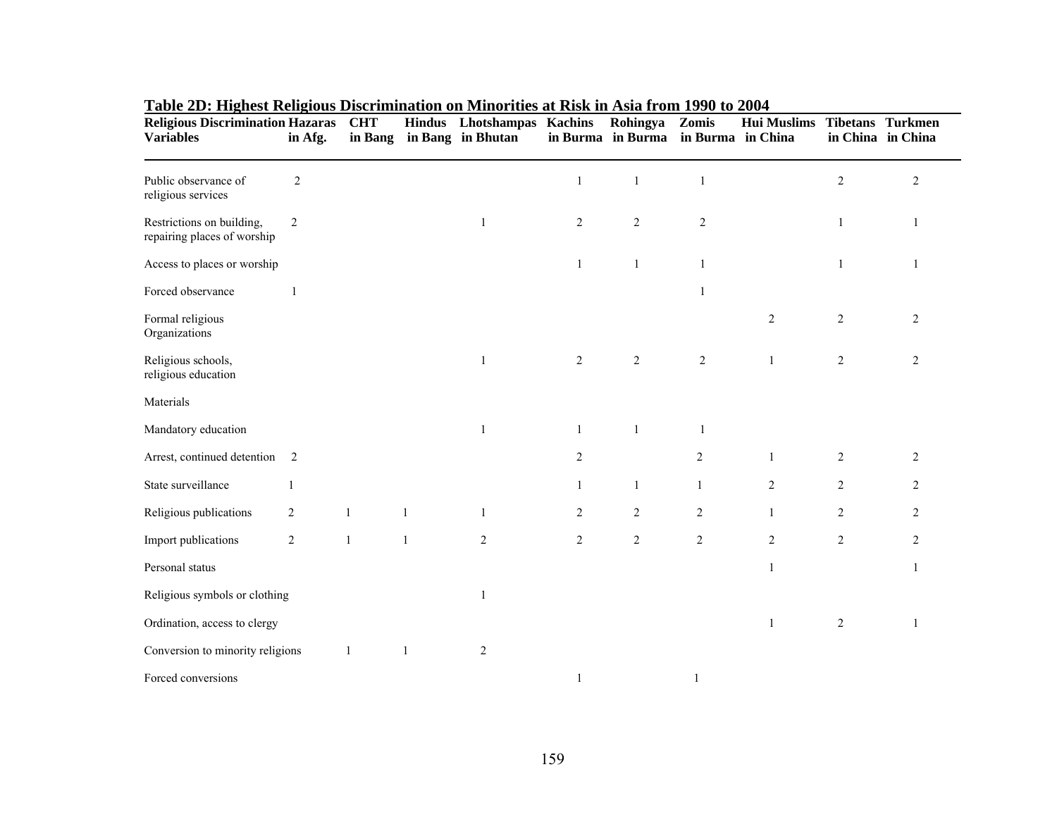## Table 2D: Highest Religious Discrimination on Minorities at Risk in Asia from 1990 to 2004

| Religious Discrimination Variables | Hazaras in Afg. | CHT in Bang | Hindus in Bang | Lhotshampas in Bhutan | Kachins in Burma | Rohingya in Burma | Zomis in Burma | Hui Muslims in China | Tibetans in China | Turkmen in China |
|---|---|---|---|---|---|---|---|---|---|---|
| Public observance of religious services | 2 | | | | 1 | 1 | 1 | | 2 | 2 |
| Restrictions on building, repairing places of worship | 2 | | | 1 | 2 | 2 | 2 | | 1 | 1 |
| Access to places or worship | | | | | 1 | 1 | 1 | | 1 | 1 |
| Forced observance | 1 | | | | | | 1 | | | |
| Formal religious Organizations | | | | | | | | 2 | 2 | 2 |
| Religious schools, religious education | | | | 1 | 2 | 2 | 2 | 1 | 2 | 2 |
| Materials | | | | | | | | | | |
| Mandatory education | | | | 1 | 1 | 1 | 1 | | | |
| Arrest, continued detention | 2 | | | | 2 | | 2 | 1 | 2 | 2 |
| State surveillance | 1 | | | | 1 | 1 | 1 | 2 | 2 | 2 |
| Religious publications | 2 | 1 | 1 | 1 | 2 | 2 | 2 | 1 | 2 | 2 |
| Import publications | 2 | 1 | 1 | 2 | 2 | 2 | 2 | 2 | 2 | 2 |
| Personal status | | | | | | | | 1 | | 1 |
| Religious symbols or clothing | | | | 1 | | | | | | |
| Ordination, access to clergy | | | | | | | | 1 | 2 | 1 |
| Conversion to minority religions | | 1 | 1 | 2 | | | | | | |
| Forced conversions | | | | | 1 | | 1 | | | |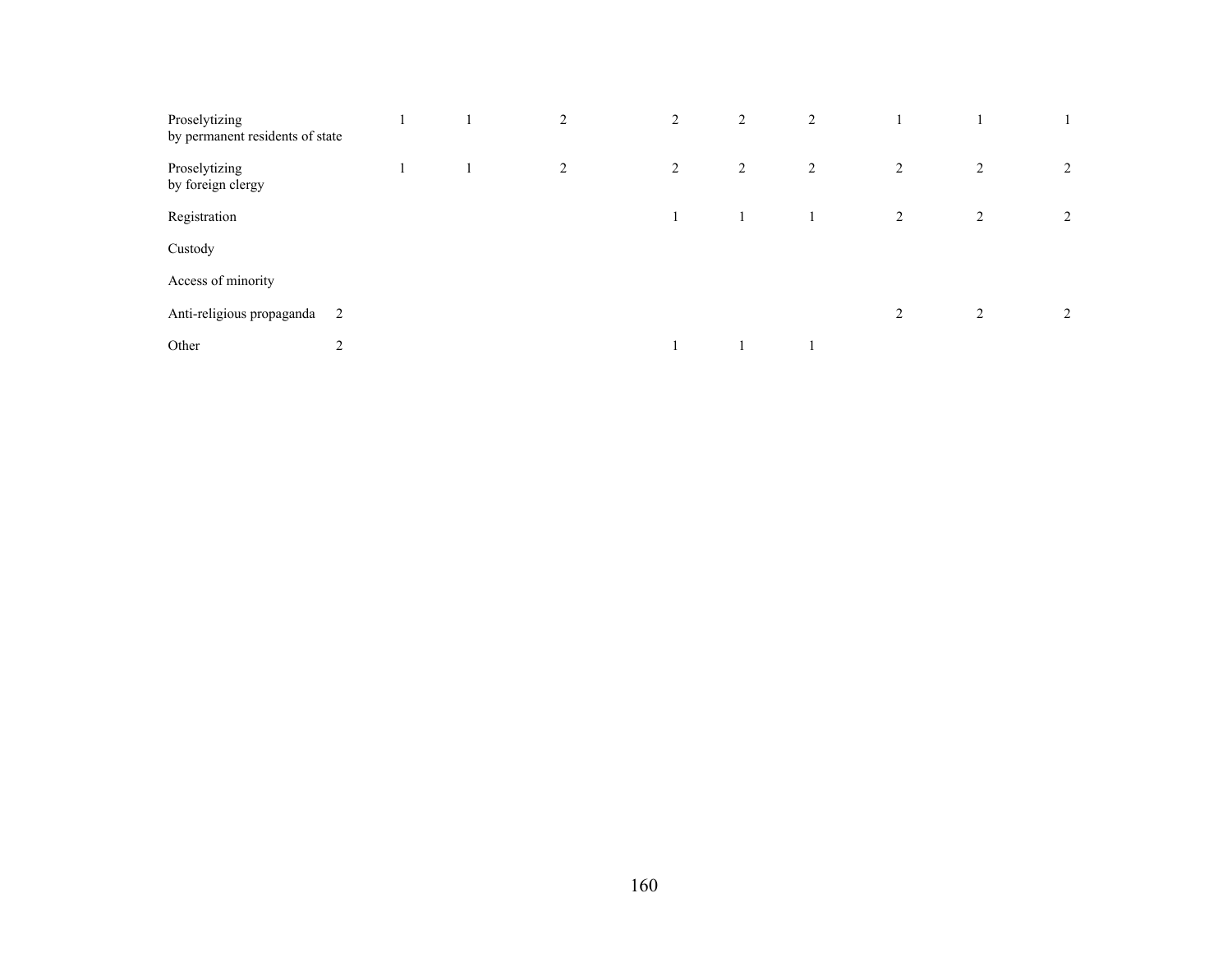| | | | | | | | | | | |
|---|---|---|---|---|---|---|---|---|---|---|
| Proselytizing by permanent residents of state | | 1 | 1 | 2 | 2 | 2 | 2 | 1 | 1 | 1 |
| Proselytizing by foreign clergy | | 1 | 1 | 2 | 2 | 2 | 2 | 2 | 2 | 2 |
| Registration | | | | | 1 | 1 | 1 | 2 | 2 | 2 |
| Custody | | | | | | | | | | |
| Access of minority | | | | | | | | | | |
| Anti-religious propaganda | 2 | | | | | | | 2 | 2 | 2 |
| Other | 2 | | | | 1 | 1 | 1 | | | |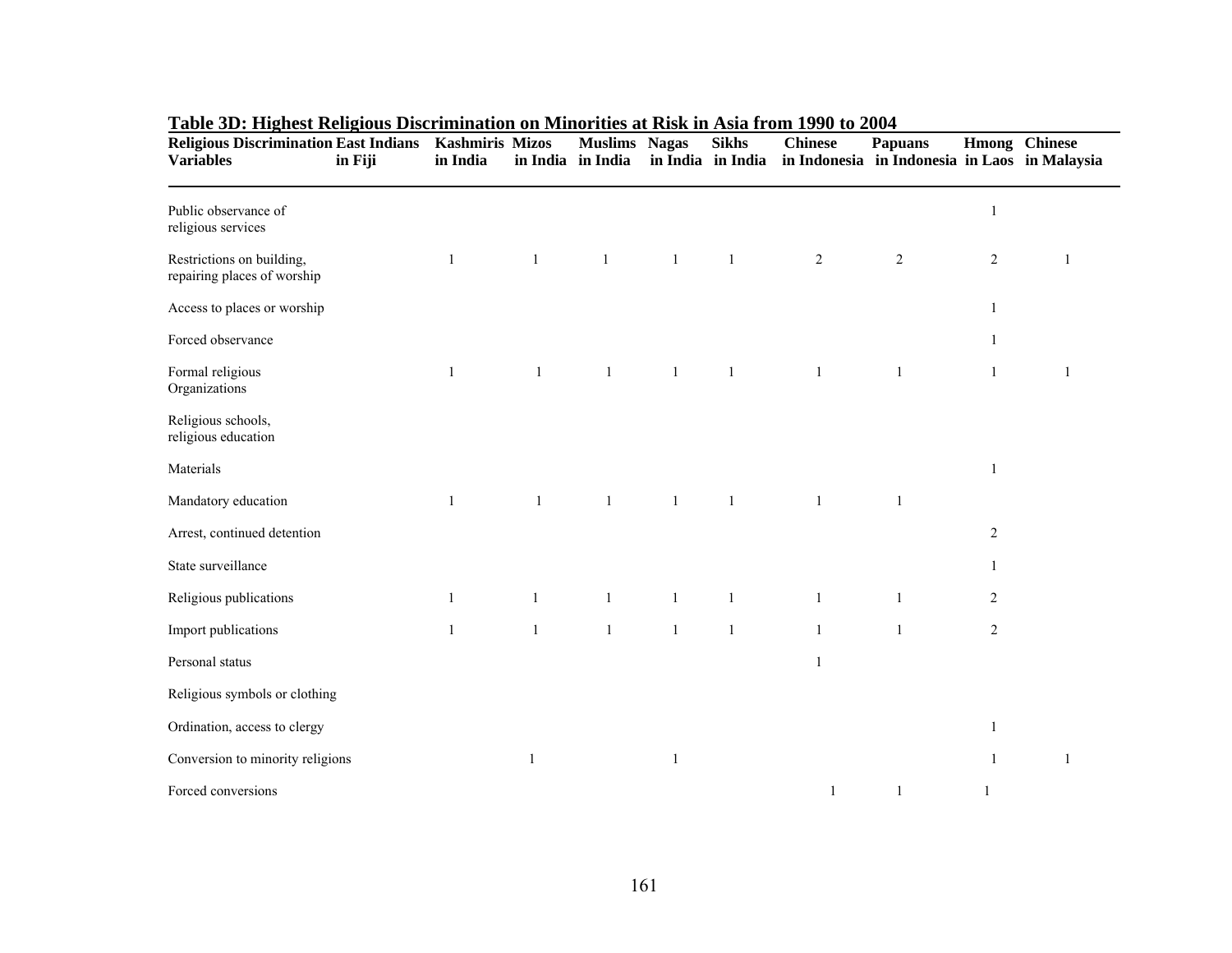**Table 3D: Highest Religious Discrimination on Minorities at Risk in Asia from 1990 to 2004**

| Religious Discrimination Variables | East Indians in Fiji | Kashmiris in India | Mizos in India | Muslims in India | Nagas in India | Sikhs in India | Chinese in Indonesia | Papuans in Indonesia | Hmong in Laos | Chinese in Malaysia |
|---|---|---|---|---|---|---|---|---|---|---|
| Public observance of religious services | | | | | | | | | 1 | |
| Restrictions on building, repairing places of worship | | 1 | 1 | 1 | 1 | 1 | 2 | 2 | 2 | 1 |
| Access to places or worship | | | | | | | | | 1 | |
| Forced observance | | | | | | | | | 1 | |
| Formal religious Organizations | | 1 | 1 | 1 | 1 | 1 | 1 | 1 | 1 | 1 |
| Religious schools, religious education | | | | | | | | | | |
| Materials | | | | | | | | | 1 | |
| Mandatory education | | 1 | 1 | 1 | 1 | 1 | 1 | 1 | | |
| Arrest, continued detention | | | | | | | | | 2 | |
| State surveillance | | | | | | | | | 1 | |
| Religious publications | | 1 | 1 | 1 | 1 | 1 | 1 | 1 | 2 | |
| Import publications | | 1 | 1 | 1 | 1 | 1 | 1 | 1 | 2 | |
| Personal status | | | | | | | 1 | | | |
| Religious symbols or clothing | | | | | | | | | | |
| Ordination, access to clergy | | | | | | | | | 1 | |
| Conversion to minority religions | | | 1 | | 1 | | | | 1 | 1 |
| Forced conversions | | | | | | | 1 | 1 | 1 | |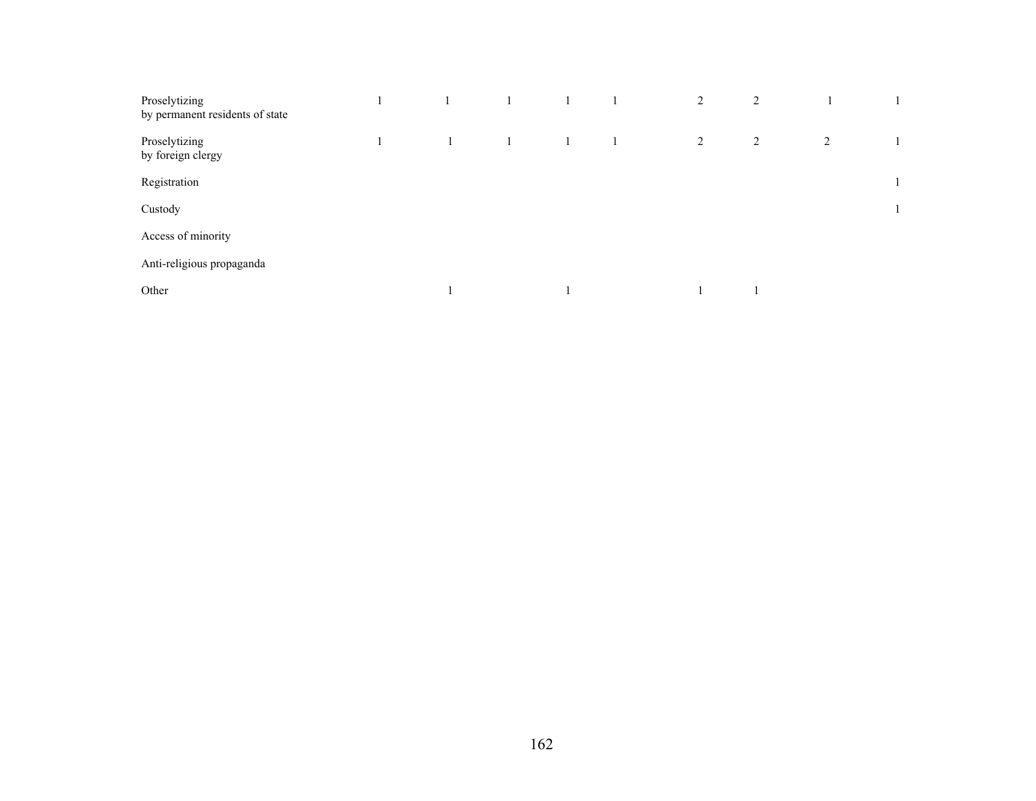| | | | | | | | | | |
|---|---|---|---|---|---|---|---|---|---|
| Proselytizing by permanent residents of state | 1 | 1 | 1 | 1 | 1 | 2 | 2 | 1 | 1 |
| Proselytizing by foreign clergy | 1 | 1 | 1 | 1 | 1 | 2 | 2 | 2 | 1 |
| Registration | | | | | | | | | 1 |
| Custody | | | | | | | | | 1 |
| Access of minority | | | | | | | | | |
| Anti-religious propaganda | | | | | | | | | |
| Other | | 1 | | 1 | | 1 | 1 | | |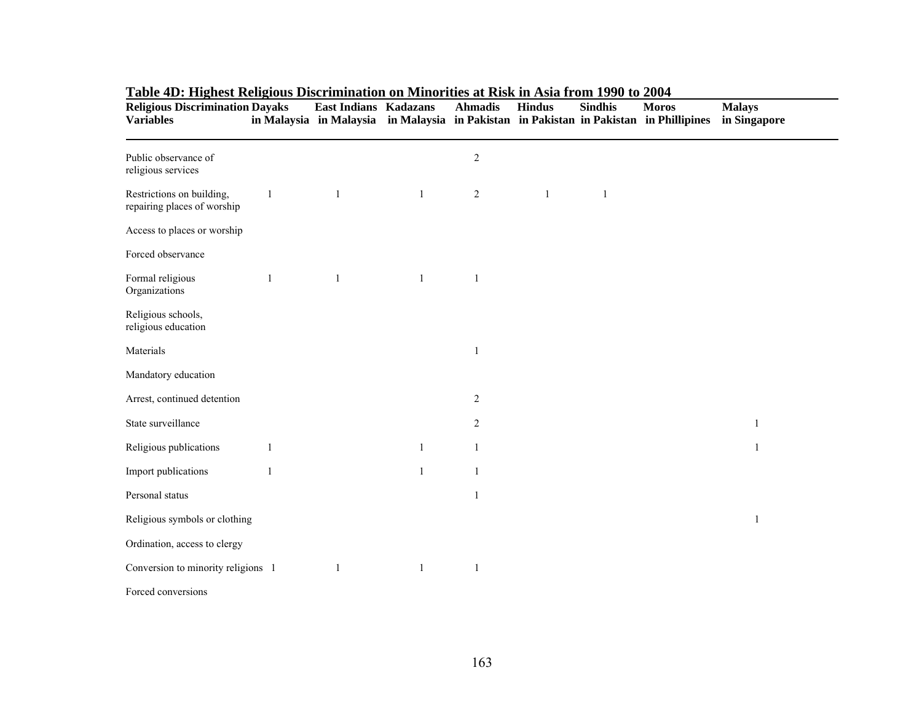## Table 4D: Highest Religious Discrimination on Minorities at Risk in Asia from 1990 to 2004

| Religious Discrimination Variables | Dayaks in Malaysia | East Indians in Malaysia | Kadazans in Malaysia | Ahmadis in Pakistan | Hindus in Pakistan | Sindhis in Pakistan | Moros in Phillipines | Malays in Singapore |
|---|---|---|---|---|---|---|---|---|
| Public observance of religious services | | | | 2 | | | | |
| Restrictions on building, repairing places of worship | 1 | 1 | 1 | 2 | 1 | 1 | | |
| Access to places or worship | | | | | | | | |
| Forced observance | | | | | | | | |
| Formal religious Organizations | 1 | 1 | 1 | 1 | | | | |
| Religious schools, religious education | | | | | | | | |
| Materials | | | | 1 | | | | |
| Mandatory education | | | | | | | | |
| Arrest, continued detention | | | | 2 | | | | |
| State surveillance | | | | 2 | | | | 1 |
| Religious publications | 1 | | 1 | 1 | | | | 1 |
| Import publications | 1 | | 1 | 1 | | | | |
| Personal status | | | | 1 | | | | |
| Religious symbols or clothing | | | | | | | | 1 |
| Ordination, access to clergy | | | | | | | | |
| Conversion to minority religions | 1 | 1 | 1 | 1 | | | | |
| Forced conversions | | | | | | | | |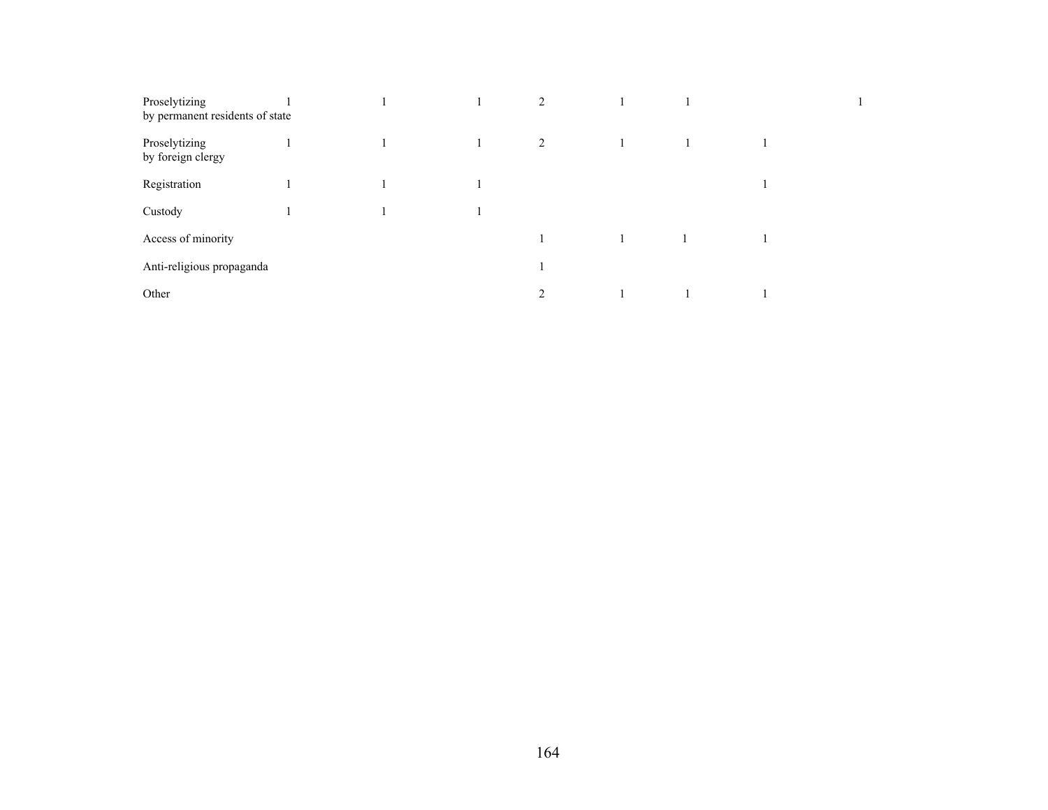| | | | | | | | | |
|---|---|---|---|---|---|---|---|---|
| Proselytizing by permanent residents of state | 1 | 1 | 1 | 2 | 1 | 1 | | 1 |
| Proselytizing by foreign clergy | 1 | 1 | 1 | 2 | 1 | 1 | 1 | |
| Registration | 1 | 1 | 1 | | | | 1 | |
| Custody | 1 | 1 | 1 | | | | | |
| Access of minority | | | | 1 | 1 | 1 | 1 | |
| Anti-religious propaganda | | | | 1 | | | | |
| Other | | | | 2 | 1 | 1 | 1 | |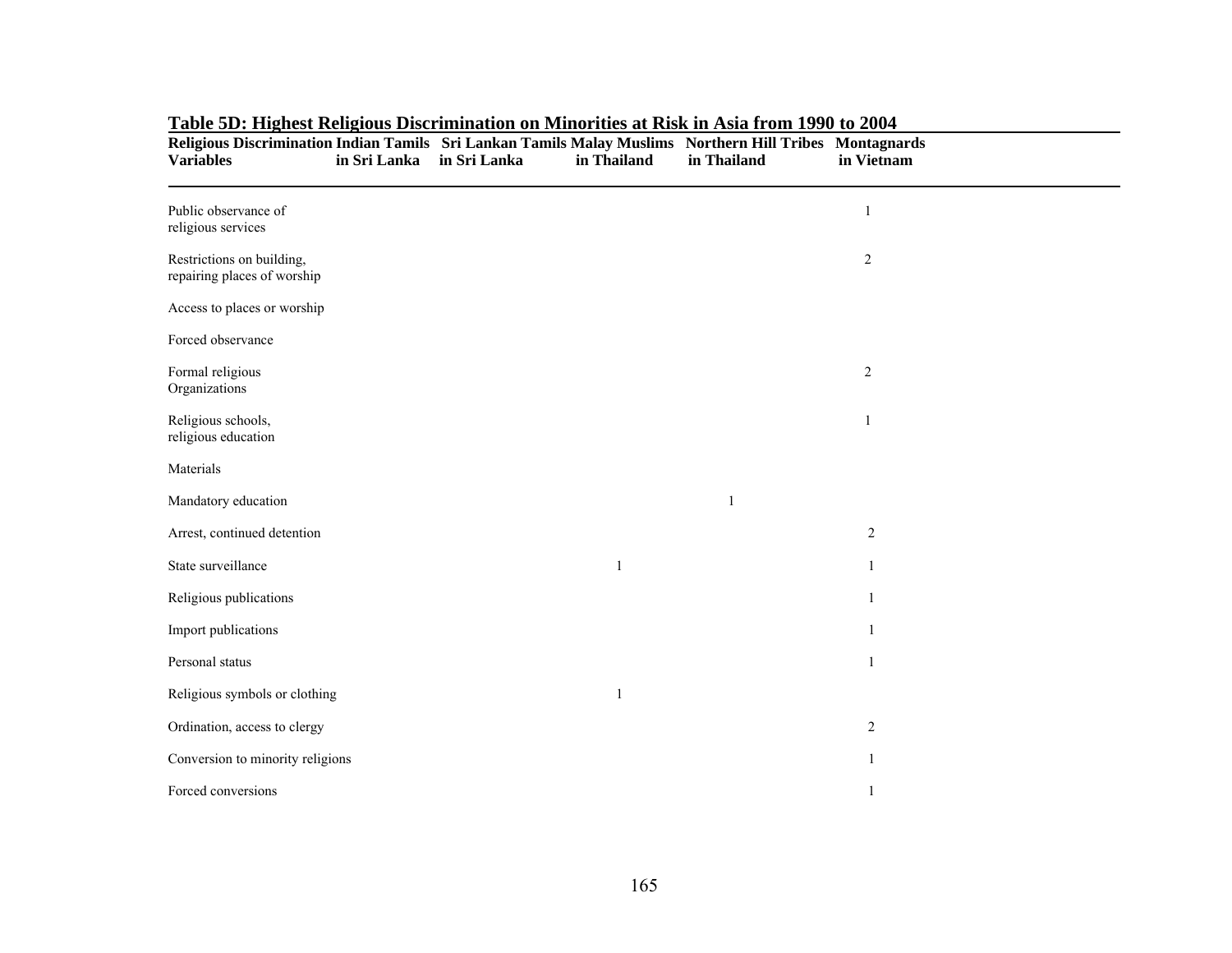## Table 5D: Highest Religious Discrimination on Minorities at Risk in Asia from 1990 to 2004

| Religious Discrimination Variables | Indian Tamils in Sri Lanka | Sri Lankan Tamils in Sri Lanka | Malay Muslims in Thailand | Northern Hill Tribes in Thailand | Montagnards in Vietnam |
|---|---|---|---|---|---|
| Public observance of religious services | | | | | 1 |
| Restrictions on building, repairing places of worship | | | | | 2 |
| Access to places or worship | | | | | |
| Forced observance | | | | | |
| Formal religious Organizations | | | | | 2 |
| Religious schools, religious education | | | | | 1 |
| Materials | | | | | |
| Mandatory education | | | | 1 | |
| Arrest, continued detention | | | | | 2 |
| State surveillance | | | 1 | | 1 |
| Religious publications | | | | | 1 |
| Import publications | | | | | 1 |
| Personal status | | | | | 1 |
| Religious symbols or clothing | | | 1 | | |
| Ordination, access to clergy | | | | | 2 |
| Conversion to minority religions | | | | | 1 |
| Forced conversions | | | | | 1 |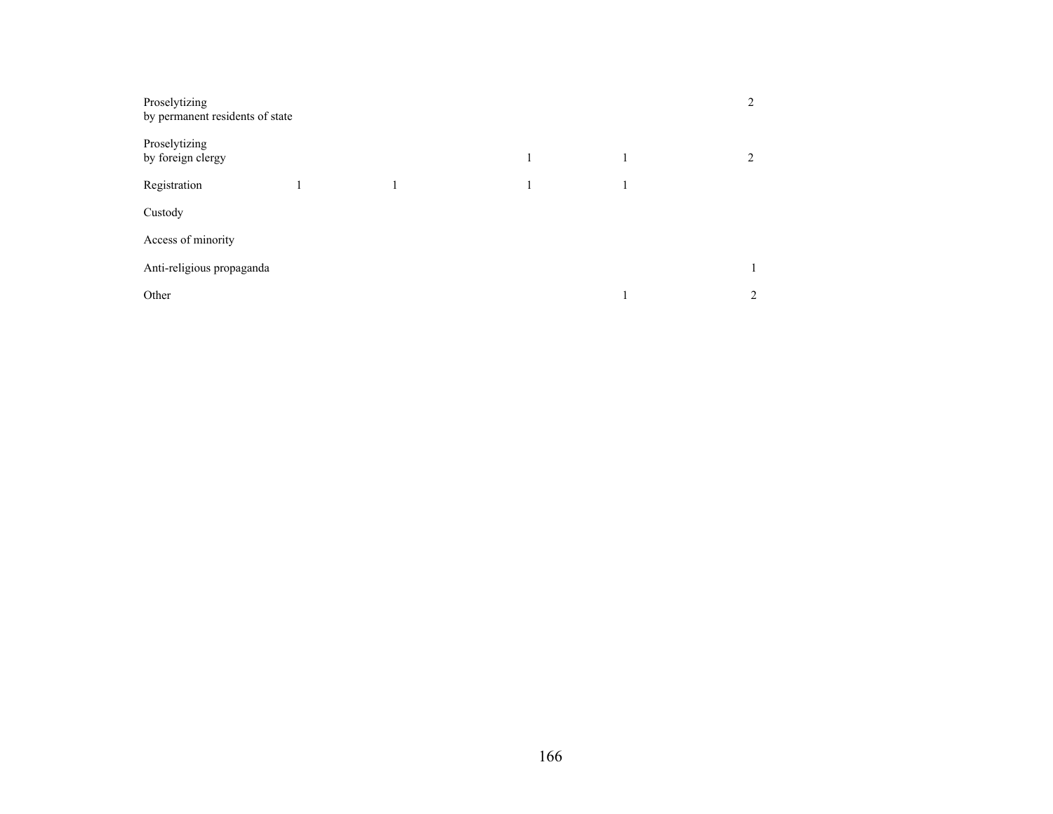| | | | | | |
|---|---|---|---|---|---|
| Proselytizing by permanent residents of state | | | | | 2 |
| Proselytizing by foreign clergy | | | 1 | 1 | 2 |
| Registration | 1 | 1 | 1 | 1 | |
| Custody | | | | | |
| Access of minority | | | | | |
| Anti-religious propaganda | | | | | 1 |
| Other | | | | 1 | 2 |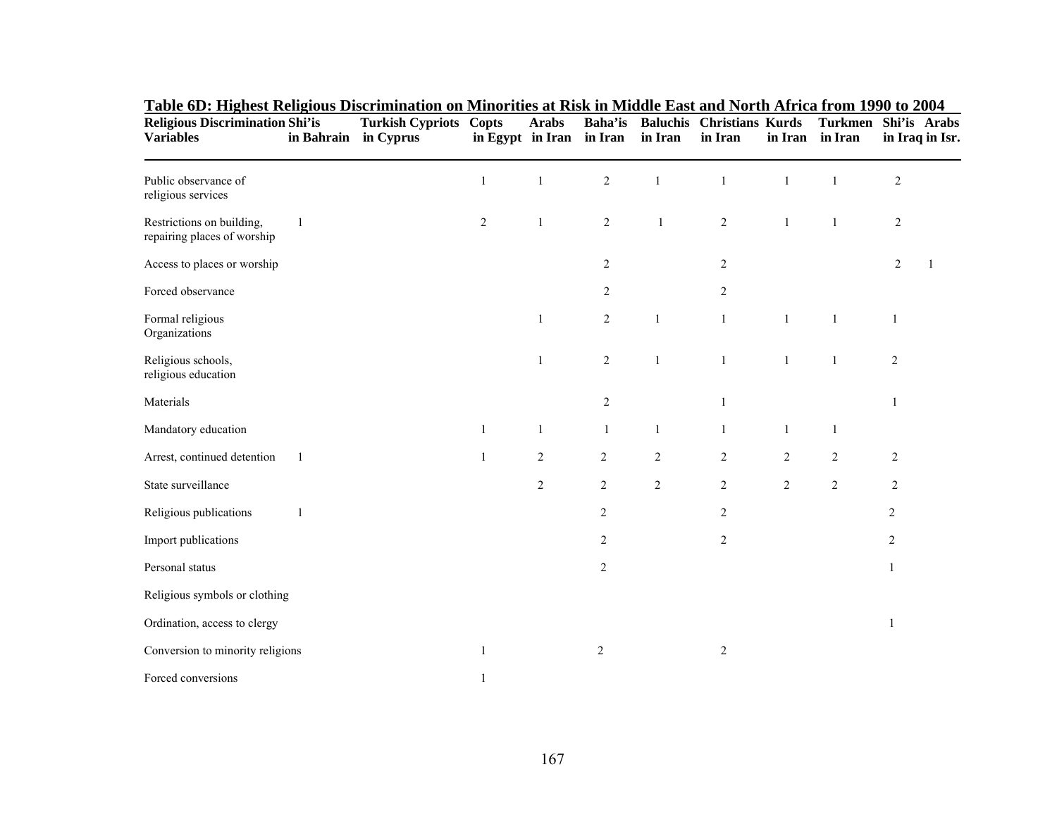**Table 6D: Highest Religious Discrimination on Minorities at Risk in Middle East and North Africa from 1990 to 2004**

| Religious Discrimination Variables | Shi'is in Bahrain | Turkish Cypriots in Cyprus | Copts in Egypt | Arabs in Iran | Baha'is in Iran | Baluchis in Iran | Christians in Iran | Kurds in Iran | Turkmen in Iran | Shi'is in Iraq | Arabs in Isr. |
|---|---|---|---|---|---|---|---|---|---|---|---|
| Public observance of religious services | | | 1 | 1 | 2 | 1 | 1 | 1 | 1 | 2 | |
| Restrictions on building, repairing places of worship | 1 | | 2 | 1 | 2 | 1 | 2 | 1 | 1 | 2 | |
| Access to places or worship | | | | | 2 | | 2 | | | 2 | 1 |
| Forced observance | | | | | 2 | | 2 | | | | |
| Formal religious Organizations | | | | 1 | 2 | 1 | 1 | 1 | 1 | 1 | |
| Religious schools, religious education | | | | 1 | 2 | 1 | 1 | 1 | 1 | 2 | |
| Materials | | | | | 2 | | 1 | | | 1 | |
| Mandatory education | | | 1 | 1 | 1 | 1 | 1 | 1 | 1 | | |
| Arrest, continued detention | 1 | | 1 | 2 | 2 | 2 | 2 | 2 | 2 | 2 | |
| State surveillance | | | | 2 | 2 | 2 | 2 | 2 | 2 | 2 | |
| Religious publications | 1 | | | | 2 | | 2 | | | 2 | |
| Import publications | | | | | 2 | | 2 | | | 2 | |
| Personal status | | | | | 2 | | | | | 1 | |
| Religious symbols or clothing | | | | | | | | | | | |
| Ordination, access to clergy | | | | | | | | | | 1 | |
| Conversion to minority religions | | | 1 | | 2 | | 2 | | | | |
| Forced conversions | | | 1 | | | | | | | | |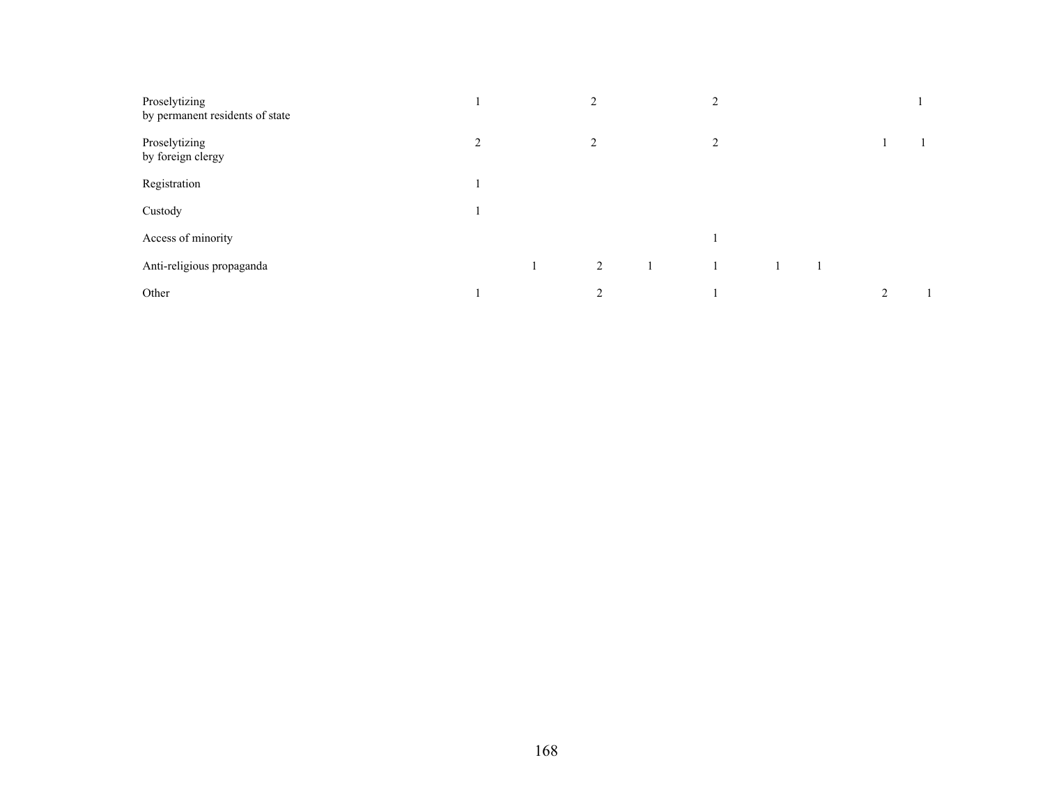| | | | | | | | | | |
|---|---|---|---|---|---|---|---|---|---|
| Proselytizing by permanent residents of state | 1 | | 2 | | 2 | | | | 1 |
| Proselytizing by foreign clergy | 2 | | 2 | | 2 | | | 1 | 1 |
| Registration | 1 | | | | | | | | |
| Custody | 1 | | | | | | | | |
| Access of minority | | | | | 1 | | | | |
| Anti-religious propaganda | | 1 | 2 | 1 | 1 | 1 | 1 | | |
| Other | 1 | | 2 | | 1 | | | 2 | 1 |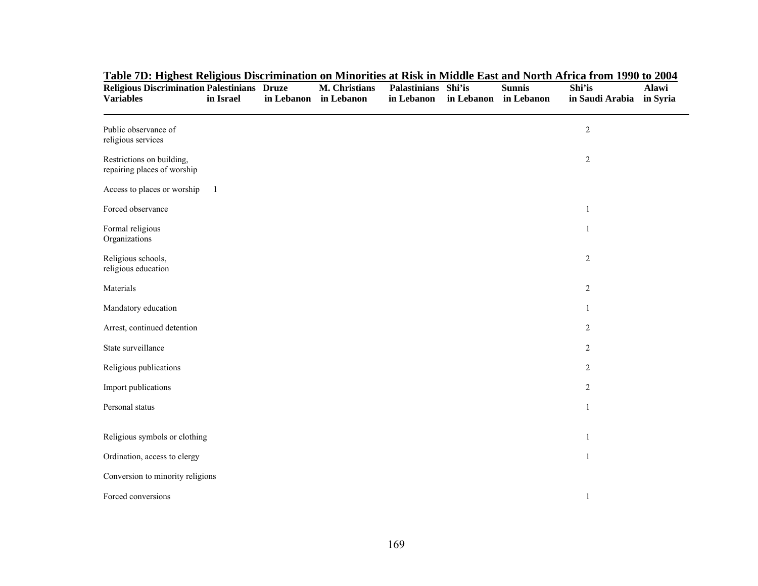**Table 7D: Highest Religious Discrimination on Minorities at Risk in Middle East and North Africa from 1990 to 2004**

| Religious Discrimination Variables | Palestinians in Israel | Druze in Lebanon | M. Christians in Lebanon | Palastinians in Lebanon | Shi'is in Lebanon | Sunnis in Lebanon | Shi'is in Saudi Arabia | Alawi in Syria |
|---|---|---|---|---|---|---|---|---|
| Public observance of religious services | | | | | | | 2 | |
| Restrictions on building, repairing places of worship | | | | | | | 2 | |
| Access to places or worship | 1 | | | | | | | |
| Forced observance | | | | | | | 1 | |
| Formal religious Organizations | | | | | | | 1 | |
| Religious schools, religious education | | | | | | | 2 | |
| Materials | | | | | | | 2 | |
| Mandatory education | | | | | | | 1 | |
| Arrest, continued detention | | | | | | | 2 | |
| State surveillance | | | | | | | 2 | |
| Religious publications | | | | | | | 2 | |
| Import publications | | | | | | | 2 | |
| Personal status | | | | | | | 1 | |
| Religious symbols or clothing | | | | | | | 1 | |
| Ordination, access to clergy | | | | | | | 1 | |
| Conversion to minority religions | | | | | | | | |
| Forced conversions | | | | | | | 1 | |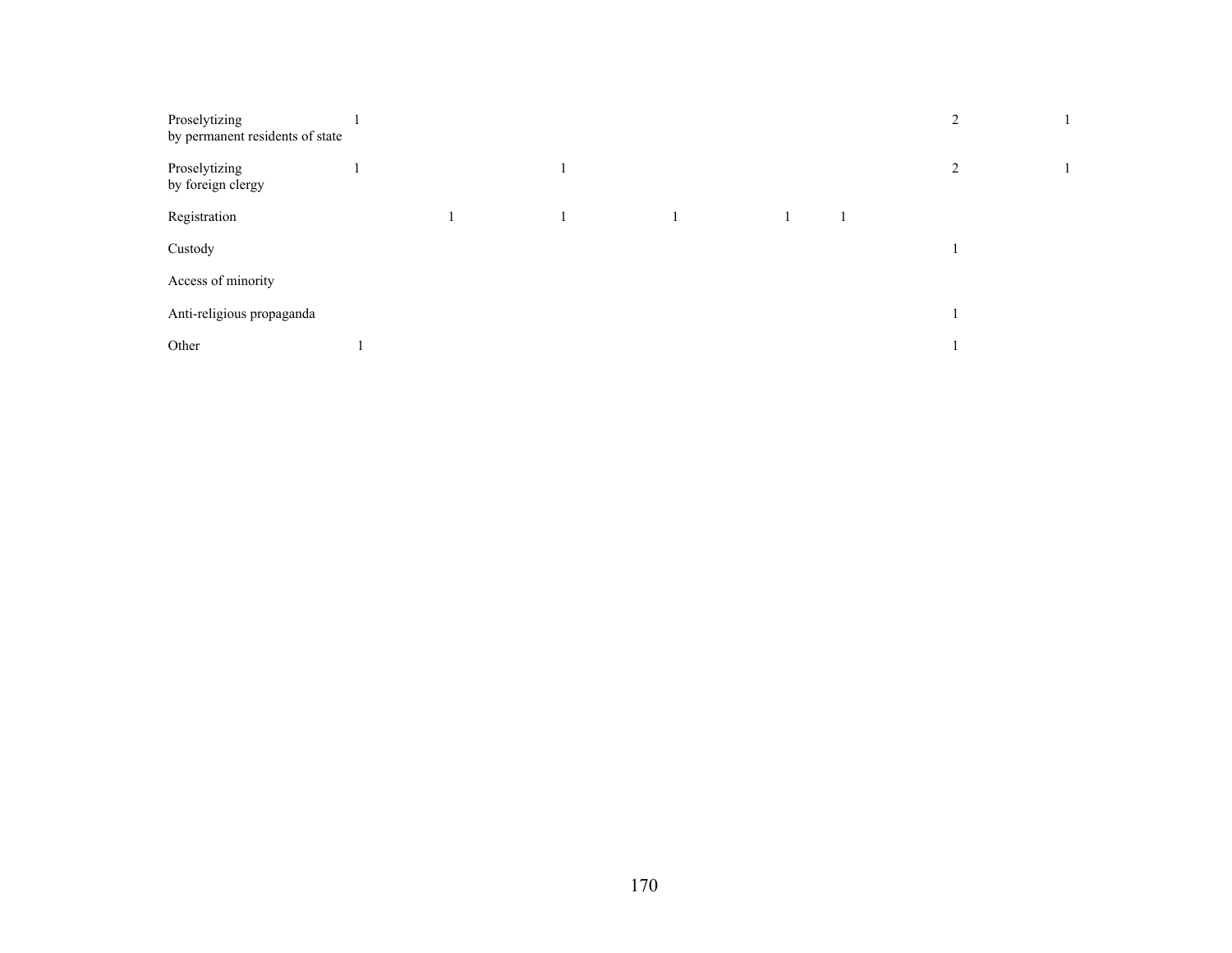| | | | | | | | | |
|---|---|---|---|---|---|---|---|---|
| Proselytizing by permanent residents of state | 1 | | | | | | 2 | 1 |
| Proselytizing by foreign clergy | 1 | | 1 | | | | 2 | 1 |
| Registration | | 1 | 1 | 1 | 1 | 1 | | |
| Custody | | | | | | | 1 | |
| Access of minority | | | | | | | | |
| Anti-religious propaganda | | | | | | | 1 | |
| Other | 1 | | | | | | 1 | |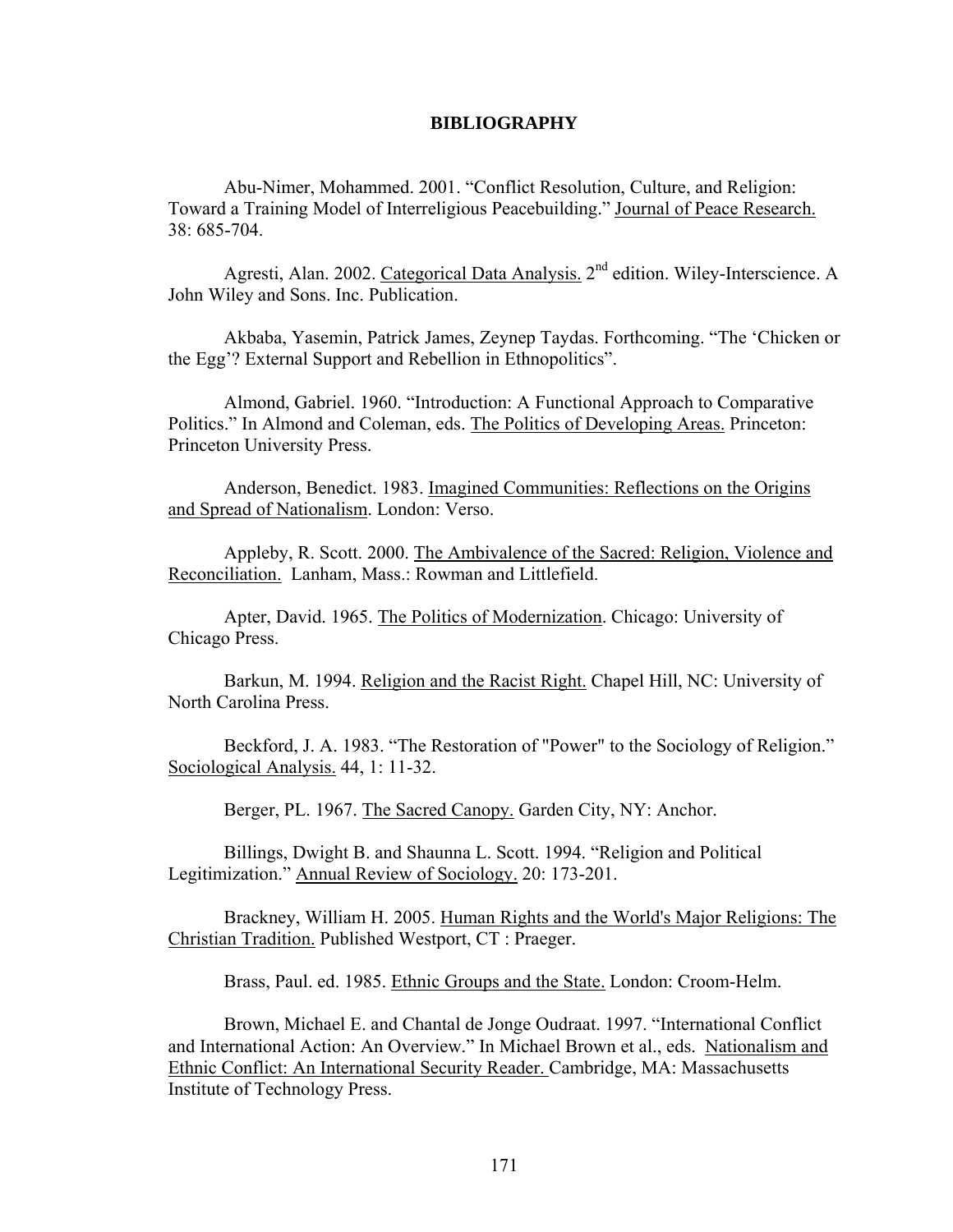# BIBLIOGRAPHY

Abu-Nimer, Mohammed. 2001. "Conflict Resolution, Culture, and Religion: Toward a Training Model of Interreligious Peacebuilding." Journal of Peace Research. 38: 685-704.

Agresti, Alan. 2002. Categorical Data Analysis. 2nd edition. Wiley-Interscience. A John Wiley and Sons. Inc. Publication.

Akbaba, Yasemin, Patrick James, Zeynep Taydas. Forthcoming. "The 'Chicken or the Egg'? External Support and Rebellion in Ethnopolitics".

Almond, Gabriel. 1960. "Introduction: A Functional Approach to Comparative Politics." In Almond and Coleman, eds. The Politics of Developing Areas. Princeton: Princeton University Press.

Anderson, Benedict. 1983. Imagined Communities: Reflections on the Origins and Spread of Nationalism. London: Verso.

Appleby, R. Scott. 2000. The Ambivalence of the Sacred: Religion, Violence and Reconciliation. Lanham, Mass.: Rowman and Littlefield.

Apter, David. 1965. The Politics of Modernization. Chicago: University of Chicago Press.

Barkun, M. 1994. Religion and the Racist Right. Chapel Hill, NC: University of North Carolina Press.

Beckford, J. A. 1983. "The Restoration of "Power" to the Sociology of Religion." Sociological Analysis. 44, 1: 11-32.

Berger, PL. 1967. The Sacred Canopy. Garden City, NY: Anchor.

Billings, Dwight B. and Shaunna L. Scott. 1994. "Religion and Political Legitimization." Annual Review of Sociology. 20: 173-201.

Brackney, William H. 2005. Human Rights and the World's Major Religions: The Christian Tradition. Published Westport, CT : Praeger.

Brass, Paul. ed. 1985. Ethnic Groups and the State. London: Croom-Helm.

Brown, Michael E. and Chantal de Jonge Oudraat. 1997. "International Conflict and International Action: An Overview." In Michael Brown et al., eds. Nationalism and Ethnic Conflict: An International Security Reader. Cambridge, MA: Massachusetts Institute of Technology Press.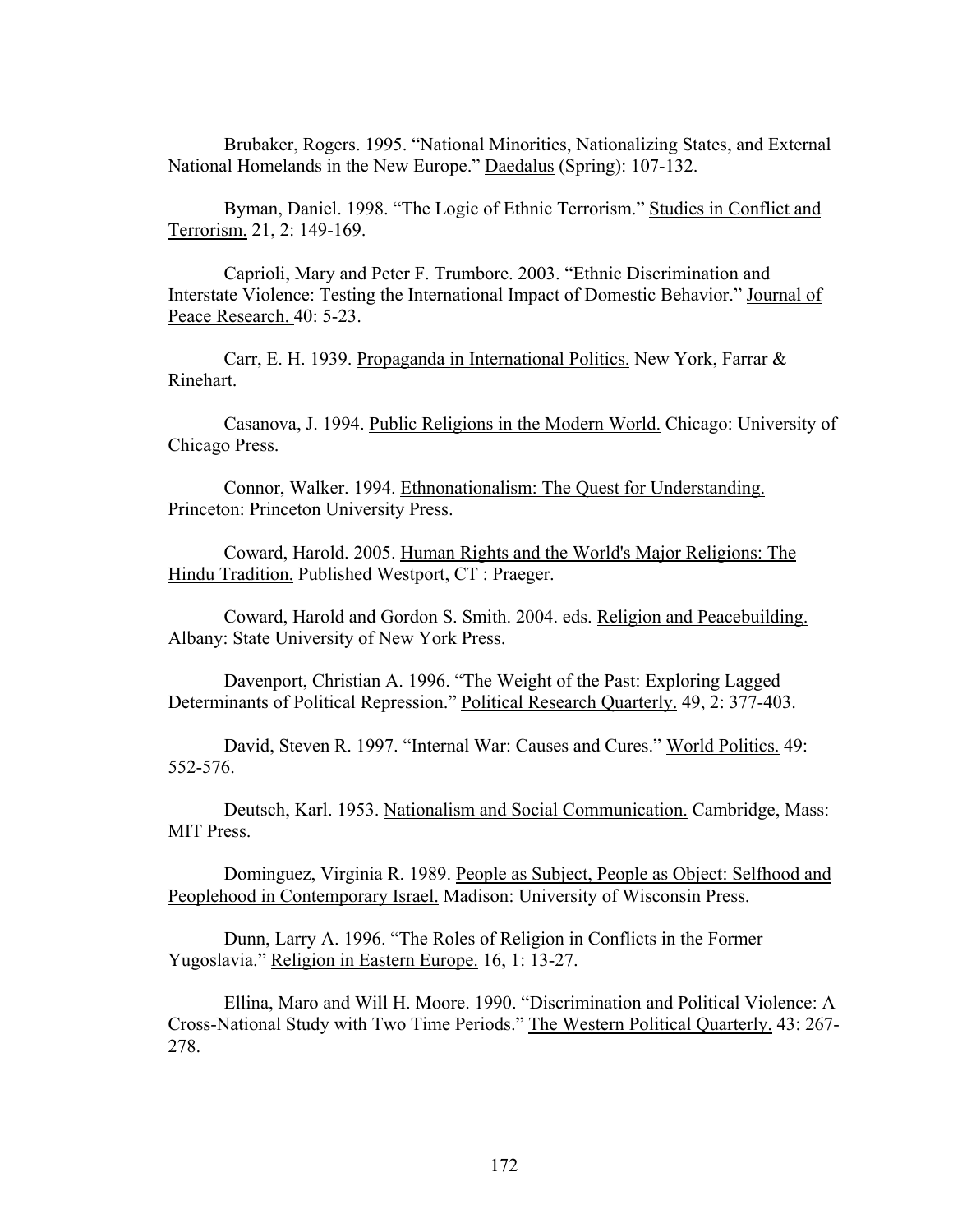Brubaker, Rogers. 1995. "National Minorities, Nationalizing States, and External National Homelands in the New Europe." Daedalus (Spring): 107-132.

Byman, Daniel. 1998. "The Logic of Ethnic Terrorism." Studies in Conflict and Terrorism. 21, 2: 149-169.

Caprioli, Mary and Peter F. Trumbore. 2003. "Ethnic Discrimination and Interstate Violence: Testing the International Impact of Domestic Behavior." Journal of Peace Research. 40: 5-23.

Carr, E. H. 1939. Propaganda in International Politics. New York, Farrar & Rinehart.

Casanova, J. 1994. Public Religions in the Modern World. Chicago: University of Chicago Press.

Connor, Walker. 1994. Ethnonationalism: The Quest for Understanding. Princeton: Princeton University Press.

Coward, Harold. 2005. Human Rights and the World's Major Religions: The Hindu Tradition. Published Westport, CT : Praeger.

Coward, Harold and Gordon S. Smith. 2004. eds. Religion and Peacebuilding. Albany: State University of New York Press.

Davenport, Christian A. 1996. "The Weight of the Past: Exploring Lagged Determinants of Political Repression." Political Research Quarterly. 49, 2: 377-403.

David, Steven R. 1997. "Internal War: Causes and Cures." World Politics. 49: 552-576.

Deutsch, Karl. 1953. Nationalism and Social Communication. Cambridge, Mass: MIT Press.

Dominguez, Virginia R. 1989. People as Subject, People as Object: Selfhood and Peoplehood in Contemporary Israel. Madison: University of Wisconsin Press.

Dunn, Larry A. 1996. "The Roles of Religion in Conflicts in the Former Yugoslavia." Religion in Eastern Europe. 16, 1: 13-27.

Ellina, Maro and Will H. Moore. 1990. "Discrimination and Political Violence: A Cross-National Study with Two Time Periods." The Western Political Quarterly. 43: 267-278.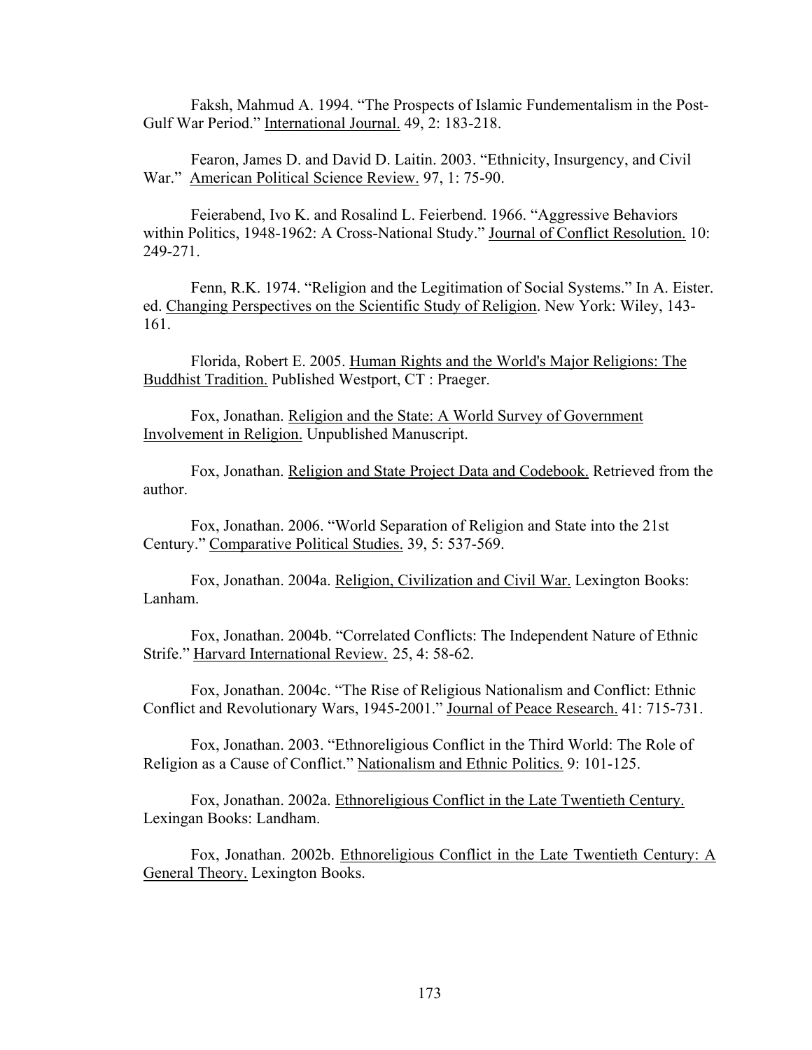Faksh, Mahmud A. 1994. "The Prospects of Islamic Fundementalism in the Post-Gulf War Period." <u>International Journal.</u> 49, 2: 183-218.

Fearon, James D. and David D. Laitin. 2003. "Ethnicity, Insurgency, and Civil War." <u>American Political Science Review.</u> 97, 1: 75-90.

Feierabend, Ivo K. and Rosalind L. Feierbend. 1966. "Aggressive Behaviors within Politics, 1948-1962: A Cross-National Study." <u>Journal of Conflict Resolution.</u> 10: 249-271.

Fenn, R.K. 1974. "Religion and the Legitimation of Social Systems." In A. Eister. ed. <u>Changing Perspectives on the Scientific Study of Religion</u>. New York: Wiley, 143-161.

Florida, Robert E. 2005. <u>Human Rights and the World's Major Religions: The Buddhist Tradition.</u> Published Westport, CT : Praeger.

Fox, Jonathan. <u>Religion and the State: A World Survey of Government Involvement in Religion.</u> Unpublished Manuscript.

Fox, Jonathan. <u>Religion and State Project Data and Codebook.</u> Retrieved from the author.

Fox, Jonathan. 2006. "World Separation of Religion and State into the 21st Century." <u>Comparative Political Studies.</u> 39, 5: 537-569.

Fox, Jonathan. 2004a. <u>Religion, Civilization and Civil War.</u> Lexington Books: Lanham.

Fox, Jonathan. 2004b. "Correlated Conflicts: The Independent Nature of Ethnic Strife." <u>Harvard International Review.</u> 25, 4: 58-62.

Fox, Jonathan. 2004c. "The Rise of Religious Nationalism and Conflict: Ethnic Conflict and Revolutionary Wars, 1945-2001." <u>Journal of Peace Research.</u> 41: 715-731.

Fox, Jonathan. 2003. "Ethnoreligious Conflict in the Third World: The Role of Religion as a Cause of Conflict." <u>Nationalism and Ethnic Politics.</u> 9: 101-125.

Fox, Jonathan. 2002a. <u>Ethnoreligious Conflict in the Late Twentieth Century.</u> Lexingan Books: Landham.

Fox, Jonathan. 2002b. <u>Ethnoreligious Conflict in the Late Twentieth Century: A General Theory.</u> Lexington Books.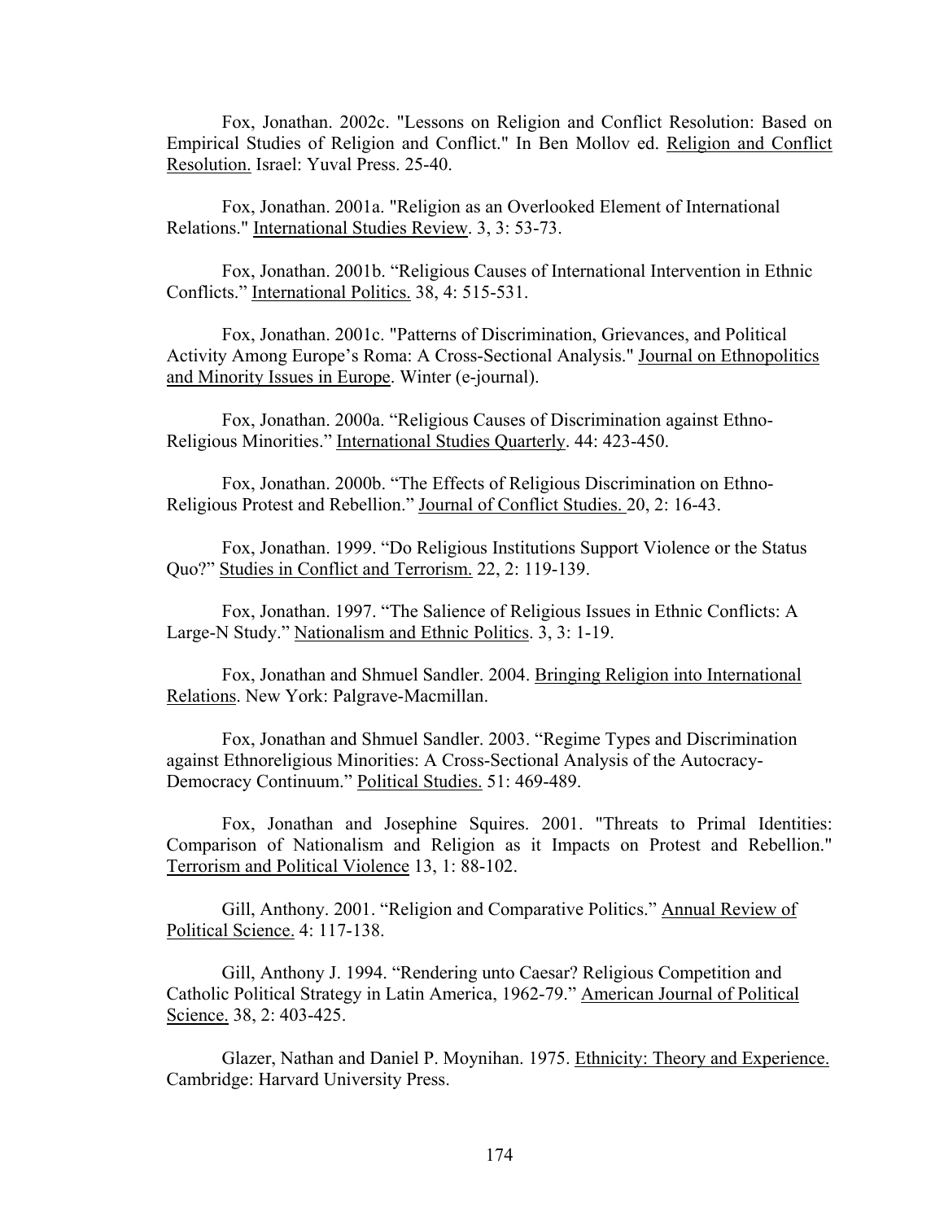Fox, Jonathan. 2002c. "Lessons on Religion and Conflict Resolution: Based on Empirical Studies of Religion and Conflict." In Ben Mollov ed. Religion and Conflict Resolution. Israel: Yuval Press. 25-40.

Fox, Jonathan. 2001a. "Religion as an Overlooked Element of International Relations." International Studies Review. 3, 3: 53-73.

Fox, Jonathan. 2001b. "Religious Causes of International Intervention in Ethnic Conflicts." International Politics. 38, 4: 515-531.

Fox, Jonathan. 2001c. "Patterns of Discrimination, Grievances, and Political Activity Among Europe's Roma: A Cross-Sectional Analysis." Journal on Ethnopolitics and Minority Issues in Europe. Winter (e-journal).

Fox, Jonathan. 2000a. "Religious Causes of Discrimination against Ethno-Religious Minorities." International Studies Quarterly. 44: 423-450.

Fox, Jonathan. 2000b. "The Effects of Religious Discrimination on Ethno-Religious Protest and Rebellion." Journal of Conflict Studies. 20, 2: 16-43.

Fox, Jonathan. 1999. "Do Religious Institutions Support Violence or the Status Quo?" Studies in Conflict and Terrorism. 22, 2: 119-139.

Fox, Jonathan. 1997. "The Salience of Religious Issues in Ethnic Conflicts: A Large-N Study." Nationalism and Ethnic Politics. 3, 3: 1-19.

Fox, Jonathan and Shmuel Sandler. 2004. Bringing Religion into International Relations. New York: Palgrave-Macmillan.

Fox, Jonathan and Shmuel Sandler. 2003. "Regime Types and Discrimination against Ethnoreligious Minorities: A Cross-Sectional Analysis of the Autocracy-Democracy Continuum." Political Studies. 51: 469-489.

Fox, Jonathan and Josephine Squires. 2001. "Threats to Primal Identities: Comparison of Nationalism and Religion as it Impacts on Protest and Rebellion." Terrorism and Political Violence 13, 1: 88-102.

Gill, Anthony. 2001. "Religion and Comparative Politics." Annual Review of Political Science. 4: 117-138.

Gill, Anthony J. 1994. "Rendering unto Caesar? Religious Competition and Catholic Political Strategy in Latin America, 1962-79." American Journal of Political Science. 38, 2: 403-425.

Glazer, Nathan and Daniel P. Moynihan. 1975. Ethnicity: Theory and Experience. Cambridge: Harvard University Press.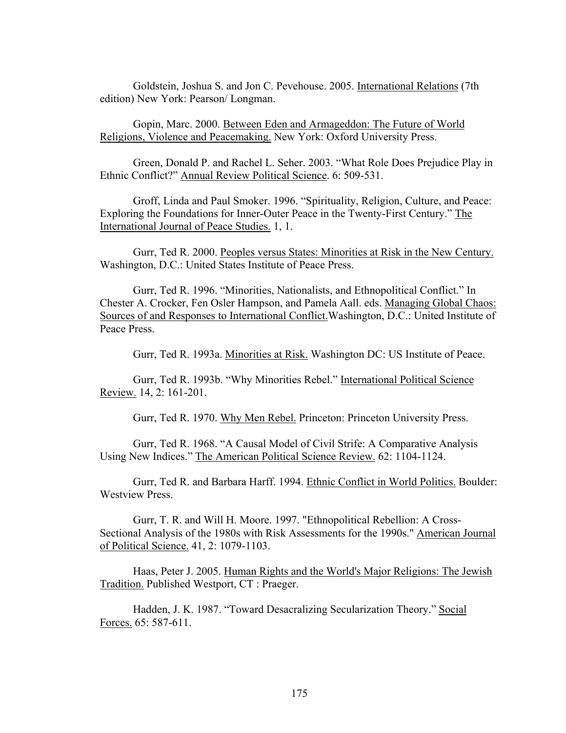Goldstein, Joshua S. and Jon C. Pevehouse. 2005. International Relations (7th edition) New York: Pearson/ Longman.

Gopin, Marc. 2000. Between Eden and Armageddon: The Future of World Religions, Violence and Peacemaking. New York: Oxford University Press.

Green, Donald P. and Rachel L. Seher. 2003. "What Role Does Prejudice Play in Ethnic Conflict?" Annual Review Political Science. 6: 509-531.

Groff, Linda and Paul Smoker. 1996. "Spirituality, Religion, Culture, and Peace: Exploring the Foundations for Inner-Outer Peace in the Twenty-First Century." The International Journal of Peace Studies. 1, 1.

Gurr, Ted R. 2000. Peoples versus States: Minorities at Risk in the New Century. Washington, D.C.: United States Institute of Peace Press.

Gurr, Ted R. 1996. "Minorities, Nationalists, and Ethnopolitical Conflict." In Chester A. Crocker, Fen Osler Hampson, and Pamela Aall. eds. Managing Global Chaos: Sources of and Responses to International Conflict.Washington, D.C.: United Institute of Peace Press.

Gurr, Ted R. 1993a. Minorities at Risk. Washington DC: US Institute of Peace.

Gurr, Ted R. 1993b. "Why Minorities Rebel." International Political Science Review. 14, 2: 161-201.

Gurr, Ted R. 1970. Why Men Rebel. Princeton: Princeton University Press.

Gurr, Ted R. 1968. "A Causal Model of Civil Strife: A Comparative Analysis Using New Indices." The American Political Science Review. 62: 1104-1124.

Gurr, Ted R. and Barbara Harff. 1994. Ethnic Conflict in World Politics. Boulder: Westview Press.

Gurr, T. R. and Will H. Moore. 1997. "Ethnopolitical Rebellion: A Cross-Sectional Analysis of the 1980s with Risk Assessments for the 1990s." American Journal of Political Science. 41, 2: 1079-1103.

Haas, Peter J. 2005. Human Rights and the World's Major Religions: The Jewish Tradition. Published Westport, CT : Praeger.

Hadden, J. K. 1987. "Toward Desacralizing Secularization Theory." Social Forces. 65: 587-611.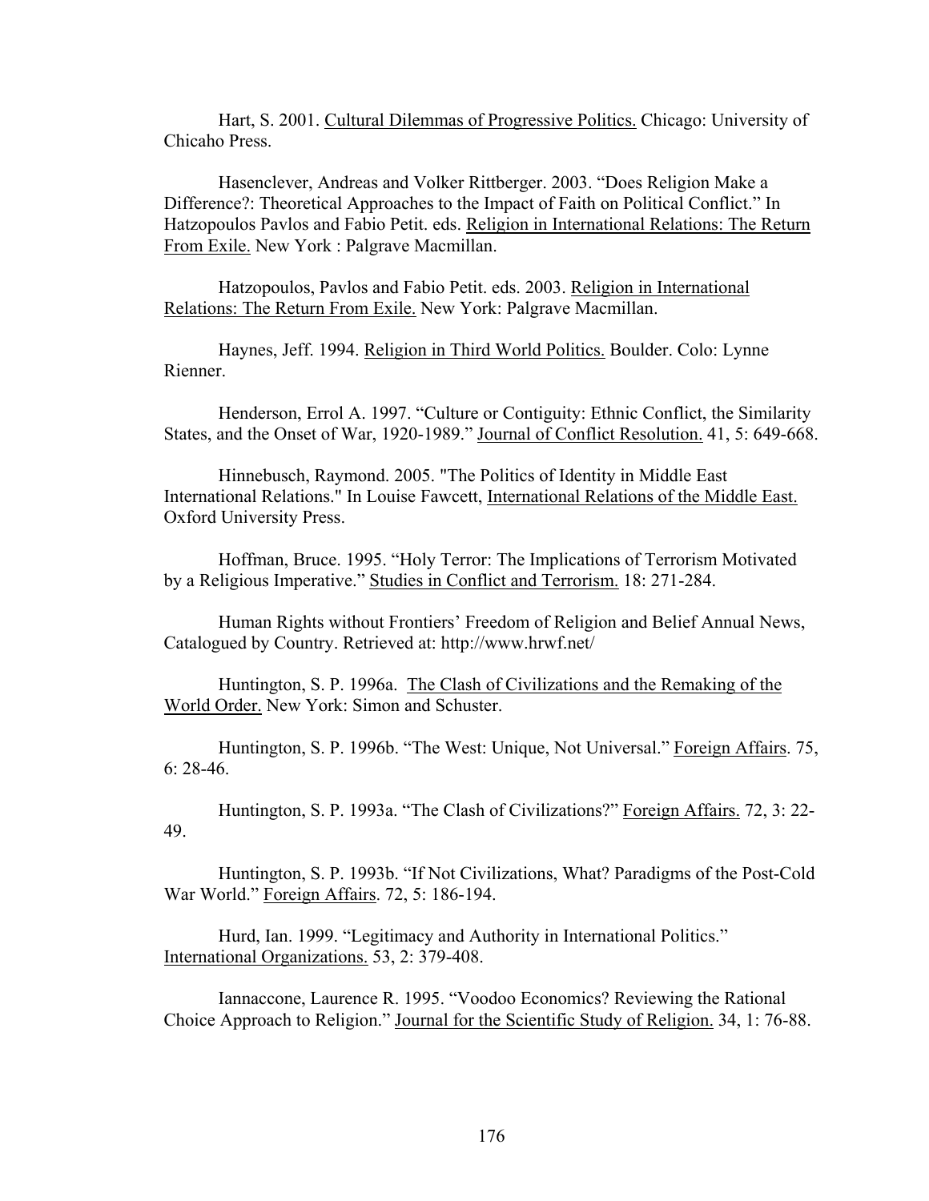Hart, S. 2001. <u>Cultural Dilemmas of Progressive Politics.</u> Chicago: University of Chicaho Press.

Hasenclever, Andreas and Volker Rittberger. 2003. "Does Religion Make a Difference?: Theoretical Approaches to the Impact of Faith on Political Conflict." In Hatzopoulos Pavlos and Fabio Petit. eds. <u>Religion in International Relations: The Return From Exile.</u> New York : Palgrave Macmillan.

Hatzopoulos, Pavlos and Fabio Petit. eds. 2003. <u>Religion in International Relations: The Return From Exile.</u> New York: Palgrave Macmillan.

Haynes, Jeff. 1994. <u>Religion in Third World Politics.</u> Boulder. Colo: Lynne Rienner.

Henderson, Errol A. 1997. "Culture or Contiguity: Ethnic Conflict, the Similarity States, and the Onset of War, 1920-1989." <u>Journal of Conflict Resolution.</u> 41, 5: 649-668.

Hinnebusch, Raymond. 2005. "The Politics of Identity in Middle East International Relations." In Louise Fawcett, <u>International Relations of the Middle East.</u> Oxford University Press.

Hoffman, Bruce. 1995. "Holy Terror: The Implications of Terrorism Motivated by a Religious Imperative." <u>Studies in Conflict and Terrorism.</u> 18: 271-284.

Human Rights without Frontiers' Freedom of Religion and Belief Annual News, Catalogued by Country. Retrieved at: http://www.hrwf.net/

Huntington, S. P. 1996a. <u>The Clash of Civilizations and the Remaking of the World Order.</u> New York: Simon and Schuster.

Huntington, S. P. 1996b. "The West: Unique, Not Universal." <u>Foreign Affairs</u>. 75, 6: 28-46.

Huntington, S. P. 1993a. "The Clash of Civilizations?" <u>Foreign Affairs.</u> 72, 3: 22-49.

Huntington, S. P. 1993b. "If Not Civilizations, What? Paradigms of the Post-Cold War World." <u>Foreign Affairs</u>. 72, 5: 186-194.

Hurd, Ian. 1999. "Legitimacy and Authority in International Politics." <u>International Organizations.</u> 53, 2: 379-408.

Iannaccone, Laurence R. 1995. "Voodoo Economics? Reviewing the Rational Choice Approach to Religion." <u>Journal for the Scientific Study of Religion.</u> 34, 1: 76-88.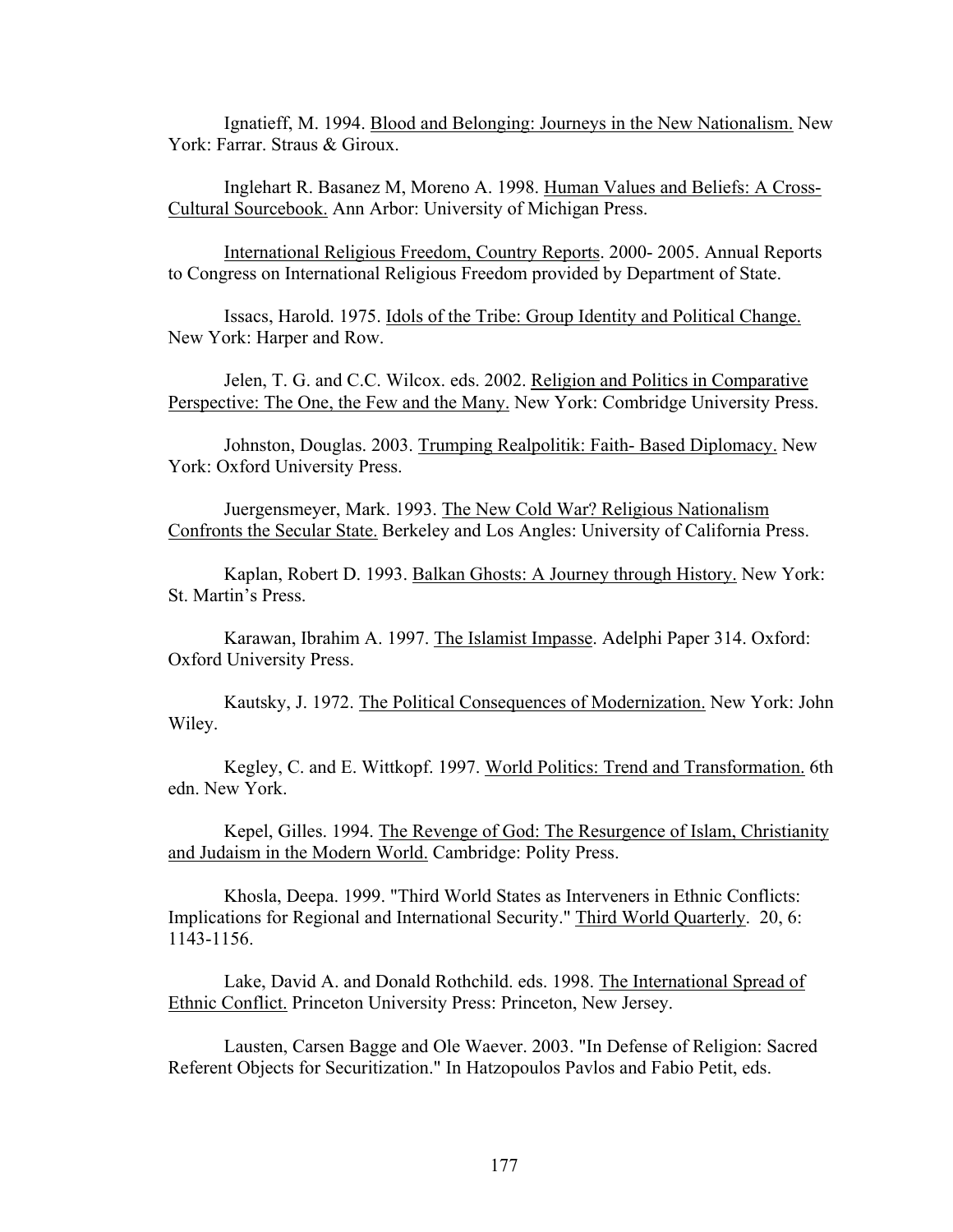Ignatieff, M. 1994. Blood and Belonging: Journeys in the New Nationalism. New York: Farrar. Straus & Giroux.

Inglehart R. Basanez M, Moreno A. 1998. Human Values and Beliefs: A Cross-Cultural Sourcebook. Ann Arbor: University of Michigan Press.

International Religious Freedom, Country Reports. 2000- 2005. Annual Reports to Congress on International Religious Freedom provided by Department of State.

Issacs, Harold. 1975. Idols of the Tribe: Group Identity and Political Change. New York: Harper and Row.

Jelen, T. G. and C.C. Wilcox. eds. 2002. Religion and Politics in Comparative Perspective: The One, the Few and the Many. New York: Combridge University Press.

Johnston, Douglas. 2003. Trumping Realpolitik: Faith- Based Diplomacy. New York: Oxford University Press.

Juergensmeyer, Mark. 1993. The New Cold War? Religious Nationalism Confronts the Secular State. Berkeley and Los Angles: University of California Press.

Kaplan, Robert D. 1993. Balkan Ghosts: A Journey through History. New York: St. Martin's Press.

Karawan, Ibrahim A. 1997. The Islamist Impasse. Adelphi Paper 314. Oxford: Oxford University Press.

Kautsky, J. 1972. The Political Consequences of Modernization. New York: John Wiley.

Kegley, C. and E. Wittkopf. 1997. World Politics: Trend and Transformation. 6th edn. New York.

Kepel, Gilles. 1994. The Revenge of God: The Resurgence of Islam, Christianity and Judaism in the Modern World. Cambridge: Polity Press.

Khosla, Deepa. 1999. "Third World States as Interveners in Ethnic Conflicts: Implications for Regional and International Security." Third World Quarterly. 20, 6: 1143-1156.

Lake, David A. and Donald Rothchild. eds. 1998. The International Spread of Ethnic Conflict. Princeton University Press: Princeton, New Jersey.

Lausten, Carsen Bagge and Ole Waever. 2003. "In Defense of Religion: Sacred Referent Objects for Securitization." In Hatzopoulos Pavlos and Fabio Petit, eds.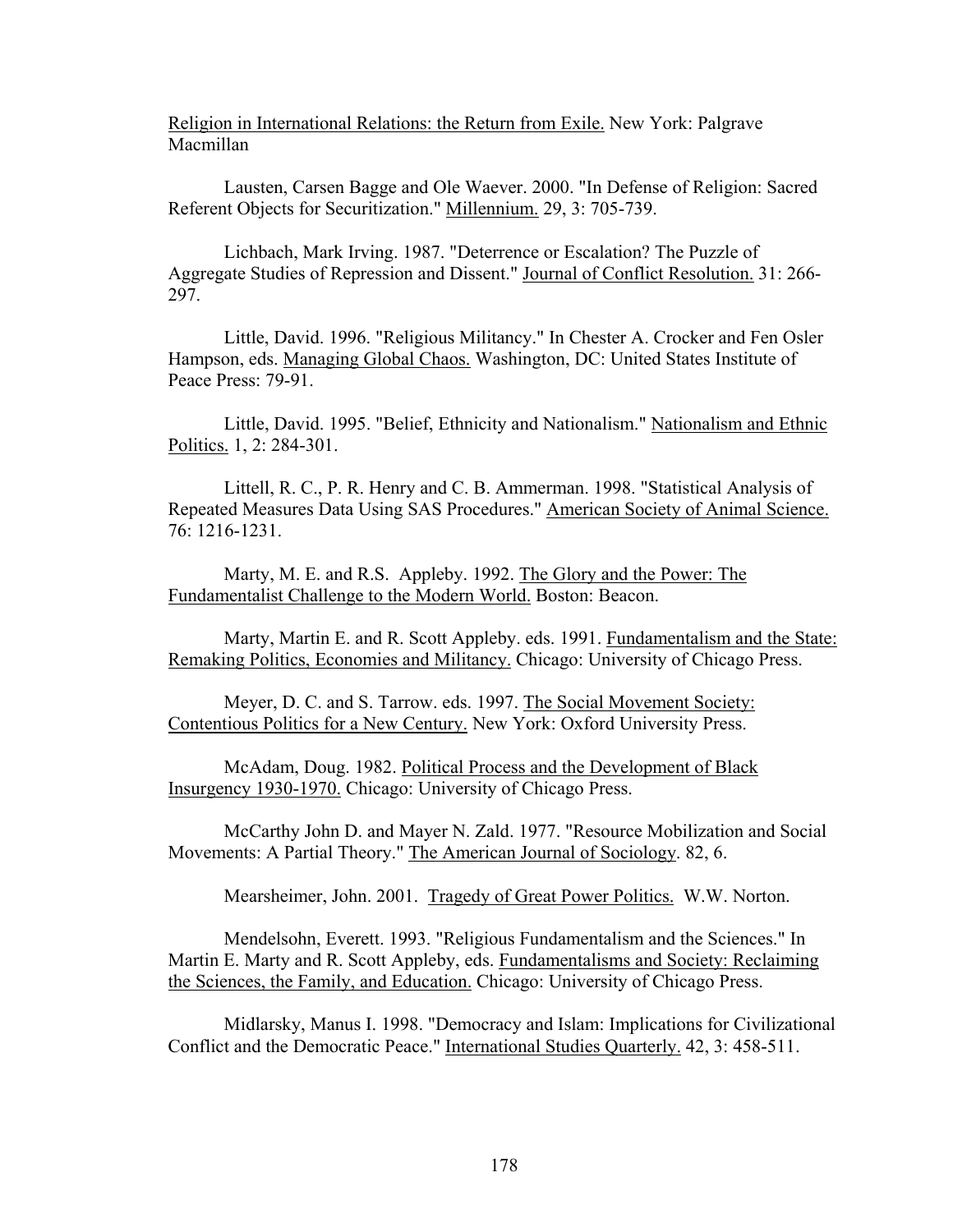Religion in International Relations: the Return from Exile. New York: Palgrave Macmillan

Lausten, Carsen Bagge and Ole Waever. 2000. "In Defense of Religion: Sacred Referent Objects for Securitization." Millennium. 29, 3: 705-739.

Lichbach, Mark Irving. 1987. "Deterrence or Escalation? The Puzzle of Aggregate Studies of Repression and Dissent." Journal of Conflict Resolution. 31: 266-297.

Little, David. 1996. "Religious Militancy." In Chester A. Crocker and Fen Osler Hampson, eds. Managing Global Chaos. Washington, DC: United States Institute of Peace Press: 79-91.

Little, David. 1995. "Belief, Ethnicity and Nationalism." Nationalism and Ethnic Politics. 1, 2: 284-301.

Littell, R. C., P. R. Henry and C. B. Ammerman. 1998. "Statistical Analysis of Repeated Measures Data Using SAS Procedures." American Society of Animal Science. 76: 1216-1231.

Marty, M. E. and R.S. Appleby. 1992. The Glory and the Power: The Fundamentalist Challenge to the Modern World. Boston: Beacon.

Marty, Martin E. and R. Scott Appleby. eds. 1991. Fundamentalism and the State: Remaking Politics, Economies and Militancy. Chicago: University of Chicago Press.

Meyer, D. C. and S. Tarrow. eds. 1997. The Social Movement Society: Contentious Politics for a New Century. New York: Oxford University Press.

McAdam, Doug. 1982. Political Process and the Development of Black Insurgency 1930-1970. Chicago: University of Chicago Press.

McCarthy John D. and Mayer N. Zald. 1977. "Resource Mobilization and Social Movements: A Partial Theory." The American Journal of Sociology. 82, 6.

Mearsheimer, John. 2001. Tragedy of Great Power Politics. W.W. Norton.

Mendelsohn, Everett. 1993. "Religious Fundamentalism and the Sciences." In Martin E. Marty and R. Scott Appleby, eds. Fundamentalisms and Society: Reclaiming the Sciences, the Family, and Education. Chicago: University of Chicago Press.

Midlarsky, Manus I. 1998. "Democracy and Islam: Implications for Civilizational Conflict and the Democratic Peace." International Studies Quarterly. 42, 3: 458-511.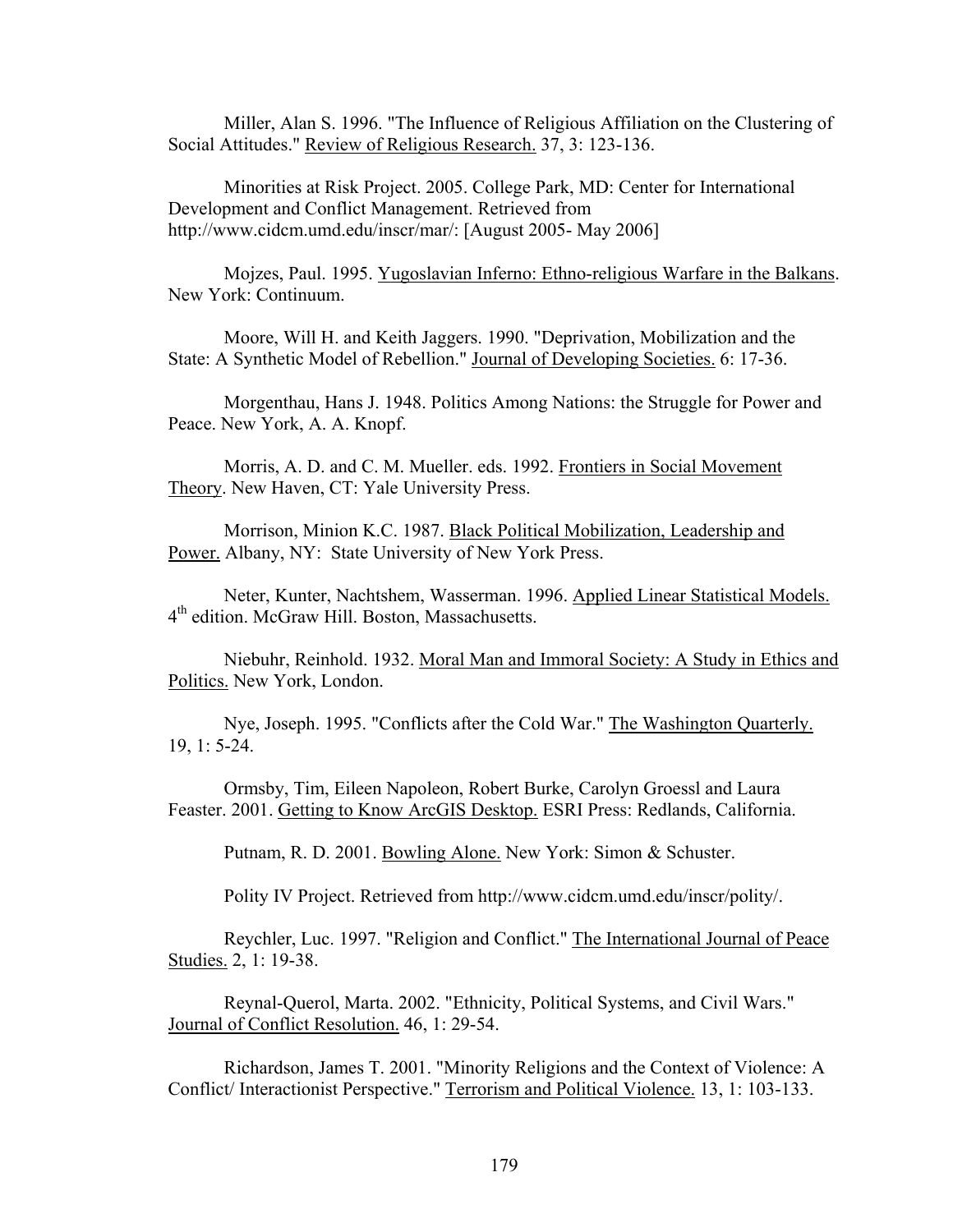Miller, Alan S. 1996. "The Influence of Religious Affiliation on the Clustering of Social Attitudes." Review of Religious Research. 37, 3: 123-136.

Minorities at Risk Project. 2005. College Park, MD: Center for International Development and Conflict Management. Retrieved from http://www.cidcm.umd.edu/inscr/mar/: [August 2005- May 2006]

Mojzes, Paul. 1995. Yugoslavian Inferno: Ethno-religious Warfare in the Balkans. New York: Continuum.

Moore, Will H. and Keith Jaggers. 1990. "Deprivation, Mobilization and the State: A Synthetic Model of Rebellion." Journal of Developing Societies. 6: 17-36.

Morgenthau, Hans J. 1948. Politics Among Nations: the Struggle for Power and Peace. New York, A. A. Knopf.

Morris, A. D. and C. M. Mueller. eds. 1992. Frontiers in Social Movement Theory. New Haven, CT: Yale University Press.

Morrison, Minion K.C. 1987. Black Political Mobilization, Leadership and Power. Albany, NY: State University of New York Press.

Neter, Kunter, Nachtshem, Wasserman. 1996. Applied Linear Statistical Models. 4th edition. McGraw Hill. Boston, Massachusetts.

Niebuhr, Reinhold. 1932. Moral Man and Immoral Society: A Study in Ethics and Politics. New York, London.

Nye, Joseph. 1995. "Conflicts after the Cold War." The Washington Quarterly. 19, 1: 5-24.

Ormsby, Tim, Eileen Napoleon, Robert Burke, Carolyn Groessl and Laura Feaster. 2001. Getting to Know ArcGIS Desktop. ESRI Press: Redlands, California.

Putnam, R. D. 2001. Bowling Alone. New York: Simon & Schuster.

Polity IV Project. Retrieved from http://www.cidcm.umd.edu/inscr/polity/.

Reychler, Luc. 1997. "Religion and Conflict." The International Journal of Peace Studies. 2, 1: 19-38.

Reynal-Querol, Marta. 2002. "Ethnicity, Political Systems, and Civil Wars." Journal of Conflict Resolution. 46, 1: 29-54.

Richardson, James T. 2001. "Minority Religions and the Context of Violence: A Conflict/ Interactionist Perspective." Terrorism and Political Violence. 13, 1: 103-133.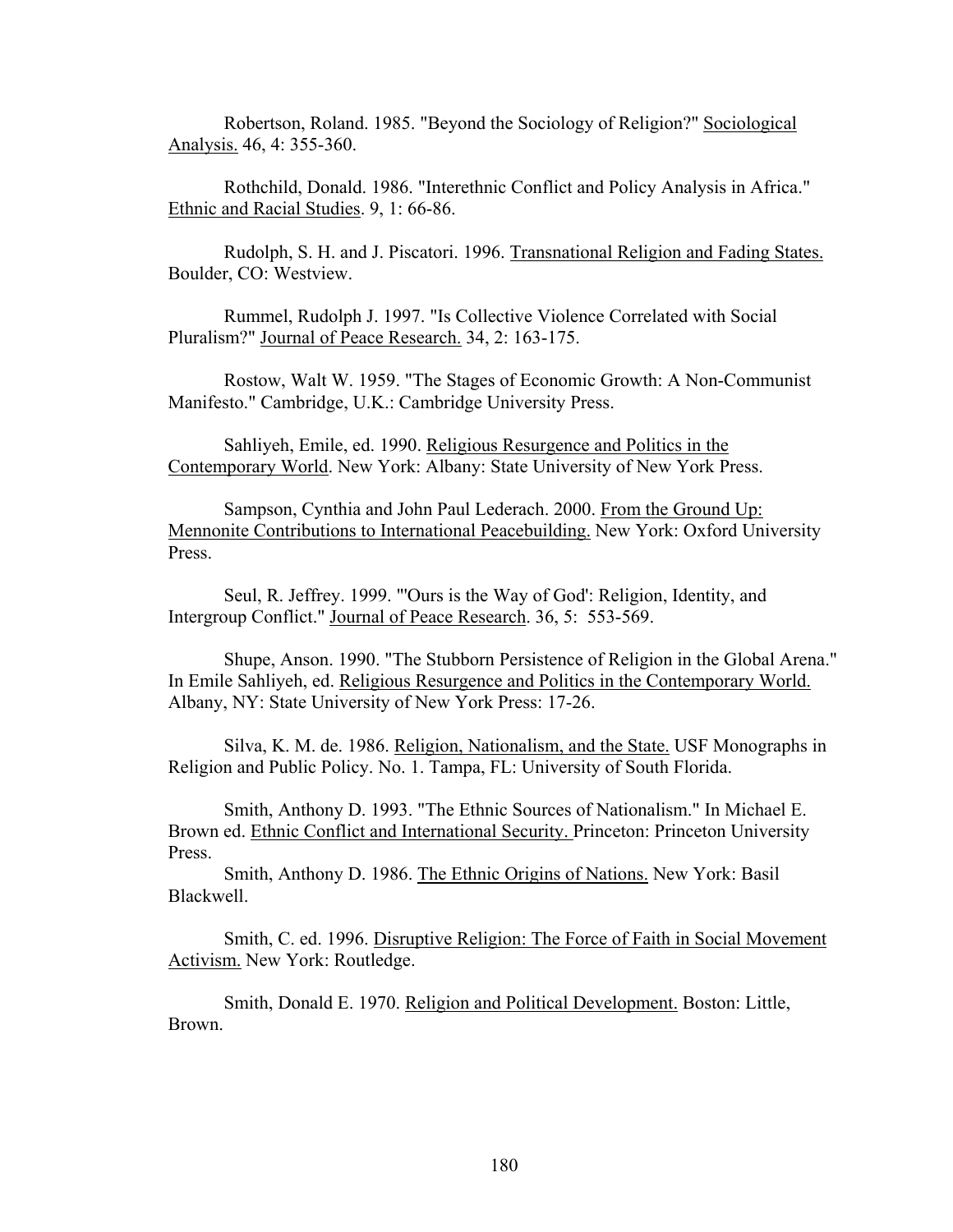Robertson, Roland. 1985. "Beyond the Sociology of Religion?" Sociological Analysis. 46, 4: 355-360.

Rothchild, Donald. 1986. "Interethnic Conflict and Policy Analysis in Africa." Ethnic and Racial Studies. 9, 1: 66-86.

Rudolph, S. H. and J. Piscatori. 1996. Transnational Religion and Fading States. Boulder, CO: Westview.

Rummel, Rudolph J. 1997. "Is Collective Violence Correlated with Social Pluralism?" Journal of Peace Research. 34, 2: 163-175.

Rostow, Walt W. 1959. "The Stages of Economic Growth: A Non-Communist Manifesto." Cambridge, U.K.: Cambridge University Press.

Sahliyeh, Emile, ed. 1990. Religious Resurgence and Politics in the Contemporary World. New York: Albany: State University of New York Press.

Sampson, Cynthia and John Paul Lederach. 2000. From the Ground Up: Mennonite Contributions to International Peacebuilding. New York: Oxford University Press.

Seul, R. Jeffrey. 1999. "'Ours is the Way of God': Religion, Identity, and Intergroup Conflict." Journal of Peace Research. 36, 5: 553-569.

Shupe, Anson. 1990. "The Stubborn Persistence of Religion in the Global Arena." In Emile Sahliyeh, ed. Religious Resurgence and Politics in the Contemporary World. Albany, NY: State University of New York Press: 17-26.

Silva, K. M. de. 1986. Religion, Nationalism, and the State. USF Monographs in Religion and Public Policy. No. 1. Tampa, FL: University of South Florida.

Smith, Anthony D. 1993. "The Ethnic Sources of Nationalism." In Michael E. Brown ed. Ethnic Conflict and International Security. Princeton: Princeton University Press.

Smith, Anthony D. 1986. The Ethnic Origins of Nations. New York: Basil Blackwell.

Smith, C. ed. 1996. Disruptive Religion: The Force of Faith in Social Movement Activism. New York: Routledge.

Smith, Donald E. 1970. Religion and Political Development. Boston: Little, Brown.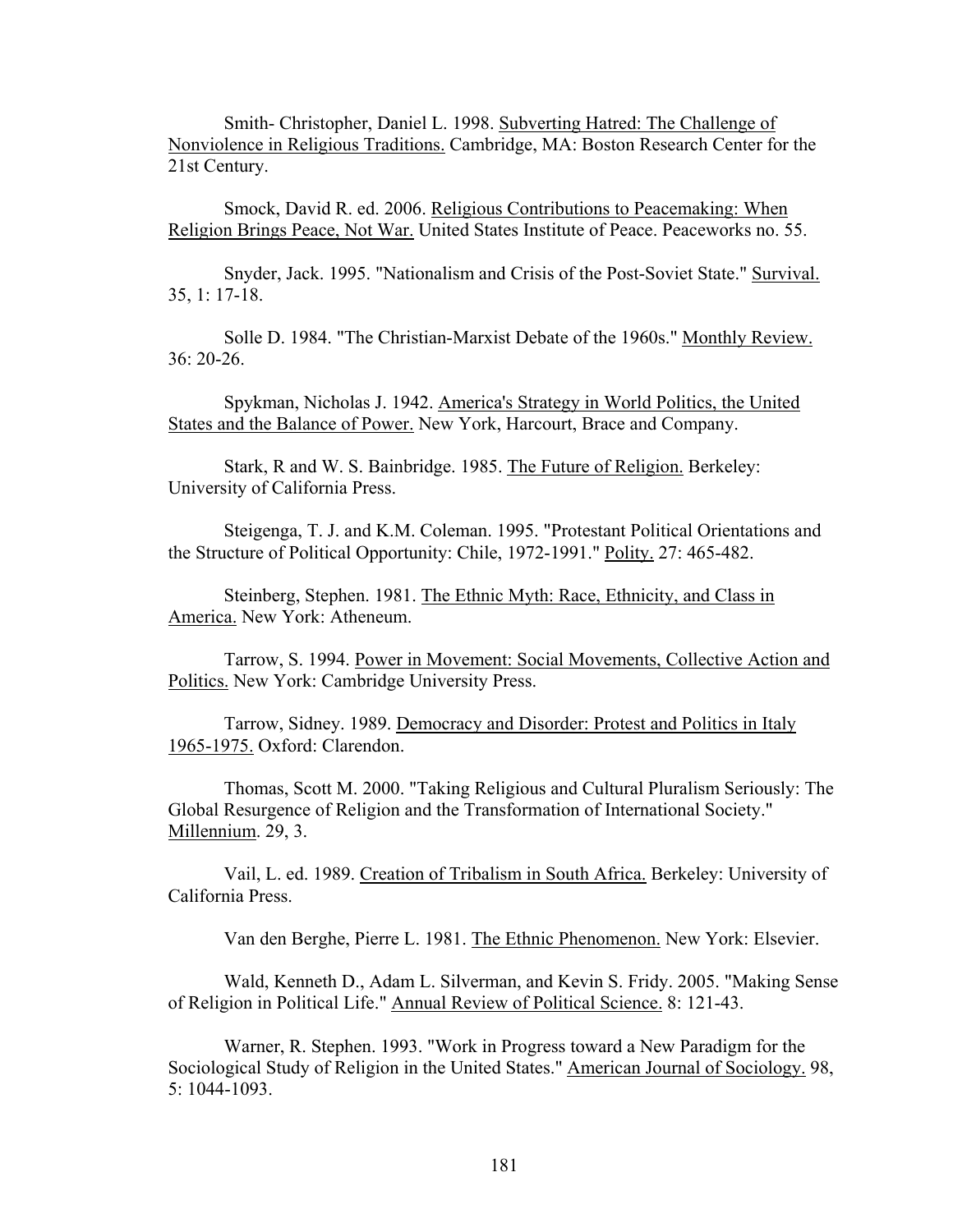Smith- Christopher, Daniel L. 1998. Subverting Hatred: The Challenge of Nonviolence in Religious Traditions. Cambridge, MA: Boston Research Center for the 21st Century.

Smock, David R. ed. 2006. Religious Contributions to Peacemaking: When Religion Brings Peace, Not War. United States Institute of Peace. Peaceworks no. 55.

Snyder, Jack. 1995. "Nationalism and Crisis of the Post-Soviet State." Survival. 35, 1: 17-18.

Solle D. 1984. "The Christian-Marxist Debate of the 1960s." Monthly Review. 36: 20-26.

Spykman, Nicholas J. 1942. America's Strategy in World Politics, the United States and the Balance of Power. New York, Harcourt, Brace and Company.

Stark, R and W. S. Bainbridge. 1985. The Future of Religion. Berkeley: University of California Press.

Steigenga, T. J. and K.M. Coleman. 1995. "Protestant Political Orientations and the Structure of Political Opportunity: Chile, 1972-1991." Polity. 27: 465-482.

Steinberg, Stephen. 1981. The Ethnic Myth: Race, Ethnicity, and Class in America. New York: Atheneum.

Tarrow, S. 1994. Power in Movement: Social Movements, Collective Action and Politics. New York: Cambridge University Press.

Tarrow, Sidney. 1989. Democracy and Disorder: Protest and Politics in Italy 1965-1975. Oxford: Clarendon.

Thomas, Scott M. 2000. "Taking Religious and Cultural Pluralism Seriously: The Global Resurgence of Religion and the Transformation of International Society." Millennium. 29, 3.

Vail, L. ed. 1989. Creation of Tribalism in South Africa. Berkeley: University of California Press.

Van den Berghe, Pierre L. 1981. The Ethnic Phenomenon. New York: Elsevier.

Wald, Kenneth D., Adam L. Silverman, and Kevin S. Fridy. 2005. "Making Sense of Religion in Political Life." Annual Review of Political Science. 8: 121-43.

Warner, R. Stephen. 1993. "Work in Progress toward a New Paradigm for the Sociological Study of Religion in the United States." American Journal of Sociology. 98, 5: 1044-1093.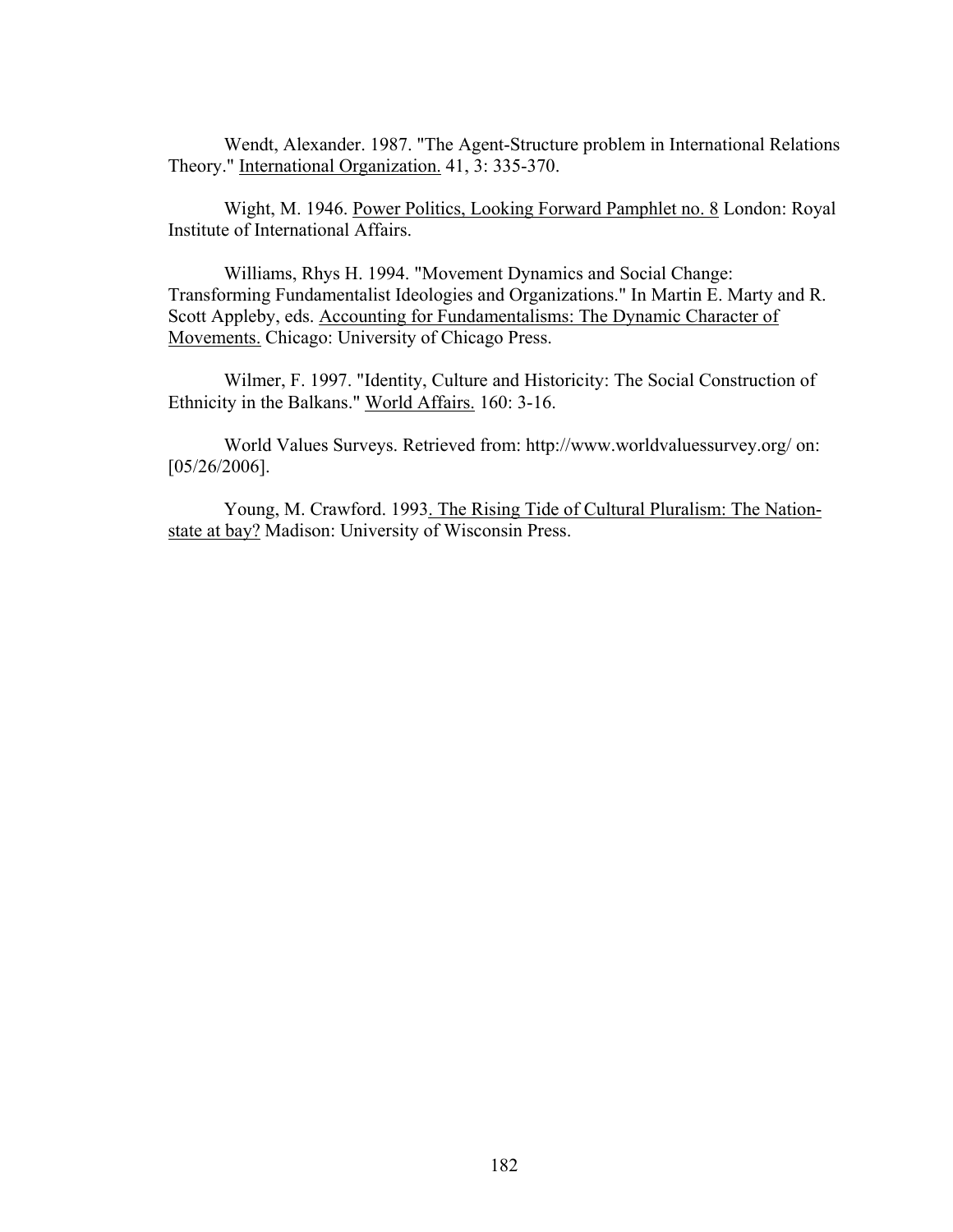Wendt, Alexander. 1987. "The Agent-Structure problem in International Relations Theory." International Organization. 41, 3: 335-370.

Wight, M. 1946. Power Politics, Looking Forward Pamphlet no. 8 London: Royal Institute of International Affairs.

Williams, Rhys H. 1994. "Movement Dynamics and Social Change: Transforming Fundamentalist Ideologies and Organizations." In Martin E. Marty and R. Scott Appleby, eds. Accounting for Fundamentalisms: The Dynamic Character of Movements. Chicago: University of Chicago Press.

Wilmer, F. 1997. "Identity, Culture and Historicity: The Social Construction of Ethnicity in the Balkans." World Affairs. 160: 3-16.

World Values Surveys. Retrieved from: http://www.worldvaluessurvey.org/ on: [05/26/2006].

Young, M. Crawford. 1993. The Rising Tide of Cultural Pluralism: The Nation-state at bay? Madison: University of Wisconsin Press.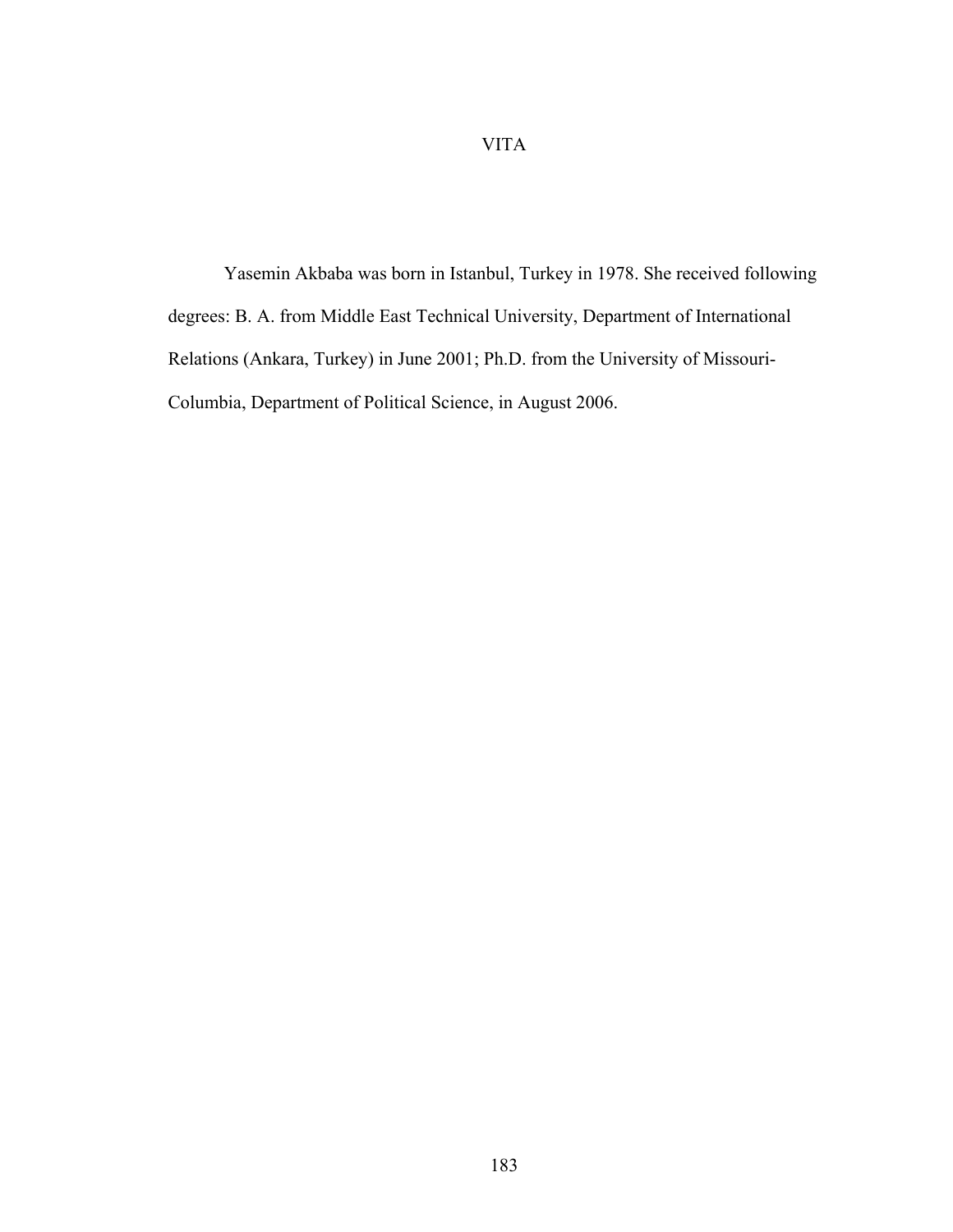# VITA

Yasemin Akbaba was born in Istanbul, Turkey in 1978. She received following degrees: B. A. from Middle East Technical University, Department of International Relations (Ankara, Turkey) in June 2001; Ph.D. from the University of Missouri-Columbia, Department of Political Science, in August 2006.